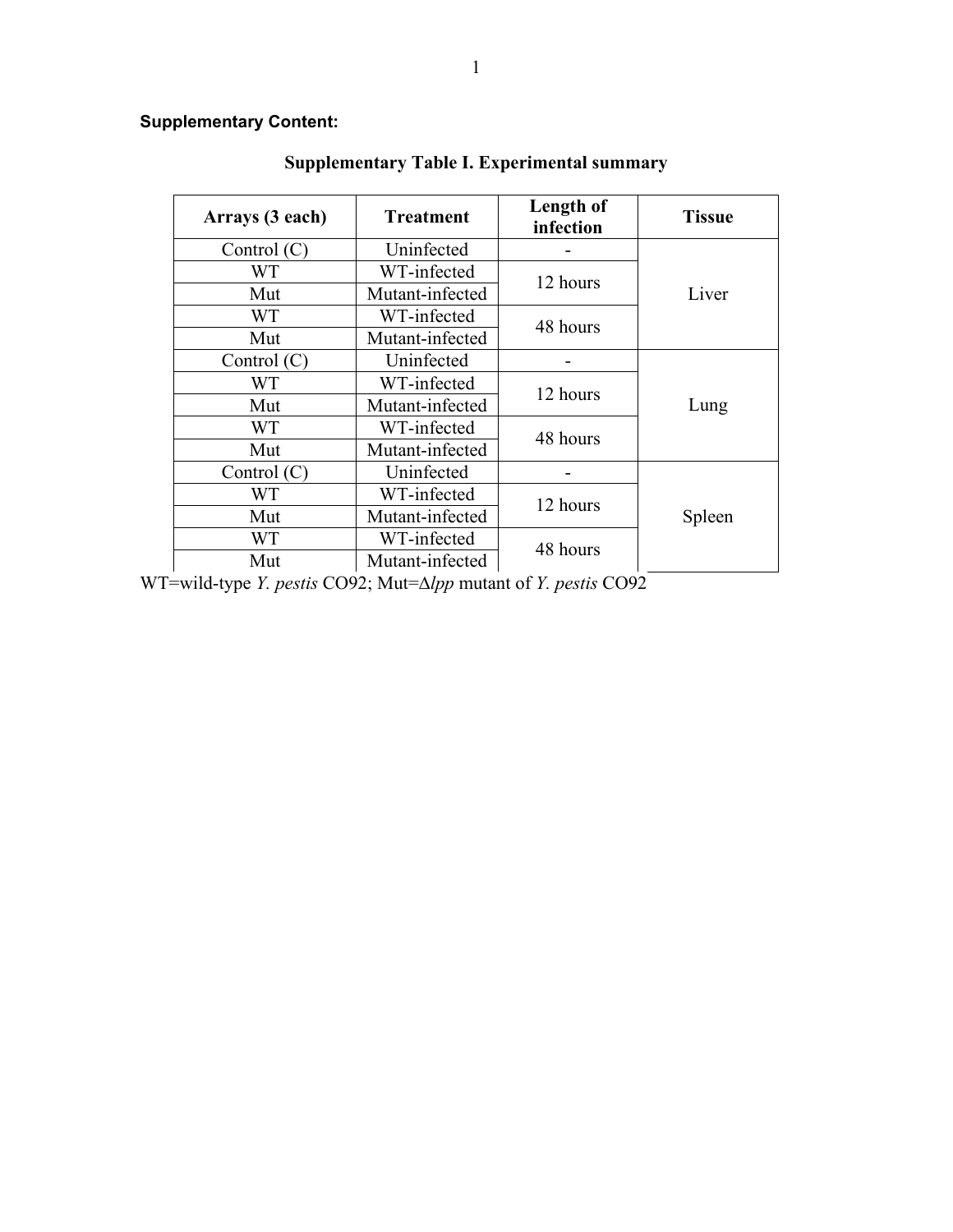**Supplementary Content:**

## Supplementary Table I. Experimental summary

| Arrays (3 each) | Treatment | Length of infection | Tissue |
|---|---|---|---|
| Control (C) | Uninfected | - | Liver |
| WT | WT-infected | 12 hours | |
| Mut | Mutant-infected | | |
| WT | WT-infected | 48 hours | |
| Mut | Mutant-infected | | |
| Control (C) | Uninfected | - | Lung |
| WT | WT-infected | 12 hours | |
| Mut | Mutant-infected | | |
| WT | WT-infected | 48 hours | |
| Mut | Mutant-infected | | |
| Control (C) | Uninfected | - | Spleen |
| WT | WT-infected | 12 hours | |
| Mut | Mutant-infected | | |
| WT | WT-infected | 48 hours | |
| Mut | Mutant-infected | | |

WT=wild-type *Y. pestis* CO92; Mut=Δ*lpp* mutant of *Y. pestis* CO92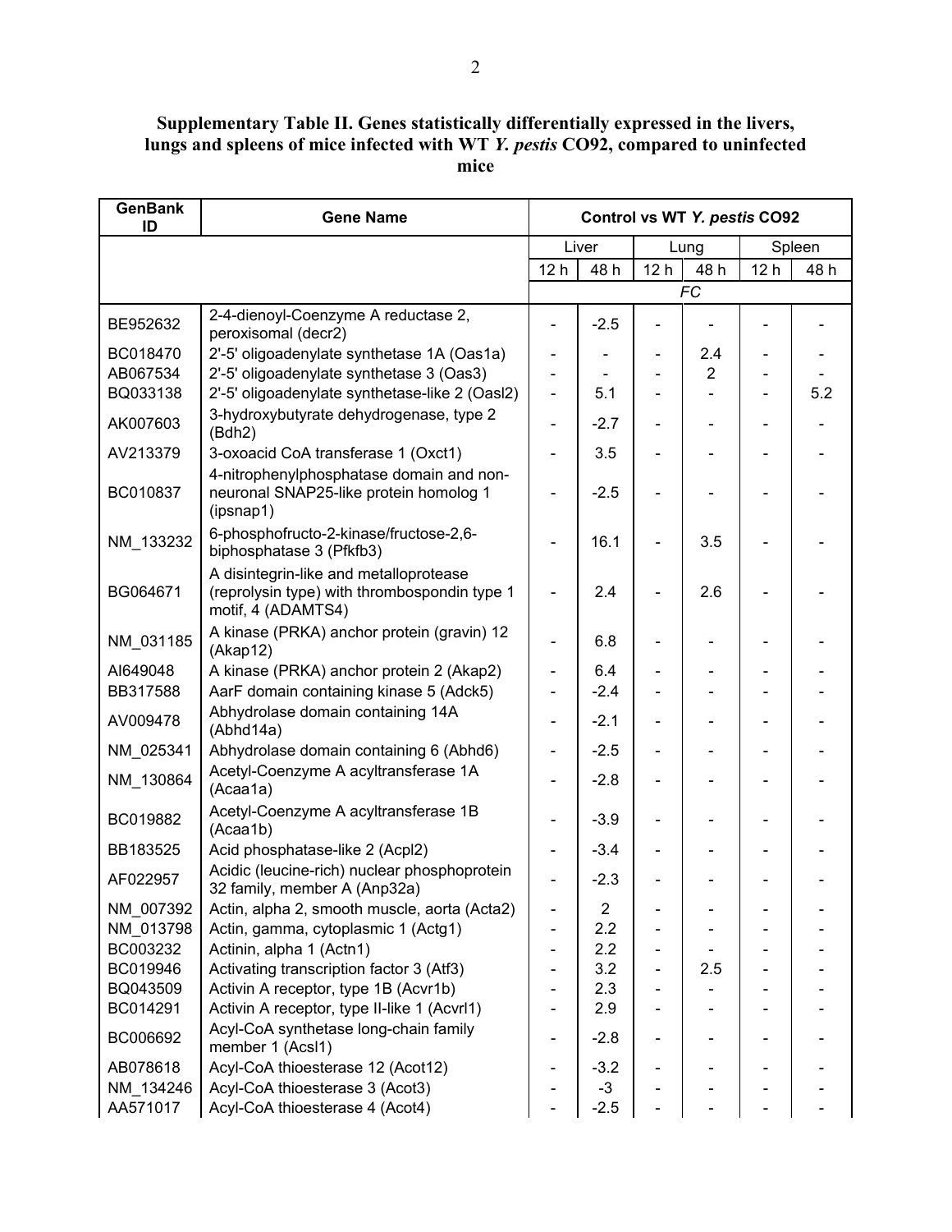**Supplementary Table II. Genes statistically differentially expressed in the livers, lungs and spleens of mice infected with WT *Y. pestis* CO92, compared to uninfected mice**

| GenBank ID | Gene Name | Control vs WT *Y. pestis* CO92 | | | | | |
|---|---|---|---|---|---|---|---|
| | | Liver | | Lung | | Spleen | |
| | | 12 h | 48 h | 12 h | 48 h | 12 h | 48 h |
| | | *FC* | | | | | |
| BE952632 | 2-4-dienoyl-Coenzyme A reductase 2, peroxisomal (decr2) | - | -2.5 | - | - | - | - |
| BC018470 | 2'-5' oligoadenylate synthetase 1A (Oas1a) | - | - | - | 2.4 | - | - |
| AB067534 | 2'-5' oligoadenylate synthetase 3 (Oas3) | - | - | - | 2 | - | - |
| BQ033138 | 2'-5' oligoadenylate synthetase-like 2 (Oasl2) | - | 5.1 | - | - | - | 5.2 |
| AK007603 | 3-hydroxybutyrate dehydrogenase, type 2 (Bdh2) | - | -2.7 | - | - | - | - |
| AV213379 | 3-oxoacid CoA transferase 1 (Oxct1) | - | 3.5 | - | - | - | - |
| BC010837 | 4-nitrophenylphosphatase domain and non-neuronal SNAP25-like protein homolog 1 (ipsnap1) | - | -2.5 | - | - | - | - |
| NM_133232 | 6-phosphofructo-2-kinase/fructose-2,6-biphosphatase 3 (Pfkfb3) | - | 16.1 | - | 3.5 | - | - |
| BG064671 | A disintegrin-like and metalloprotease (reprolysin type) with thrombospondin type 1 motif, 4 (ADAMTS4) | - | 2.4 | - | 2.6 | - | - |
| NM_031185 | A kinase (PRKA) anchor protein (gravin) 12 (Akap12) | - | 6.8 | - | - | - | - |
| AI649048 | A kinase (PRKA) anchor protein 2 (Akap2) | - | 6.4 | - | - | - | - |
| BB317588 | AarF domain containing kinase 5 (Adck5) | - | -2.4 | - | - | - | - |
| AV009478 | Abhydrolase domain containing 14A (Abhd14a) | - | -2.1 | - | - | - | - |
| NM_025341 | Abhydrolase domain containing 6 (Abhd6) | - | -2.5 | - | - | - | - |
| NM_130864 | Acetyl-Coenzyme A acyltransferase 1A (Acaa1a) | - | -2.8 | - | - | - | - |
| BC019882 | Acetyl-Coenzyme A acyltransferase 1B (Acaa1b) | - | -3.9 | - | - | - | - |
| BB183525 | Acid phosphatase-like 2 (Acpl2) | - | -3.4 | - | - | - | - |
| AF022957 | Acidic (leucine-rich) nuclear phosphoprotein 32 family, member A (Anp32a) | - | -2.3 | - | - | - | - |
| NM_007392 | Actin, alpha 2, smooth muscle, aorta (Acta2) | - | 2 | - | - | - | - |
| NM_013798 | Actin, gamma, cytoplasmic 1 (Actg1) | - | 2.2 | - | - | - | - |
| BC003232 | Actinin, alpha 1 (Actn1) | - | 2.2 | - | - | - | - |
| BC019946 | Activating transcription factor 3 (Atf3) | - | 3.2 | - | 2.5 | - | - |
| BQ043509 | Activin A receptor, type 1B (Acvr1b) | - | 2.3 | - | - | - | - |
| BC014291 | Activin A receptor, type II-like 1 (Acvrl1) | - | 2.9 | - | - | - | - |
| BC006692 | Acyl-CoA synthetase long-chain family member 1 (Acsl1) | - | -2.8 | - | - | - | - |
| AB078618 | Acyl-CoA thioesterase 12 (Acot12) | - | -3.2 | - | - | - | - |
| NM_134246 | Acyl-CoA thioesterase 3 (Acot3) | - | -3 | - | - | - | - |
| AA571017 | Acyl-CoA thioesterase 4 (Acot4) | - | -2.5 | - | - | - | - |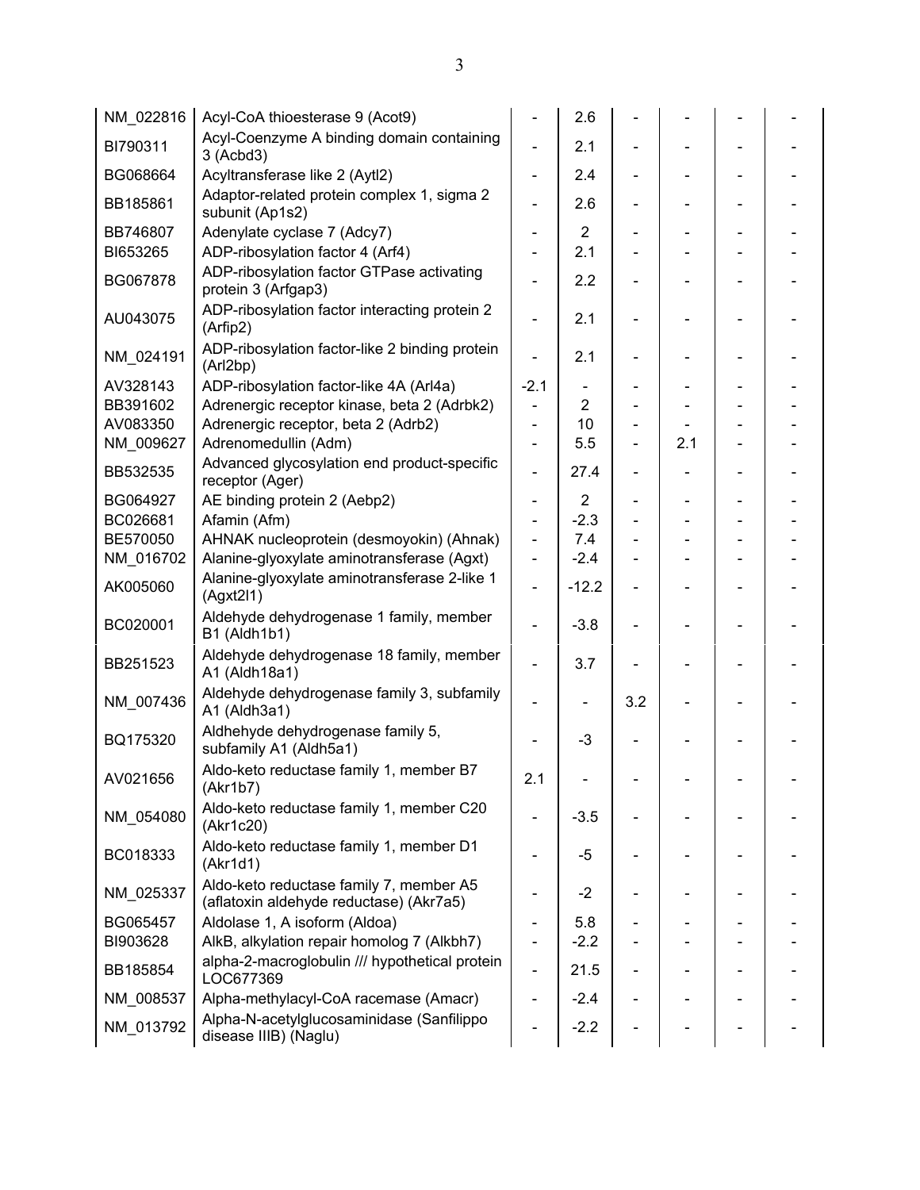| | | | | | | | |
|---|---|---|---|---|---|---|---|
| NM_022816 | Acyl-CoA thioesterase 9 (Acot9) | - | 2.6 | - | - | - | - |
| BI790311 | Acyl-Coenzyme A binding domain containing 3 (Acbd3) | - | 2.1 | - | - | - | - |
| BG068664 | Acyltransferase like 2 (Aytl2) | - | 2.4 | - | - | - | - |
| BB185861 | Adaptor-related protein complex 1, sigma 2 subunit (Ap1s2) | - | 2.6 | - | - | - | - |
| BB746807 | Adenylate cyclase 7 (Adcy7) | - | 2 | - | - | - | - |
| BI653265 | ADP-ribosylation factor 4 (Arf4) | - | 2.1 | - | - | - | - |
| BG067878 | ADP-ribosylation factor GTPase activating protein 3 (Arfgap3) | - | 2.2 | - | - | - | - |
| AU043075 | ADP-ribosylation factor interacting protein 2 (Arfip2) | - | 2.1 | - | - | - | - |
| NM_024191 | ADP-ribosylation factor-like 2 binding protein (Arl2bp) | - | 2.1 | - | - | - | - |
| AV328143 | ADP-ribosylation factor-like 4A (Arl4a) | -2.1 | - | - | - | - | - |
| BB391602 | Adrenergic receptor kinase, beta 2 (Adrbk2) | - | 2 | - | - | - | - |
| AV083350 | Adrenergic receptor, beta 2 (Adrb2) | - | 10 | - | - | - | - |
| NM_009627 | Adrenomedullin (Adm) | - | 5.5 | - | 2.1 | - | - |
| BB532535 | Advanced glycosylation end product-specific receptor (Ager) | - | 27.4 | - | - | - | - |
| BG064927 | AE binding protein 2 (Aebp2) | - | 2 | - | - | - | - |
| BC026681 | Afamin (Afm) | - | -2.3 | - | - | - | - |
| BE570050 | AHNAK nucleoprotein (desmoyokin) (Ahnak) | - | 7.4 | - | - | - | - |
| NM_016702 | Alanine-glyoxylate aminotransferase (Agxt) | - | -2.4 | - | - | - | - |
| AK005060 | Alanine-glyoxylate aminotransferase 2-like 1 (Agxt2l1) | - | -12.2 | - | - | - | - |
| BC020001 | Aldehyde dehydrogenase 1 family, member B1 (Aldh1b1) | - | -3.8 | - | - | - | - |
| BB251523 | Aldehyde dehydrogenase 18 family, member A1 (Aldh18a1) | - | 3.7 | - | - | - | - |
| NM_007436 | Aldehyde dehydrogenase family 3, subfamily A1 (Aldh3a1) | - | - | 3.2 | - | - | - |
| BQ175320 | Aldhehyde dehydrogenase family 5, subfamily A1 (Aldh5a1) | - | -3 | - | - | - | - |
| AV021656 | Aldo-keto reductase family 1, member B7 (Akr1b7) | 2.1 | - | - | - | - | - |
| NM_054080 | Aldo-keto reductase family 1, member C20 (Akr1c20) | - | -3.5 | - | - | - | - |
| BC018333 | Aldo-keto reductase family 1, member D1 (Akr1d1) | - | -5 | - | - | - | - |
| NM_025337 | Aldo-keto reductase family 7, member A5 (aflatoxin aldehyde reductase) (Akr7a5) | - | -2 | - | - | - | - |
| BG065457 | Aldolase 1, A isoform (Aldoa) | - | 5.8 | - | - | - | - |
| BI903628 | AlkB, alkylation repair homolog 7 (Alkbh7) | - | -2.2 | - | - | - | - |
| BB185854 | alpha-2-macroglobulin /// hypothetical protein LOC677369 | - | 21.5 | - | - | - | - |
| NM_008537 | Alpha-methylacyl-CoA racemase (Amacr) | - | -2.4 | - | - | - | - |
| NM_013792 | Alpha-N-acetylglucosaminidase (Sanfilippo disease IIIB) (Naglu) | - | -2.2 | - | - | - | - |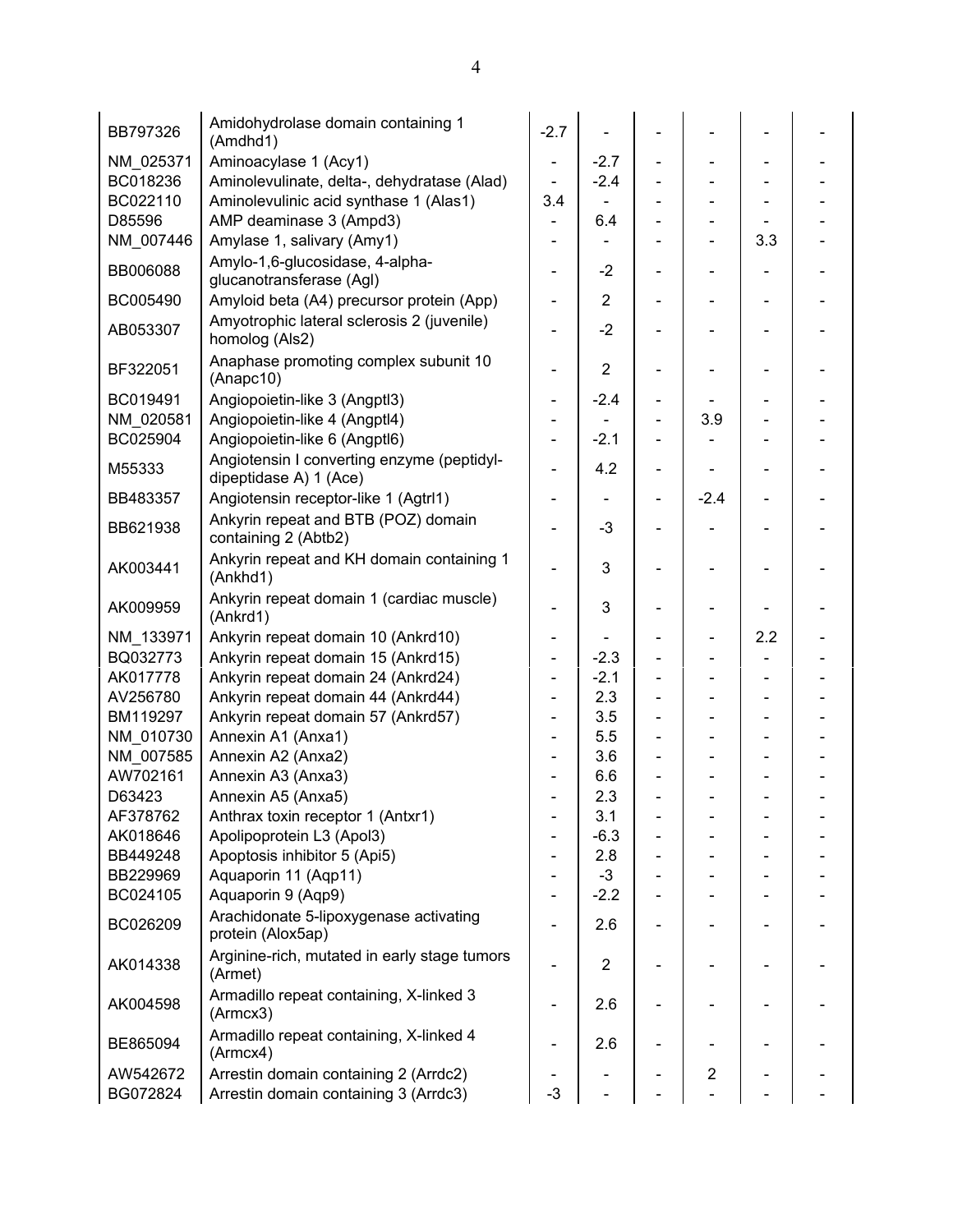| | | | | | | | |
|---|---|---|---|---|---|---|---|
| BB797326 | Amidohydrolase domain containing 1 (Amdhd1) | -2.7 | - | - | - | - | - |
| NM_025371 | Aminoacylase 1 (Acy1) | - | -2.7 | - | - | - | - |
| BC018236 | Aminolevulinate, delta-, dehydratase (Alad) | - | -2.4 | - | - | - | - |
| BC022110 | Aminolevulinic acid synthase 1 (Alas1) | 3.4 | - | - | - | - | - |
| D85596 | AMP deaminase 3 (Ampd3) | - | 6.4 | - | - | - | - |
| NM_007446 | Amylase 1, salivary (Amy1) | - | - | - | - | 3.3 | - |
| BB006088 | Amylo-1,6-glucosidase, 4-alpha-glucanotransferase (Agl) | - | -2 | - | - | - | - |
| BC005490 | Amyloid beta (A4) precursor protein (App) | - | 2 | - | - | - | - |
| AB053307 | Amyotrophic lateral sclerosis 2 (juvenile) homolog (Als2) | - | -2 | - | - | - | - |
| BF322051 | Anaphase promoting complex subunit 10 (Anapc10) | - | 2 | - | - | - | - |
| BC019491 | Angiopoietin-like 3 (Angptl3) | - | -2.4 | - | - | - | - |
| NM_020581 | Angiopoietin-like 4 (Angptl4) | - | - | - | 3.9 | - | - |
| BC025904 | Angiopoietin-like 6 (Angptl6) | - | -2.1 | - | - | - | - |
| M55333 | Angiotensin I converting enzyme (peptidyl-dipeptidase A) 1 (Ace) | - | 4.2 | - | - | - | - |
| BB483357 | Angiotensin receptor-like 1 (Agtrl1) | - | - | - | -2.4 | - | - |
| BB621938 | Ankyrin repeat and BTB (POZ) domain containing 2 (Abtb2) | - | -3 | - | - | - | - |
| AK003441 | Ankyrin repeat and KH domain containing 1 (Ankhd1) | - | 3 | - | - | - | - |
| AK009959 | Ankyrin repeat domain 1 (cardiac muscle) (Ankrd1) | - | 3 | - | - | - | - |
| NM_133971 | Ankyrin repeat domain 10 (Ankrd10) | - | - | - | - | 2.2 | - |
| BQ032773 | Ankyrin repeat domain 15 (Ankrd15) | - | -2.3 | - | - | - | - |
| AK017778 | Ankyrin repeat domain 24 (Ankrd24) | - | -2.1 | - | - | - | - |
| AV256780 | Ankyrin repeat domain 44 (Ankrd44) | - | 2.3 | - | - | - | - |
| BM119297 | Ankyrin repeat domain 57 (Ankrd57) | - | 3.5 | - | - | - | - |
| NM_010730 | Annexin A1 (Anxa1) | - | 5.5 | - | - | - | - |
| NM_007585 | Annexin A2 (Anxa2) | - | 3.6 | - | - | - | - |
| AW702161 | Annexin A3 (Anxa3) | - | 6.6 | - | - | - | - |
| D63423 | Annexin A5 (Anxa5) | - | 2.3 | - | - | - | - |
| AF378762 | Anthrax toxin receptor 1 (Antxr1) | - | 3.1 | - | - | - | - |
| AK018646 | Apolipoprotein L3 (Apol3) | - | -6.3 | - | - | - | - |
| BB449248 | Apoptosis inhibitor 5 (Api5) | - | 2.8 | - | - | - | - |
| BB229969 | Aquaporin 11 (Aqp11) | - | -3 | - | - | - | - |
| BC024105 | Aquaporin 9 (Aqp9) | - | -2.2 | - | - | - | - |
| BC026209 | Arachidonate 5-lipoxygenase activating protein (Alox5ap) | - | 2.6 | - | - | - | - |
| AK014338 | Arginine-rich, mutated in early stage tumors (Armet) | - | 2 | - | - | - | - |
| AK004598 | Armadillo repeat containing, X-linked 3 (Armcx3) | - | 2.6 | - | - | - | - |
| BE865094 | Armadillo repeat containing, X-linked 4 (Armcx4) | - | 2.6 | - | - | - | - |
| AW542672 | Arrestin domain containing 2 (Arrdc2) | - | - | - | 2 | - | - |
| BG072824 | Arrestin domain containing 3 (Arrdc3) | -3 | - | - | - | - | - |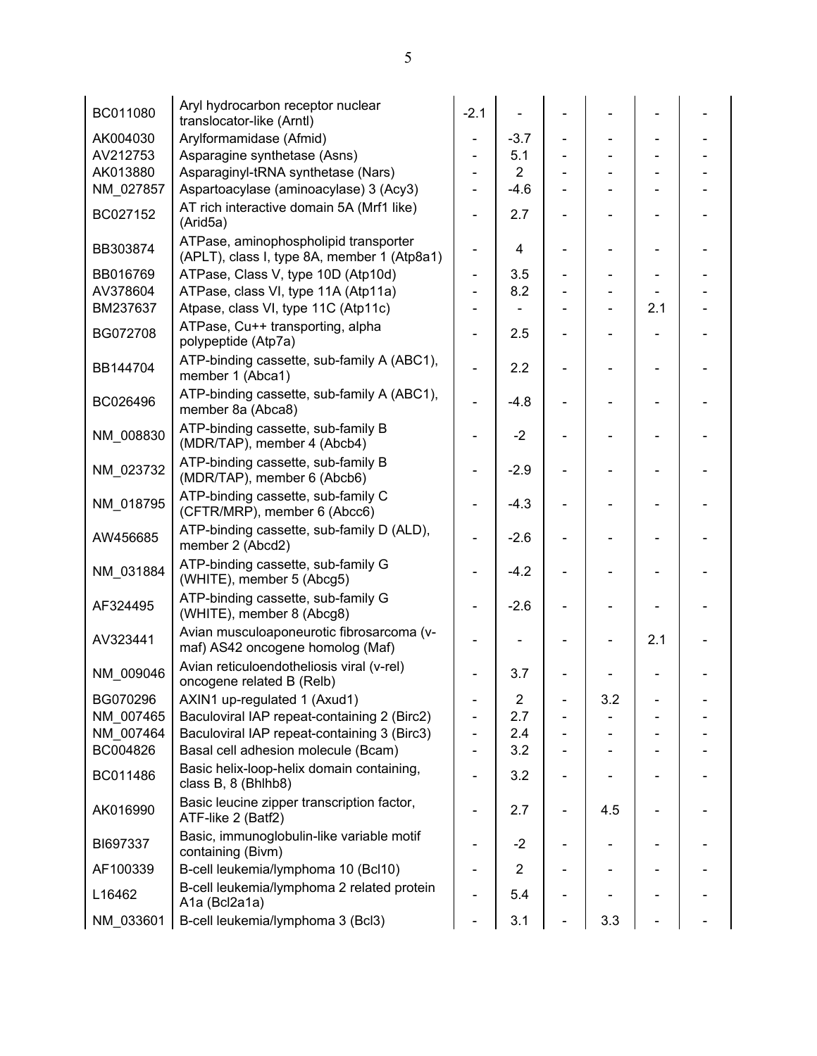| | | | | | | | |
|---|---|---|---|---|---|---|---|
| BC011080 | Aryl hydrocarbon receptor nuclear translocator-like (Arntl) | -2.1 | - | - | - | - | - |
| AK004030 | Arylformamidase (Afmid) | - | -3.7 | - | - | - | - |
| AV212753 | Asparagine synthetase (Asns) | - | 5.1 | - | - | - | - |
| AK013880 | Asparaginyl-tRNA synthetase (Nars) | - | 2 | - | - | - | - |
| NM_027857 | Aspartoacylase (aminoacylase) 3 (Acy3) | - | -4.6 | - | - | - | - |
| BC027152 | AT rich interactive domain 5A (Mrf1 like) (Arid5a) | - | 2.7 | - | - | - | - |
| BB303874 | ATPase, aminophospholipid transporter (APLT), class I, type 8A, member 1 (Atp8a1) | - | 4 | - | - | - | - |
| BB016769 | ATPase, Class V, type 10D (Atp10d) | - | 3.5 | - | - | - | - |
| AV378604 | ATPase, class VI, type 11A (Atp11a) | - | 8.2 | - | - | - | - |
| BM237637 | Atpase, class VI, type 11C (Atp11c) | - | - | - | - | 2.1 | - |
| BG072708 | ATPase, Cu++ transporting, alpha polypeptide (Atp7a) | - | 2.5 | - | - | - | - |
| BB144704 | ATP-binding cassette, sub-family A (ABC1), member 1 (Abca1) | - | 2.2 | - | - | - | - |
| BC026496 | ATP-binding cassette, sub-family A (ABC1), member 8a (Abca8) | - | -4.8 | - | - | - | - |
| NM_008830 | ATP-binding cassette, sub-family B (MDR/TAP), member 4 (Abcb4) | - | -2 | - | - | - | - |
| NM_023732 | ATP-binding cassette, sub-family B (MDR/TAP), member 6 (Abcb6) | - | -2.9 | - | - | - | - |
| NM_018795 | ATP-binding cassette, sub-family C (CFTR/MRP), member 6 (Abcc6) | - | -4.3 | - | - | - | - |
| AW456685 | ATP-binding cassette, sub-family D (ALD), member 2 (Abcd2) | - | -2.6 | - | - | - | - |
| NM_031884 | ATP-binding cassette, sub-family G (WHITE), member 5 (Abcg5) | - | -4.2 | - | - | - | - |
| AF324495 | ATP-binding cassette, sub-family G (WHITE), member 8 (Abcg8) | - | -2.6 | - | - | - | - |
| AV323441 | Avian musculoaponeurotic fibrosarcoma (v-maf) AS42 oncogene homolog (Maf) | - | - | - | - | 2.1 | - |
| NM_009046 | Avian reticuloendotheliosis viral (v-rel) oncogene related B (Relb) | - | 3.7 | - | - | - | - |
| BG070296 | AXIN1 up-regulated 1 (Axud1) | - | 2 | - | 3.2 | - | - |
| NM_007465 | Baculoviral IAP repeat-containing 2 (Birc2) | - | 2.7 | - | - | - | - |
| NM_007464 | Baculoviral IAP repeat-containing 3 (Birc3) | - | 2.4 | - | - | - | - |
| BC004826 | Basal cell adhesion molecule (Bcam) | - | 3.2 | - | - | - | - |
| BC011486 | Basic helix-loop-helix domain containing, class B, 8 (Bhlhb8) | - | 3.2 | - | - | - | - |
| AK016990 | Basic leucine zipper transcription factor, ATF-like 2 (Batf2) | - | 2.7 | - | 4.5 | - | - |
| BI697337 | Basic, immunoglobulin-like variable motif containing (Bivm) | - | -2 | - | - | - | - |
| AF100339 | B-cell leukemia/lymphoma 10 (Bcl10) | - | 2 | - | - | - | - |
| L16462 | B-cell leukemia/lymphoma 2 related protein A1a (Bcl2a1a) | - | 5.4 | - | - | - | - |
| NM_033601 | B-cell leukemia/lymphoma 3 (Bcl3) | - | 3.1 | - | 3.3 | - | - |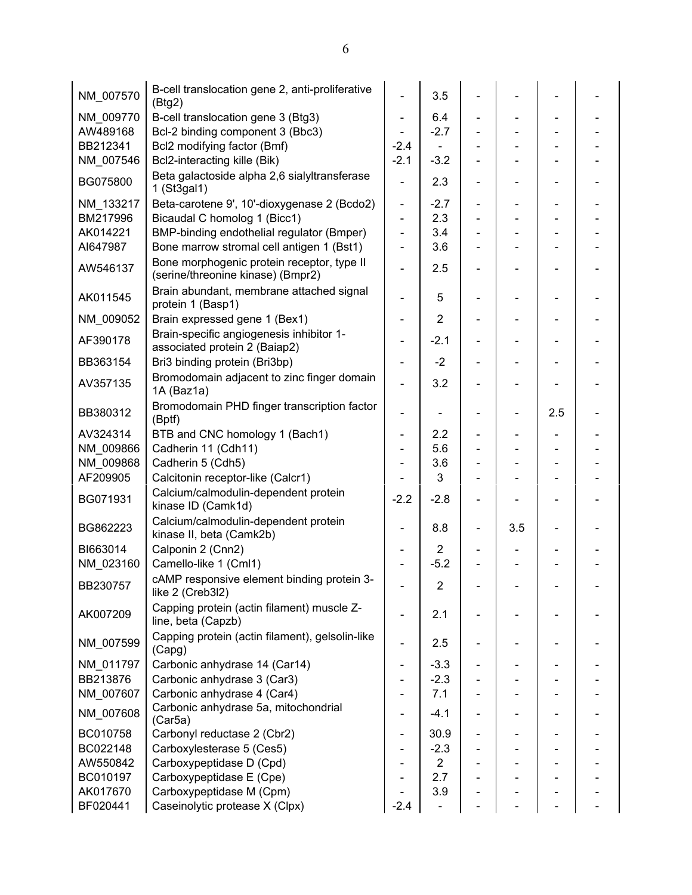| | | | | | | | |
|---|---|---|---|---|---|---|---|
| NM_007570 | B-cell translocation gene 2, anti-proliferative (Btg2) | - | 3.5 | - | - | - | - |
| NM_009770 | B-cell translocation gene 3 (Btg3) | - | 6.4 | - | - | - | - |
| AW489168 | Bcl-2 binding component 3 (Bbc3) | - | -2.7 | - | - | - | - |
| BB212341 | Bcl2 modifying factor (Bmf) | -2.4 | - | - | - | - | - |
| NM_007546 | Bcl2-interacting kille (Bik) | -2.1 | -3.2 | - | - | - | - |
| BG075800 | Beta galactoside alpha 2,6 sialyltransferase 1 (St3gal1) | - | 2.3 | - | - | - | - |
| NM_133217 | Beta-carotene 9', 10'-dioxygenase 2 (Bcdo2) | - | -2.7 | - | - | - | - |
| BM217996 | Bicaudal C homolog 1 (Bicc1) | - | 2.3 | - | - | - | - |
| AK014221 | BMP-binding endothelial regulator (Bmper) | - | 3.4 | - | - | - | - |
| AI647987 | Bone marrow stromal cell antigen 1 (Bst1) | - | 3.6 | - | - | - | - |
| AW546137 | Bone morphogenic protein receptor, type II (serine/threonine kinase) (Bmpr2) | - | 2.5 | - | - | - | - |
| AK011545 | Brain abundant, membrane attached signal protein 1 (Basp1) | - | 5 | - | - | - | - |
| NM_009052 | Brain expressed gene 1 (Bex1) | - | 2 | - | - | - | - |
| AF390178 | Brain-specific angiogenesis inhibitor 1-associated protein 2 (Baiap2) | - | -2.1 | - | - | - | - |
| BB363154 | Bri3 binding protein (Bri3bp) | - | -2 | - | - | - | - |
| AV357135 | Bromodomain adjacent to zinc finger domain 1A (Baz1a) | - | 3.2 | - | - | - | - |
| BB380312 | Bromodomain PHD finger transcription factor (Bptf) | - | - | - | - | 2.5 | - |
| AV324314 | BTB and CNC homology 1 (Bach1) | - | 2.2 | - | - | - | - |
| NM_009866 | Cadherin 11 (Cdh11) | - | 5.6 | - | - | - | - |
| NM_009868 | Cadherin 5 (Cdh5) | - | 3.6 | - | - | - | - |
| AF209905 | Calcitonin receptor-like (Calcr1) | - | 3 | - | - | - | - |
| BG071931 | Calcium/calmodulin-dependent protein kinase ID (Camk1d) | -2.2 | -2.8 | - | - | - | - |
| BG862223 | Calcium/calmodulin-dependent protein kinase II, beta (Camk2b) | - | 8.8 | - | 3.5 | - | - |
| BI663014 | Calponin 2 (Cnn2) | - | 2 | - | - | - | - |
| NM_023160 | Camello-like 1 (Cml1) | - | -5.2 | - | - | - | - |
| BB230757 | cAMP responsive element binding protein 3-like 2 (Creb3l2) | - | 2 | - | - | - | - |
| AK007209 | Capping protein (actin filament) muscle Z-line, beta (Capzb) | - | 2.1 | - | - | - | - |
| NM_007599 | Capping protein (actin filament), gelsolin-like (Capg) | - | 2.5 | - | - | - | - |
| NM_011797 | Carbonic anhydrase 14 (Car14) | - | -3.3 | - | - | - | - |
| BB213876 | Carbonic anhydrase 3 (Car3) | - | -2.3 | - | - | - | - |
| NM_007607 | Carbonic anhydrase 4 (Car4) | - | 7.1 | - | - | - | - |
| NM_007608 | Carbonic anhydrase 5a, mitochondrial (Car5a) | - | -4.1 | - | - | - | - |
| BC010758 | Carbonyl reductase 2 (Cbr2) | - | 30.9 | - | - | - | - |
| BC022148 | Carboxylesterase 5 (Ces5) | - | -2.3 | - | - | - | - |
| AW550842 | Carboxypeptidase D (Cpd) | - | 2 | - | - | - | - |
| BC010197 | Carboxypeptidase E (Cpe) | - | 2.7 | - | - | - | - |
| AK017670 | Carboxypeptidase M (Cpm) | - | 3.9 | - | - | - | - |
| BF020441 | Caseinolytic protease X (Clpx) | -2.4 | - | - | - | - | - |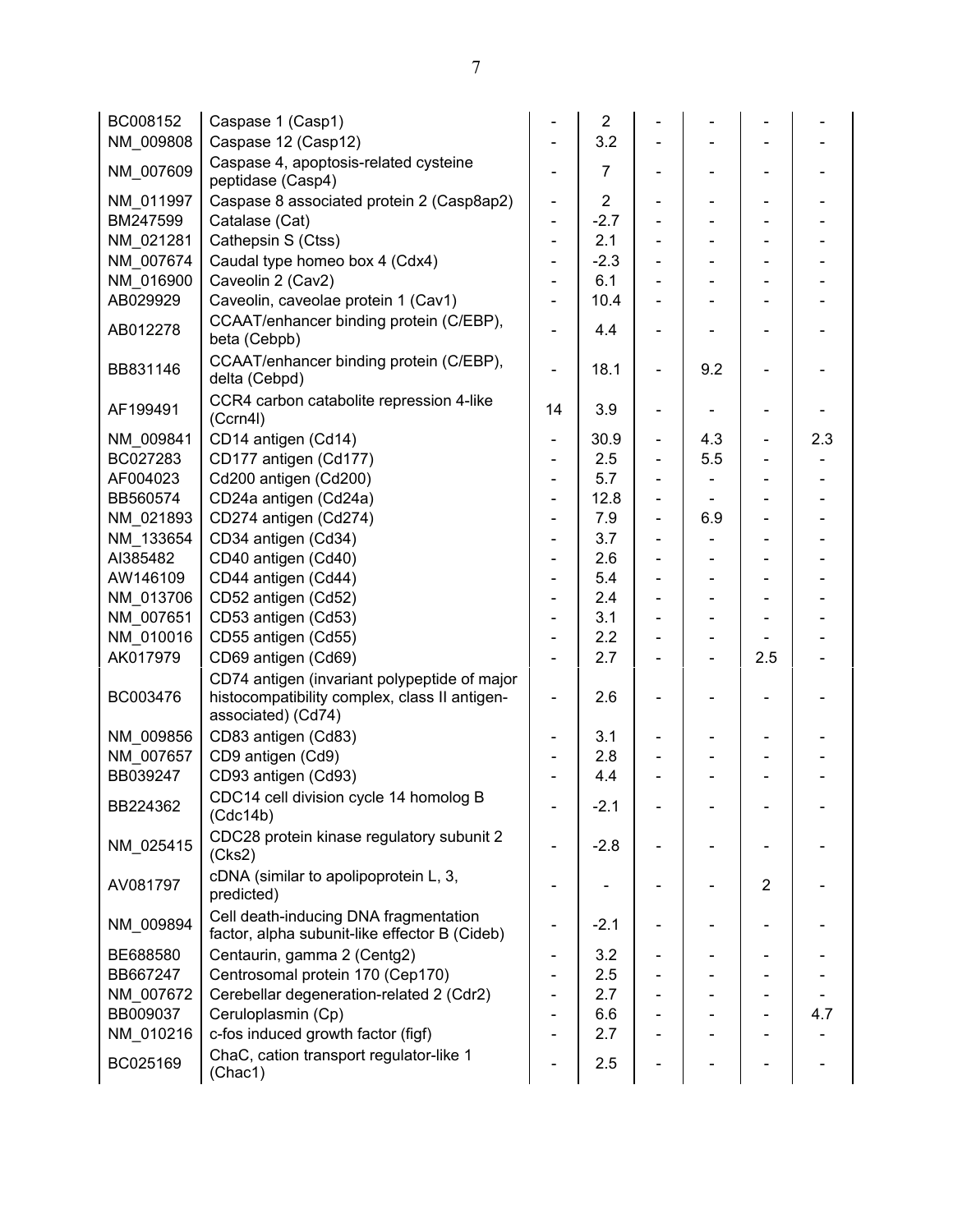| | | | | | | | |
|---|---|---|---|---|---|---|---|
| BC008152 | Caspase 1 (Casp1) | - | 2 | - | - | - | - |
| NM_009808 | Caspase 12 (Casp12) | - | 3.2 | - | - | - | - |
| NM_007609 | Caspase 4, apoptosis-related cysteine peptidase (Casp4) | - | 7 | - | - | - | - |
| NM_011997 | Caspase 8 associated protein 2 (Casp8ap2) | - | 2 | - | - | - | - |
| BM247599 | Catalase (Cat) | - | -2.7 | - | - | - | - |
| NM_021281 | Cathepsin S (Ctss) | - | 2.1 | - | - | - | - |
| NM_007674 | Caudal type homeo box 4 (Cdx4) | - | -2.3 | - | - | - | - |
| NM_016900 | Caveolin 2 (Cav2) | - | 6.1 | - | - | - | - |
| AB029929 | Caveolin, caveolae protein 1 (Cav1) | - | 10.4 | - | - | - | - |
| AB012278 | CCAAT/enhancer binding protein (C/EBP), beta (Cebpb) | - | 4.4 | - | - | - | - |
| BB831146 | CCAAT/enhancer binding protein (C/EBP), delta (Cebpd) | - | 18.1 | - | 9.2 | - | - |
| AF199491 | CCR4 carbon catabolite repression 4-like (Ccrn4l) | 14 | 3.9 | - | - | - | - |
| NM_009841 | CD14 antigen (Cd14) | - | 30.9 | - | 4.3 | - | 2.3 |
| BC027283 | CD177 antigen (Cd177) | - | 2.5 | - | 5.5 | - | - |
| AF004023 | Cd200 antigen (Cd200) | - | 5.7 | - | - | - | - |
| BB560574 | CD24a antigen (Cd24a) | - | 12.8 | - | - | - | - |
| NM_021893 | CD274 antigen (Cd274) | - | 7.9 | - | 6.9 | - | - |
| NM_133654 | CD34 antigen (Cd34) | - | 3.7 | - | - | - | - |
| AI385482 | CD40 antigen (Cd40) | - | 2.6 | - | - | - | - |
| AW146109 | CD44 antigen (Cd44) | - | 5.4 | - | - | - | - |
| NM_013706 | CD52 antigen (Cd52) | - | 2.4 | - | - | - | - |
| NM_007651 | CD53 antigen (Cd53) | - | 3.1 | - | - | - | - |
| NM_010016 | CD55 antigen (Cd55) | - | 2.2 | - | - | - | - |
| AK017979 | CD69 antigen (Cd69) | - | 2.7 | - | - | 2.5 | - |
| BC003476 | CD74 antigen (invariant polypeptide of major histocompatibility complex, class II antigen-associated) (Cd74) | - | 2.6 | - | - | - | - |
| NM_009856 | CD83 antigen (Cd83) | - | 3.1 | - | - | - | - |
| NM_007657 | CD9 antigen (Cd9) | - | 2.8 | - | - | - | - |
| BB039247 | CD93 antigen (Cd93) | - | 4.4 | - | - | - | - |
| BB224362 | CDC14 cell division cycle 14 homolog B (Cdc14b) | - | -2.1 | - | - | - | - |
| NM_025415 | CDC28 protein kinase regulatory subunit 2 (Cks2) | - | -2.8 | - | - | - | - |
| AV081797 | cDNA (similar to apolipoprotein L, 3, predicted) | - | - | - | - | 2 | - |
| NM_009894 | Cell death-inducing DNA fragmentation factor, alpha subunit-like effector B (Cideb) | - | -2.1 | - | - | - | - |
| BE688580 | Centaurin, gamma 2 (Centg2) | - | 3.2 | - | - | - | - |
| BB667247 | Centrosomal protein 170 (Cep170) | - | 2.5 | - | - | - | - |
| NM_007672 | Cerebellar degeneration-related 2 (Cdr2) | - | 2.7 | - | - | - | - |
| BB009037 | Ceruloplasmin (Cp) | - | 6.6 | - | - | - | 4.7 |
| NM_010216 | c-fos induced growth factor (figf) | - | 2.7 | - | - | - | - |
| BC025169 | ChaC, cation transport regulator-like 1 (Chac1) | - | 2.5 | - | - | - | - |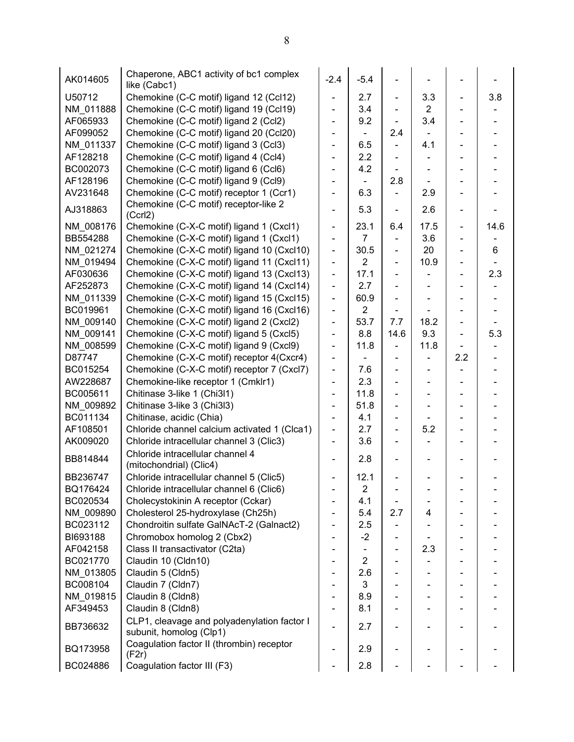| | | | | | | | |
|---|---|---|---|---|---|---|---|
| AK014605 | Chaperone, ABC1 activity of bc1 complex like (Cabc1) | -2.4 | -5.4 | - | - | - | - |
| U50712 | Chemokine (C-C motif) ligand 12 (Ccl12) | - | 2.7 | - | 3.3 | - | 3.8 |
| NM_011888 | Chemokine (C-C motif) ligand 19 (Ccl19) | - | 3.4 | - | 2 | - | - |
| AF065933 | Chemokine (C-C motif) ligand 2 (Ccl2) | - | 9.2 | - | 3.4 | - | - |
| AF099052 | Chemokine (C-C motif) ligand 20 (Ccl20) | - | - | 2.4 | - | - | - |
| NM_011337 | Chemokine (C-C motif) ligand 3 (Ccl3) | - | 6.5 | - | 4.1 | - | - |
| AF128218 | Chemokine (C-C motif) ligand 4 (Ccl4) | - | 2.2 | - | - | - | - |
| BC002073 | Chemokine (C-C motif) ligand 6 (Ccl6) | - | 4.2 | - | - | - | - |
| AF128196 | Chemokine (C-C motif) ligand 9 (Ccl9) | - | - | 2.8 | - | - | - |
| AV231648 | Chemokine (C-C motif) receptor 1 (Ccr1) | - | 6.3 | - | 2.9 | - | - |
| AJ318863 | Chemokine (C-C motif) receptor-like 2 (Ccrl2) | - | 5.3 | - | 2.6 | - | - |
| NM_008176 | Chemokine (C-X-C motif) ligand 1 (Cxcl1) | - | 23.1 | 6.4 | 17.5 | - | 14.6 |
| BB554288 | Chemokine (C-X-C motif) ligand 1 (Cxcl1) | - | 7 | - | 3.6 | - | - |
| NM_021274 | Chemokine (C-X-C motif) ligand 10 (Cxcl10) | - | 30.5 | - | 20 | - | 6 |
| NM_019494 | Chemokine (C-X-C motif) ligand 11 (Cxcl11) | - | 2 | - | 10.9 | - | - |
| AF030636 | Chemokine (C-X-C motif) ligand 13 (Cxcl13) | - | 17.1 | - | - | - | 2.3 |
| AF252873 | Chemokine (C-X-C motif) ligand 14 (Cxcl14) | - | 2.7 | - | - | - | - |
| NM_011339 | Chemokine (C-X-C motif) ligand 15 (Cxcl15) | - | 60.9 | - | - | - | - |
| BC019961 | Chemokine (C-X-C motif) ligand 16 (Cxcl16) | - | 2 | - | - | - | - |
| NM_009140 | Chemokine (C-X-C motif) ligand 2 (Cxcl2) | - | 53.7 | 7.7 | 18.2 | - | - |
| NM_009141 | Chemokine (C-X-C motif) ligand 5 (Cxcl5) | - | 8.8 | 14.6 | 9.3 | - | 5.3 |
| NM_008599 | Chemokine (C-X-C motif) ligand 9 (Cxcl9) | - | 11.8 | - | 11.8 | - | - |
| D87747 | Chemokine (C-X-C motif) receptor 4(Cxcr4) | - | - | - | - | 2.2 | - |
| BC015254 | Chemokine (C-X-C motif) receptor 7 (Cxcl7) | - | 7.6 | - | - | - | - |
| AW228687 | Chemokine-like receptor 1 (Cmklr1) | - | 2.3 | - | - | - | - |
| BC005611 | Chitinase 3-like 1 (Chi3l1) | - | 11.8 | - | - | - | - |
| NM_009892 | Chitinase 3-like 3 (Chi3l3) | - | 51.8 | - | - | - | - |
| BC011134 | Chitinase, acidic (Chia) | - | 4.1 | - | - | - | - |
| AF108501 | Chloride channel calcium activated 1 (Clca1) | - | 2.7 | - | 5.2 | - | - |
| AK009020 | Chloride intracellular channel 3 (Clic3) | - | 3.6 | - | - | - | - |
| BB814844 | Chloride intracellular channel 4 (mitochondrial) (Clic4) | - | 2.8 | - | - | - | - |
| BB236747 | Chloride intracellular channel 5 (Clic5) | - | 12.1 | - | - | - | - |
| BQ176424 | Chloride intracellular channel 6 (Clic6) | - | 2 | - | - | - | - |
| BC020534 | Cholecystokinin A receptor (Cckar) | - | 4.1 | - | - | - | - |
| NM_009890 | Cholesterol 25-hydroxylase (Ch25h) | - | 5.4 | 2.7 | 4 | - | - |
| BC023112 | Chondroitin sulfate GalNAcT-2 (Galnact2) | - | 2.5 | - | - | - | - |
| BI693188 | Chromobox homolog 2 (Cbx2) | - | -2 | - | - | - | - |
| AF042158 | Class II transactivator (C2ta) | - | - | - | 2.3 | - | - |
| BC021770 | Claudin 10 (Cldn10) | - | 2 | - | - | - | - |
| NM_013805 | Claudin 5 (Cldn5) | - | 2.6 | - | - | - | - |
| BC008104 | Claudin 7 (Cldn7) | - | 3 | - | - | - | - |
| NM_019815 | Claudin 8 (Cldn8) | - | 8.9 | - | - | - | - |
| AF349453 | Claudin 8 (Cldn8) | - | 8.1 | - | - | - | - |
| BB736632 | CLP1, cleavage and polyadenylation factor I subunit, homolog (Clp1) | - | 2.7 | - | - | - | - |
| BQ173958 | Coagulation factor II (thrombin) receptor (F2r) | - | 2.9 | - | - | - | - |
| BC024886 | Coagulation factor III (F3) | - | 2.8 | - | - | - | - |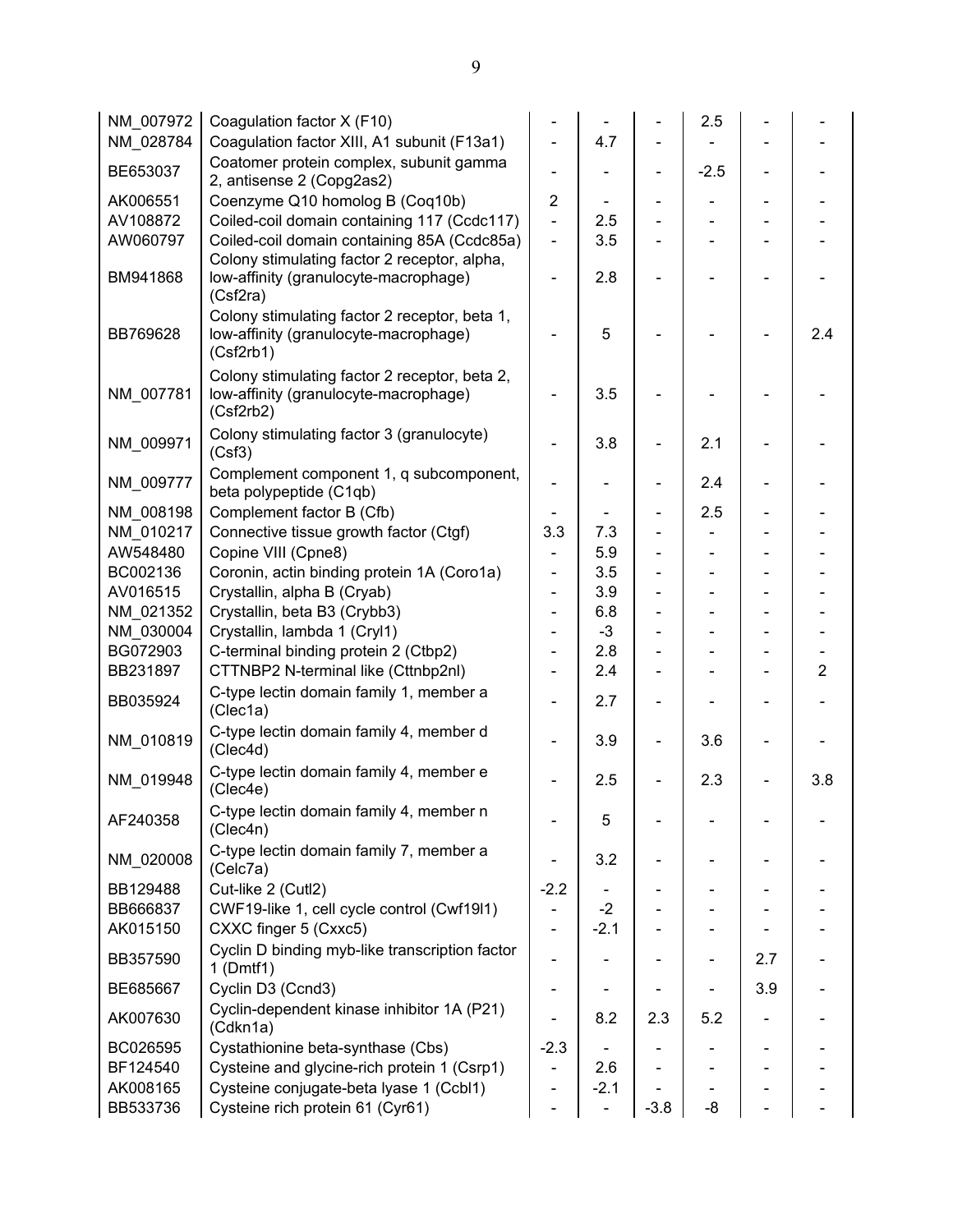| | | | | | | | |
|---|---|---|---|---|---|---|---|
| NM_007972 | Coagulation factor X (F10) | - | - | - | 2.5 | - | - |
| NM_028784 | Coagulation factor XIII, A1 subunit (F13a1) | - | 4.7 | - | - | - | - |
| BE653037 | Coatomer protein complex, subunit gamma 2, antisense 2 (Copg2as2) | - | - | - | -2.5 | - | - |
| AK006551 | Coenzyme Q10 homolog B (Coq10b) | 2 | - | - | - | - | - |
| AV108872 | Coiled-coil domain containing 117 (Ccdc117) | - | 2.5 | - | - | - | - |
| AW060797 | Coiled-coil domain containing 85A (Ccdc85a) | - | 3.5 | - | - | - | - |
| BM941868 | Colony stimulating factor 2 receptor, alpha, low-affinity (granulocyte-macrophage) (Csf2ra) | - | 2.8 | - | - | - | - |
| BB769628 | Colony stimulating factor 2 receptor, beta 1, low-affinity (granulocyte-macrophage) (Csf2rb1) | - | 5 | - | - | - | 2.4 |
| NM_007781 | Colony stimulating factor 2 receptor, beta 2, low-affinity (granulocyte-macrophage) (Csf2rb2) | - | 3.5 | - | - | - | - |
| NM_009971 | Colony stimulating factor 3 (granulocyte) (Csf3) | - | 3.8 | - | 2.1 | - | - |
| NM_009777 | Complement component 1, q subcomponent, beta polypeptide (C1qb) | - | - | - | 2.4 | - | - |
| NM_008198 | Complement factor B (Cfb) | - | - | - | 2.5 | - | - |
| NM_010217 | Connective tissue growth factor (Ctgf) | 3.3 | 7.3 | - | - | - | - |
| AW548480 | Copine VIII (Cpne8) | - | 5.9 | - | - | - | - |
| BC002136 | Coronin, actin binding protein 1A (Coro1a) | - | 3.5 | - | - | - | - |
| AV016515 | Crystallin, alpha B (Cryab) | - | 3.9 | - | - | - | - |
| NM_021352 | Crystallin, beta B3 (Crybb3) | - | 6.8 | - | - | - | - |
| NM_030004 | Crystallin, lambda 1 (Cryl1) | - | -3 | - | - | - | - |
| BG072903 | C-terminal binding protein 2 (Ctbp2) | - | 2.8 | - | - | - | - |
| BB231897 | CTTNBP2 N-terminal like (Cttnbp2nl) | - | 2.4 | - | - | - | 2 |
| BB035924 | C-type lectin domain family 1, member a (Clec1a) | - | 2.7 | - | - | - | - |
| NM_010819 | C-type lectin domain family 4, member d (Clec4d) | - | 3.9 | - | 3.6 | - | - |
| NM_019948 | C-type lectin domain family 4, member e (Clec4e) | - | 2.5 | - | 2.3 | - | 3.8 |
| AF240358 | C-type lectin domain family 4, member n (Clec4n) | - | 5 | - | - | - | - |
| NM_020008 | C-type lectin domain family 7, member a (Celc7a) | - | 3.2 | - | - | - | - |
| BB129488 | Cut-like 2 (Cutl2) | -2.2 | - | - | - | - | - |
| BB666837 | CWF19-like 1, cell cycle control (Cwf19l1) | - | -2 | - | - | - | - |
| AK015150 | CXXC finger 5 (Cxxc5) | - | -2.1 | - | - | - | - |
| BB357590 | Cyclin D binding myb-like transcription factor 1 (Dmtf1) | - | - | - | - | 2.7 | - |
| BE685667 | Cyclin D3 (Ccnd3) | - | - | - | - | 3.9 | - |
| AK007630 | Cyclin-dependent kinase inhibitor 1A (P21) (Cdkn1a) | - | 8.2 | 2.3 | 5.2 | - | - |
| BC026595 | Cystathionine beta-synthase (Cbs) | -2.3 | - | - | - | - | - |
| BF124540 | Cysteine and glycine-rich protein 1 (Csrp1) | - | 2.6 | - | - | - | - |
| AK008165 | Cysteine conjugate-beta lyase 1 (Ccbl1) | - | -2.1 | - | - | - | - |
| BB533736 | Cysteine rich protein 61 (Cyr61) | - | - | -3.8 | -8 | - | - |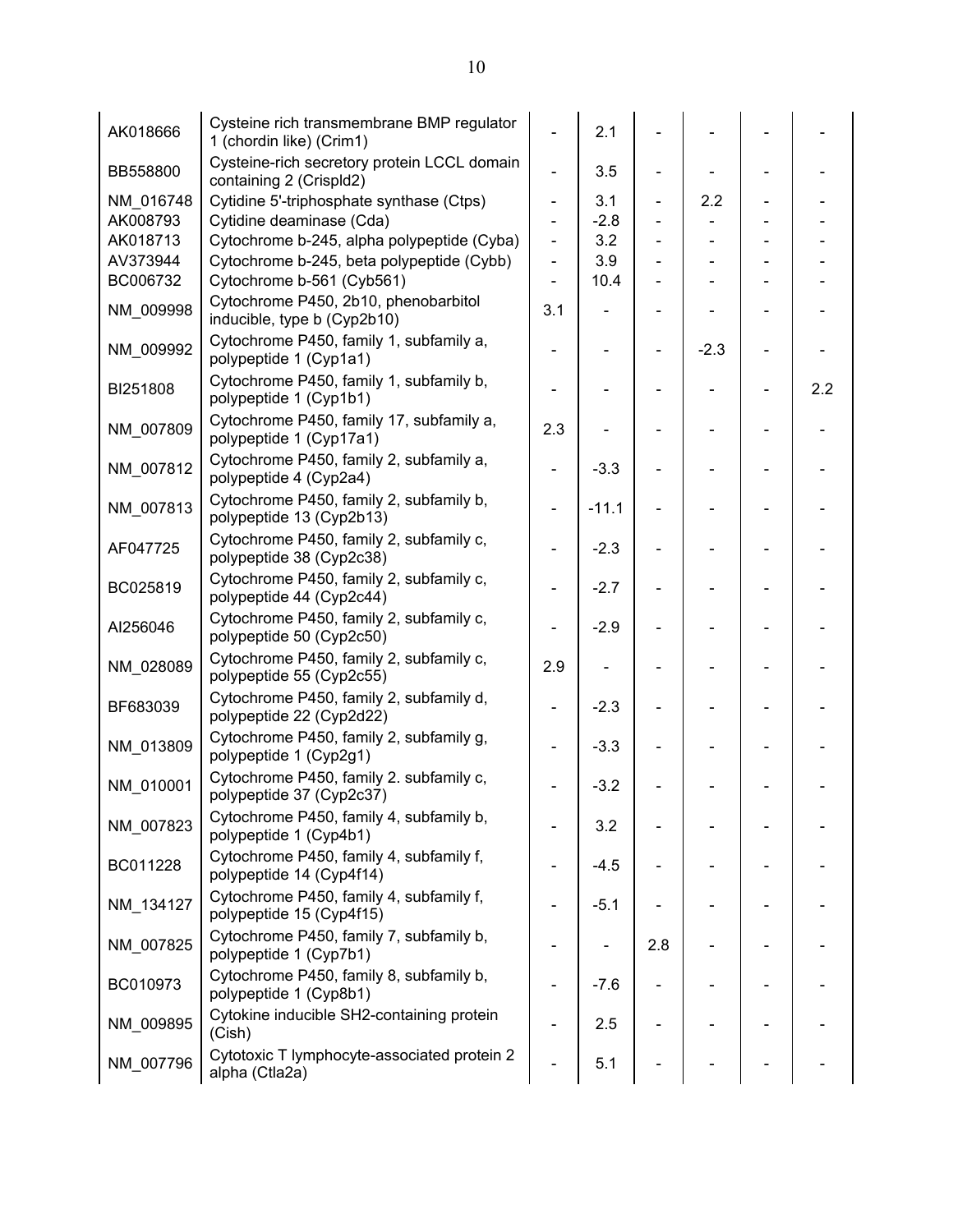| | | | | | | | |
|---|---|---|---|---|---|---|---|
| AK018666 | Cysteine rich transmembrane BMP regulator 1 (chordin like) (Crim1) | - | 2.1 | - | - | - | - |
| BB558800 | Cysteine-rich secretory protein LCCL domain containing 2 (Crispld2) | - | 3.5 | - | - | - | - |
| NM_016748 | Cytidine 5'-triphosphate synthase (Ctps) | - | 3.1 | - | 2.2 | - | - |
| AK008793 | Cytidine deaminase (Cda) | - | -2.8 | - | - | - | - |
| AK018713 | Cytochrome b-245, alpha polypeptide (Cyba) | - | 3.2 | - | - | - | - |
| AV373944 | Cytochrome b-245, beta polypeptide (Cybb) | - | 3.9 | - | - | - | - |
| BC006732 | Cytochrome b-561 (Cyb561) | - | 10.4 | - | - | - | - |
| NM_009998 | Cytochrome P450, 2b10, phenobarbitol inducible, type b (Cyp2b10) | 3.1 | - | - | - | - | - |
| NM_009992 | Cytochrome P450, family 1, subfamily a, polypeptide 1 (Cyp1a1) | - | - | - | -2.3 | - | - |
| BI251808 | Cytochrome P450, family 1, subfamily b, polypeptide 1 (Cyp1b1) | - | - | - | - | - | 2.2 |
| NM_007809 | Cytochrome P450, family 17, subfamily a, polypeptide 1 (Cyp17a1) | 2.3 | - | - | - | - | - |
| NM_007812 | Cytochrome P450, family 2, subfamily a, polypeptide 4 (Cyp2a4) | - | -3.3 | - | - | - | - |
| NM_007813 | Cytochrome P450, family 2, subfamily b, polypeptide 13 (Cyp2b13) | - | -11.1 | - | - | - | - |
| AF047725 | Cytochrome P450, family 2, subfamily c, polypeptide 38 (Cyp2c38) | - | -2.3 | - | - | - | - |
| BC025819 | Cytochrome P450, family 2, subfamily c, polypeptide 44 (Cyp2c44) | - | -2.7 | - | - | - | - |
| AI256046 | Cytochrome P450, family 2, subfamily c, polypeptide 50 (Cyp2c50) | - | -2.9 | - | - | - | - |
| NM_028089 | Cytochrome P450, family 2, subfamily c, polypeptide 55 (Cyp2c55) | 2.9 | - | - | - | - | - |
| BF683039 | Cytochrome P450, family 2, subfamily d, polypeptide 22 (Cyp2d22) | - | -2.3 | - | - | - | - |
| NM_013809 | Cytochrome P450, family 2, subfamily g, polypeptide 1 (Cyp2g1) | - | -3.3 | - | - | - | - |
| NM_010001 | Cytochrome P450, family 2. subfamily c, polypeptide 37 (Cyp2c37) | - | -3.2 | - | - | - | - |
| NM_007823 | Cytochrome P450, family 4, subfamily b, polypeptide 1 (Cyp4b1) | - | 3.2 | - | - | - | - |
| BC011228 | Cytochrome P450, family 4, subfamily f, polypeptide 14 (Cyp4f14) | - | -4.5 | - | - | - | - |
| NM_134127 | Cytochrome P450, family 4, subfamily f, polypeptide 15 (Cyp4f15) | - | -5.1 | - | - | - | - |
| NM_007825 | Cytochrome P450, family 7, subfamily b, polypeptide 1 (Cyp7b1) | - | - | 2.8 | - | - | - |
| BC010973 | Cytochrome P450, family 8, subfamily b, polypeptide 1 (Cyp8b1) | - | -7.6 | - | - | - | - |
| NM_009895 | Cytokine inducible SH2-containing protein (Cish) | - | 2.5 | - | - | - | - |
| NM_007796 | Cytotoxic T lymphocyte-associated protein 2 alpha (Ctla2a) | - | 5.1 | - | - | - | - |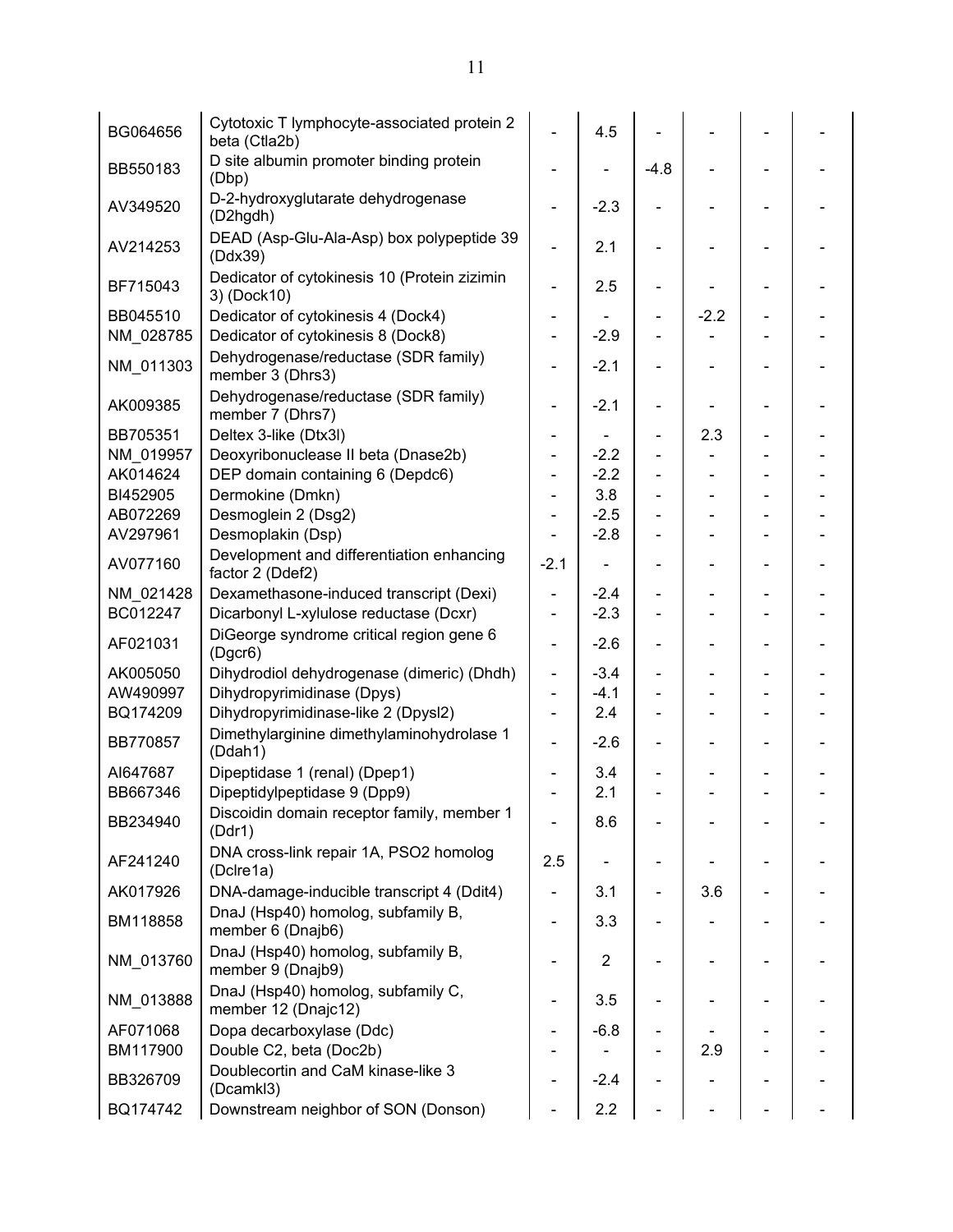| | | | | | | | |
|---|---|---|---|---|---|---|---|
| BG064656 | Cytotoxic T lymphocyte-associated protein 2 beta (Ctla2b) | - | 4.5 | - | - | - | - |
| BB550183 | D site albumin promoter binding protein (Dbp) | - | - | -4.8 | - | - | - |
| AV349520 | D-2-hydroxyglutarate dehydrogenase (D2hgdh) | - | -2.3 | - | - | - | - |
| AV214253 | DEAD (Asp-Glu-Ala-Asp) box polypeptide 39 (Ddx39) | - | 2.1 | - | - | - | - |
| BF715043 | Dedicator of cytokinesis 10 (Protein zizimin 3) (Dock10) | - | 2.5 | - | - | - | - |
| BB045510 | Dedicator of cytokinesis 4 (Dock4) | - | - | - | -2.2 | - | - |
| NM_028785 | Dedicator of cytokinesis 8 (Dock8) | - | -2.9 | - | - | - | - |
| NM_011303 | Dehydrogenase/reductase (SDR family) member 3 (Dhrs3) | - | -2.1 | - | - | - | - |
| AK009385 | Dehydrogenase/reductase (SDR family) member 7 (Dhrs7) | - | -2.1 | - | - | - | - |
| BB705351 | Deltex 3-like (Dtx3l) | - | - | - | 2.3 | - | - |
| NM_019957 | Deoxyribonuclease II beta (Dnase2b) | - | -2.2 | - | - | - | - |
| AK014624 | DEP domain containing 6 (Depdc6) | - | -2.2 | - | - | - | - |
| BI452905 | Dermokine (Dmkn) | - | 3.8 | - | - | - | - |
| AB072269 | Desmoglein 2 (Dsg2) | - | -2.5 | - | - | - | - |
| AV297961 | Desmoplakin (Dsp) | - | -2.8 | - | - | - | - |
| AV077160 | Development and differentiation enhancing factor 2 (Ddef2) | -2.1 | - | - | - | - | - |
| NM_021428 | Dexamethasone-induced transcript (Dexi) | - | -2.4 | - | - | - | - |
| BC012247 | Dicarbonyl L-xylulose reductase (Dcxr) | - | -2.3 | - | - | - | - |
| AF021031 | DiGeorge syndrome critical region gene 6 (Dgcr6) | - | -2.6 | - | - | - | - |
| AK005050 | Dihydrodiol dehydrogenase (dimeric) (Dhdh) | - | -3.4 | - | - | - | - |
| AW490997 | Dihydropyrimidinase (Dpys) | - | -4.1 | - | - | - | - |
| BQ174209 | Dihydropyrimidinase-like 2 (Dpysl2) | - | 2.4 | - | - | - | - |
| BB770857 | Dimethylarginine dimethylaminohydrolase 1 (Ddah1) | - | -2.6 | - | - | - | - |
| AI647687 | Dipeptidase 1 (renal) (Dpep1) | - | 3.4 | - | - | - | - |
| BB667346 | Dipeptidylpeptidase 9 (Dpp9) | - | 2.1 | - | - | - | - |
| BB234940 | Discoidin domain receptor family, member 1 (Ddr1) | - | 8.6 | - | - | - | - |
| AF241240 | DNA cross-link repair 1A, PSO2 homolog (Dclre1a) | 2.5 | - | - | - | - | - |
| AK017926 | DNA-damage-inducible transcript 4 (Ddit4) | - | 3.1 | - | 3.6 | - | - |
| BM118858 | DnaJ (Hsp40) homolog, subfamily B, member 6 (Dnajb6) | - | 3.3 | - | - | - | - |
| NM_013760 | DnaJ (Hsp40) homolog, subfamily B, member 9 (Dnajb9) | - | 2 | - | - | - | - |
| NM_013888 | DnaJ (Hsp40) homolog, subfamily C, member 12 (Dnajc12) | - | 3.5 | - | - | - | - |
| AF071068 | Dopa decarboxylase (Ddc) | - | -6.8 | - | - | - | - |
| BM117900 | Double C2, beta (Doc2b) | - | - | - | 2.9 | - | - |
| BB326709 | Doublecortin and CaM kinase-like 3 (Dcamkl3) | - | -2.4 | - | - | - | - |
| BQ174742 | Downstream neighbor of SON (Donson) | - | 2.2 | - | - | - | - |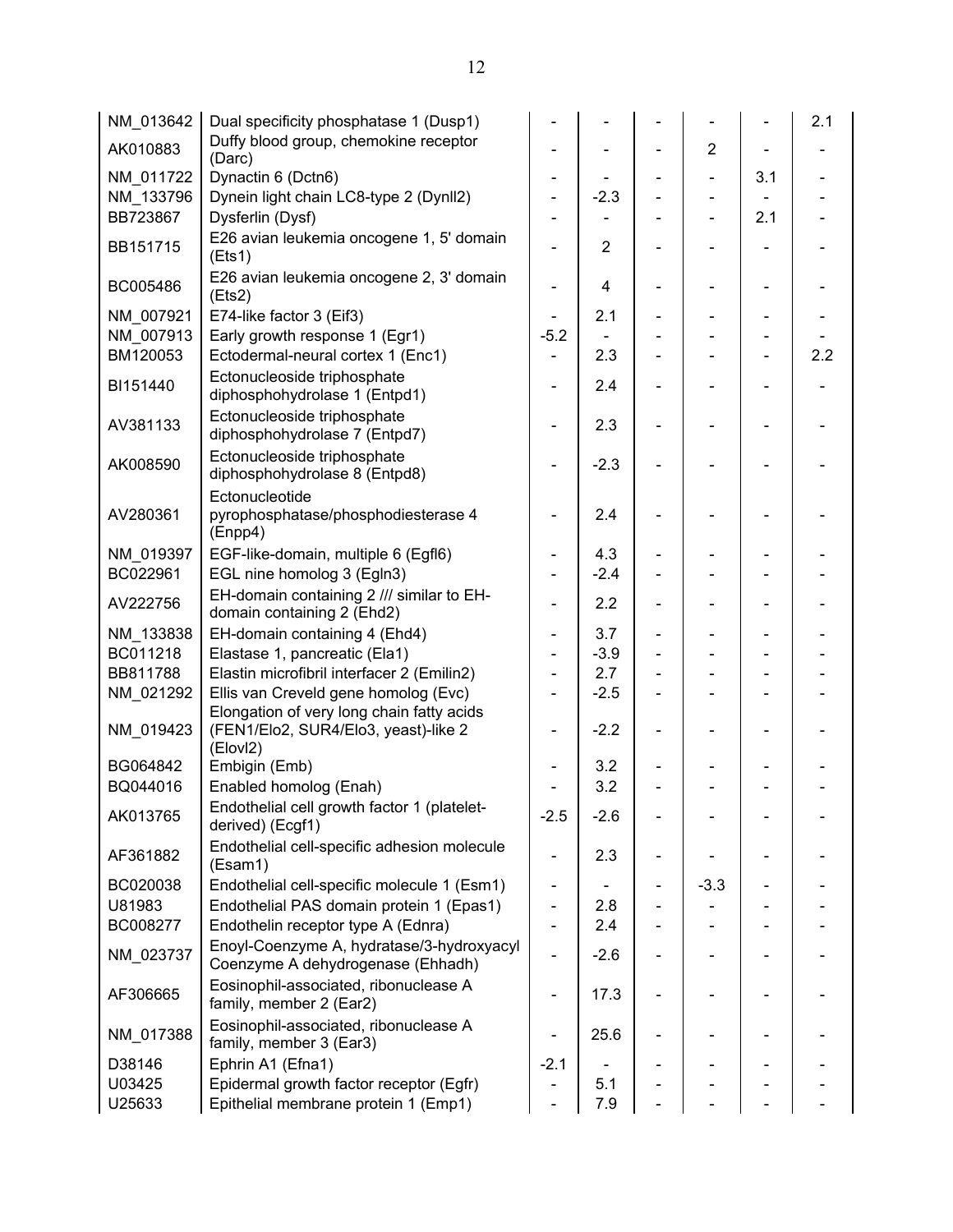| | | | | | | | |
|---|---|---|---|---|---|---|---|
| NM_013642 | Dual specificity phosphatase 1 (Dusp1) | - | - | - | - | - | 2.1 |
| AK010883 | Duffy blood group, chemokine receptor (Darc) | - | - | - | 2 | - | - |
| NM_011722 | Dynactin 6 (Dctn6) | - | - | - | - | 3.1 | - |
| NM_133796 | Dynein light chain LC8-type 2 (Dynll2) | - | -2.3 | - | - | - | - |
| BB723867 | Dysferlin (Dysf) | - | - | - | - | 2.1 | - |
| BB151715 | E26 avian leukemia oncogene 1, 5' domain (Ets1) | - | 2 | - | - | - | - |
| BC005486 | E26 avian leukemia oncogene 2, 3' domain (Ets2) | - | 4 | - | - | - | - |
| NM_007921 | E74-like factor 3 (Eif3) | - | 2.1 | - | - | - | - |
| NM_007913 | Early growth response 1 (Egr1) | -5.2 | - | - | - | - | - |
| BM120053 | Ectodermal-neural cortex 1 (Enc1) | - | 2.3 | - | - | - | 2.2 |
| BI151440 | Ectonucleoside triphosphate diphosphohydrolase 1 (Entpd1) | - | 2.4 | - | - | - | - |
| AV381133 | Ectonucleoside triphosphate diphosphohydrolase 7 (Entpd7) | - | 2.3 | - | - | - | - |
| AK008590 | Ectonucleoside triphosphate diphosphohydrolase 8 (Entpd8) | - | -2.3 | - | - | - | - |
| AV280361 | Ectonucleotide pyrophosphatase/phosphodiesterase 4 (Enpp4) | - | 2.4 | - | - | - | - |
| NM_019397 | EGF-like-domain, multiple 6 (Egfl6) | - | 4.3 | - | - | - | - |
| BC022961 | EGL nine homolog 3 (Egln3) | - | -2.4 | - | - | - | - |
| AV222756 | EH-domain containing 2 /// similar to EH-domain containing 2 (Ehd2) | - | 2.2 | - | - | - | - |
| NM_133838 | EH-domain containing 4 (Ehd4) | - | 3.7 | - | - | - | - |
| BC011218 | Elastase 1, pancreatic (Ela1) | - | -3.9 | - | - | - | - |
| BB811788 | Elastin microfibril interfacer 2 (Emilin2) | - | 2.7 | - | - | - | - |
| NM_021292 | Ellis van Creveld gene homolog (Evc) | - | -2.5 | - | - | - | - |
| NM_019423 | Elongation of very long chain fatty acids (FEN1/Elo2, SUR4/Elo3, yeast)-like 2 (Elovl2) | - | -2.2 | - | - | - | - |
| BG064842 | Embigin (Emb) | - | 3.2 | - | - | - | - |
| BQ044016 | Enabled homolog (Enah) | - | 3.2 | - | - | - | - |
| AK013765 | Endothelial cell growth factor 1 (platelet-derived) (Ecgf1) | -2.5 | -2.6 | - | - | - | - |
| AF361882 | Endothelial cell-specific adhesion molecule (Esam1) | - | 2.3 | - | - | - | - |
| BC020038 | Endothelial cell-specific molecule 1 (Esm1) | - | - | - | -3.3 | - | - |
| U81983 | Endothelial PAS domain protein 1 (Epas1) | - | 2.8 | - | - | - | - |
| BC008277 | Endothelin receptor type A (Ednra) | - | 2.4 | - | - | - | - |
| NM_023737 | Enoyl-Coenzyme A, hydratase/3-hydroxyacyl Coenzyme A dehydrogenase (Ehhadh) | - | -2.6 | - | - | - | - |
| AF306665 | Eosinophil-associated, ribonuclease A family, member 2 (Ear2) | - | 17.3 | - | - | - | - |
| NM_017388 | Eosinophil-associated, ribonuclease A family, member 3 (Ear3) | - | 25.6 | - | - | - | - |
| D38146 | Ephrin A1 (Efna1) | -2.1 | - | - | - | - | - |
| U03425 | Epidermal growth factor receptor (Egfr) | - | 5.1 | - | - | - | - |
| U25633 | Epithelial membrane protein 1 (Emp1) | - | 7.9 | - | - | - | - |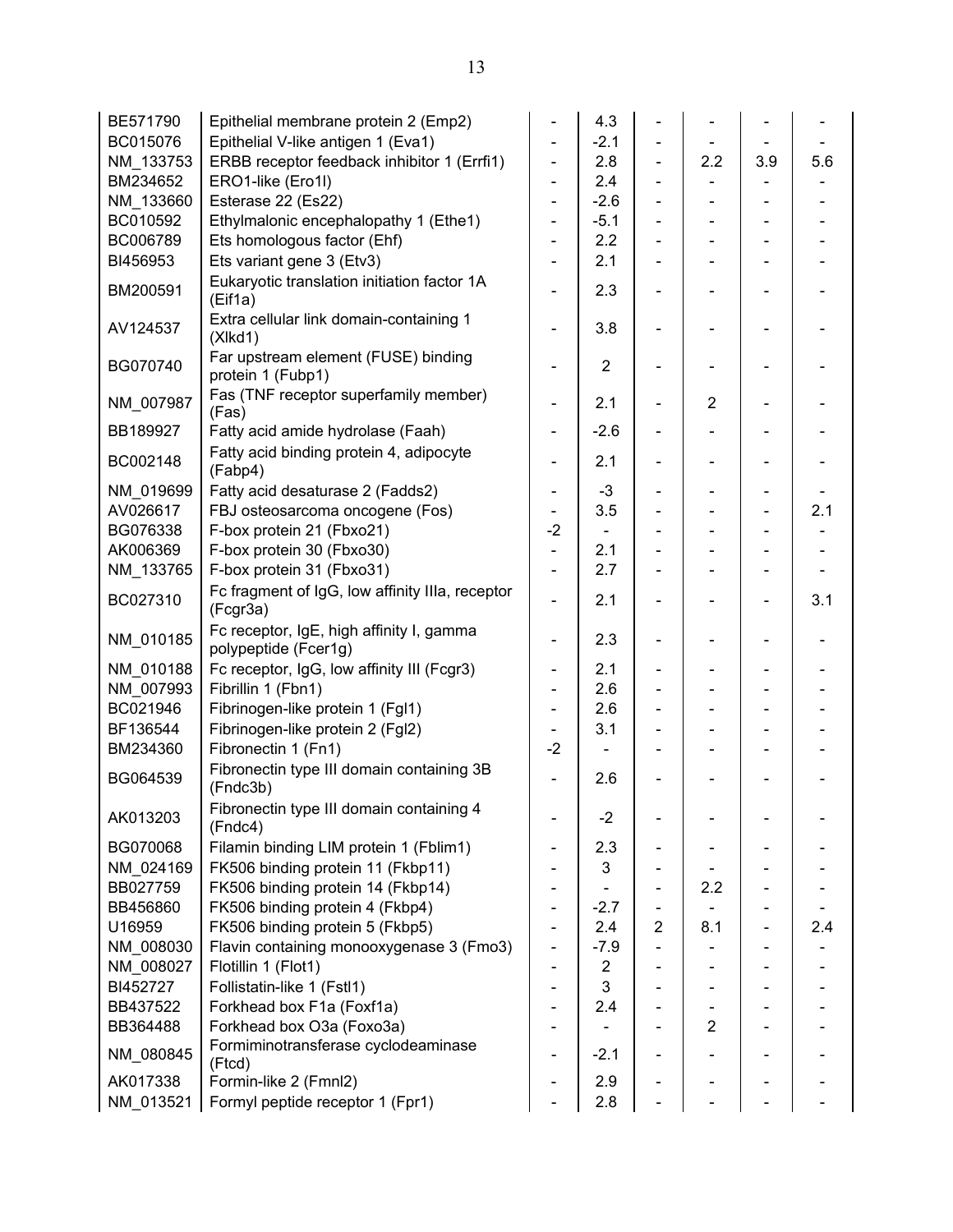| | | | | | | | |
|---|---|---|---|---|---|---|---|
| BE571790 | Epithelial membrane protein 2 (Emp2) | - | 4.3 | - | - | - | - |
| BC015076 | Epithelial V-like antigen 1 (Eva1) | - | -2.1 | - | - | - | - |
| NM_133753 | ERBB receptor feedback inhibitor 1 (Errfi1) | - | 2.8 | - | 2.2 | 3.9 | 5.6 |
| BM234652 | ERO1-like (Ero1l) | - | 2.4 | - | - | - | - |
| NM_133660 | Esterase 22 (Es22) | - | -2.6 | - | - | - | - |
| BC010592 | Ethylmalonic encephalopathy 1 (Ethe1) | - | -5.1 | - | - | - | - |
| BC006789 | Ets homologous factor (Ehf) | - | 2.2 | - | - | - | - |
| BI456953 | Ets variant gene 3 (Etv3) | - | 2.1 | - | - | - | - |
| BM200591 | Eukaryotic translation initiation factor 1A (Eif1a) | - | 2.3 | - | - | - | - |
| AV124537 | Extra cellular link domain-containing 1 (Xlkd1) | - | 3.8 | - | - | - | - |
| BG070740 | Far upstream element (FUSE) binding protein 1 (Fubp1) | - | 2 | - | - | - | - |
| NM_007987 | Fas (TNF receptor superfamily member) (Fas) | - | 2.1 | - | 2 | - | - |
| BB189927 | Fatty acid amide hydrolase (Faah) | - | -2.6 | - | - | - | - |
| BC002148 | Fatty acid binding protein 4, adipocyte (Fabp4) | - | 2.1 | - | - | - | - |
| NM_019699 | Fatty acid desaturase 2 (Fadds2) | - | -3 | - | - | - | - |
| AV026617 | FBJ osteosarcoma oncogene (Fos) | - | 3.5 | - | - | - | 2.1 |
| BG076338 | F-box protein 21 (Fbxo21) | -2 | - | - | - | - | - |
| AK006369 | F-box protein 30 (Fbxo30) | - | 2.1 | - | - | - | - |
| NM_133765 | F-box protein 31 (Fbxo31) | - | 2.7 | - | - | - | - |
| BC027310 | Fc fragment of IgG, low affinity IIIa, receptor (Fcgr3a) | - | 2.1 | - | - | - | 3.1 |
| NM_010185 | Fc receptor, IgE, high affinity I, gamma polypeptide (Fcer1g) | - | 2.3 | - | - | - | - |
| NM_010188 | Fc receptor, IgG, low affinity III (Fcgr3) | - | 2.1 | - | - | - | - |
| NM_007993 | Fibrillin 1 (Fbn1) | - | 2.6 | - | - | - | - |
| BC021946 | Fibrinogen-like protein 1 (Fgl1) | - | 2.6 | - | - | - | - |
| BF136544 | Fibrinogen-like protein 2 (Fgl2) | - | 3.1 | - | - | - | - |
| BM234360 | Fibronectin 1 (Fn1) | -2 | - | - | - | - | - |
| BG064539 | Fibronectin type III domain containing 3B (Fndc3b) | - | 2.6 | - | - | - | - |
| AK013203 | Fibronectin type III domain containing 4 (Fndc4) | - | -2 | - | - | - | - |
| BG070068 | Filamin binding LIM protein 1 (Fblim1) | - | 2.3 | - | - | - | - |
| NM_024169 | FK506 binding protein 11 (Fkbp11) | - | 3 | - | - | - | - |
| BB027759 | FK506 binding protein 14 (Fkbp14) | - | - | - | 2.2 | - | - |
| BB456860 | FK506 binding protein 4 (Fkbp4) | - | -2.7 | - | - | - | - |
| U16959 | FK506 binding protein 5 (Fkbp5) | - | 2.4 | 2 | 8.1 | - | 2.4 |
| NM_008030 | Flavin containing monooxygenase 3 (Fmo3) | - | -7.9 | - | - | - | - |
| NM_008027 | Flotillin 1 (Flot1) | - | 2 | - | - | - | - |
| BI452727 | Follistatin-like 1 (Fstl1) | - | 3 | - | - | - | - |
| BB437522 | Forkhead box F1a (Foxf1a) | - | 2.4 | - | - | - | - |
| BB364488 | Forkhead box O3a (Foxo3a) | - | - | - | 2 | - | - |
| NM_080845 | Formiminotransferase cyclodeaminase (Ftcd) | - | -2.1 | - | - | - | - |
| AK017338 | Formin-like 2 (Fmnl2) | - | 2.9 | - | - | - | - |
| NM_013521 | Formyl peptide receptor 1 (Fpr1) | - | 2.8 | - | - | - | - |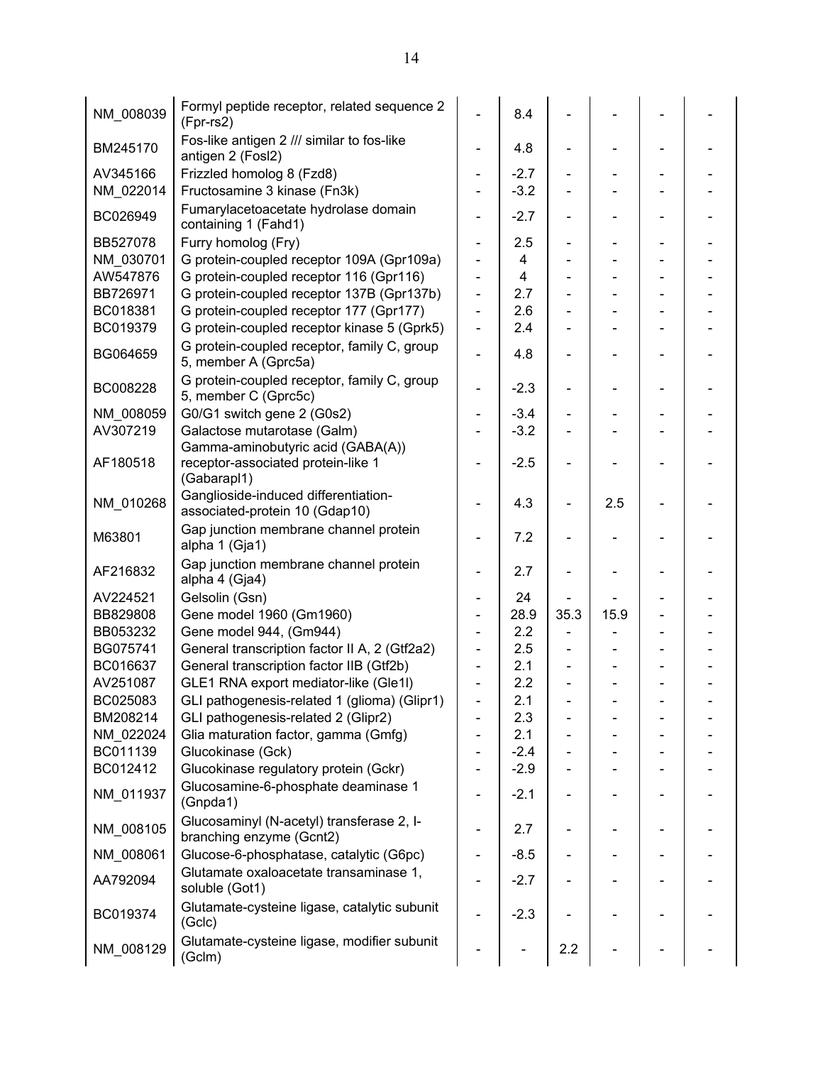| | | | | | | | |
|---|---|---|---|---|---|---|---|
| NM_008039 | Formyl peptide receptor, related sequence 2 (Fpr-rs2) | - | 8.4 | - | - | - | - |
| BM245170 | Fos-like antigen 2 /// similar to fos-like antigen 2 (Fosl2) | - | 4.8 | - | - | - | - |
| AV345166 | Frizzled homolog 8 (Fzd8) | - | -2.7 | - | - | - | - |
| NM_022014 | Fructosamine 3 kinase (Fn3k) | - | -3.2 | - | - | - | - |
| BC026949 | Fumarylacetoacetate hydrolase domain containing 1 (Fahd1) | - | -2.7 | - | - | - | - |
| BB527078 | Furry homolog (Fry) | - | 2.5 | - | - | - | - |
| NM_030701 | G protein-coupled receptor 109A (Gpr109a) | - | 4 | - | - | - | - |
| AW547876 | G protein-coupled receptor 116 (Gpr116) | - | 4 | - | - | - | - |
| BB726971 | G protein-coupled receptor 137B (Gpr137b) | - | 2.7 | - | - | - | - |
| BC018381 | G protein-coupled receptor 177 (Gpr177) | - | 2.6 | - | - | - | - |
| BC019379 | G protein-coupled receptor kinase 5 (Gprk5) | - | 2.4 | - | - | - | - |
| BG064659 | G protein-coupled receptor, family C, group 5, member A (Gprc5a) | - | 4.8 | - | - | - | - |
| BC008228 | G protein-coupled receptor, family C, group 5, member C (Gprc5c) | - | -2.3 | - | - | - | - |
| NM_008059 | G0/G1 switch gene 2 (G0s2) | - | -3.4 | - | - | - | - |
| AV307219 | Galactose mutarotase (Galm) | - | -3.2 | - | - | - | - |
| AF180518 | Gamma-aminobutyric acid (GABA(A)) receptor-associated protein-like 1 (Gabarapl1) | - | -2.5 | - | - | - | - |
| NM_010268 | Ganglioside-induced differentiation-associated-protein 10 (Gdap10) | - | 4.3 | - | 2.5 | - | - |
| M63801 | Gap junction membrane channel protein alpha 1 (Gja1) | - | 7.2 | - | - | - | - |
| AF216832 | Gap junction membrane channel protein alpha 4 (Gja4) | - | 2.7 | - | - | - | - |
| AV224521 | Gelsolin (Gsn) | - | 24 | - | - | - | - |
| BB829808 | Gene model 1960 (Gm1960) | - | 28.9 | 35.3 | 15.9 | - | - |
| BB053232 | Gene model 944, (Gm944) | - | 2.2 | - | - | - | - |
| BG075741 | General transcription factor II A, 2 (Gtf2a2) | - | 2.5 | - | - | - | - |
| BC016637 | General transcription factor IIB (Gtf2b) | - | 2.1 | - | - | - | - |
| AV251087 | GLE1 RNA export mediator-like (Gle1l) | - | 2.2 | - | - | - | - |
| BC025083 | GLI pathogenesis-related 1 (glioma) (Glipr1) | - | 2.1 | - | - | - | - |
| BM208214 | GLI pathogenesis-related 2 (Glipr2) | - | 2.3 | - | - | - | - |
| NM_022024 | Glia maturation factor, gamma (Gmfg) | - | 2.1 | - | - | - | - |
| BC011139 | Glucokinase (Gck) | - | -2.4 | - | - | - | - |
| BC012412 | Glucokinase regulatory protein (Gckr) | - | -2.9 | - | - | - | - |
| NM_011937 | Glucosamine-6-phosphate deaminase 1 (Gnpda1) | - | -2.1 | - | - | - | - |
| NM_008105 | Glucosaminyl (N-acetyl) transferase 2, I-branching enzyme (Gcnt2) | - | 2.7 | - | - | - | - |
| NM_008061 | Glucose-6-phosphatase, catalytic (G6pc) | - | -8.5 | - | - | - | - |
| AA792094 | Glutamate oxaloacetate transaminase 1, soluble (Got1) | - | -2.7 | - | - | - | - |
| BC019374 | Glutamate-cysteine ligase, catalytic subunit (Gclc) | - | -2.3 | - | - | - | - |
| NM_008129 | Glutamate-cysteine ligase, modifier subunit (Gclm) | - | - | 2.2 | - | - | - |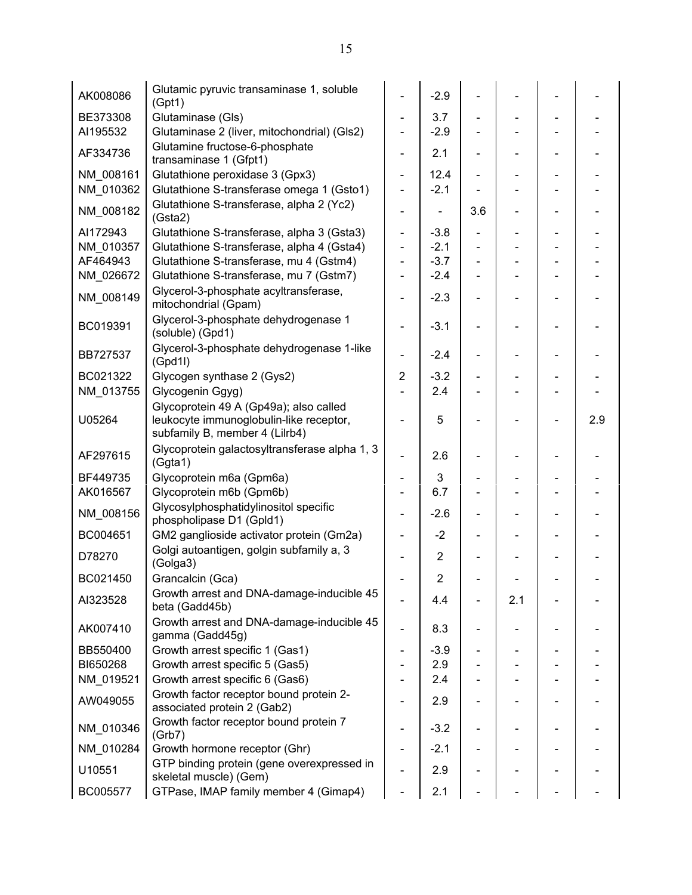| | | | | | | | |
|---|---|---|---|---|---|---|---|
| AK008086 | Glutamic pyruvic transaminase 1, soluble (Gpt1) | - | -2.9 | - | - | - | - |
| BE373308 | Glutaminase (Gls) | - | 3.7 | - | - | - | - |
| AI195532 | Glutaminase 2 (liver, mitochondrial) (Gls2) | - | -2.9 | - | - | - | - |
| AF334736 | Glutamine fructose-6-phosphate transaminase 1 (Gfpt1) | - | 2.1 | - | - | - | - |
| NM_008161 | Glutathione peroxidase 3 (Gpx3) | - | 12.4 | - | - | - | - |
| NM_010362 | Glutathione S-transferase omega 1 (Gsto1) | - | -2.1 | - | - | - | - |
| NM_008182 | Glutathione S-transferase, alpha 2 (Yc2) (Gsta2) | - | - | 3.6 | - | - | - |
| AI172943 | Glutathione S-transferase, alpha 3 (Gsta3) | - | -3.8 | - | - | - | - |
| NM_010357 | Glutathione S-transferase, alpha 4 (Gsta4) | - | -2.1 | - | - | - | - |
| AF464943 | Glutathione S-transferase, mu 4 (Gstm4) | - | -3.7 | - | - | - | - |
| NM_026672 | Glutathione S-transferase, mu 7 (Gstm7) | - | -2.4 | - | - | - | - |
| NM_008149 | Glycerol-3-phosphate acyltransferase, mitochondrial (Gpam) | - | -2.3 | - | - | - | - |
| BC019391 | Glycerol-3-phosphate dehydrogenase 1 (soluble) (Gpd1) | - | -3.1 | - | - | - | - |
| BB727537 | Glycerol-3-phosphate dehydrogenase 1-like (Gpd1l) | - | -2.4 | - | - | - | - |
| BC021322 | Glycogen synthase 2 (Gys2) | 2 | -3.2 | - | - | - | - |
| NM_013755 | Glycogenin Ggyg) | - | 2.4 | - | - | - | - |
| U05264 | Glycoprotein 49 A (Gp49a); also called leukocyte immunoglobulin-like receptor, subfamily B, member 4 (Lilrb4) | - | 5 | - | - | - | 2.9 |
| AF297615 | Glycoprotein galactosyltransferase alpha 1, 3 (Ggta1) | - | 2.6 | - | - | - | - |
| BF449735 | Glycoprotein m6a (Gpm6a) | - | 3 | - | - | - | - |
| AK016567 | Glycoprotein m6b (Gpm6b) | - | 6.7 | - | - | - | - |
| NM_008156 | Glycosylphosphatidylinositol specific phospholipase D1 (Gpld1) | - | -2.6 | - | - | - | - |
| BC004651 | GM2 ganglioside activator protein (Gm2a) | - | -2 | - | - | - | - |
| D78270 | Golgi autoantigen, golgin subfamily a, 3 (Golga3) | - | 2 | - | - | - | - |
| BC021450 | Grancalcin (Gca) | - | 2 | - | - | - | - |
| AI323528 | Growth arrest and DNA-damage-inducible 45 beta (Gadd45b) | - | 4.4 | - | 2.1 | - | - |
| AK007410 | Growth arrest and DNA-damage-inducible 45 gamma (Gadd45g) | - | 8.3 | - | - | - | - |
| BB550400 | Growth arrest specific 1 (Gas1) | - | -3.9 | - | - | - | - |
| BI650268 | Growth arrest specific 5 (Gas5) | - | 2.9 | - | - | - | - |
| NM_019521 | Growth arrest specific 6 (Gas6) | - | 2.4 | - | - | - | - |
| AW049055 | Growth factor receptor bound protein 2-associated protein 2 (Gab2) | - | 2.9 | - | - | - | - |
| NM_010346 | Growth factor receptor bound protein 7 (Grb7) | - | -3.2 | - | - | - | - |
| NM_010284 | Growth hormone receptor (Ghr) | - | -2.1 | - | - | - | - |
| U10551 | GTP binding protein (gene overexpressed in skeletal muscle) (Gem) | - | 2.9 | - | - | - | - |
| BC005577 | GTPase, IMAP family member 4 (Gimap4) | - | 2.1 | - | - | - | - |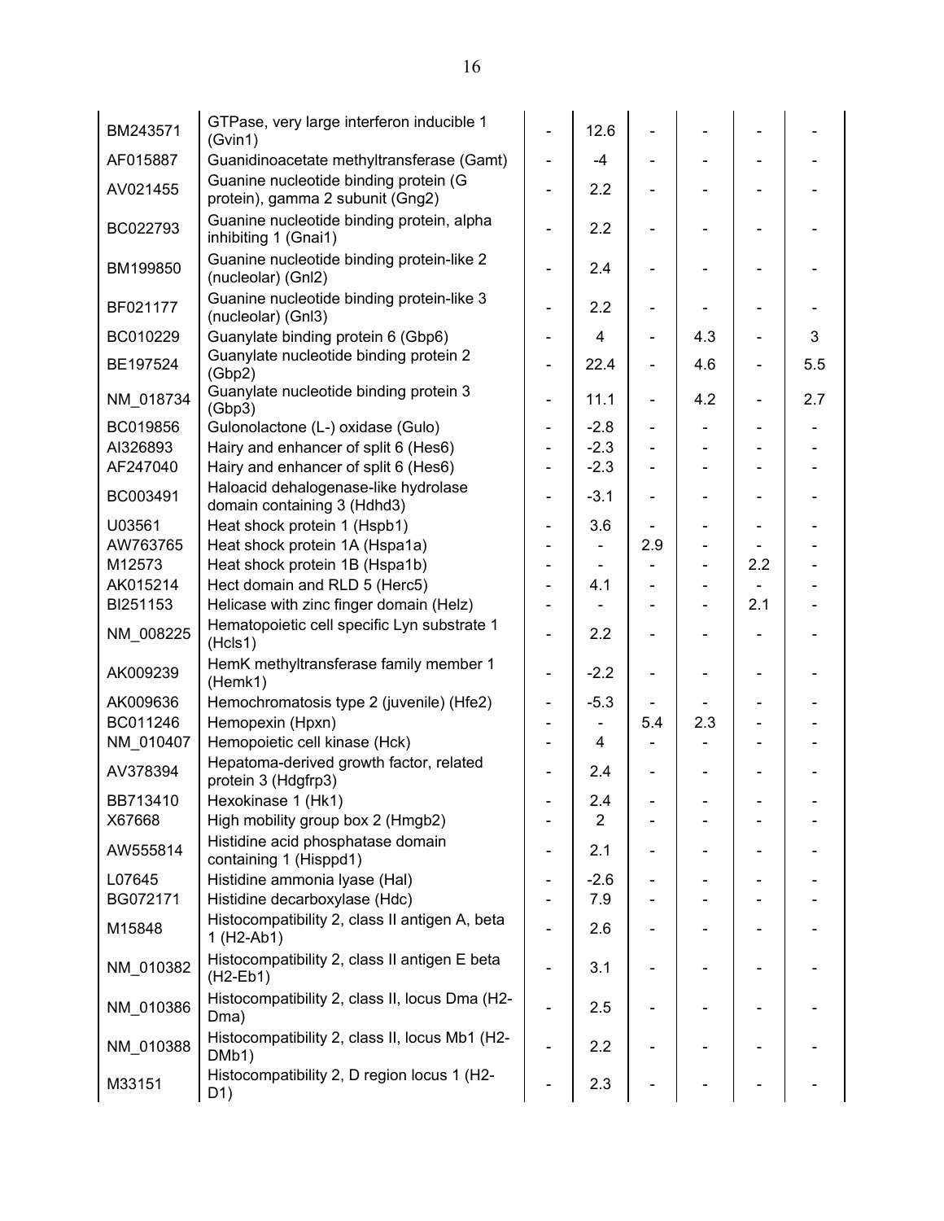| | | | | | | | |
|---|---|---|---|---|---|---|---|
| BM243571 | GTPase, very large interferon inducible 1 (Gvin1) | - | 12.6 | - | - | - | - |
| AF015887 | Guanidinoacetate methyltransferase (Gamt) | - | -4 | - | - | - | - |
| AV021455 | Guanine nucleotide binding protein (G protein), gamma 2 subunit (Gng2) | - | 2.2 | - | - | - | - |
| BC022793 | Guanine nucleotide binding protein, alpha inhibiting 1 (Gnai1) | - | 2.2 | - | - | - | - |
| BM199850 | Guanine nucleotide binding protein-like 2 (nucleolar) (Gnl2) | - | 2.4 | - | - | - | - |
| BF021177 | Guanine nucleotide binding protein-like 3 (nucleolar) (Gnl3) | - | 2.2 | - | - | - | - |
| BC010229 | Guanylate binding protein 6 (Gbp6) | - | 4 | - | 4.3 | - | 3 |
| BE197524 | Guanylate nucleotide binding protein 2 (Gbp2) | - | 22.4 | - | 4.6 | - | 5.5 |
| NM_018734 | Guanylate nucleotide binding protein 3 (Gbp3) | - | 11.1 | - | 4.2 | - | 2.7 |
| BC019856 | Gulonolactone (L-) oxidase (Gulo) | - | -2.8 | - | - | - | - |
| AI326893 | Hairy and enhancer of split 6 (Hes6) | - | -2.3 | - | - | - | - |
| AF247040 | Hairy and enhancer of split 6 (Hes6) | - | -2.3 | - | - | - | - |
| BC003491 | Haloacid dehalogenase-like hydrolase domain containing 3 (Hdhd3) | - | -3.1 | - | - | - | - |
| U03561 | Heat shock protein 1 (Hspb1) | - | 3.6 | - | - | - | - |
| AW763765 | Heat shock protein 1A (Hspa1a) | - | - | 2.9 | - | - | - |
| M12573 | Heat shock protein 1B (Hspa1b) | - | - | - | - | 2.2 | - |
| AK015214 | Hect domain and RLD 5 (Herc5) | - | 4.1 | - | - | - | - |
| BI251153 | Helicase with zinc finger domain (Helz) | - | - | - | - | 2.1 | - |
| NM_008225 | Hematopoietic cell specific Lyn substrate 1 (Hcls1) | - | 2.2 | - | - | - | - |
| AK009239 | HemK methyltransferase family member 1 (Hemk1) | - | -2.2 | - | - | - | - |
| AK009636 | Hemochromatosis type 2 (juvenile) (Hfe2) | - | -5.3 | - | - | - | - |
| BC011246 | Hemopexin (Hpxn) | - | - | 5.4 | 2.3 | - | - |
| NM_010407 | Hemopoietic cell kinase (Hck) | - | 4 | - | - | - | - |
| AV378394 | Hepatoma-derived growth factor, related protein 3 (Hdgfrp3) | - | 2.4 | - | - | - | - |
| BB713410 | Hexokinase 1 (Hk1) | - | 2.4 | - | - | - | - |
| X67668 | High mobility group box 2 (Hmgb2) | - | 2 | - | - | - | - |
| AW555814 | Histidine acid phosphatase domain containing 1 (Hisppd1) | - | 2.1 | - | - | - | - |
| L07645 | Histidine ammonia lyase (Hal) | - | -2.6 | - | - | - | - |
| BG072171 | Histidine decarboxylase (Hdc) | - | 7.9 | - | - | - | - |
| M15848 | Histocompatibility 2, class II antigen A, beta 1 (H2-Ab1) | - | 2.6 | - | - | - | - |
| NM_010382 | Histocompatibility 2, class II antigen E beta (H2-Eb1) | - | 3.1 | - | - | - | - |
| NM_010386 | Histocompatibility 2, class II, locus Dma (H2-Dma) | - | 2.5 | - | - | - | - |
| NM_010388 | Histocompatibility 2, class II, locus Mb1 (H2-DMb1) | - | 2.2 | - | - | - | - |
| M33151 | Histocompatibility 2, D region locus 1 (H2-D1) | - | 2.3 | - | - | - | - |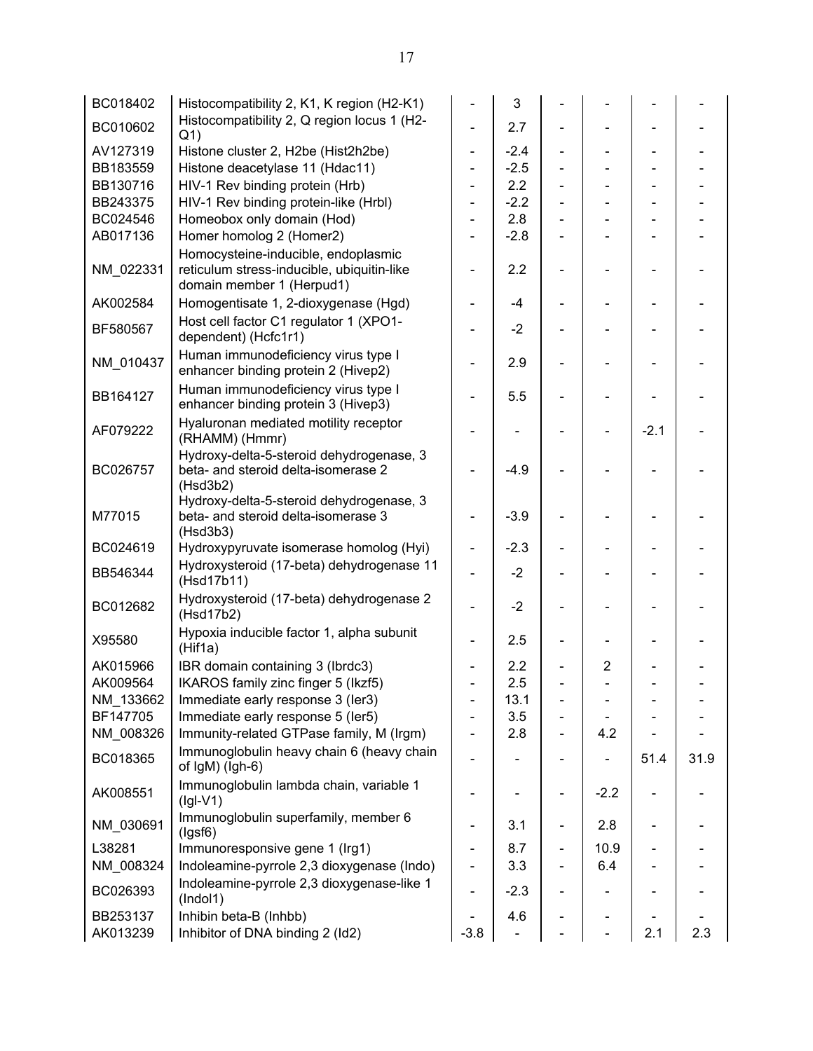| | | | | | | | |
|---|---|---|---|---|---|---|---|
| BC018402 | Histocompatibility 2, K1, K region (H2-K1) | - | 3 | - | - | - | - |
| BC010602 | Histocompatibility 2, Q region locus 1 (H2-Q1) | - | 2.7 | - | - | - | - |
| AV127319 | Histone cluster 2, H2be (Hist2h2be) | - | -2.4 | - | - | - | - |
| BB183559 | Histone deacetylase 11 (Hdac11) | - | -2.5 | - | - | - | - |
| BB130716 | HIV-1 Rev binding protein (Hrb) | - | 2.2 | - | - | - | - |
| BB243375 | HIV-1 Rev binding protein-like (Hrbl) | - | -2.2 | - | - | - | - |
| BC024546 | Homeobox only domain (Hod) | - | 2.8 | - | - | - | - |
| AB017136 | Homer homolog 2 (Homer2) | - | -2.8 | - | - | - | - |
| NM_022331 | Homocysteine-inducible, endoplasmic reticulum stress-inducible, ubiquitin-like domain member 1 (Herpud1) | - | 2.2 | - | - | - | - |
| AK002584 | Homogentisate 1, 2-dioxygenase (Hgd) | - | -4 | - | - | - | - |
| BF580567 | Host cell factor C1 regulator 1 (XPO1-dependent) (Hcfc1r1) | - | -2 | - | - | - | - |
| NM_010437 | Human immunodeficiency virus type I enhancer binding protein 2 (Hivep2) | - | 2.9 | - | - | - | - |
| BB164127 | Human immunodeficiency virus type I enhancer binding protein 3 (Hivep3) | - | 5.5 | - | - | - | - |
| AF079222 | Hyaluronan mediated motility receptor (RHAMM) (Hmmr) | - | - | - | - | -2.1 | - |
| BC026757 | Hydroxy-delta-5-steroid dehydrogenase, 3 beta- and steroid delta-isomerase 2 (Hsd3b2) | - | -4.9 | - | - | - | - |
| M77015 | Hydroxy-delta-5-steroid dehydrogenase, 3 beta- and steroid delta-isomerase 3 (Hsd3b3) | - | -3.9 | - | - | - | - |
| BC024619 | Hydroxypyruvate isomerase homolog (Hyi) | - | -2.3 | - | - | - | - |
| BB546344 | Hydroxysteroid (17-beta) dehydrogenase 11 (Hsd17b11) | - | -2 | - | - | - | - |
| BC012682 | Hydroxysteroid (17-beta) dehydrogenase 2 (Hsd17b2) | - | -2 | - | - | - | - |
| X95580 | Hypoxia inducible factor 1, alpha subunit (Hif1a) | - | 2.5 | - | - | - | - |
| AK015966 | IBR domain containing 3 (Ibrdc3) | - | 2.2 | - | 2 | - | - |
| AK009564 | IKAROS family zinc finger 5 (Ikzf5) | - | 2.5 | - | - | - | - |
| NM_133662 | Immediate early response 3 (Ier3) | - | 13.1 | - | - | - | - |
| BF147705 | Immediate early response 5 (Ier5) | - | 3.5 | - | - | - | - |
| NM_008326 | Immunity-related GTPase family, M (Irgm) | - | 2.8 | - | 4.2 | - | - |
| BC018365 | Immunoglobulin heavy chain 6 (heavy chain of IgM) (Igh-6) | - | - | - | - | 51.4 | 31.9 |
| AK008551 | Immunoglobulin lambda chain, variable 1 (Igl-V1) | - | - | - | -2.2 | - | - |
| NM_030691 | Immunoglobulin superfamily, member 6 (Igsf6) | - | 3.1 | - | 2.8 | - | - |
| L38281 | Immunoresponsive gene 1 (Irg1) | - | 8.7 | - | 10.9 | - | - |
| NM_008324 | Indoleamine-pyrrole 2,3 dioxygenase (Indo) | - | 3.3 | - | 6.4 | - | - |
| BC026393 | Indoleamine-pyrrole 2,3 dioxygenase-like 1 (Indol1) | - | -2.3 | - | - | - | - |
| BB253137 | Inhibin beta-B (Inhbb) | - | 4.6 | - | - | - | - |
| AK013239 | Inhibitor of DNA binding 2 (Id2) | -3.8 | - | - | - | 2.1 | 2.3 |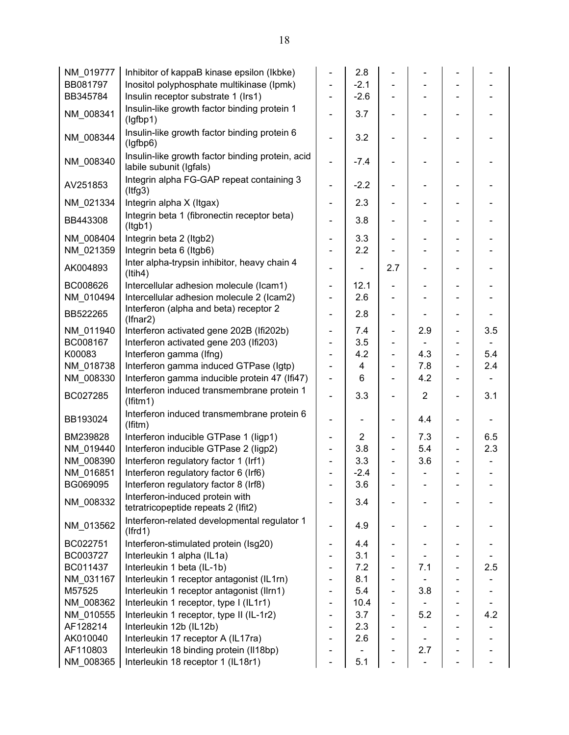| | | | | | | | |
|---|---|---|---|---|---|---|---|
| NM_019777 | Inhibitor of kappaB kinase epsilon (Ikbke) | - | 2.8 | - | - | - | - |
| BB081797 | Inositol polyphosphate multikinase (Ipmk) | - | -2.1 | - | - | - | - |
| BB345784 | Insulin receptor substrate 1 (Irs1) | - | -2.6 | - | - | - | - |
| NM_008341 | Insulin-like growth factor binding protein 1 (Igfbp1) | - | 3.7 | - | - | - | - |
| NM_008344 | Insulin-like growth factor binding protein 6 (Igfbp6) | - | 3.2 | - | - | - | - |
| NM_008340 | Insulin-like growth factor binding protein, acid labile subunit (Igfals) | - | -7.4 | - | - | - | - |
| AV251853 | Integrin alpha FG-GAP repeat containing 3 (Itfg3) | - | -2.2 | - | - | - | - |
| NM_021334 | Integrin alpha X (Itgax) | - | 2.3 | - | - | - | - |
| BB443308 | Integrin beta 1 (fibronectin receptor beta) (Itgb1) | - | 3.8 | - | - | - | - |
| NM_008404 | Integrin beta 2 (Itgb2) | - | 3.3 | - | - | - | - |
| NM_021359 | Integrin beta 6 (Itgb6) | - | 2.2 | - | - | - | - |
| AK004893 | Inter alpha-trypsin inhibitor, heavy chain 4 (Itih4) | - | - | 2.7 | - | - | - |
| BC008626 | Intercellular adhesion molecule (Icam1) | - | 12.1 | - | - | - | - |
| NM_010494 | Intercellular adhesion molecule 2 (Icam2) | - | 2.6 | - | - | - | - |
| BB522265 | Interferon (alpha and beta) receptor 2 (Ifnar2) | - | 2.8 | - | - | - | - |
| NM_011940 | Interferon activated gene 202B (Ifi202b) | - | 7.4 | - | 2.9 | - | 3.5 |
| BC008167 | Interferon activated gene 203 (Ifi203) | - | 3.5 | - | - | - | - |
| K00083 | Interferon gamma (Ifng) | - | 4.2 | - | 4.3 | - | 5.4 |
| NM_018738 | Interferon gamma induced GTPase (Igtp) | - | 4 | - | 7.8 | - | 2.4 |
| NM_008330 | Interferon gamma inducible protein 47 (Ifi47) | - | 6 | - | 4.2 | - | - |
| BC027285 | Interferon induced transmembrane protein 1 (Ifitm1) | - | 3.3 | - | 2 | - | 3.1 |
| BB193024 | Interferon induced transmembrane protein 6 (Ifitm) | - | - | - | 4.4 | - | - |
| BM239828 | Interferon inducible GTPase 1 (Iigp1) | - | 2 | - | 7.3 | - | 6.5 |
| NM_019440 | Interferon inducible GTPase 2 (Iigp2) | - | 3.8 | - | 5.4 | - | 2.3 |
| NM_008390 | Interferon regulatory factor 1 (Irf1) | - | 3.3 | - | 3.6 | - | - |
| NM_016851 | Interferon regulatory factor 6 (Irf6) | - | -2.4 | - | - | - | - |
| BG069095 | Interferon regulatory factor 8 (Irf8) | - | 3.6 | - | - | - | - |
| NM_008332 | Interferon-induced protein with tetratricopeptide repeats 2 (Ifit2) | - | 3.4 | - | - | - | - |
| NM_013562 | Interferon-related developmental regulator 1 (Ifrd1) | - | 4.9 | - | - | - | - |
| BC022751 | Interferon-stimulated protein (Isg20) | - | 4.4 | - | - | - | - |
| BC003727 | Interleukin 1 alpha (IL1a) | - | 3.1 | - | - | - | - |
| BC011437 | Interleukin 1 beta (IL-1b) | - | 7.2 | - | 7.1 | - | 2.5 |
| NM_031167 | Interleukin 1 receptor antagonist (IL1rn) | - | 8.1 | - | - | - | - |
| M57525 | Interleukin 1 receptor antagonist (Ilrn1) | - | 5.4 | - | 3.8 | - | - |
| NM_008362 | Interleukin 1 receptor, type I (IL1r1) | - | 10.4 | - | - | - | - |
| NM_010555 | Interleukin 1 receptor, type II (IL-1r2) | - | 3.7 | - | 5.2 | - | 4.2 |
| AF128214 | Interleukin 12b (IL12b) | - | 2.3 | - | - | - | - |
| AK010040 | Interleukin 17 receptor A (IL17ra) | - | 2.6 | - | - | - | - |
| AF110803 | Interleukin 18 binding protein (Il18bp) | - | - | - | 2.7 | - | - |
| NM_008365 | Interleukin 18 receptor 1 (IL18r1) | - | 5.1 | - | - | - | - |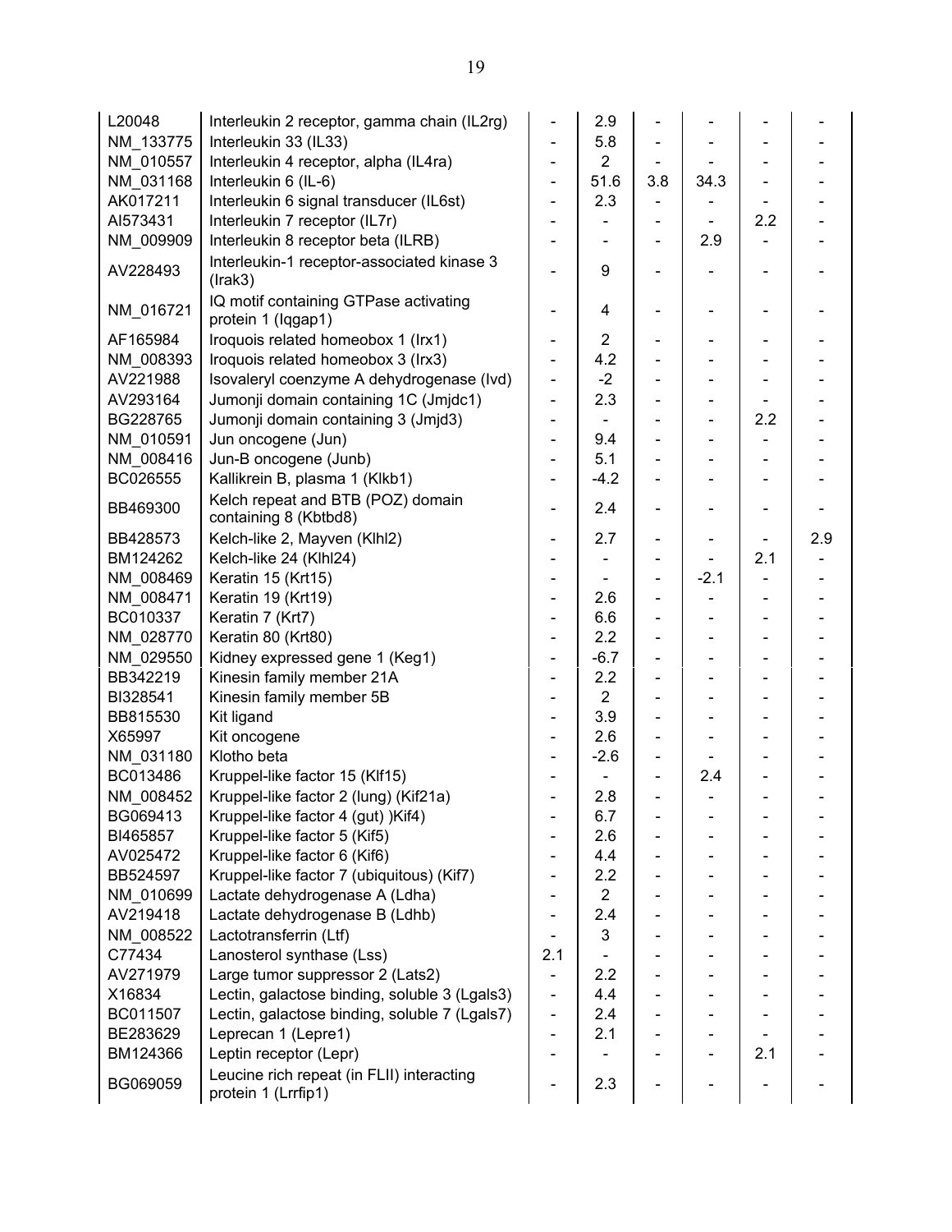| | | | | | | | |
|---|---|---|---|---|---|---|---|
| L20048 | Interleukin 2 receptor, gamma chain (IL2rg) | - | 2.9 | - | - | - | - |
| NM_133775 | Interleukin 33 (IL33) | - | 5.8 | - | - | - | - |
| NM_010557 | Interleukin 4 receptor, alpha (IL4ra) | - | 2 | - | - | - | - |
| NM_031168 | Interleukin 6 (IL-6) | - | 51.6 | 3.8 | 34.3 | - | - |
| AK017211 | Interleukin 6 signal transducer (IL6st) | - | 2.3 | - | - | - | - |
| AI573431 | Interleukin 7 receptor (IL7r) | - | - | - | - | 2.2 | - |
| NM_009909 | Interleukin 8 receptor beta (ILRB) | - | - | - | 2.9 | - | - |
| AV228493 | Interleukin-1 receptor-associated kinase 3 (Irak3) | - | 9 | - | - | - | - |
| NM_016721 | IQ motif containing GTPase activating protein 1 (Iqgap1) | - | 4 | - | - | - | - |
| AF165984 | Iroquois related homeobox 1 (Irx1) | - | 2 | - | - | - | - |
| NM_008393 | Iroquois related homeobox 3 (Irx3) | - | 4.2 | - | - | - | - |
| AV221988 | Isovaleryl coenzyme A dehydrogenase (Ivd) | - | -2 | - | - | - | - |
| AV293164 | Jumonji domain containing 1C (Jmjdc1) | - | 2.3 | - | - | - | - |
| BG228765 | Jumonji domain containing 3 (Jmjd3) | - | - | - | - | 2.2 | - |
| NM_010591 | Jun oncogene (Jun) | - | 9.4 | - | - | - | - |
| NM_008416 | Jun-B oncogene (Junb) | - | 5.1 | - | - | - | - |
| BC026555 | Kallikrein B, plasma 1 (Klkb1) | - | -4.2 | - | - | - | - |
| BB469300 | Kelch repeat and BTB (POZ) domain containing 8 (Kbtbd8) | - | 2.4 | - | - | - | - |
| BB428573 | Kelch-like 2, Mayven (Klhl2) | - | 2.7 | - | - | - | 2.9 |
| BM124262 | Kelch-like 24 (Klhl24) | - | - | - | - | 2.1 | - |
| NM_008469 | Keratin 15 (Krt15) | - | - | - | -2.1 | - | - |
| NM_008471 | Keratin 19 (Krt19) | - | 2.6 | - | - | - | - |
| BC010337 | Keratin 7 (Krt7) | - | 6.6 | - | - | - | - |
| NM_028770 | Keratin 80 (Krt80) | - | 2.2 | - | - | - | - |
| NM_029550 | Kidney expressed gene 1 (Keg1) | - | -6.7 | - | - | - | - |
| BB342219 | Kinesin family member 21A | - | 2.2 | - | - | - | - |
| BI328541 | Kinesin family member 5B | - | 2 | - | - | - | - |
| BB815530 | Kit ligand | - | 3.9 | - | - | - | - |
| X65997 | Kit oncogene | - | 2.6 | - | - | - | - |
| NM_031180 | Klotho beta | - | -2.6 | - | - | - | - |
| BC013486 | Kruppel-like factor 15 (Klf15) | - | - | - | 2.4 | - | - |
| NM_008452 | Kruppel-like factor 2 (lung) (Kif21a) | - | 2.8 | - | - | - | - |
| BG069413 | Kruppel-like factor 4 (gut) )Kif4) | - | 6.7 | - | - | - | - |
| BI465857 | Kruppel-like factor 5 (Kif5) | - | 2.6 | - | - | - | - |
| AV025472 | Kruppel-like factor 6 (Kif6) | - | 4.4 | - | - | - | - |
| BB524597 | Kruppel-like factor 7 (ubiquitous) (Kif7) | - | 2.2 | - | - | - | - |
| NM_010699 | Lactate dehydrogenase A (Ldha) | - | 2 | - | - | - | - |
| AV219418 | Lactate dehydrogenase B (Ldhb) | - | 2.4 | - | - | - | - |
| NM_008522 | Lactotransferrin (Ltf) | - | 3 | - | - | - | - |
| C77434 | Lanosterol synthase (Lss) | 2.1 | - | - | - | - | - |
| AV271979 | Large tumor suppressor 2 (Lats2) | - | 2.2 | - | - | - | - |
| X16834 | Lectin, galactose binding, soluble 3 (Lgals3) | - | 4.4 | - | - | - | - |
| BC011507 | Lectin, galactose binding, soluble 7 (Lgals7) | - | 2.4 | - | - | - | - |
| BE283629 | Leprecan 1 (Lepre1) | - | 2.1 | - | - | - | - |
| BM124366 | Leptin receptor (Lepr) | - | - | - | - | 2.1 | - |
| BG069059 | Leucine rich repeat (in FLII) interacting protein 1 (Lrrfip1) | - | 2.3 | - | - | - | - |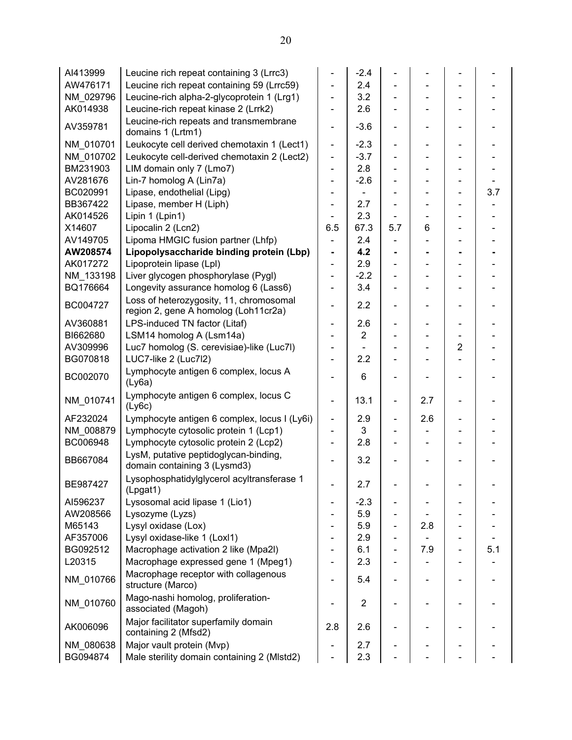| | | | | | | | |
|---|---|---|---|---|---|---|---|
| AI413999 | Leucine rich repeat containing 3 (Lrrc3) | - | -2.4 | - | - | - | - |
| AW476171 | Leucine rich repeat containing 59 (Lrrc59) | - | 2.4 | - | - | - | - |
| NM_029796 | Leucine-rich alpha-2-glycoprotein 1 (Lrg1) | - | 3.2 | - | - | - | - |
| AK014938 | Leucine-rich repeat kinase 2 (Lrrk2) | - | 2.6 | - | - | - | - |
| AV359781 | Leucine-rich repeats and transmembrane domains 1 (Lrtm1) | - | -3.6 | - | - | - | - |
| NM_010701 | Leukocyte cell derived chemotaxin 1 (Lect1) | - | -2.3 | - | - | - | - |
| NM_010702 | Leukocyte cell-derived chemotaxin 2 (Lect2) | - | -3.7 | - | - | - | - |
| BM231903 | LIM domain only 7 (Lmo7) | - | 2.8 | - | - | - | - |
| AV281676 | Lin-7 homolog A (Lin7a) | - | -2.6 | - | - | - | - |
| BC020991 | Lipase, endothelial (Lipg) | - | - | - | - | - | 3.7 |
| BB367422 | Lipase, member H (Liph) | - | 2.7 | - | - | - | - |
| AK014526 | Lipin 1 (Lpin1) | - | 2.3 | - | - | - | - |
| X14607 | Lipocalin 2 (Lcn2) | 6.5 | 67.3 | 5.7 | 6 | - | - |
| AV149705 | Lipoma HMGIC fusion partner (Lhfp) | - | 2.4 | - | - | - | - |
| **AW208574** | **Lipopolysaccharide binding protein (Lbp)** | **-** | **4.2** | **-** | **-** | **-** | **-** |
| AK017272 | Lipoprotein lipase (Lpl) | - | 2.9 | - | - | - | - |
| NM_133198 | Liver glycogen phosphorylase (Pygl) | - | -2.2 | - | - | - | - |
| BQ176664 | Longevity assurance homolog 6 (Lass6) | - | 3.4 | - | - | - | - |
| BC004727 | Loss of heterozygosity, 11, chromosomal region 2, gene A homolog (Loh11cr2a) | - | 2.2 | - | - | - | - |
| AV360881 | LPS-induced TN factor (Litaf) | - | 2.6 | - | - | - | - |
| BI662680 | LSM14 homolog A (Lsm14a) | - | 2 | - | - | - | - |
| AV309996 | Luc7 homolog (S. cerevisiae)-like (Luc7l) | - | - | - | - | 2 | - |
| BG070818 | LUC7-like 2 (Luc7l2) | - | 2.2 | - | - | - | - |
| BC002070 | Lymphocyte antigen 6 complex, locus A (Ly6a) | - | 6 | - | - | - | - |
| NM_010741 | Lymphocyte antigen 6 complex, locus C (Ly6c) | - | 13.1 | - | 2.7 | - | - |
| AF232024 | Lymphocyte antigen 6 complex, locus I (Ly6i) | - | 2.9 | - | 2.6 | - | - |
| NM_008879 | Lymphocyte cytosolic protein 1 (Lcp1) | - | 3 | - | - | - | - |
| BC006948 | Lymphocyte cytosolic protein 2 (Lcp2) | - | 2.8 | - | - | - | - |
| BB667084 | LysM, putative peptidoglycan-binding, domain containing 3 (Lysmd3) | - | 3.2 | - | - | - | - |
| BE987427 | Lysophosphatidylglycerol acyltransferase 1 (Lpgat1) | - | 2.7 | - | - | - | - |
| AI596237 | Lysosomal acid lipase 1 (Lio1) | - | -2.3 | - | - | - | - |
| AW208566 | Lysozyme (Lyzs) | - | 5.9 | - | - | - | - |
| M65143 | Lysyl oxidase (Lox) | - | 5.9 | - | 2.8 | - | - |
| AF357006 | Lysyl oxidase-like 1 (Loxl1) | - | 2.9 | - | - | - | - |
| BG092512 | Macrophage activation 2 like (Mpa2l) | - | 6.1 | - | 7.9 | - | 5.1 |
| L20315 | Macrophage expressed gene 1 (Mpeg1) | - | 2.3 | - | - | - | - |
| NM_010766 | Macrophage receptor with collagenous structure (Marco) | - | 5.4 | - | - | - | - |
| NM_010760 | Mago-nashi homolog, proliferation-associated (Magoh) | - | 2 | - | - | - | - |
| AK006096 | Major facilitator superfamily domain containing 2 (Mfsd2) | 2.8 | 2.6 | - | - | - | - |
| NM_080638 | Major vault protein (Mvp) | - | 2.7 | - | - | - | - |
| BG094874 | Male sterility domain containing 2 (Mlstd2) | - | 2.3 | - | - | - | - |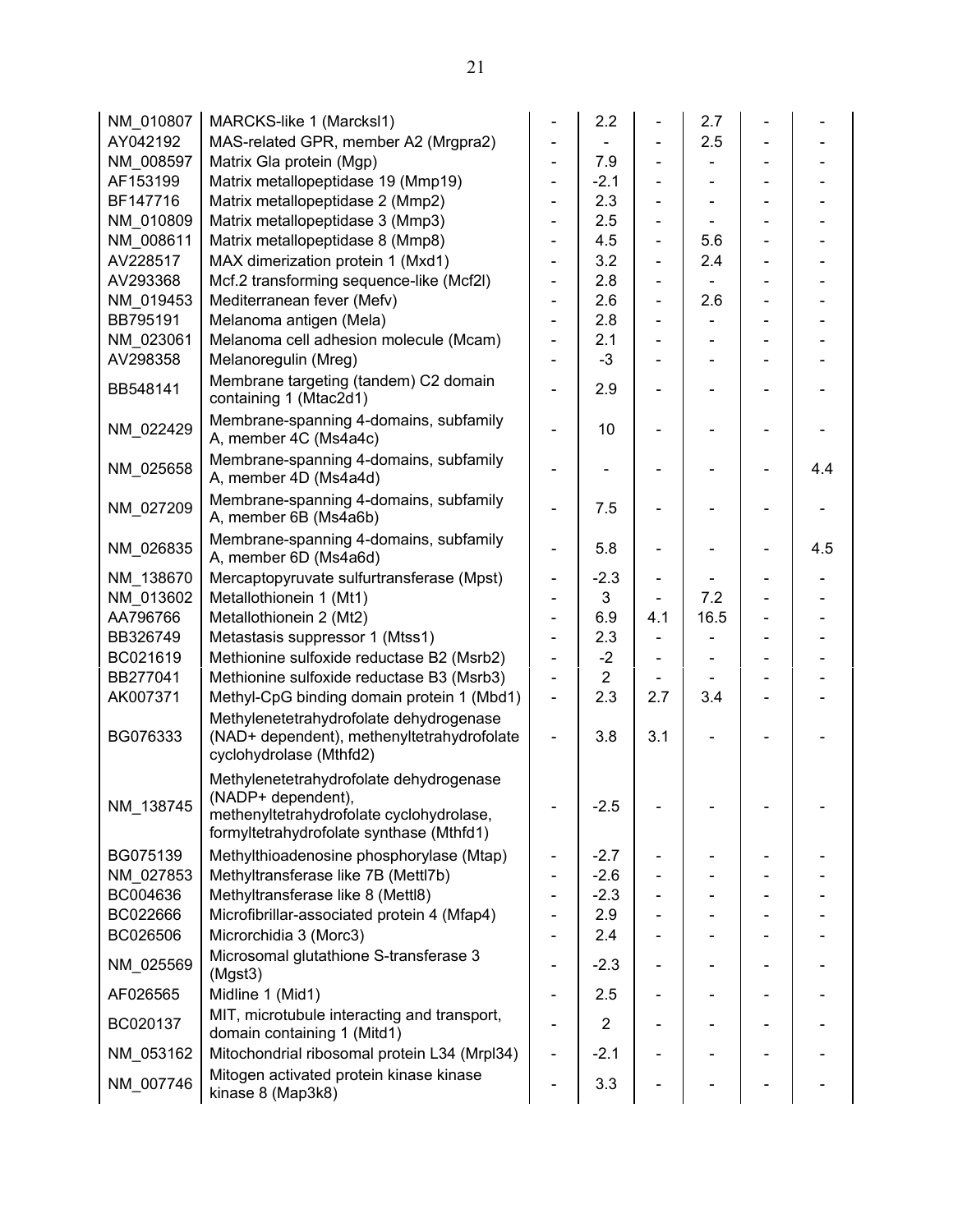| | | | | | | | |
|---|---|---|---|---|---|---|---|
| NM_010807 | MARCKS-like 1 (Marcksl1) | - | 2.2 | - | 2.7 | - | - |
| AY042192 | MAS-related GPR, member A2 (Mrgpra2) | - | - | - | 2.5 | - | - |
| NM_008597 | Matrix Gla protein (Mgp) | - | 7.9 | - | - | - | - |
| AF153199 | Matrix metallopeptidase 19 (Mmp19) | - | -2.1 | - | - | - | - |
| BF147716 | Matrix metallopeptidase 2 (Mmp2) | - | 2.3 | - | - | - | - |
| NM_010809 | Matrix metallopeptidase 3 (Mmp3) | - | 2.5 | - | - | - | - |
| NM_008611 | Matrix metallopeptidase 8 (Mmp8) | - | 4.5 | - | 5.6 | - | - |
| AV228517 | MAX dimerization protein 1 (Mxd1) | - | 3.2 | - | 2.4 | - | - |
| AV293368 | Mcf.2 transforming sequence-like (Mcf2l) | - | 2.8 | - | - | - | - |
| NM_019453 | Mediterranean fever (Mefv) | - | 2.6 | - | 2.6 | - | - |
| BB795191 | Melanoma antigen (Mela) | - | 2.8 | - | - | - | - |
| NM_023061 | Melanoma cell adhesion molecule (Mcam) | - | 2.1 | - | - | - | - |
| AV298358 | Melanoregulin (Mreg) | - | -3 | - | - | - | - |
| BB548141 | Membrane targeting (tandem) C2 domain containing 1 (Mtac2d1) | - | 2.9 | - | - | - | - |
| NM_022429 | Membrane-spanning 4-domains, subfamily A, member 4C (Ms4a4c) | - | 10 | - | - | - | - |
| NM_025658 | Membrane-spanning 4-domains, subfamily A, member 4D (Ms4a4d) | - | - | - | - | - | 4.4 |
| NM_027209 | Membrane-spanning 4-domains, subfamily A, member 6B (Ms4a6b) | - | 7.5 | - | - | - | - |
| NM_026835 | Membrane-spanning 4-domains, subfamily A, member 6D (Ms4a6d) | - | 5.8 | - | - | - | 4.5 |
| NM_138670 | Mercaptopyruvate sulfurtransferase (Mpst) | - | -2.3 | - | - | - | - |
| NM_013602 | Metallothionein 1 (Mt1) | - | 3 | - | 7.2 | - | - |
| AA796766 | Metallothionein 2 (Mt2) | - | 6.9 | 4.1 | 16.5 | - | - |
| BB326749 | Metastasis suppressor 1 (Mtss1) | - | 2.3 | - | - | - | - |
| BC021619 | Methionine sulfoxide reductase B2 (Msrb2) | - | -2 | - | - | - | - |
| BB277041 | Methionine sulfoxide reductase B3 (Msrb3) | - | 2 | - | - | - | - |
| AK007371 | Methyl-CpG binding domain protein 1 (Mbd1) | - | 2.3 | 2.7 | 3.4 | - | - |
| BG076333 | Methylenetetrahydrofolate dehydrogenase (NAD+ dependent), methenyltetrahydrofolate cyclohydrolase (Mthfd2) | - | 3.8 | 3.1 | - | - | - |
| NM_138745 | Methylenetetrahydrofolate dehydrogenase (NADP+ dependent), methenyltetrahydrofolate cyclohydrolase, formyltetrahydrofolate synthase (Mthfd1) | - | -2.5 | - | - | - | - |
| BG075139 | Methylthioadenosine phosphorylase (Mtap) | - | -2.7 | - | - | - | - |
| NM_027853 | Methyltransferase like 7B (Mettl7b) | - | -2.6 | - | - | - | - |
| BC004636 | Methyltransferase like 8 (Mettl8) | - | -2.3 | - | - | - | - |
| BC022666 | Microfibrillar-associated protein 4 (Mfap4) | - | 2.9 | - | - | - | - |
| BC026506 | Microrchidia 3 (Morc3) | - | 2.4 | - | - | - | - |
| NM_025569 | Microsomal glutathione S-transferase 3 (Mgst3) | - | -2.3 | - | - | - | - |
| AF026565 | Midline 1 (Mid1) | - | 2.5 | - | - | - | - |
| BC020137 | MIT, microtubule interacting and transport, domain containing 1 (Mitd1) | - | 2 | - | - | - | - |
| NM_053162 | Mitochondrial ribosomal protein L34 (Mrpl34) | - | -2.1 | - | - | - | - |
| NM_007746 | Mitogen activated protein kinase kinase kinase 8 (Map3k8) | - | 3.3 | - | - | - | - |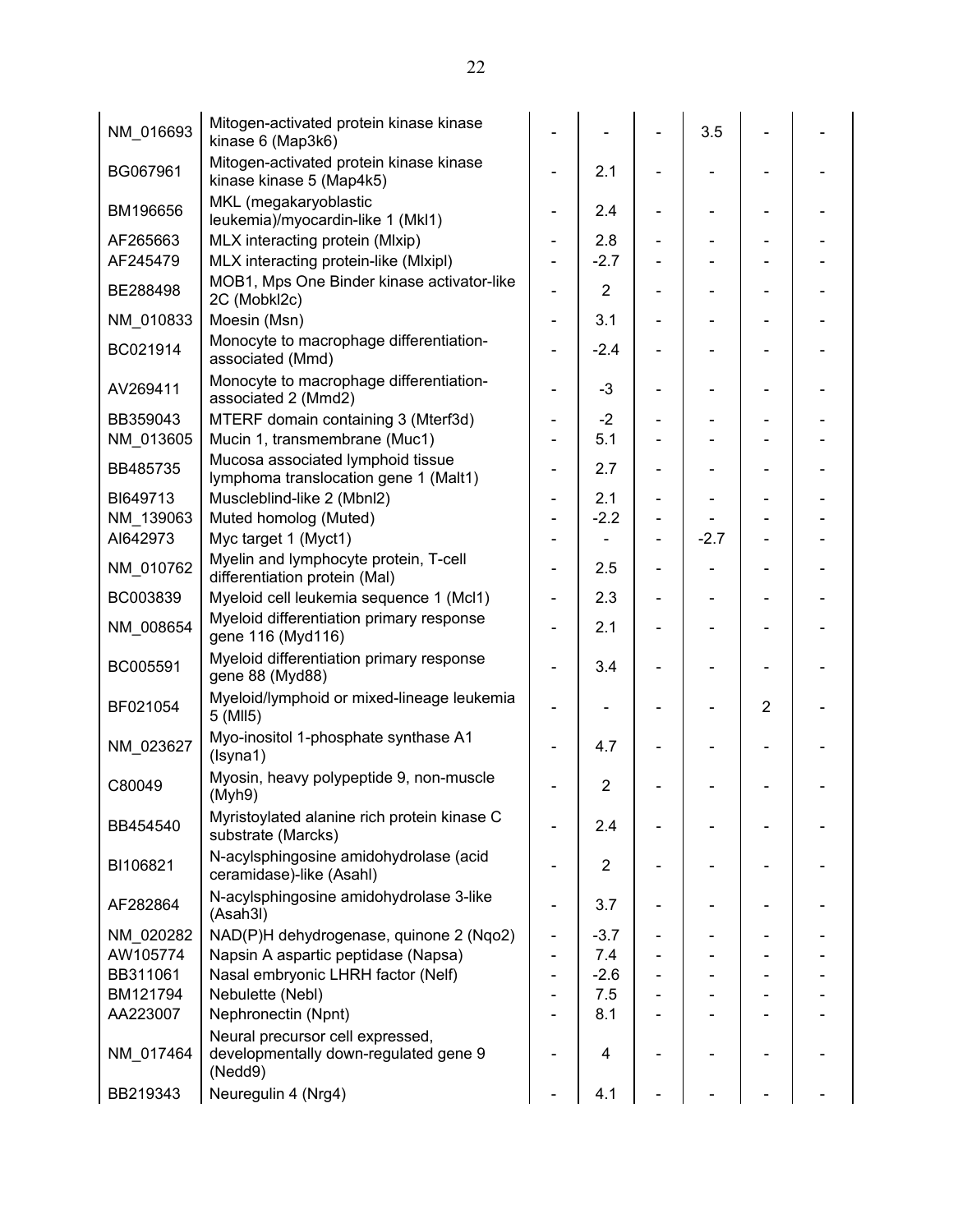| | | | | | | | |
|---|---|---|---|---|---|---|---|
| NM_016693 | Mitogen-activated protein kinase kinase kinase 6 (Map3k6) | - | - | - | 3.5 | - | - |
| BG067961 | Mitogen-activated protein kinase kinase kinase kinase 5 (Map4k5) | - | 2.1 | - | - | - | - |
| BM196656 | MKL (megakaryoblastic leukemia)/myocardin-like 1 (Mkl1) | - | 2.4 | - | - | - | - |
| AF265663 | MLX interacting protein (Mlxip) | - | 2.8 | - | - | - | - |
| AF245479 | MLX interacting protein-like (Mlxipl) | - | -2.7 | - | - | - | - |
| BE288498 | MOB1, Mps One Binder kinase activator-like 2C (Mobkl2c) | - | 2 | - | - | - | - |
| NM_010833 | Moesin (Msn) | - | 3.1 | - | - | - | - |
| BC021914 | Monocyte to macrophage differentiation-associated (Mmd) | - | -2.4 | - | - | - | - |
| AV269411 | Monocyte to macrophage differentiation-associated 2 (Mmd2) | - | -3 | - | - | - | - |
| BB359043 | MTERF domain containing 3 (Mterf3d) | - | -2 | - | - | - | - |
| NM_013605 | Mucin 1, transmembrane (Muc1) | - | 5.1 | - | - | - | - |
| BB485735 | Mucosa associated lymphoid tissue lymphoma translocation gene 1 (Malt1) | - | 2.7 | - | - | - | - |
| BI649713 | Muscleblind-like 2 (Mbnl2) | - | 2.1 | - | - | - | - |
| NM_139063 | Muted homolog (Muted) | - | -2.2 | - | - | - | - |
| AI642973 | Myc target 1 (Myct1) | - | - | - | -2.7 | - | - |
| NM_010762 | Myelin and lymphocyte protein, T-cell differentiation protein (Mal) | - | 2.5 | - | - | - | - |
| BC003839 | Myeloid cell leukemia sequence 1 (Mcl1) | - | 2.3 | - | - | - | - |
| NM_008654 | Myeloid differentiation primary response gene 116 (Myd116) | - | 2.1 | - | - | - | - |
| BC005591 | Myeloid differentiation primary response gene 88 (Myd88) | - | 3.4 | - | - | - | - |
| BF021054 | Myeloid/lymphoid or mixed-lineage leukemia 5 (Mll5) | - | - | - | - | 2 | - |
| NM_023627 | Myo-inositol 1-phosphate synthase A1 (Isyna1) | - | 4.7 | - | - | - | - |
| C80049 | Myosin, heavy polypeptide 9, non-muscle (Myh9) | - | 2 | - | - | - | - |
| BB454540 | Myristoylated alanine rich protein kinase C substrate (Marcks) | - | 2.4 | - | - | - | - |
| BI106821 | N-acylsphingosine amidohydrolase (acid ceramidase)-like (Asahl) | - | 2 | - | - | - | - |
| AF282864 | N-acylsphingosine amidohydrolase 3-like (Asah3l) | - | 3.7 | - | - | - | - |
| NM_020282 | NAD(P)H dehydrogenase, quinone 2 (Nqo2) | - | -3.7 | - | - | - | - |
| AW105774 | Napsin A aspartic peptidase (Napsa) | - | 7.4 | - | - | - | - |
| BB311061 | Nasal embryonic LHRH factor (Nelf) | - | -2.6 | - | - | - | - |
| BM121794 | Nebulette (Nebl) | - | 7.5 | - | - | - | - |
| AA223007 | Nephronectin (Npnt) | - | 8.1 | - | - | - | - |
| NM_017464 | Neural precursor cell expressed, developmentally down-regulated gene 9 (Nedd9) | - | 4 | - | - | - | - |
| BB219343 | Neuregulin 4 (Nrg4) | - | 4.1 | - | - | - | - |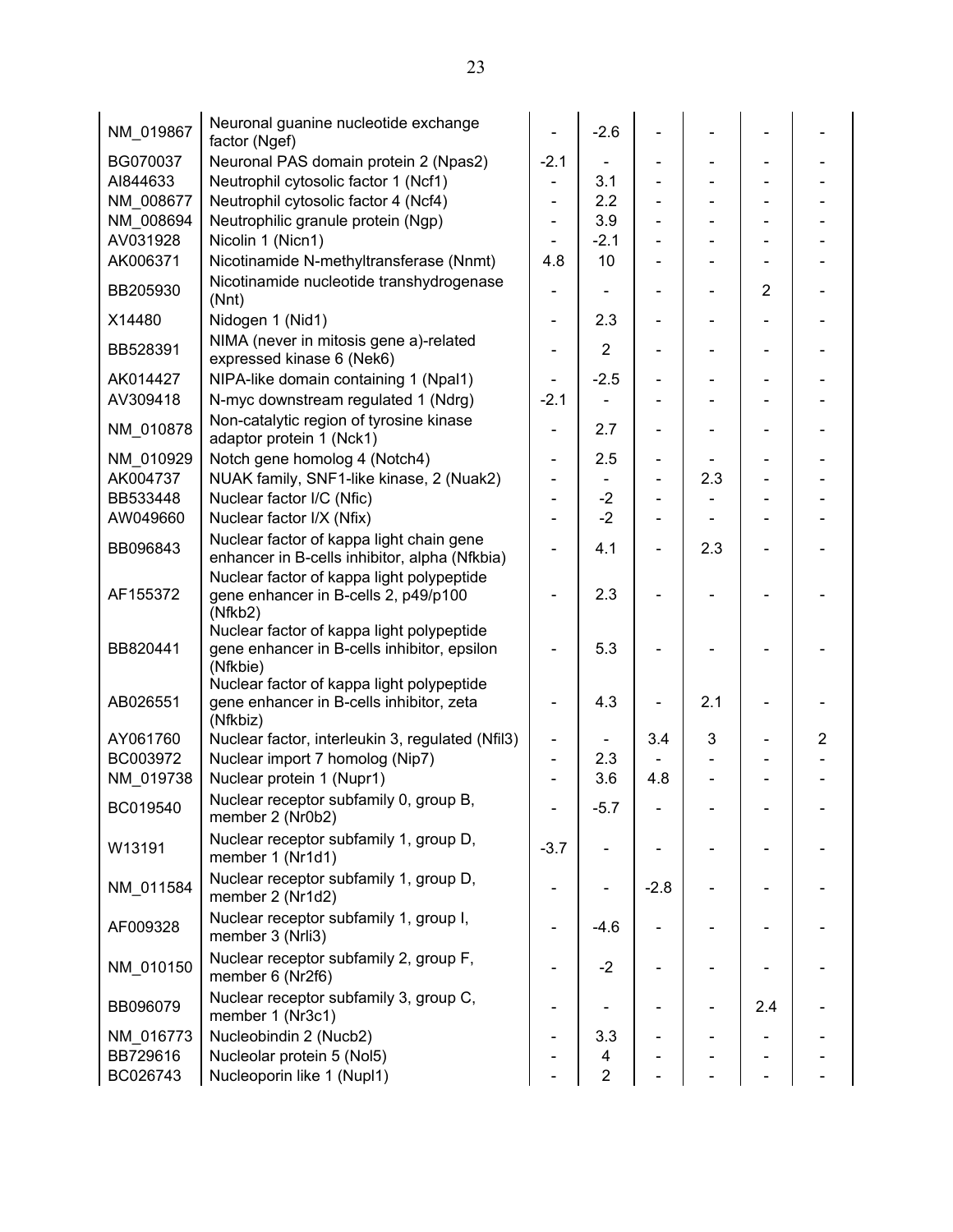| | | | | | | | |
|---|---|---|---|---|---|---|---|
| NM_019867 | Neuronal guanine nucleotide exchange factor (Ngef) | - | -2.6 | - | - | - | - |
| BG070037 | Neuronal PAS domain protein 2 (Npas2) | -2.1 | - | - | - | - | - |
| AI844633 | Neutrophil cytosolic factor 1 (Ncf1) | - | 3.1 | - | - | - | - |
| NM_008677 | Neutrophil cytosolic factor 4 (Ncf4) | - | 2.2 | - | - | - | - |
| NM_008694 | Neutrophilic granule protein (Ngp) | - | 3.9 | - | - | - | - |
| AV031928 | Nicolin 1 (Nicn1) | - | -2.1 | - | - | - | - |
| AK006371 | Nicotinamide N-methyltransferase (Nnmt) | 4.8 | 10 | - | - | - | - |
| BB205930 | Nicotinamide nucleotide transhydrogenase (Nnt) | - | - | - | - | 2 | - |
| X14480 | Nidogen 1 (Nid1) | - | 2.3 | - | - | - | - |
| BB528391 | NIMA (never in mitosis gene a)-related expressed kinase 6 (Nek6) | - | 2 | - | - | - | - |
| AK014427 | NIPA-like domain containing 1 (Npal1) | - | -2.5 | - | - | - | - |
| AV309418 | N-myc downstream regulated 1 (Ndrg) | -2.1 | - | - | - | - | - |
| NM_010878 | Non-catalytic region of tyrosine kinase adaptor protein 1 (Nck1) | - | 2.7 | - | - | - | - |
| NM_010929 | Notch gene homolog 4 (Notch4) | - | 2.5 | - | - | - | - |
| AK004737 | NUAK family, SNF1-like kinase, 2 (Nuak2) | - | - | - | 2.3 | - | - |
| BB533448 | Nuclear factor I/C (Nfic) | - | -2 | - | - | - | - |
| AW049660 | Nuclear factor I/X (Nfix) | - | -2 | - | - | - | - |
| BB096843 | Nuclear factor of kappa light chain gene enhancer in B-cells inhibitor, alpha (Nfkbia) | - | 4.1 | - | 2.3 | - | - |
| AF155372 | Nuclear factor of kappa light polypeptide gene enhancer in B-cells 2, p49/p100 (Nfkb2) | - | 2.3 | - | - | - | - |
| BB820441 | Nuclear factor of kappa light polypeptide gene enhancer in B-cells inhibitor, epsilon (Nfkbie) | - | 5.3 | - | - | - | - |
| AB026551 | Nuclear factor of kappa light polypeptide gene enhancer in B-cells inhibitor, zeta (Nfkbiz) | - | 4.3 | - | 2.1 | - | - |
| AY061760 | Nuclear factor, interleukin 3, regulated (Nfil3) | - | - | 3.4 | 3 | - | 2 |
| BC003972 | Nuclear import 7 homolog (Nip7) | - | 2.3 | - | - | - | - |
| NM_019738 | Nuclear protein 1 (Nupr1) | - | 3.6 | 4.8 | - | - | - |
| BC019540 | Nuclear receptor subfamily 0, group B, member 2 (Nr0b2) | - | -5.7 | - | - | - | - |
| W13191 | Nuclear receptor subfamily 1, group D, member 1 (Nr1d1) | -3.7 | - | - | - | - | - |
| NM_011584 | Nuclear receptor subfamily 1, group D, member 2 (Nr1d2) | - | - | -2.8 | - | - | - |
| AF009328 | Nuclear receptor subfamily 1, group I, member 3 (Nrli3) | - | -4.6 | - | - | - | - |
| NM_010150 | Nuclear receptor subfamily 2, group F, member 6 (Nr2f6) | - | -2 | - | - | - | - |
| BB096079 | Nuclear receptor subfamily 3, group C, member 1 (Nr3c1) | - | - | - | - | 2.4 | - |
| NM_016773 | Nucleobindin 2 (Nucb2) | - | 3.3 | - | - | - | - |
| BB729616 | Nucleolar protein 5 (Nol5) | - | 4 | - | - | - | - |
| BC026743 | Nucleoporin like 1 (Nupl1) | - | 2 | - | - | - | - |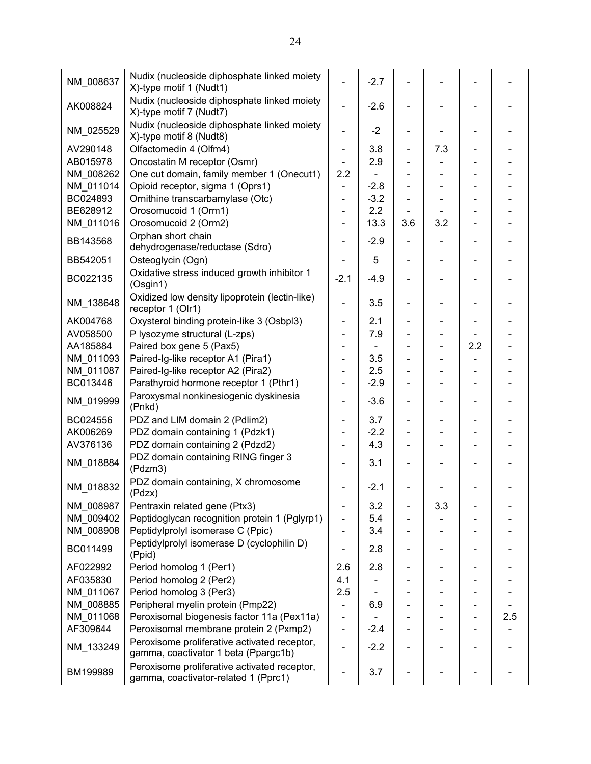| | | | | | | | |
|---|---|---|---|---|---|---|---|
| NM_008637 | Nudix (nucleoside diphosphate linked moiety X)-type motif 1 (Nudt1) | - | -2.7 | - | - | - | - |
| AK008824 | Nudix (nucleoside diphosphate linked moiety X)-type motif 7 (Nudt7) | - | -2.6 | - | - | - | - |
| NM_025529 | Nudix (nucleoside diphosphate linked moiety X)-type motif 8 (Nudt8) | - | -2 | - | - | - | - |
| AV290148 | Olfactomedin 4 (Olfm4) | - | 3.8 | - | 7.3 | - | - |
| AB015978 | Oncostatin M receptor (Osmr) | - | 2.9 | - | - | - | - |
| NM_008262 | One cut domain, family member 1 (Onecut1) | 2.2 | - | - | - | - | - |
| NM_011014 | Opioid receptor, sigma 1 (Oprs1) | - | -2.8 | - | - | - | - |
| BC024893 | Ornithine transcarbamylase (Otc) | - | -3.2 | - | - | - | - |
| BE628912 | Orosomucoid 1 (Orm1) | - | 2.2 | - | - | - | - |
| NM_011016 | Orosomucoid 2 (Orm2) | - | 13.3 | 3.6 | 3.2 | - | - |
| BB143568 | Orphan short chain dehydrogenase/reductase (Sdro) | - | -2.9 | - | - | - | - |
| BB542051 | Osteoglycin (Ogn) | - | 5 | - | - | - | - |
| BC022135 | Oxidative stress induced growth inhibitor 1 (Osgin1) | -2.1 | -4.9 | - | - | - | - |
| NM_138648 | Oxidized low density lipoprotein (lectin-like) receptor 1 (Olr1) | - | 3.5 | - | - | - | - |
| AK004768 | Oxysterol binding protein-like 3 (Osbpl3) | - | 2.1 | - | - | - | - |
| AV058500 | P lysozyme structural (L-zps) | - | 7.9 | - | - | - | - |
| AA185884 | Paired box gene 5 (Pax5) | - | - | - | - | 2.2 | - |
| NM_011093 | Paired-Ig-like receptor A1 (Pira1) | - | 3.5 | - | - | - | - |
| NM_011087 | Paired-Ig-like receptor A2 (Pira2) | - | 2.5 | - | - | - | - |
| BC013446 | Parathyroid hormone receptor 1 (Pthr1) | - | -2.9 | - | - | - | - |
| NM_019999 | Paroxysmal nonkinesiogenic dyskinesia (Pnkd) | - | -3.6 | - | - | - | - |
| BC024556 | PDZ and LIM domain 2 (Pdlim2) | - | 3.7 | - | - | - | - |
| AK006269 | PDZ domain containing 1 (Pdzk1) | - | -2.2 | - | - | - | - |
| AV376136 | PDZ domain containing 2 (Pdzd2) | - | 4.3 | - | - | - | - |
| NM_018884 | PDZ domain containing RING finger 3 (Pdzrn3) | - | 3.1 | - | - | - | - |
| NM_018832 | PDZ domain containing, X chromosome (Pdzx) | - | -2.1 | - | - | - | - |
| NM_008987 | Pentraxin related gene (Ptx3) | - | 3.2 | - | 3.3 | - | - |
| NM_009402 | Peptidoglycan recognition protein 1 (Pglyrp1) | - | 5.4 | - | - | - | - |
| NM_008908 | Peptidylprolyl isomerase C (Ppic) | - | 3.4 | - | - | - | - |
| BC011499 | Peptidylprolyl isomerase D (cyclophilin D) (Ppid) | - | 2.8 | - | - | - | - |
| AF022992 | Period homolog 1 (Per1) | 2.6 | 2.8 | - | - | - | - |
| AF035830 | Period homolog 2 (Per2) | 4.1 | - | - | - | - | - |
| NM_011067 | Period homolog 3 (Per3) | 2.5 | - | - | - | - | - |
| NM_008885 | Peripheral myelin protein (Pmp22) | - | 6.9 | - | - | - | - |
| NM_011068 | Peroxisomal biogenesis factor 11a (Pex11a) | - | - | - | - | - | 2.5 |
| AF309644 | Peroxisomal membrane protein 2 (Pxmp2) | - | -2.4 | - | - | - | - |
| NM_133249 | Peroxisome proliferative activated receptor, gamma, coactivator 1 beta (Ppargc1b) | - | -2.2 | - | - | - | - |
| BM199989 | Peroxisome proliferative activated receptor, gamma, coactivator-related 1 (Pprc1) | - | 3.7 | - | - | - | - |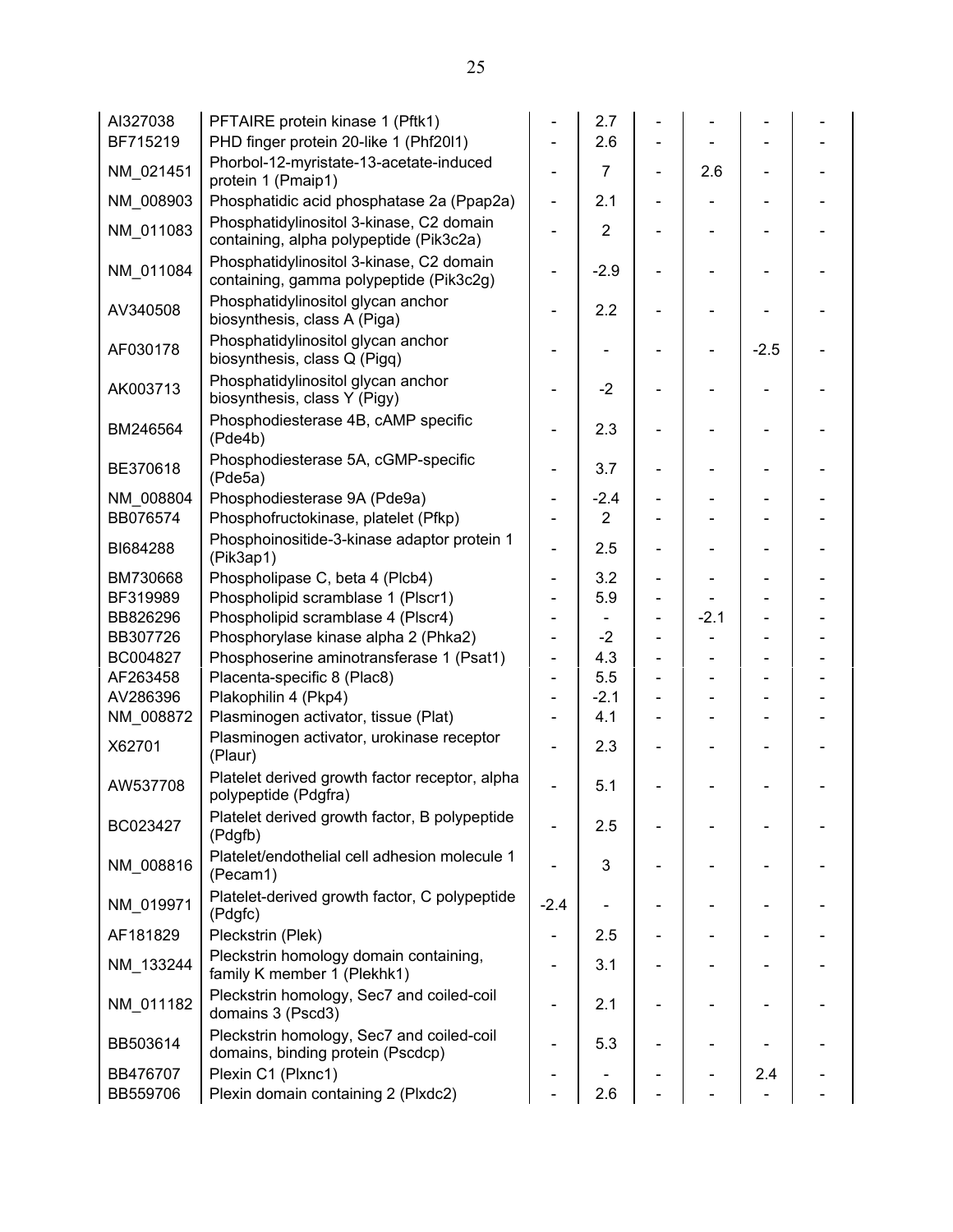| | | | | | | | |
|---|---|---|---|---|---|---|---|
| AI327038 | PFTAIRE protein kinase 1 (Pftk1) | - | 2.7 | - | - | - | - |
| BF715219 | PHD finger protein 20-like 1 (Phf20l1) | - | 2.6 | - | - | - | - |
| NM_021451 | Phorbol-12-myristate-13-acetate-induced protein 1 (Pmaip1) | - | 7 | - | 2.6 | - | - |
| NM_008903 | Phosphatidic acid phosphatase 2a (Ppap2a) | - | 2.1 | - | - | - | - |
| NM_011083 | Phosphatidylinositol 3-kinase, C2 domain containing, alpha polypeptide (Pik3c2a) | - | 2 | - | - | - | - |
| NM_011084 | Phosphatidylinositol 3-kinase, C2 domain containing, gamma polypeptide (Pik3c2g) | - | -2.9 | - | - | - | - |
| AV340508 | Phosphatidylinositol glycan anchor biosynthesis, class A (Piga) | - | 2.2 | - | - | - | - |
| AF030178 | Phosphatidylinositol glycan anchor biosynthesis, class Q (Pigq) | - | - | - | - | -2.5 | - |
| AK003713 | Phosphatidylinositol glycan anchor biosynthesis, class Y (Pigy) | - | -2 | - | - | - | - |
| BM246564 | Phosphodiesterase 4B, cAMP specific (Pde4b) | - | 2.3 | - | - | - | - |
| BE370618 | Phosphodiesterase 5A, cGMP-specific (Pde5a) | - | 3.7 | - | - | - | - |
| NM_008804 | Phosphodiesterase 9A (Pde9a) | - | -2.4 | - | - | - | - |
| BB076574 | Phosphofructokinase, platelet (Pfkp) | - | 2 | - | - | - | - |
| BI684288 | Phosphoinositide-3-kinase adaptor protein 1 (Pik3ap1) | - | 2.5 | - | - | - | - |
| BM730668 | Phospholipase C, beta 4 (Plcb4) | - | 3.2 | - | - | - | - |
| BF319989 | Phospholipid scramblase 1 (Plscr1) | - | 5.9 | - | - | - | - |
| BB826296 | Phospholipid scramblase 4 (Plscr4) | - | - | - | -2.1 | - | - |
| BB307726 | Phosphorylase kinase alpha 2 (Phka2) | - | -2 | - | - | - | - |
| BC004827 | Phosphoserine aminotransferase 1 (Psat1) | - | 4.3 | - | - | - | - |
| AF263458 | Placenta-specific 8 (Plac8) | - | 5.5 | - | - | - | - |
| AV286396 | Plakophilin 4 (Pkp4) | - | -2.1 | - | - | - | - |
| NM_008872 | Plasminogen activator, tissue (Plat) | - | 4.1 | - | - | - | - |
| X62701 | Plasminogen activator, urokinase receptor (Plaur) | - | 2.3 | - | - | - | - |
| AW537708 | Platelet derived growth factor receptor, alpha polypeptide (Pdgfra) | - | 5.1 | - | - | - | - |
| BC023427 | Platelet derived growth factor, B polypeptide (Pdgfb) | - | 2.5 | - | - | - | - |
| NM_008816 | Platelet/endothelial cell adhesion molecule 1 (Pecam1) | - | 3 | - | - | - | - |
| NM_019971 | Platelet-derived growth factor, C polypeptide (Pdgfc) | -2.4 | - | - | - | - | - |
| AF181829 | Pleckstrin (Plek) | - | 2.5 | - | - | - | - |
| NM_133244 | Pleckstrin homology domain containing, family K member 1 (Plekhk1) | - | 3.1 | - | - | - | - |
| NM_011182 | Pleckstrin homology, Sec7 and coiled-coil domains 3 (Pscd3) | - | 2.1 | - | - | - | - |
| BB503614 | Pleckstrin homology, Sec7 and coiled-coil domains, binding protein (Pscdcp) | - | 5.3 | - | - | - | - |
| BB476707 | Plexin C1 (Plxnc1) | - | - | - | - | 2.4 | - |
| BB559706 | Plexin domain containing 2 (Plxdc2) | - | 2.6 | - | - | - | - |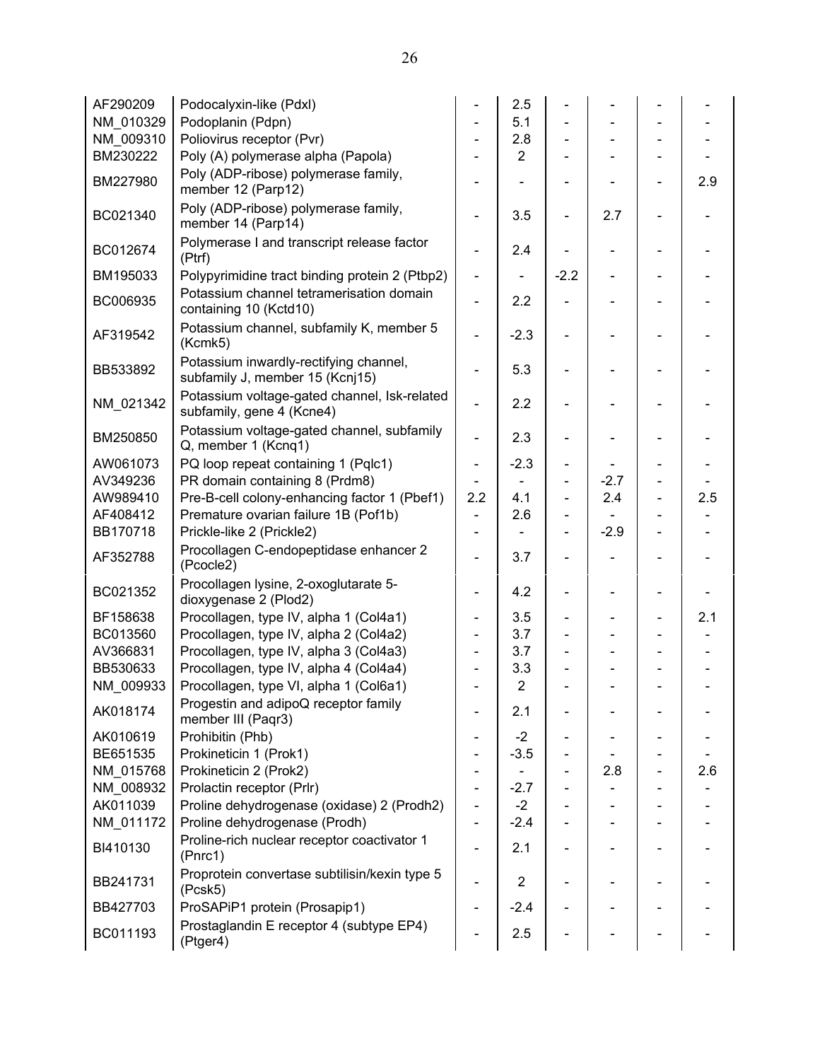| | | | | | | | |
|---|---|---|---|---|---|---|---|
| AF290209 | Podocalyxin-like (Pdxl) | - | 2.5 | - | - | - | - |
| NM_010329 | Podoplanin (Pdpn) | - | 5.1 | - | - | - | - |
| NM_009310 | Poliovirus receptor (Pvr) | - | 2.8 | - | - | - | - |
| BM230222 | Poly (A) polymerase alpha (Papola) | - | 2 | - | - | - | - |
| BM227980 | Poly (ADP-ribose) polymerase family, member 12 (Parp12) | - | - | - | - | - | 2.9 |
| BC021340 | Poly (ADP-ribose) polymerase family, member 14 (Parp14) | - | 3.5 | - | 2.7 | - | - |
| BC012674 | Polymerase I and transcript release factor (Ptrf) | - | 2.4 | - | - | - | - |
| BM195033 | Polypyrimidine tract binding protein 2 (Ptbp2) | - | - | -2.2 | - | - | - |
| BC006935 | Potassium channel tetramerisation domain containing 10 (Kctd10) | - | 2.2 | - | - | - | - |
| AF319542 | Potassium channel, subfamily K, member 5 (Kcmk5) | - | -2.3 | - | - | - | - |
| BB533892 | Potassium inwardly-rectifying channel, subfamily J, member 15 (Kcnj15) | - | 5.3 | - | - | - | - |
| NM_021342 | Potassium voltage-gated channel, Isk-related subfamily, gene 4 (Kcne4) | - | 2.2 | - | - | - | - |
| BM250850 | Potassium voltage-gated channel, subfamily Q, member 1 (Kcnq1) | - | 2.3 | - | - | - | - |
| AW061073 | PQ loop repeat containing 1 (Pqlc1) | - | -2.3 | - | - | - | - |
| AV349236 | PR domain containing 8 (Prdm8) | - | - | - | -2.7 | - | - |
| AW989410 | Pre-B-cell colony-enhancing factor 1 (Pbef1) | 2.2 | 4.1 | - | 2.4 | - | 2.5 |
| AF408412 | Premature ovarian failure 1B (Pof1b) | - | 2.6 | - | - | - | - |
| BB170718 | Prickle-like 2 (Prickle2) | - | - | - | -2.9 | - | - |
| AF352788 | Procollagen C-endopeptidase enhancer 2 (Pcocle2) | - | 3.7 | - | - | - | - |
| BC021352 | Procollagen lysine, 2-oxoglutarate 5-dioxygenase 2 (Plod2) | - | 4.2 | - | - | - | - |
| BF158638 | Procollagen, type IV, alpha 1 (Col4a1) | - | 3.5 | - | - | - | 2.1 |
| BC013560 | Procollagen, type IV, alpha 2 (Col4a2) | - | 3.7 | - | - | - | - |
| AV366831 | Procollagen, type IV, alpha 3 (Col4a3) | - | 3.7 | - | - | - | - |
| BB530633 | Procollagen, type IV, alpha 4 (Col4a4) | - | 3.3 | - | - | - | - |
| NM_009933 | Procollagen, type VI, alpha 1 (Col6a1) | - | 2 | - | - | - | - |
| AK018174 | Progestin and adipoQ receptor family member III (Paqr3) | - | 2.1 | - | - | - | - |
| AK010619 | Prohibitin (Phb) | - | -2 | - | - | - | - |
| BE651535 | Prokineticin 1 (Prok1) | - | -3.5 | - | - | - | - |
| NM_015768 | Prokineticin 2 (Prok2) | - | - | - | 2.8 | - | 2.6 |
| NM_008932 | Prolactin receptor (Prlr) | - | -2.7 | - | - | - | - |
| AK011039 | Proline dehydrogenase (oxidase) 2 (Prodh2) | - | -2 | - | - | - | - |
| NM_011172 | Proline dehydrogenase (Prodh) | - | -2.4 | - | - | - | - |
| BI410130 | Proline-rich nuclear receptor coactivator 1 (Pnrc1) | - | 2.1 | - | - | - | - |
| BB241731 | Proprotein convertase subtilisin/kexin type 5 (Pcsk5) | - | 2 | - | - | - | - |
| BB427703 | ProSAPiP1 protein (Prosapip1) | - | -2.4 | - | - | - | - |
| BC011193 | Prostaglandin E receptor 4 (subtype EP4) (Ptger4) | - | 2.5 | - | - | - | - |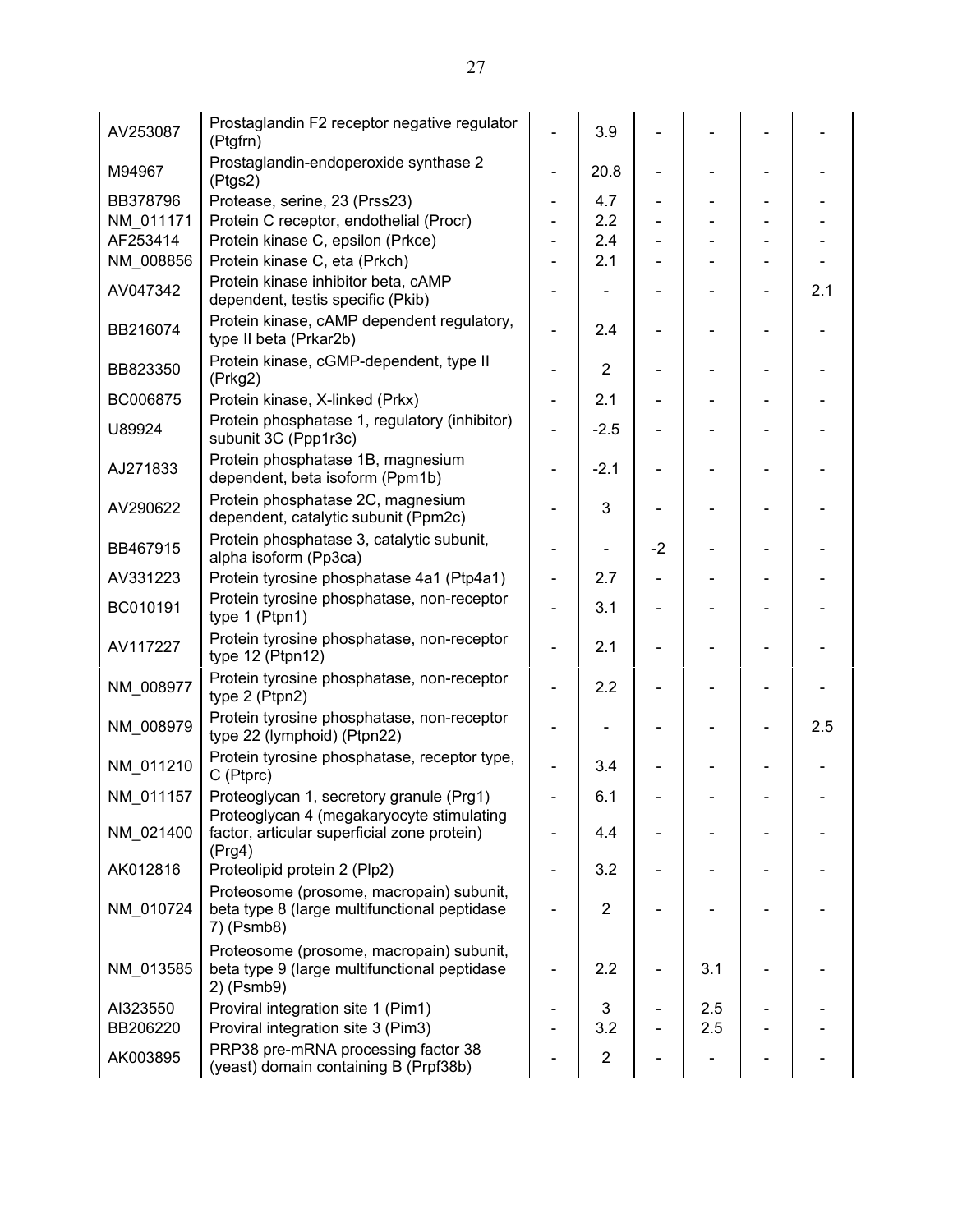| | | | | | | | |
|---|---|---|---|---|---|---|---|
| AV253087 | Prostaglandin F2 receptor negative regulator (Ptgfrn) | - | 3.9 | - | - | - | - |
| M94967 | Prostaglandin-endoperoxide synthase 2 (Ptgs2) | - | 20.8 | - | - | - | - |
| BB378796 | Protease, serine, 23 (Prss23) | - | 4.7 | - | - | - | - |
| NM_011171 | Protein C receptor, endothelial (Procr) | - | 2.2 | - | - | - | - |
| AF253414 | Protein kinase C, epsilon (Prkce) | - | 2.4 | - | - | - | - |
| NM_008856 | Protein kinase C, eta (Prkch) | - | 2.1 | - | - | - | - |
| AV047342 | Protein kinase inhibitor beta, cAMP dependent, testis specific (Pkib) | - | - | - | - | - | 2.1 |
| BB216074 | Protein kinase, cAMP dependent regulatory, type II beta (Prkar2b) | - | 2.4 | - | - | - | - |
| BB823350 | Protein kinase, cGMP-dependent, type II (Prkg2) | - | 2 | - | - | - | - |
| BC006875 | Protein kinase, X-linked (Prkx) | - | 2.1 | - | - | - | - |
| U89924 | Protein phosphatase 1, regulatory (inhibitor) subunit 3C (Ppp1r3c) | - | -2.5 | - | - | - | - |
| AJ271833 | Protein phosphatase 1B, magnesium dependent, beta isoform (Ppm1b) | - | -2.1 | - | - | - | - |
| AV290622 | Protein phosphatase 2C, magnesium dependent, catalytic subunit (Ppm2c) | - | 3 | - | - | - | - |
| BB467915 | Protein phosphatase 3, catalytic subunit, alpha isoform (Pp3ca) | - | - | -2 | - | - | - |
| AV331223 | Protein tyrosine phosphatase 4a1 (Ptp4a1) | - | 2.7 | - | - | - | - |
| BC010191 | Protein tyrosine phosphatase, non-receptor type 1 (Ptpn1) | - | 3.1 | - | - | - | - |
| AV117227 | Protein tyrosine phosphatase, non-receptor type 12 (Ptpn12) | - | 2.1 | - | - | - | - |
| NM_008977 | Protein tyrosine phosphatase, non-receptor type 2 (Ptpn2) | - | 2.2 | - | - | - | - |
| NM_008979 | Protein tyrosine phosphatase, non-receptor type 22 (lymphoid) (Ptpn22) | - | - | - | - | - | 2.5 |
| NM_011210 | Protein tyrosine phosphatase, receptor type, C (Ptprc) | - | 3.4 | - | - | - | - |
| NM_011157 | Proteoglycan 1, secretory granule (Prg1) | - | 6.1 | - | - | - | - |
| NM_021400 | Proteoglycan 4 (megakaryocyte stimulating factor, articular superficial zone protein) (Prg4) | - | 4.4 | - | - | - | - |
| AK012816 | Proteolipid protein 2 (Plp2) | - | 3.2 | - | - | - | - |
| NM_010724 | Proteosome (prosome, macropain) subunit, beta type 8 (large multifunctional peptidase 7) (Psmb8) | - | 2 | - | - | - | - |
| NM_013585 | Proteosome (prosome, macropain) subunit, beta type 9 (large multifunctional peptidase 2) (Psmb9) | - | 2.2 | - | 3.1 | - | - |
| AI323550 | Proviral integration site 1 (Pim1) | - | 3 | - | 2.5 | - | - |
| BB206220 | Proviral integration site 3 (Pim3) | - | 3.2 | - | 2.5 | - | - |
| AK003895 | PRP38 pre-mRNA processing factor 38 (yeast) domain containing B (Prpf38b) | - | 2 | - | - | - | - |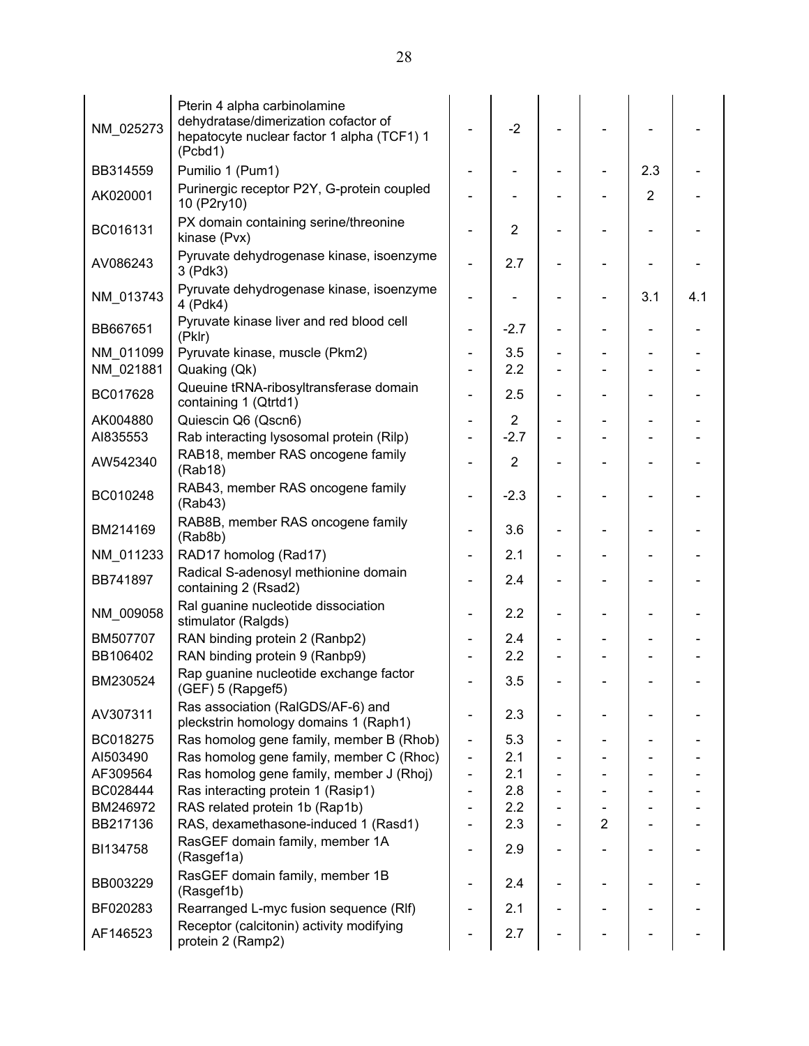| | | | | | | | |
|---|---|---|---|---|---|---|---|
| NM_025273 | Pterin 4 alpha carbinolamine dehydratase/dimerization cofactor of hepatocyte nuclear factor 1 alpha (TCF1) 1 (Pcbd1) | - | -2 | - | - | - | - |
| BB314559 | Pumilio 1 (Pum1) | - | - | - | - | 2.3 | - |
| AK020001 | Purinergic receptor P2Y, G-protein coupled 10 (P2ry10) | - | - | - | - | 2 | - |
| BC016131 | PX domain containing serine/threonine kinase (Pvx) | - | 2 | - | - | - | - |
| AV086243 | Pyruvate dehydrogenase kinase, isoenzyme 3 (Pdk3) | - | 2.7 | - | - | - | - |
| NM_013743 | Pyruvate dehydrogenase kinase, isoenzyme 4 (Pdk4) | - | - | - | - | 3.1 | 4.1 |
| BB667651 | Pyruvate kinase liver and red blood cell (Pklr) | - | -2.7 | - | - | - | - |
| NM_011099 | Pyruvate kinase, muscle (Pkm2) | - | 3.5 | - | - | - | - |
| NM_021881 | Quaking (Qk) | - | 2.2 | - | - | - | - |
| BC017628 | Queuine tRNA-ribosyltransferase domain containing 1 (Qtrtd1) | - | 2.5 | - | - | - | - |
| AK004880 | Quiescin Q6 (Qscn6) | - | 2 | - | - | - | - |
| AI835553 | Rab interacting lysosomal protein (Rilp) | - | -2.7 | - | - | - | - |
| AW542340 | RAB18, member RAS oncogene family (Rab18) | - | 2 | - | - | - | - |
| BC010248 | RAB43, member RAS oncogene family (Rab43) | - | -2.3 | - | - | - | - |
| BM214169 | RAB8B, member RAS oncogene family (Rab8b) | - | 3.6 | - | - | - | - |
| NM_011233 | RAD17 homolog (Rad17) | - | 2.1 | - | - | - | - |
| BB741897 | Radical S-adenosyl methionine domain containing 2 (Rsad2) | - | 2.4 | - | - | - | - |
| NM_009058 | Ral guanine nucleotide dissociation stimulator (Ralgds) | - | 2.2 | - | - | - | - |
| BM507707 | RAN binding protein 2 (Ranbp2) | - | 2.4 | - | - | - | - |
| BB106402 | RAN binding protein 9 (Ranbp9) | - | 2.2 | - | - | - | - |
| BM230524 | Rap guanine nucleotide exchange factor (GEF) 5 (Rapgef5) | - | 3.5 | - | - | - | - |
| AV307311 | Ras association (RalGDS/AF-6) and pleckstrin homology domains 1 (Raph1) | - | 2.3 | - | - | - | - |
| BC018275 | Ras homolog gene family, member B (Rhob) | - | 5.3 | - | - | - | - |
| AI503490 | Ras homolog gene family, member C (Rhoc) | - | 2.1 | - | - | - | - |
| AF309564 | Ras homolog gene family, member J (Rhoj) | - | 2.1 | - | - | - | - |
| BC028444 | Ras interacting protein 1 (Rasip1) | - | 2.8 | - | - | - | - |
| BM246972 | RAS related protein 1b (Rap1b) | - | 2.2 | - | - | - | - |
| BB217136 | RAS, dexamethasone-induced 1 (Rasd1) | - | 2.3 | - | 2 | - | - |
| BI134758 | RasGEF domain family, member 1A (Rasgef1a) | - | 2.9 | - | - | - | - |
| BB003229 | RasGEF domain family, member 1B (Rasgef1b) | - | 2.4 | - | - | - | - |
| BF020283 | Rearranged L-myc fusion sequence (Rlf) | - | 2.1 | - | - | - | - |
| AF146523 | Receptor (calcitonin) activity modifying protein 2 (Ramp2) | - | 2.7 | - | - | - | - |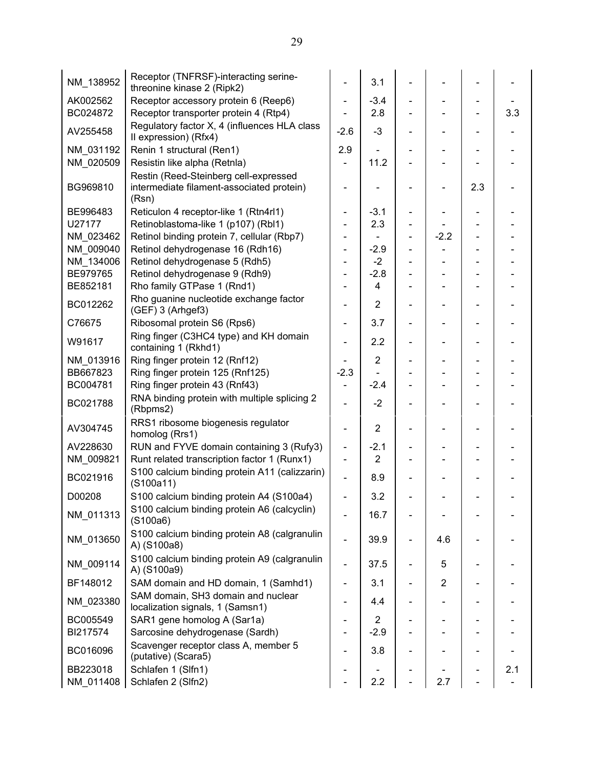| | | | | | | | |
|---|---|---|---|---|---|---|---|
| NM_138952 | Receptor (TNFRSF)-interacting serine-threonine kinase 2 (Ripk2) | - | 3.1 | - | - | - | - |
| AK002562 | Receptor accessory protein 6 (Reep6) | - | -3.4 | - | - | - | - |
| BC024872 | Receptor transporter protein 4 (Rtp4) | - | 2.8 | - | - | - | 3.3 |
| AV255458 | Regulatory factor X, 4 (influences HLA class II expression) (Rfx4) | -2.6 | -3 | - | - | - | - |
| NM_031192 | Renin 1 structural (Ren1) | 2.9 | - | - | - | - | - |
| NM_020509 | Resistin like alpha (Retnla) | - | 11.2 | - | - | - | - |
| BG969810 | Restin (Reed-Steinberg cell-expressed intermediate filament-associated protein) (Rsn) | - | - | - | - | 2.3 | - |
| BE996483 | Reticulon 4 receptor-like 1 (Rtn4rl1) | - | -3.1 | - | - | - | - |
| U27177 | Retinoblastoma-like 1 (p107) (Rbl1) | - | 2.3 | - | - | - | - |
| NM_023462 | Retinol binding protein 7, cellular (Rbp7) | - | - | - | -2.2 | - | - |
| NM_009040 | Retinol dehydrogenase 16 (Rdh16) | - | -2.9 | - | - | - | - |
| NM_134006 | Retinol dehydrogenase 5 (Rdh5) | - | -2 | - | - | - | - |
| BE979765 | Retinol dehydrogenase 9 (Rdh9) | - | -2.8 | - | - | - | - |
| BE852181 | Rho family GTPase 1 (Rnd1) | - | 4 | - | - | - | - |
| BC012262 | Rho guanine nucleotide exchange factor (GEF) 3 (Arhgef3) | - | 2 | - | - | - | - |
| C76675 | Ribosomal protein S6 (Rps6) | - | 3.7 | - | - | - | - |
| W91617 | Ring finger (C3HC4 type) and KH domain containing 1 (Rkhd1) | - | 2.2 | - | - | - | - |
| NM_013916 | Ring finger protein 12 (Rnf12) | - | 2 | - | - | - | - |
| BB667823 | Ring finger protein 125 (Rnf125) | -2.3 | - | - | - | - | - |
| BC004781 | Ring finger protein 43 (Rnf43) | - | -2.4 | - | - | - | - |
| BC021788 | RNA binding protein with multiple splicing 2 (Rbpms2) | - | -2 | - | - | - | - |
| AV304745 | RRS1 ribosome biogenesis regulator homolog (Rrs1) | - | 2 | - | - | - | - |
| AV228630 | RUN and FYVE domain containing 3 (Rufy3) | - | -2.1 | - | - | - | - |
| NM_009821 | Runt related transcription factor 1 (Runx1) | - | 2 | - | - | - | - |
| BC021916 | S100 calcium binding protein A11 (calizzarin) (S100a11) | - | 8.9 | - | - | - | - |
| D00208 | S100 calcium binding protein A4 (S100a4) | - | 3.2 | - | - | - | - |
| NM_011313 | S100 calcium binding protein A6 (calcyclin) (S100a6) | - | 16.7 | - | - | - | - |
| NM_013650 | S100 calcium binding protein A8 (calgranulin A) (S100a8) | - | 39.9 | - | 4.6 | - | - |
| NM_009114 | S100 calcium binding protein A9 (calgranulin A) (S100a9) | - | 37.5 | - | 5 | - | - |
| BF148012 | SAM domain and HD domain, 1 (Samhd1) | - | 3.1 | - | 2 | - | - |
| NM_023380 | SAM domain, SH3 domain and nuclear localization signals, 1 (Samsn1) | - | 4.4 | - | - | - | - |
| BC005549 | SAR1 gene homolog A (Sar1a) | - | 2 | - | - | - | - |
| BI217574 | Sarcosine dehydrogenase (Sardh) | - | -2.9 | - | - | - | - |
| BC016096 | Scavenger receptor class A, member 5 (putative) (Scara5) | - | 3.8 | - | - | - | - |
| BB223018 | Schlafen 1 (Slfn1) | - | - | - | - | - | 2.1 |
| NM_011408 | Schlafen 2 (Slfn2) | - | 2.2 | - | 2.7 | - | - |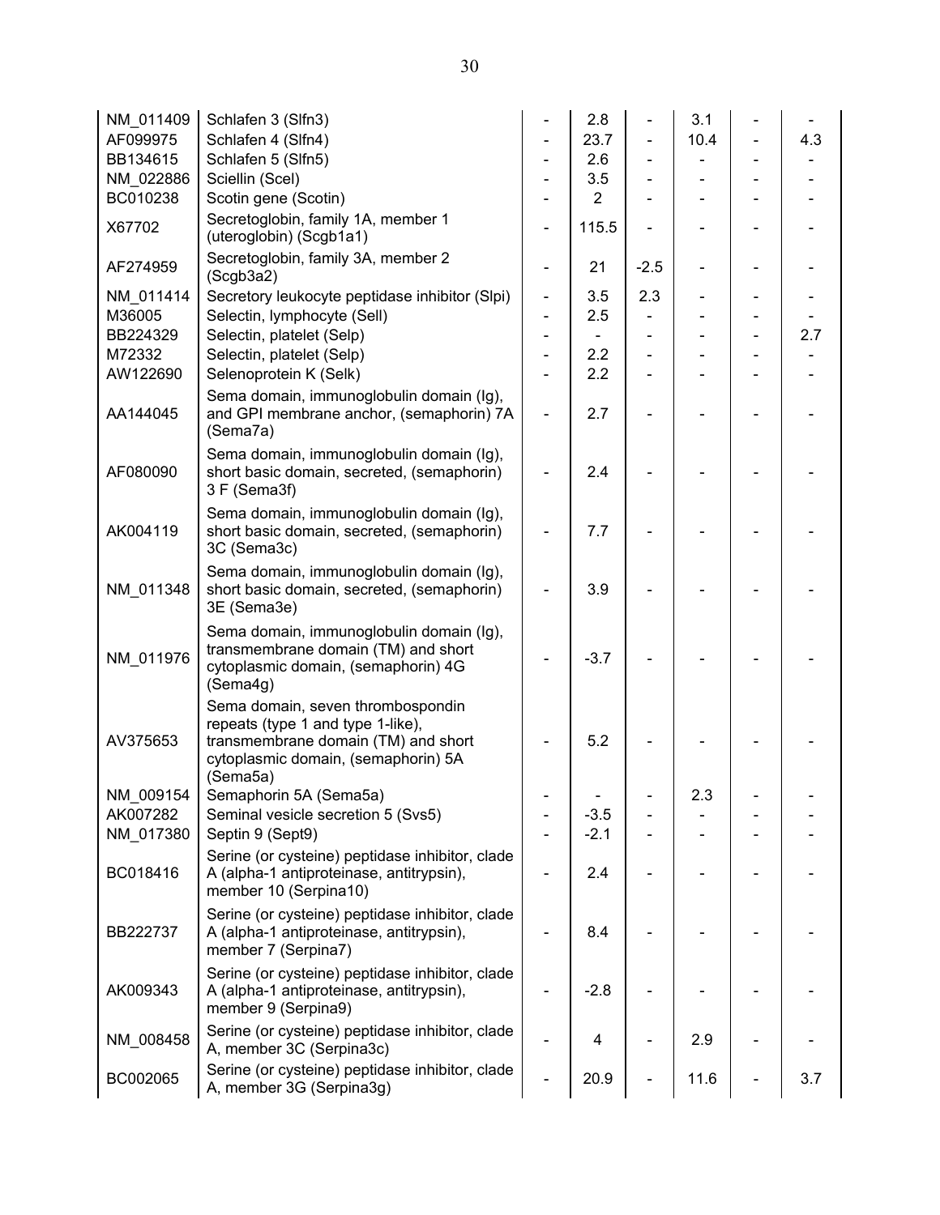| | | | | | | | |
|---|---|---|---|---|---|---|---|
| NM_011409 | Schlafen 3 (Slfn3) | - | 2.8 | - | 3.1 | - | - |
| AF099975 | Schlafen 4 (Slfn4) | - | 23.7 | - | 10.4 | - | 4.3 |
| BB134615 | Schlafen 5 (Slfn5) | - | 2.6 | - | - | - | - |
| NM_022886 | Sciellin (Scel) | - | 3.5 | - | - | - | - |
| BC010238 | Scotin gene (Scotin) | - | 2 | - | - | - | - |
| X67702 | Secretoglobin, family 1A, member 1 (uteroglobin) (Scgb1a1) | - | 115.5 | - | - | - | - |
| AF274959 | Secretoglobin, family 3A, member 2 (Scgb3a2) | - | 21 | -2.5 | - | - | - |
| NM_011414 | Secretory leukocyte peptidase inhibitor (Slpi) | - | 3.5 | 2.3 | - | - | - |
| M36005 | Selectin, lymphocyte (Sell) | - | 2.5 | - | - | - | - |
| BB224329 | Selectin, platelet (Selp) | - | - | - | - | - | 2.7 |
| M72332 | Selectin, platelet (Selp) | - | 2.2 | - | - | - | - |
| AW122690 | Selenoprotein K (Selk) | - | 2.2 | - | - | - | - |
| AA144045 | Sema domain, immunoglobulin domain (Ig), and GPI membrane anchor, (semaphorin) 7A (Sema7a) | - | 2.7 | - | - | - | - |
| AF080090 | Sema domain, immunoglobulin domain (Ig), short basic domain, secreted, (semaphorin) 3 F (Sema3f) | - | 2.4 | - | - | - | - |
| AK004119 | Sema domain, immunoglobulin domain (Ig), short basic domain, secreted, (semaphorin) 3C (Sema3c) | - | 7.7 | - | - | - | - |
| NM_011348 | Sema domain, immunoglobulin domain (Ig), short basic domain, secreted, (semaphorin) 3E (Sema3e) | - | 3.9 | - | - | - | - |
| NM_011976 | Sema domain, immunoglobulin domain (Ig), transmembrane domain (TM) and short cytoplasmic domain, (semaphorin) 4G (Sema4g) | - | -3.7 | - | - | - | - |
| AV375653 | Sema domain, seven thrombospondin repeats (type 1 and type 1-like), transmembrane domain (TM) and short cytoplasmic domain, (semaphorin) 5A (Sema5a) | - | 5.2 | - | - | - | - |
| NM_009154 | Semaphorin 5A (Sema5a) | - | - | - | 2.3 | - | - |
| AK007282 | Seminal vesicle secretion 5 (Svs5) | - | -3.5 | - | - | - | - |
| NM_017380 | Septin 9 (Sept9) | - | -2.1 | - | - | - | - |
| BC018416 | Serine (or cysteine) peptidase inhibitor, clade A (alpha-1 antiproteinase, antitrypsin), member 10 (Serpina10) | - | 2.4 | - | - | - | - |
| BB222737 | Serine (or cysteine) peptidase inhibitor, clade A (alpha-1 antiproteinase, antitrypsin), member 7 (Serpina7) | - | 8.4 | - | - | - | - |
| AK009343 | Serine (or cysteine) peptidase inhibitor, clade A (alpha-1 antiproteinase, antitrypsin), member 9 (Serpina9) | - | -2.8 | - | - | - | - |
| NM_008458 | Serine (or cysteine) peptidase inhibitor, clade A, member 3C (Serpina3c) | - | 4 | - | 2.9 | - | - |
| BC002065 | Serine (or cysteine) peptidase inhibitor, clade A, member 3G (Serpina3g) | - | 20.9 | - | 11.6 | - | 3.7 |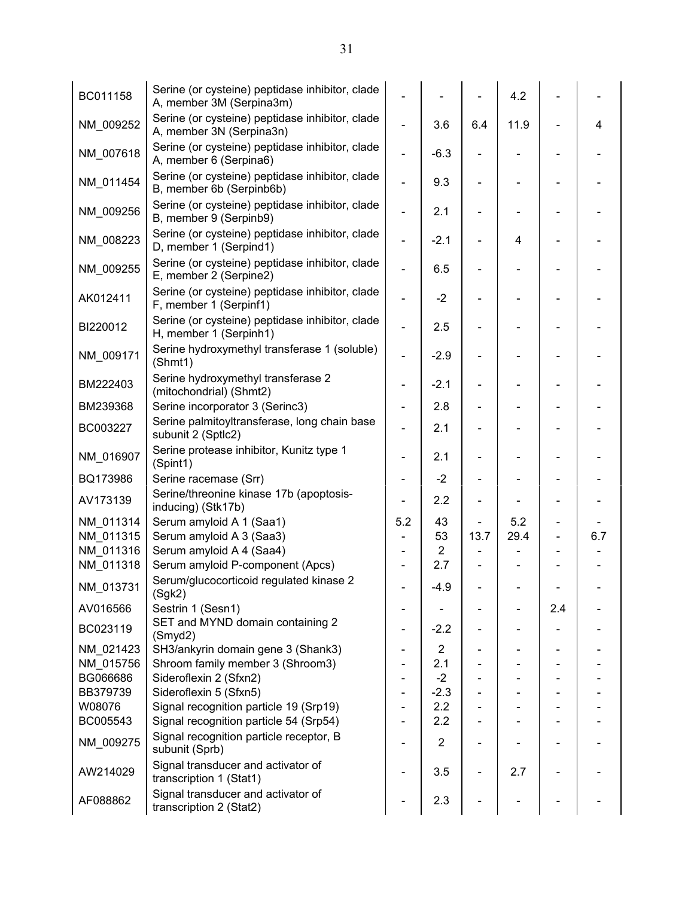| | | | | | | | |
|---|---|---|---|---|---|---|---|
| BC011158 | Serine (or cysteine) peptidase inhibitor, clade A, member 3M (Serpina3m) | - | - | - | 4.2 | - | - |
| NM_009252 | Serine (or cysteine) peptidase inhibitor, clade A, member 3N (Serpina3n) | - | 3.6 | 6.4 | 11.9 | - | 4 |
| NM_007618 | Serine (or cysteine) peptidase inhibitor, clade A, member 6 (Serpina6) | - | -6.3 | - | - | - | - |
| NM_011454 | Serine (or cysteine) peptidase inhibitor, clade B, member 6b (Serpinb6b) | - | 9.3 | - | - | - | - |
| NM_009256 | Serine (or cysteine) peptidase inhibitor, clade B, member 9 (Serpinb9) | - | 2.1 | - | - | - | - |
| NM_008223 | Serine (or cysteine) peptidase inhibitor, clade D, member 1 (Serpind1) | - | -2.1 | - | 4 | - | - |
| NM_009255 | Serine (or cysteine) peptidase inhibitor, clade E, member 2 (Serpine2) | - | 6.5 | - | - | - | - |
| AK012411 | Serine (or cysteine) peptidase inhibitor, clade F, member 1 (Serpinf1) | - | -2 | - | - | - | - |
| BI220012 | Serine (or cysteine) peptidase inhibitor, clade H, member 1 (Serpinh1) | - | 2.5 | - | - | - | - |
| NM_009171 | Serine hydroxymethyl transferase 1 (soluble) (Shmt1) | - | -2.9 | - | - | - | - |
| BM222403 | Serine hydroxymethyl transferase 2 (mitochondrial) (Shmt2) | - | -2.1 | - | - | - | - |
| BM239368 | Serine incorporator 3 (Serinc3) | - | 2.8 | - | - | - | - |
| BC003227 | Serine palmitoyltransferase, long chain base subunit 2 (Sptlc2) | - | 2.1 | - | - | - | - |
| NM_016907 | Serine protease inhibitor, Kunitz type 1 (Spint1) | - | 2.1 | - | - | - | - |
| BQ173986 | Serine racemase (Srr) | - | -2 | - | - | - | - |
| AV173139 | Serine/threonine kinase 17b (apoptosis-inducing) (Stk17b) | - | 2.2 | - | - | - | - |
| NM_011314 | Serum amyloid A 1 (Saa1) | 5.2 | 43 | - | 5.2 | - | - |
| NM_011315 | Serum amyloid A 3 (Saa3) | - | 53 | 13.7 | 29.4 | - | 6.7 |
| NM_011316 | Serum amyloid A 4 (Saa4) | - | 2 | - | - | - | - |
| NM_011318 | Serum amyloid P-component (Apcs) | - | 2.7 | - | - | - | - |
| NM_013731 | Serum/glucocorticoid regulated kinase 2 (Sgk2) | - | -4.9 | - | - | - | - |
| AV016566 | Sestrin 1 (Sesn1) | - | - | - | - | 2.4 | - |
| BC023119 | SET and MYND domain containing 2 (Smyd2) | - | -2.2 | - | - | - | - |
| NM_021423 | SH3/ankyrin domain gene 3 (Shank3) | - | 2 | - | - | - | - |
| NM_015756 | Shroom family member 3 (Shroom3) | - | 2.1 | - | - | - | - |
| BG066686 | Sideroflexin 2 (Sfxn2) | - | -2 | - | - | - | - |
| BB379739 | Sideroflexin 5 (Sfxn5) | - | -2.3 | - | - | - | - |
| W08076 | Signal recognition particle 19 (Srp19) | - | 2.2 | - | - | - | - |
| BC005543 | Signal recognition particle 54 (Srp54) | - | 2.2 | - | - | - | - |
| NM_009275 | Signal recognition particle receptor, B subunit (Sprb) | - | 2 | - | - | - | - |
| AW214029 | Signal transducer and activator of transcription 1 (Stat1) | - | 3.5 | - | 2.7 | - | - |
| AF088862 | Signal transducer and activator of transcription 2 (Stat2) | - | 2.3 | - | - | - | - |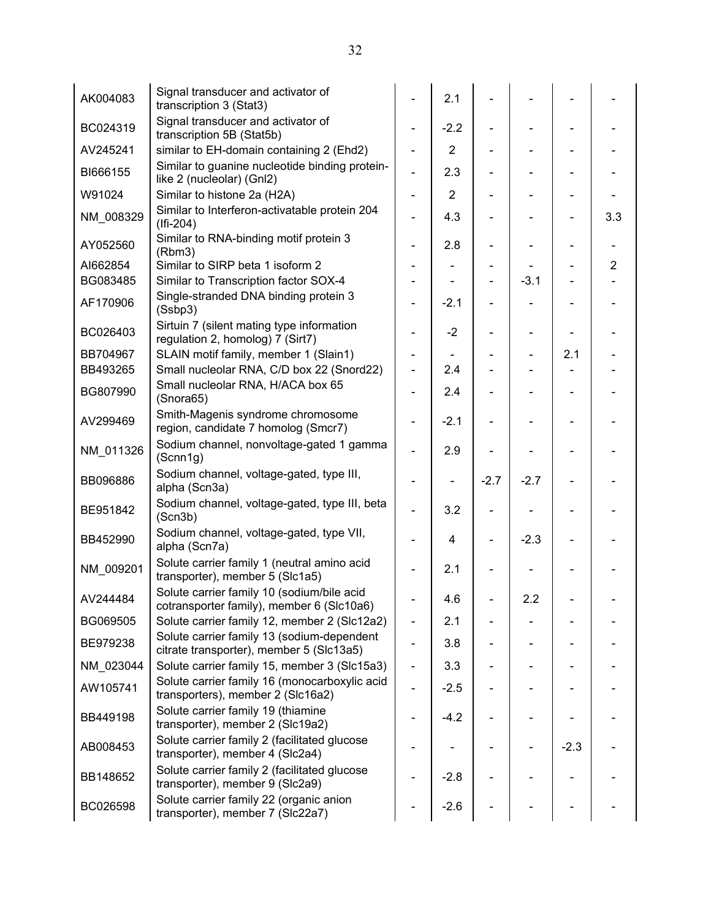| | | | | | | | |
|---|---|---|---|---|---|---|---|
| AK004083 | Signal transducer and activator of transcription 3 (Stat3) | - | 2.1 | - | - | - | - |
| BC024319 | Signal transducer and activator of transcription 5B (Stat5b) | - | -2.2 | - | - | - | - |
| AV245241 | similar to EH-domain containing 2 (Ehd2) | - | 2 | - | - | - | - |
| BI666155 | Similar to guanine nucleotide binding protein-like 2 (nucleolar) (Gnl2) | - | 2.3 | - | - | - | - |
| W91024 | Similar to histone 2a (H2A) | - | 2 | - | - | - | - |
| NM_008329 | Similar to Interferon-activatable protein 204 (Ifi-204) | - | 4.3 | - | - | - | 3.3 |
| AY052560 | Similar to RNA-binding motif protein 3 (Rbm3) | - | 2.8 | - | - | - | - |
| AI662854 | Similar to SIRP beta 1 isoform 2 | - | - | - | - | - | 2 |
| BG083485 | Similar to Transcription factor SOX-4 | - | - | - | -3.1 | - | - |
| AF170906 | Single-stranded DNA binding protein 3 (Ssbp3) | - | -2.1 | - | - | - | - |
| BC026403 | Sirtuin 7 (silent mating type information regulation 2, homolog) 7 (Sirt7) | - | -2 | - | - | - | - |
| BB704967 | SLAIN motif family, member 1 (Slain1) | - | - | - | - | 2.1 | - |
| BB493265 | Small nucleolar RNA, C/D box 22 (Snord22) | - | 2.4 | - | - | - | - |
| BG807990 | Small nucleolar RNA, H/ACA box 65 (Snora65) | - | 2.4 | - | - | - | - |
| AV299469 | Smith-Magenis syndrome chromosome region, candidate 7 homolog (Smcr7) | - | -2.1 | - | - | - | - |
| NM_011326 | Sodium channel, nonvoltage-gated 1 gamma (Scnn1g) | - | 2.9 | - | - | - | - |
| BB096886 | Sodium channel, voltage-gated, type III, alpha (Scn3a) | - | - | -2.7 | -2.7 | - | - |
| BE951842 | Sodium channel, voltage-gated, type III, beta (Scn3b) | - | 3.2 | - | - | - | - |
| BB452990 | Sodium channel, voltage-gated, type VII, alpha (Scn7a) | - | 4 | - | -2.3 | - | - |
| NM_009201 | Solute carrier family 1 (neutral amino acid transporter), member 5 (Slc1a5) | - | 2.1 | - | - | - | - |
| AV244484 | Solute carrier family 10 (sodium/bile acid cotransporter family), member 6 (Slc10a6) | - | 4.6 | - | 2.2 | - | - |
| BG069505 | Solute carrier family 12, member 2 (Slc12a2) | - | 2.1 | - | - | - | - |
| BE979238 | Solute carrier family 13 (sodium-dependent citrate transporter), member 5 (Slc13a5) | - | 3.8 | - | - | - | - |
| NM_023044 | Solute carrier family 15, member 3 (Slc15a3) | - | 3.3 | - | - | - | - |
| AW105741 | Solute carrier family 16 (monocarboxylic acid transporters), member 2 (Slc16a2) | - | -2.5 | - | - | - | - |
| BB449198 | Solute carrier family 19 (thiamine transporter), member 2 (Slc19a2) | - | -4.2 | - | - | - | - |
| AB008453 | Solute carrier family 2 (facilitated glucose transporter), member 4 (Slc2a4) | - | - | - | - | -2.3 | - |
| BB148652 | Solute carrier family 2 (facilitated glucose transporter), member 9 (Slc2a9) | - | -2.8 | - | - | - | - |
| BC026598 | Solute carrier family 22 (organic anion transporter), member 7 (Slc22a7) | - | -2.6 | - | - | - | - |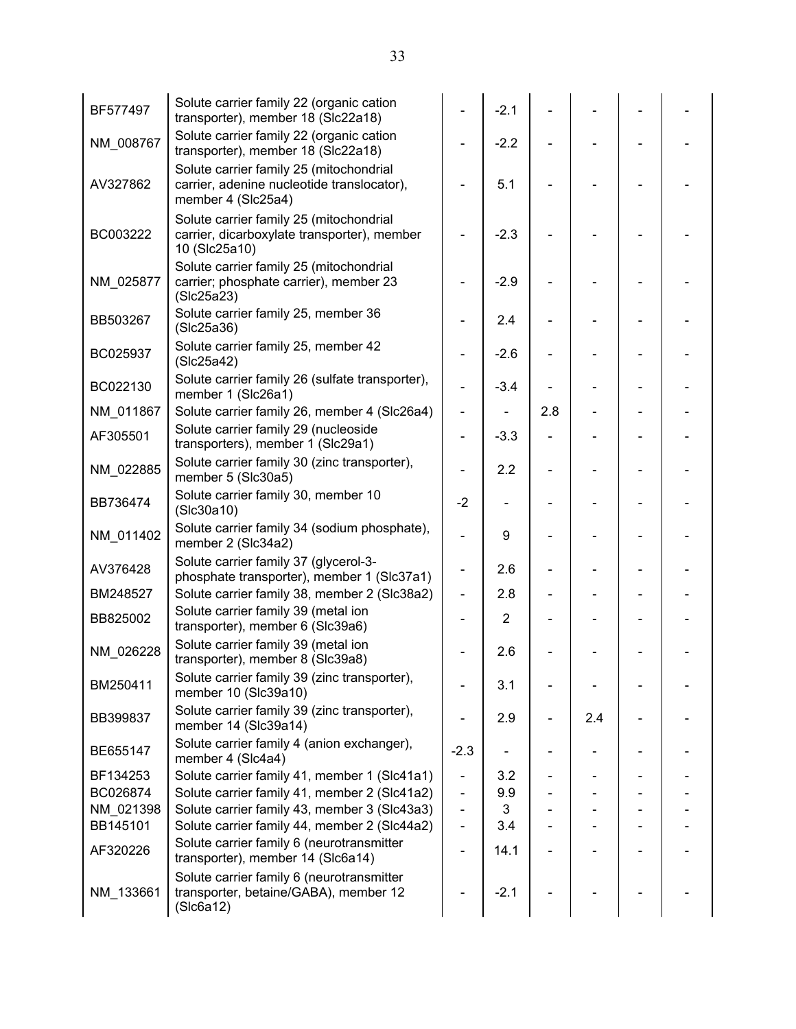| | | | | | | | |
|---|---|---|---|---|---|---|---|
| BF577497 | Solute carrier family 22 (organic cation transporter), member 18 (Slc22a18) | - | -2.1 | - | - | - | - |
| NM_008767 | Solute carrier family 22 (organic cation transporter), member 18 (Slc22a18) | - | -2.2 | - | - | - | - |
| AV327862 | Solute carrier family 25 (mitochondrial carrier, adenine nucleotide translocator), member 4 (Slc25a4) | - | 5.1 | - | - | - | - |
| BC003222 | Solute carrier family 25 (mitochondrial carrier, dicarboxylate transporter), member 10 (Slc25a10) | - | -2.3 | - | - | - | - |
| NM_025877 | Solute carrier family 25 (mitochondrial carrier; phosphate carrier), member 23 (Slc25a23) | - | -2.9 | - | - | - | - |
| BB503267 | Solute carrier family 25, member 36 (Slc25a36) | - | 2.4 | - | - | - | - |
| BC025937 | Solute carrier family 25, member 42 (Slc25a42) | - | -2.6 | - | - | - | - |
| BC022130 | Solute carrier family 26 (sulfate transporter), member 1 (Slc26a1) | - | -3.4 | - | - | - | - |
| NM_011867 | Solute carrier family 26, member 4 (Slc26a4) | - | - | 2.8 | - | - | - |
| AF305501 | Solute carrier family 29 (nucleoside transporters), member 1 (Slc29a1) | - | -3.3 | - | - | - | - |
| NM_022885 | Solute carrier family 30 (zinc transporter), member 5 (Slc30a5) | - | 2.2 | - | - | - | - |
| BB736474 | Solute carrier family 30, member 10 (Slc30a10) | -2 | - | - | - | - | - |
| NM_011402 | Solute carrier family 34 (sodium phosphate), member 2 (Slc34a2) | - | 9 | - | - | - | - |
| AV376428 | Solute carrier family 37 (glycerol-3-phosphate transporter), member 1 (Slc37a1) | - | 2.6 | - | - | - | - |
| BM248527 | Solute carrier family 38, member 2 (Slc38a2) | - | 2.8 | - | - | - | - |
| BB825002 | Solute carrier family 39 (metal ion transporter), member 6 (Slc39a6) | - | 2 | - | - | - | - |
| NM_026228 | Solute carrier family 39 (metal ion transporter), member 8 (Slc39a8) | - | 2.6 | - | - | - | - |
| BM250411 | Solute carrier family 39 (zinc transporter), member 10 (Slc39a10) | - | 3.1 | - | - | - | - |
| BB399837 | Solute carrier family 39 (zinc transporter), member 14 (Slc39a14) | - | 2.9 | - | 2.4 | - | - |
| BE655147 | Solute carrier family 4 (anion exchanger), member 4 (Slc4a4) | -2.3 | - | - | - | - | - |
| BF134253 | Solute carrier family 41, member 1 (Slc41a1) | - | 3.2 | - | - | - | - |
| BC026874 | Solute carrier family 41, member 2 (Slc41a2) | - | 9.9 | - | - | - | - |
| NM_021398 | Solute carrier family 43, member 3 (Slc43a3) | - | 3 | - | - | - | - |
| BB145101 | Solute carrier family 44, member 2 (Slc44a2) | - | 3.4 | - | - | - | - |
| AF320226 | Solute carrier family 6 (neurotransmitter transporter), member 14 (Slc6a14) | - | 14.1 | - | - | - | - |
| NM_133661 | Solute carrier family 6 (neurotransmitter transporter, betaine/GABA), member 12 (Slc6a12) | - | -2.1 | - | - | - | - |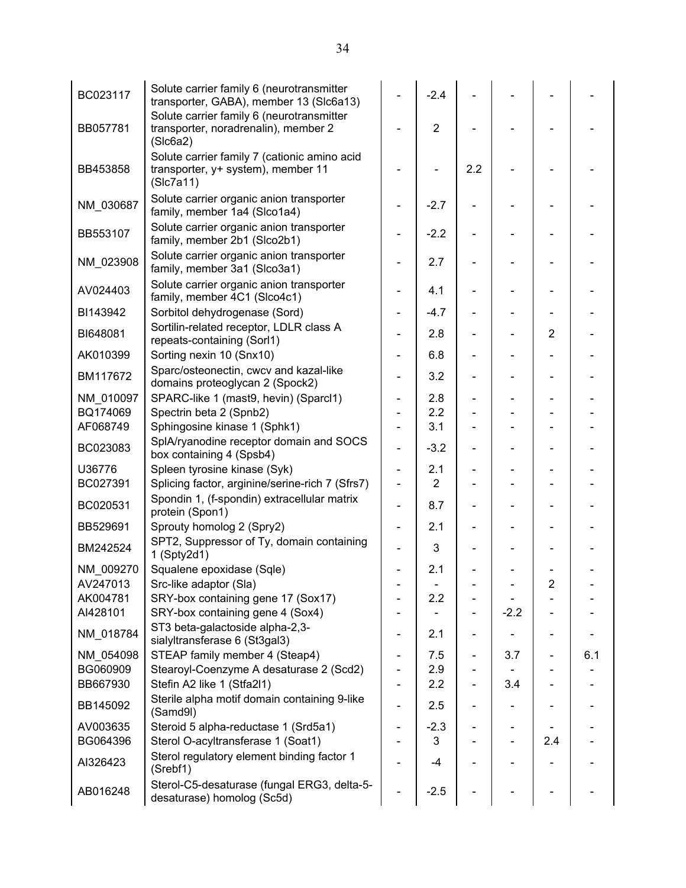| | | | | | | | |
|---|---|---|---|---|---|---|---|
| BC023117 | Solute carrier family 6 (neurotransmitter transporter, GABA), member 13 (Slc6a13) | - | -2.4 | - | - | - | - |
| BB057781 | Solute carrier family 6 (neurotransmitter transporter, noradrenalin), member 2 (Slc6a2) | - | 2 | - | - | - | - |
| BB453858 | Solute carrier family 7 (cationic amino acid transporter, y+ system), member 11 (Slc7a11) | - | - | 2.2 | - | - | - |
| NM_030687 | Solute carrier organic anion transporter family, member 1a4 (Slco1a4) | - | -2.7 | - | - | - | - |
| BB553107 | Solute carrier organic anion transporter family, member 2b1 (Slco2b1) | - | -2.2 | - | - | - | - |
| NM_023908 | Solute carrier organic anion transporter family, member 3a1 (Slco3a1) | - | 2.7 | - | - | - | - |
| AV024403 | Solute carrier organic anion transporter family, member 4C1 (Slco4c1) | - | 4.1 | - | - | - | - |
| BI143942 | Sorbitol dehydrogenase (Sord) | - | -4.7 | - | - | - | - |
| BI648081 | Sortilin-related receptor, LDLR class A repeats-containing (Sorl1) | - | 2.8 | - | - | 2 | - |
| AK010399 | Sorting nexin 10 (Snx10) | - | 6.8 | - | - | - | - |
| BM117672 | Sparc/osteonectin, cwcv and kazal-like domains proteoglycan 2 (Spock2) | - | 3.2 | - | - | - | - |
| NM_010097 | SPARC-like 1 (mast9, hevin) (Sparcl1) | - | 2.8 | - | - | - | - |
| BQ174069 | Spectrin beta 2 (Spnb2) | - | 2.2 | - | - | - | - |
| AF068749 | Sphingosine kinase 1 (Sphk1) | - | 3.1 | - | - | - | - |
| BC023083 | SplA/ryanodine receptor domain and SOCS box containing 4 (Spsb4) | - | -3.2 | - | - | - | - |
| U36776 | Spleen tyrosine kinase (Syk) | - | 2.1 | - | - | - | - |
| BC027391 | Splicing factor, arginine/serine-rich 7 (Sfrs7) | - | 2 | - | - | - | - |
| BC020531 | Spondin 1, (f-spondin) extracellular matrix protein (Spon1) | - | 8.7 | - | - | - | - |
| BB529691 | Sprouty homolog 2 (Spry2) | - | 2.1 | - | - | - | - |
| BM242524 | SPT2, Suppressor of Ty, domain containing 1 (Spty2d1) | - | 3 | - | - | - | - |
| NM_009270 | Squalene epoxidase (Sqle) | - | 2.1 | - | - | - | - |
| AV247013 | Src-like adaptor (Sla) | - | - | - | - | 2 | - |
| AK004781 | SRY-box containing gene 17 (Sox17) | - | 2.2 | - | - | - | - |
| AI428101 | SRY-box containing gene 4 (Sox4) | - | - | - | -2.2 | - | - |
| NM_018784 | ST3 beta-galactoside alpha-2,3-sialyltransferase 6 (St3gal3) | - | 2.1 | - | - | - | - |
| NM_054098 | STEAP family member 4 (Steap4) | - | 7.5 | - | 3.7 | - | 6.1 |
| BG060909 | Stearoyl-Coenzyme A desaturase 2 (Scd2) | - | 2.9 | - | - | - | - |
| BB667930 | Stefin A2 like 1 (Stfa2l1) | - | 2.2 | - | 3.4 | - | - |
| BB145092 | Sterile alpha motif domain containing 9-like (Samd9l) | - | 2.5 | - | - | - | - |
| AV003635 | Steroid 5 alpha-reductase 1 (Srd5a1) | - | -2.3 | - | - | - | - |
| BG064396 | Sterol O-acyltransferase 1 (Soat1) | - | 3 | - | - | 2.4 | - |
| AI326423 | Sterol regulatory element binding factor 1 (Srebf1) | - | -4 | - | - | - | - |
| AB016248 | Sterol-C5-desaturase (fungal ERG3, delta-5-desaturase) homolog (Sc5d) | - | -2.5 | - | - | - | - |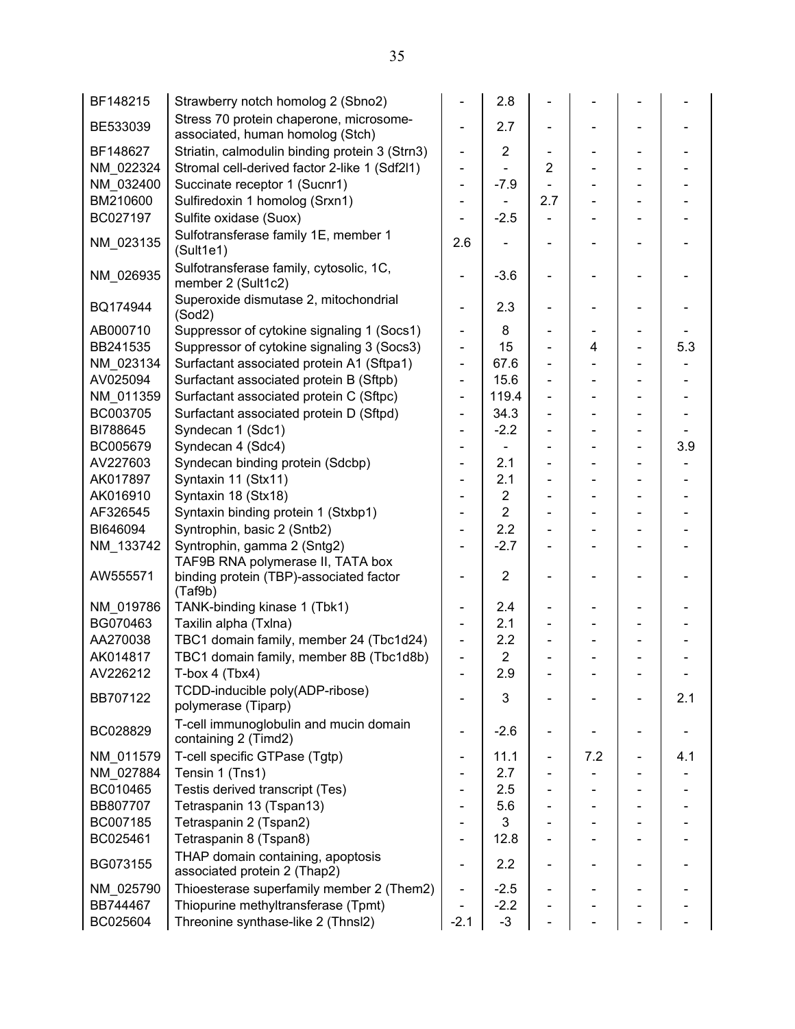| | | | | | | | |
|---|---|---|---|---|---|---|---|
| BF148215 | Strawberry notch homolog 2 (Sbno2) | - | 2.8 | - | - | - | - |
| BE533039 | Stress 70 protein chaperone, microsome-associated, human homolog (Stch) | - | 2.7 | - | - | - | - |
| BF148627 | Striatin, calmodulin binding protein 3 (Strn3) | - | 2 | - | - | - | - |
| NM_022324 | Stromal cell-derived factor 2-like 1 (Sdf2l1) | - | - | 2 | - | - | - |
| NM_032400 | Succinate receptor 1 (Sucnr1) | - | -7.9 | - | - | - | - |
| BM210600 | Sulfiredoxin 1 homolog (Srxn1) | - | - | 2.7 | - | - | - |
| BC027197 | Sulfite oxidase (Suox) | - | -2.5 | - | - | - | - |
| NM_023135 | Sulfotransferase family 1E, member 1 (Sult1e1) | 2.6 | - | - | - | - | - |
| NM_026935 | Sulfotransferase family, cytosolic, 1C, member 2 (Sult1c2) | - | -3.6 | - | - | - | - |
| BQ174944 | Superoxide dismutase 2, mitochondrial (Sod2) | - | 2.3 | - | - | - | - |
| AB000710 | Suppressor of cytokine signaling 1 (Socs1) | - | 8 | - | - | - | - |
| BB241535 | Suppressor of cytokine signaling 3 (Socs3) | - | 15 | - | 4 | - | 5.3 |
| NM_023134 | Surfactant associated protein A1 (Sftpa1) | - | 67.6 | - | - | - | - |
| AV025094 | Surfactant associated protein B (Sftpb) | - | 15.6 | - | - | - | - |
| NM_011359 | Surfactant associated protein C (Sftpc) | - | 119.4 | - | - | - | - |
| BC003705 | Surfactant associated protein D (Sftpd) | - | 34.3 | - | - | - | - |
| BI788645 | Syndecan 1 (Sdc1) | - | -2.2 | - | - | - | - |
| BC005679 | Syndecan 4 (Sdc4) | - | - | - | - | - | 3.9 |
| AV227603 | Syndecan binding protein (Sdcbp) | - | 2.1 | - | - | - | - |
| AK017897 | Syntaxin 11 (Stx11) | - | 2.1 | - | - | - | - |
| AK016910 | Syntaxin 18 (Stx18) | - | 2 | - | - | - | - |
| AF326545 | Syntaxin binding protein 1 (Stxbp1) | - | 2 | - | - | - | - |
| BI646094 | Syntrophin, basic 2 (Sntb2) | - | 2.2 | - | - | - | - |
| NM_133742 | Syntrophin, gamma 2 (Sntg2) | - | -2.7 | - | - | - | - |
| AW555571 | TAF9B RNA polymerase II, TATA box binding protein (TBP)-associated factor (Taf9b) | - | 2 | - | - | - | - |
| NM_019786 | TANK-binding kinase 1 (Tbk1) | - | 2.4 | - | - | - | - |
| BG070463 | Taxilin alpha (Txlna) | - | 2.1 | - | - | - | - |
| AA270038 | TBC1 domain family, member 24 (Tbc1d24) | - | 2.2 | - | - | - | - |
| AK014817 | TBC1 domain family, member 8B (Tbc1d8b) | - | 2 | - | - | - | - |
| AV226212 | T-box 4 (Tbx4) | - | 2.9 | - | - | - | - |
| BB707122 | TCDD-inducible poly(ADP-ribose) polymerase (Tiparp) | - | 3 | - | - | - | 2.1 |
| BC028829 | T-cell immunoglobulin and mucin domain containing 2 (Timd2) | - | -2.6 | - | - | - | - |
| NM_011579 | T-cell specific GTPase (Tgtp) | - | 11.1 | - | 7.2 | - | 4.1 |
| NM_027884 | Tensin 1 (Tns1) | - | 2.7 | - | - | - | - |
| BC010465 | Testis derived transcript (Tes) | - | 2.5 | - | - | - | - |
| BB807707 | Tetraspanin 13 (Tspan13) | - | 5.6 | - | - | - | - |
| BC007185 | Tetraspanin 2 (Tspan2) | - | 3 | - | - | - | - |
| BC025461 | Tetraspanin 8 (Tspan8) | - | 12.8 | - | - | - | - |
| BG073155 | THAP domain containing, apoptosis associated protein 2 (Thap2) | - | 2.2 | - | - | - | - |
| NM_025790 | Thioesterase superfamily member 2 (Them2) | - | -2.5 | - | - | - | - |
| BB744467 | Thiopurine methyltransferase (Tpmt) | - | -2.2 | - | - | - | - |
| BC025604 | Threonine synthase-like 2 (Thnsl2) | -2.1 | -3 | - | - | - | - |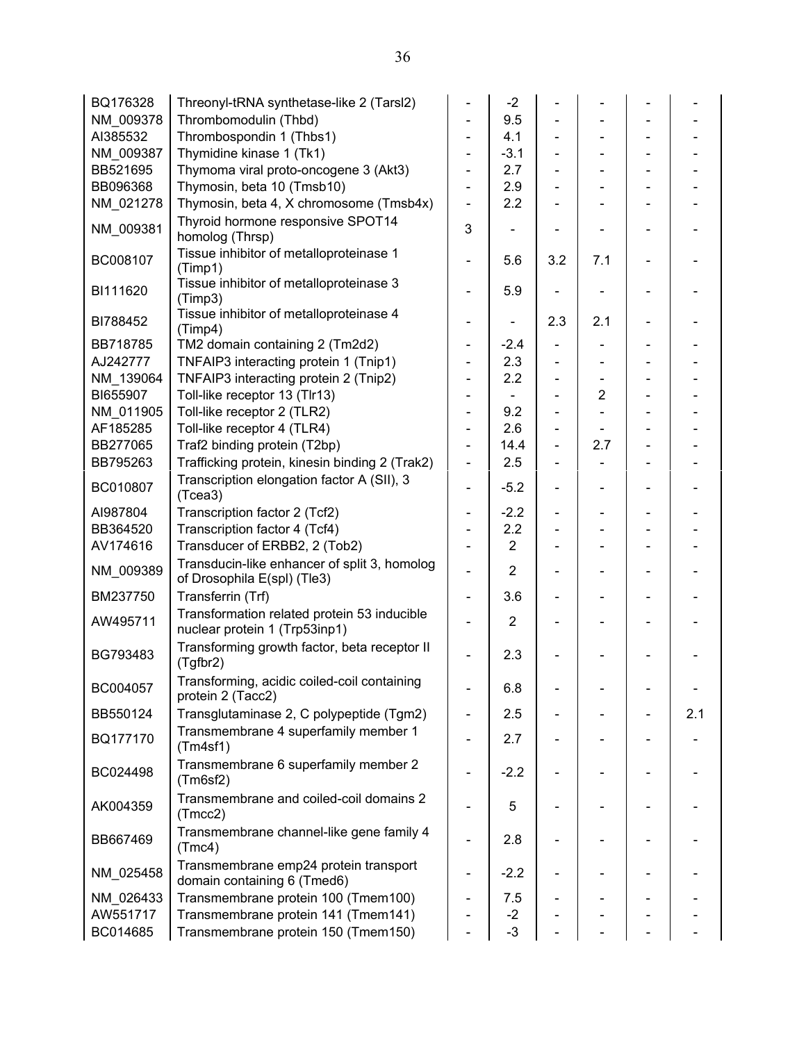| | | | | | | | |
|---|---|---|---|---|---|---|---|
| BQ176328 | Threonyl-tRNA synthetase-like 2 (Tarsl2) | - | -2 | - | - | - | - |
| NM_009378 | Thrombomodulin (Thbd) | - | 9.5 | - | - | - | - |
| AI385532 | Thrombospondin 1 (Thbs1) | - | 4.1 | - | - | - | - |
| NM_009387 | Thymidine kinase 1 (Tk1) | - | -3.1 | - | - | - | - |
| BB521695 | Thymoma viral proto-oncogene 3 (Akt3) | - | 2.7 | - | - | - | - |
| BB096368 | Thymosin, beta 10 (Tmsb10) | - | 2.9 | - | - | - | - |
| NM_021278 | Thymosin, beta 4, X chromosome (Tmsb4x) | - | 2.2 | - | - | - | - |
| NM_009381 | Thyroid hormone responsive SPOT14 homolog (Thrsp) | 3 | - | - | - | - | - |
| BC008107 | Tissue inhibitor of metalloproteinase 1 (Timp1) | - | 5.6 | 3.2 | 7.1 | - | - |
| BI111620 | Tissue inhibitor of metalloproteinase 3 (Timp3) | - | 5.9 | - | - | - | - |
| BI788452 | Tissue inhibitor of metalloproteinase 4 (Timp4) | - | - | 2.3 | 2.1 | - | - |
| BB718785 | TM2 domain containing 2 (Tm2d2) | - | -2.4 | - | - | - | - |
| AJ242777 | TNFAIP3 interacting protein 1 (Tnip1) | - | 2.3 | - | - | - | - |
| NM_139064 | TNFAIP3 interacting protein 2 (Tnip2) | - | 2.2 | - | - | - | - |
| BI655907 | Toll-like receptor 13 (Tlr13) | - | - | - | 2 | - | - |
| NM_011905 | Toll-like receptor 2 (TLR2) | - | 9.2 | - | - | - | - |
| AF185285 | Toll-like receptor 4 (TLR4) | - | 2.6 | - | - | - | - |
| BB277065 | Traf2 binding protein (T2bp) | - | 14.4 | - | 2.7 | - | - |
| BB795263 | Trafficking protein, kinesin binding 2 (Trak2) | - | 2.5 | - | - | - | - |
| BC010807 | Transcription elongation factor A (SII), 3 (Tcea3) | - | -5.2 | - | - | - | - |
| AI987804 | Transcription factor 2 (Tcf2) | - | -2.2 | - | - | - | - |
| BB364520 | Transcription factor 4 (Tcf4) | - | 2.2 | - | - | - | - |
| AV174616 | Transducer of ERBB2, 2 (Tob2) | - | 2 | - | - | - | - |
| NM_009389 | Transducin-like enhancer of split 3, homolog of Drosophila E(spl) (Tle3) | - | 2 | - | - | - | - |
| BM237750 | Transferrin (Trf) | - | 3.6 | - | - | - | - |
| AW495711 | Transformation related protein 53 inducible nuclear protein 1 (Trp53inp1) | - | 2 | - | - | - | - |
| BG793483 | Transforming growth factor, beta receptor II (Tgfbr2) | - | 2.3 | - | - | - | - |
| BC004057 | Transforming, acidic coiled-coil containing protein 2 (Tacc2) | - | 6.8 | - | - | - | - |
| BB550124 | Transglutaminase 2, C polypeptide (Tgm2) | - | 2.5 | - | - | - | 2.1 |
| BQ177170 | Transmembrane 4 superfamily member 1 (Tm4sf1) | - | 2.7 | - | - | - | - |
| BC024498 | Transmembrane 6 superfamily member 2 (Tm6sf2) | - | -2.2 | - | - | - | - |
| AK004359 | Transmembrane and coiled-coil domains 2 (Tmcc2) | - | 5 | - | - | - | - |
| BB667469 | Transmembrane channel-like gene family 4 (Tmc4) | - | 2.8 | - | - | - | - |
| NM_025458 | Transmembrane emp24 protein transport domain containing 6 (Tmed6) | - | -2.2 | - | - | - | - |
| NM_026433 | Transmembrane protein 100 (Tmem100) | - | 7.5 | - | - | - | - |
| AW551717 | Transmembrane protein 141 (Tmem141) | - | -2 | - | - | - | - |
| BC014685 | Transmembrane protein 150 (Tmem150) | - | -3 | - | - | - | - |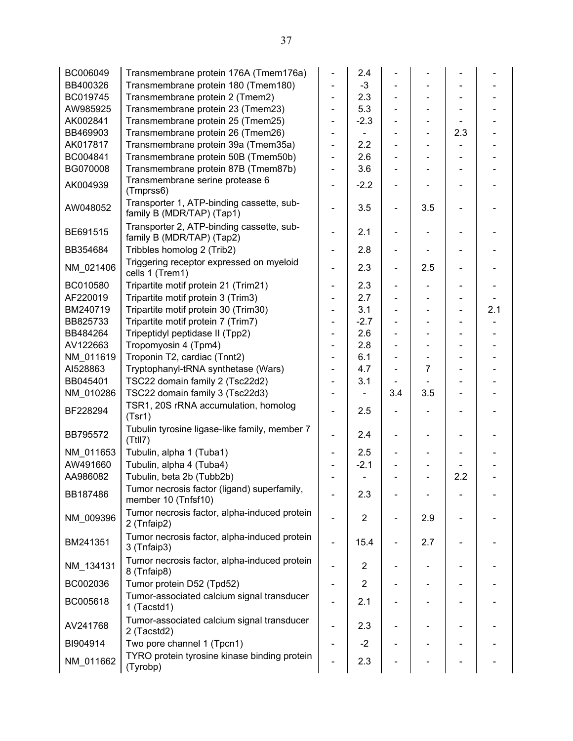| | | | | | | | |
|---|---|---|---|---|---|---|---|
| BC006049 | Transmembrane protein 176A (Tmem176a) | - | 2.4 | - | - | - | - |
| BB400326 | Transmembrane protein 180 (Tmem180) | - | -3 | - | - | - | - |
| BC019745 | Transmembrane protein 2 (Tmem2) | - | 2.3 | - | - | - | - |
| AW985925 | Transmembrane protein 23 (Tmem23) | - | 5.3 | - | - | - | - |
| AK002841 | Transmembrane protein 25 (Tmem25) | - | -2.3 | - | - | - | - |
| BB469903 | Transmembrane protein 26 (Tmem26) | - | - | - | - | 2.3 | - |
| AK017817 | Transmembrane protein 39a (Tmem35a) | - | 2.2 | - | - | - | - |
| BC004841 | Transmembrane protein 50B (Tmem50b) | - | 2.6 | - | - | - | - |
| BG070008 | Transmembrane protein 87B (Tmem87b) | - | 3.6 | - | - | - | - |
| AK004939 | Transmembrane serine protease 6 (Tmprss6) | - | -2.2 | - | - | - | - |
| AW048052 | Transporter 1, ATP-binding cassette, sub-family B (MDR/TAP) (Tap1) | - | 3.5 | - | 3.5 | - | - |
| BE691515 | Transporter 2, ATP-binding cassette, sub-family B (MDR/TAP) (Tap2) | - | 2.1 | - | - | - | - |
| BB354684 | Tribbles homolog 2 (Trib2) | - | 2.8 | - | - | - | - |
| NM_021406 | Triggering receptor expressed on myeloid cells 1 (Trem1) | - | 2.3 | - | 2.5 | - | - |
| BC010580 | Tripartite motif protein 21 (Trim21) | - | 2.3 | - | - | - | - |
| AF220019 | Tripartite motif protein 3 (Trim3) | - | 2.7 | - | - | - | - |
| BM240719 | Tripartite motif protein 30 (Trim30) | - | 3.1 | - | - | - | 2.1 |
| BB825733 | Tripartite motif protein 7 (Trim7) | - | -2.7 | - | - | - | - |
| BB484264 | Tripeptidyl peptidase II (Tpp2) | - | 2.6 | - | - | - | - |
| AV122663 | Tropomyosin 4 (Tpm4) | - | 2.8 | - | - | - | - |
| NM_011619 | Troponin T2, cardiac (Tnnt2) | - | 6.1 | - | - | - | - |
| AI528863 | Tryptophanyl-tRNA synthetase (Wars) | - | 4.7 | - | 7 | - | - |
| BB045401 | TSC22 domain family 2 (Tsc22d2) | - | 3.1 | - | - | - | - |
| NM_010286 | TSC22 domain family 3 (Tsc22d3) | - | - | 3.4 | 3.5 | - | - |
| BF228294 | TSR1, 20S rRNA accumulation, homolog (Tsr1) | - | 2.5 | - | - | - | - |
| BB795572 | Tubulin tyrosine ligase-like family, member 7 (Ttll7) | - | 2.4 | - | - | - | - |
| NM_011653 | Tubulin, alpha 1 (Tuba1) | - | 2.5 | - | - | - | - |
| AW491660 | Tubulin, alpha 4 (Tuba4) | - | -2.1 | - | - | - | - |
| AA986082 | Tubulin, beta 2b (Tubb2b) | - | - | - | - | 2.2 | - |
| BB187486 | Tumor necrosis factor (ligand) superfamily, member 10 (Tnfsf10) | - | 2.3 | - | - | - | - |
| NM_009396 | Tumor necrosis factor, alpha-induced protein 2 (Tnfaip2) | - | 2 | - | 2.9 | - | - |
| BM241351 | Tumor necrosis factor, alpha-induced protein 3 (Tnfaip3) | - | 15.4 | - | 2.7 | - | - |
| NM_134131 | Tumor necrosis factor, alpha-induced protein 8 (Tnfaip8) | - | 2 | - | - | - | - |
| BC002036 | Tumor protein D52 (Tpd52) | - | 2 | - | - | - | - |
| BC005618 | Tumor-associated calcium signal transducer 1 (Tacstd1) | - | 2.1 | - | - | - | - |
| AV241768 | Tumor-associated calcium signal transducer 2 (Tacstd2) | - | 2.3 | - | - | - | - |
| BI904914 | Two pore channel 1 (Tpcn1) | - | -2 | - | - | - | - |
| NM_011662 | TYRO protein tyrosine kinase binding protein (Tyrobp) | - | 2.3 | - | - | - | - |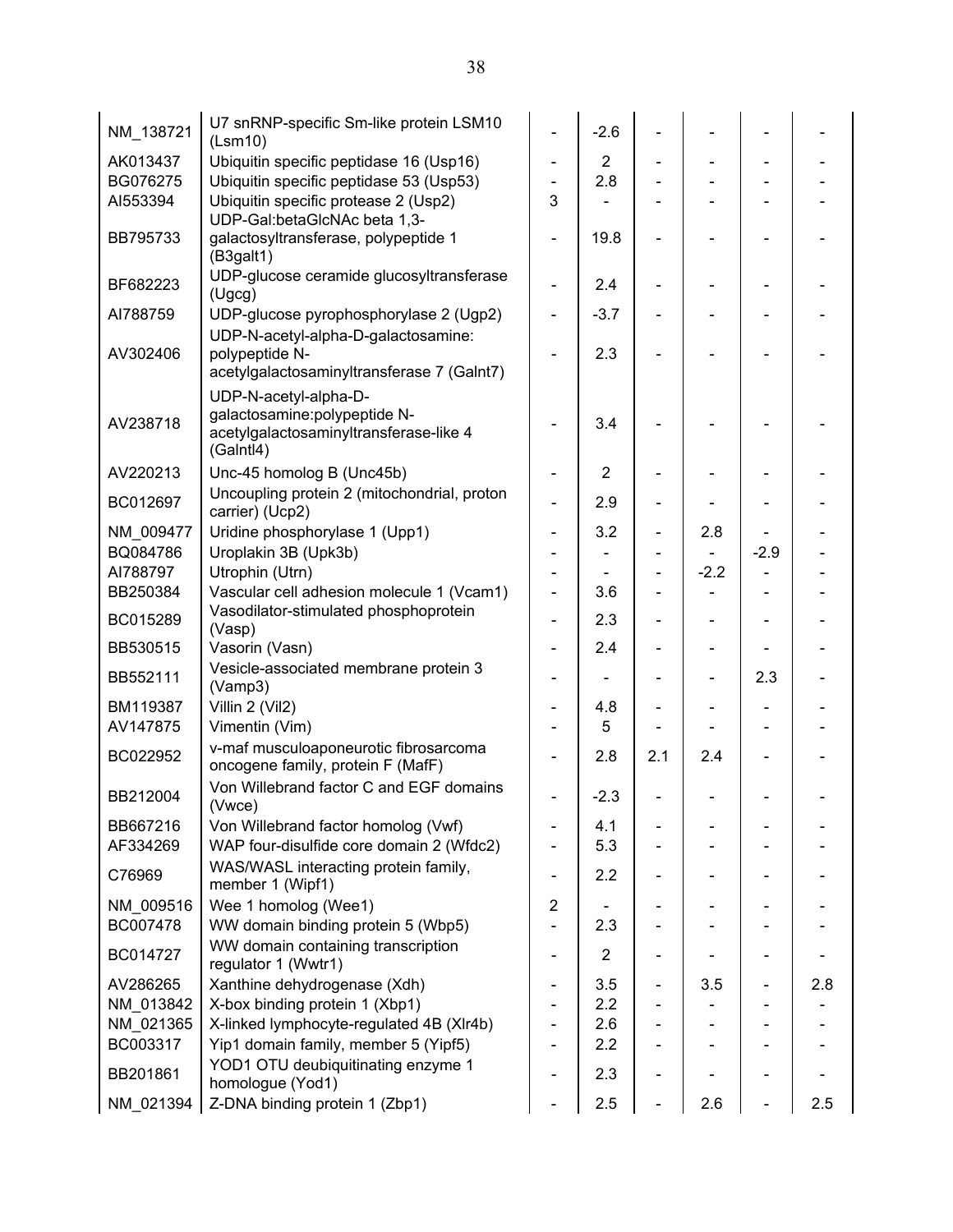| | | | | | | | |
|---|---|---|---|---|---|---|---|
| NM_138721 | U7 snRNP-specific Sm-like protein LSM10 (Lsm10) | - | -2.6 | - | - | - | - |
| AK013437 | Ubiquitin specific peptidase 16 (Usp16) | - | 2 | - | - | - | - |
| BG076275 | Ubiquitin specific peptidase 53 (Usp53) | - | 2.8 | - | - | - | - |
| AI553394 | Ubiquitin specific protease 2 (Usp2) | 3 | - | - | - | - | - |
| BB795733 | UDP-Gal:betaGlcNAc beta 1,3-galactosyltransferase, polypeptide 1 (B3galt1) | - | 19.8 | - | - | - | - |
| BF682223 | UDP-glucose ceramide glucosyltransferase (Ugcg) | - | 2.4 | - | - | - | - |
| AI788759 | UDP-glucose pyrophosphorylase 2 (Ugp2) | - | -3.7 | - | - | - | - |
| AV302406 | UDP-N-acetyl-alpha-D-galactosamine: polypeptide N-acetylgalactosaminyltransferase 7 (Galnt7) | - | 2.3 | - | - | - | - |
| AV238718 | UDP-N-acetyl-alpha-D-galactosamine:polypeptide N-acetylgalactosaminyltransferase-like 4 (Galntl4) | - | 3.4 | - | - | - | - |
| AV220213 | Unc-45 homolog B (Unc45b) | - | 2 | - | - | - | - |
| BC012697 | Uncoupling protein 2 (mitochondrial, proton carrier) (Ucp2) | - | 2.9 | - | - | - | - |
| NM_009477 | Uridine phosphorylase 1 (Upp1) | - | 3.2 | - | 2.8 | - | - |
| BQ084786 | Uroplakin 3B (Upk3b) | - | - | - | - | -2.9 | - |
| AI788797 | Utrophin (Utrn) | - | - | - | -2.2 | - | - |
| BB250384 | Vascular cell adhesion molecule 1 (Vcam1) | - | 3.6 | - | - | - | - |
| BC015289 | Vasodilator-stimulated phosphoprotein (Vasp) | - | 2.3 | - | - | - | - |
| BB530515 | Vasorin (Vasn) | - | 2.4 | - | - | - | - |
| BB552111 | Vesicle-associated membrane protein 3 (Vamp3) | - | - | - | - | 2.3 | - |
| BM119387 | Villin 2 (Vil2) | - | 4.8 | - | - | - | - |
| AV147875 | Vimentin (Vim) | - | 5 | - | - | - | - |
| BC022952 | v-maf musculoaponeurotic fibrosarcoma oncogene family, protein F (MafF) | - | 2.8 | 2.1 | 2.4 | - | - |
| BB212004 | Von Willebrand factor C and EGF domains (Vwce) | - | -2.3 | - | - | - | - |
| BB667216 | Von Willebrand factor homolog (Vwf) | - | 4.1 | - | - | - | - |
| AF334269 | WAP four-disulfide core domain 2 (Wfdc2) | - | 5.3 | - | - | - | - |
| C76969 | WAS/WASL interacting protein family, member 1 (Wipf1) | - | 2.2 | - | - | - | - |
| NM_009516 | Wee 1 homolog (Wee1) | 2 | - | - | - | - | - |
| BC007478 | WW domain binding protein 5 (Wbp5) | - | 2.3 | - | - | - | - |
| BC014727 | WW domain containing transcription regulator 1 (Wwtr1) | - | 2 | - | - | - | - |
| AV286265 | Xanthine dehydrogenase (Xdh) | - | 3.5 | - | 3.5 | - | 2.8 |
| NM_013842 | X-box binding protein 1 (Xbp1) | - | 2.2 | - | - | - | - |
| NM_021365 | X-linked lymphocyte-regulated 4B (Xlr4b) | - | 2.6 | - | - | - | - |
| BC003317 | Yip1 domain family, member 5 (Yipf5) | - | 2.2 | - | - | - | - |
| BB201861 | YOD1 OTU deubiquitinating enzyme 1 homologue (Yod1) | - | 2.3 | - | - | - | - |
| NM_021394 | Z-DNA binding protein 1 (Zbp1) | - | 2.5 | - | 2.6 | - | 2.5 |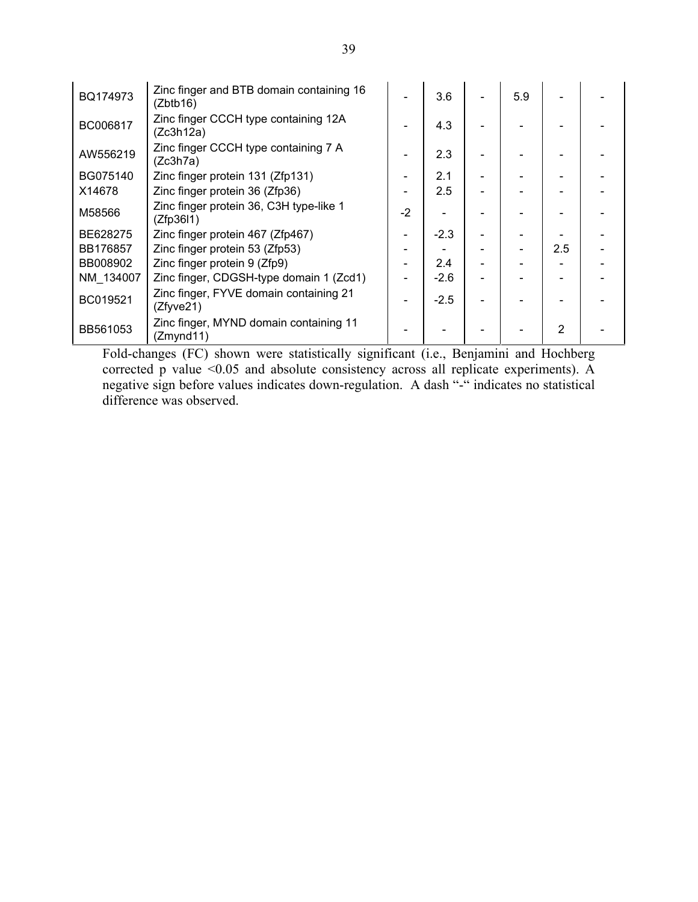| | | | | | | | |
|---|---|---|---|---|---|---|---|
| BQ174973 | Zinc finger and BTB domain containing 16 (Zbtb16) | - | 3.6 | - | 5.9 | - | - |
| BC006817 | Zinc finger CCCH type containing 12A (Zc3h12a) | - | 4.3 | - | - | - | - |
| AW556219 | Zinc finger CCCH type containing 7 A (Zc3h7a) | - | 2.3 | - | - | - | - |
| BG075140 | Zinc finger protein 131 (Zfp131) | - | 2.1 | - | - | - | - |
| X14678 | Zinc finger protein 36 (Zfp36) | - | 2.5 | - | - | - | - |
| M58566 | Zinc finger protein 36, C3H type-like 1 (Zfp36l1) | -2 | - | - | - | - | - |
| BE628275 | Zinc finger protein 467 (Zfp467) | - | -2.3 | - | - | - | - |
| BB176857 | Zinc finger protein 53 (Zfp53) | - | - | - | - | 2.5 | - |
| BB008902 | Zinc finger protein 9 (Zfp9) | - | 2.4 | - | - | - | - |
| NM_134007 | Zinc finger, CDGSH-type domain 1 (Zcd1) | - | -2.6 | - | - | - | - |
| BC019521 | Zinc finger, FYVE domain containing 21 (Zfyve21) | - | -2.5 | - | - | - | - |
| BB561053 | Zinc finger, MYND domain containing 11 (Zmynd11) | - | - | - | - | 2 | - |

Fold-changes (FC) shown were statistically significant (i.e., Benjamini and Hochberg corrected p value <0.05 and absolute consistency across all replicate experiments). A negative sign before values indicates down-regulation. A dash "-" indicates no statistical difference was observed.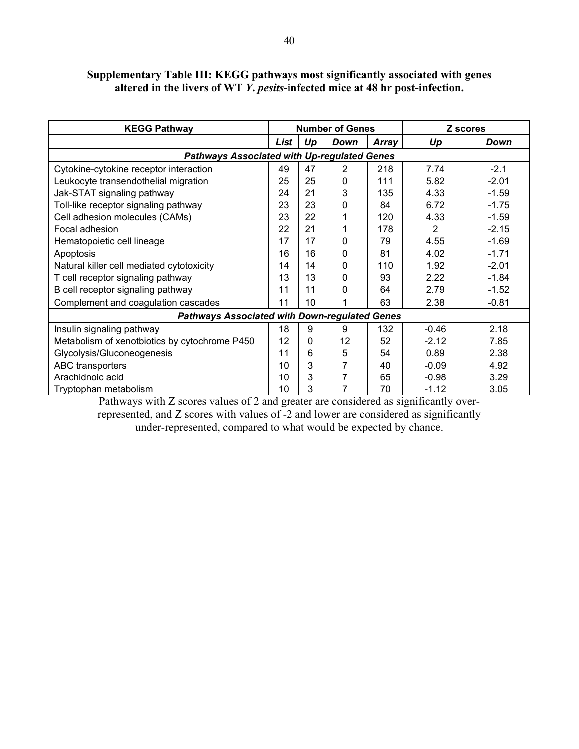**Supplementary Table III: KEGG pathways most significantly associated with genes altered in the livers of WT *Y. pesits*-infected mice at 48 hr post-infection.**

| KEGG Pathway | Number of Genes | | | | Z scores | |
|---|---|---|---|---|---|---|
| | *List* | *Up* | *Down* | *Array* | *Up* | *Down* |
| ***Pathways Associated with Up-regulated Genes*** | | | | | | |
| Cytokine-cytokine receptor interaction | 49 | 47 | 2 | 218 | 7.74 | -2.1 |
| Leukocyte transendothelial migration | 25 | 25 | 0 | 111 | 5.82 | -2.01 |
| Jak-STAT signaling pathway | 24 | 21 | 3 | 135 | 4.33 | -1.59 |
| Toll-like receptor signaling pathway | 23 | 23 | 0 | 84 | 6.72 | -1.75 |
| Cell adhesion molecules (CAMs) | 23 | 22 | 1 | 120 | 4.33 | -1.59 |
| Focal adhesion | 22 | 21 | 1 | 178 | 2 | -2.15 |
| Hematopoietic cell lineage | 17 | 17 | 0 | 79 | 4.55 | -1.69 |
| Apoptosis | 16 | 16 | 0 | 81 | 4.02 | -1.71 |
| Natural killer cell mediated cytotoxicity | 14 | 14 | 0 | 110 | 1.92 | -2.01 |
| T cell receptor signaling pathway | 13 | 13 | 0 | 93 | 2.22 | -1.84 |
| B cell receptor signaling pathway | 11 | 11 | 0 | 64 | 2.79 | -1.52 |
| Complement and coagulation cascades | 11 | 10 | 1 | 63 | 2.38 | -0.81 |
| ***Pathways Associated with Down-regulated Genes*** | | | | | | |
| Insulin signaling pathway | 18 | 9 | 9 | 132 | -0.46 | 2.18 |
| Metabolism of xenotbiotics by cytochrome P450 | 12 | 0 | 12 | 52 | -2.12 | 7.85 |
| Glycolysis/Gluconeogenesis | 11 | 6 | 5 | 54 | 0.89 | 2.38 |
| ABC transporters | 10 | 3 | 7 | 40 | -0.09 | 4.92 |
| Arachidnoic acid | 10 | 3 | 7 | 65 | -0.98 | 3.29 |
| Tryptophan metabolism | 10 | 3 | 7 | 70 | -1.12 | 3.05 |

Pathways with Z scores values of 2 and greater are considered as significantly over-represented, and Z scores with values of -2 and lower are considered as significantly under-represented, compared to what would be expected by chance.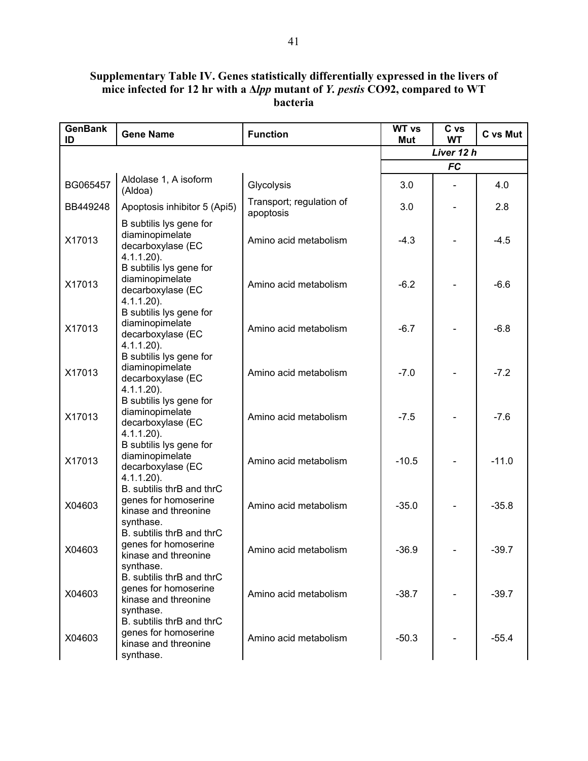**Supplementary Table IV. Genes statistically differentially expressed in the livers of mice infected for 12 hr with a Δ*lpp* mutant of *Y. pestis* CO92, compared to WT bacteria**

| GenBank ID | Gene Name | Function | WT vs Mut | C vs WT | C vs Mut |
|---|---|---|---|---|---|
| | | | ***Liver 12 h*** | | |
| | | | ***FC*** | | |
| BG065457 | Aldolase 1, A isoform (Aldoa) | Glycolysis | 3.0 | - | 4.0 |
| BB449248 | Apoptosis inhibitor 5 (Api5) | Transport; regulation of apoptosis | 3.0 | - | 2.8 |
| X17013 | B subtilis lys gene for diaminopimelate decarboxylase (EC 4.1.1.20). | Amino acid metabolism | -4.3 | - | -4.5 |
| X17013 | B subtilis lys gene for diaminopimelate decarboxylase (EC 4.1.1.20). | Amino acid metabolism | -6.2 | - | -6.6 |
| X17013 | B subtilis lys gene for diaminopimelate decarboxylase (EC 4.1.1.20). | Amino acid metabolism | -6.7 | - | -6.8 |
| X17013 | B subtilis lys gene for diaminopimelate decarboxylase (EC 4.1.1.20). | Amino acid metabolism | -7.0 | - | -7.2 |
| X17013 | B subtilis lys gene for diaminopimelate decarboxylase (EC 4.1.1.20). | Amino acid metabolism | -7.5 | - | -7.6 |
| X17013 | B subtilis lys gene for diaminopimelate decarboxylase (EC 4.1.1.20). | Amino acid metabolism | -10.5 | - | -11.0 |
| X04603 | B. subtilis thrB and thrC genes for homoserine kinase and threonine synthase. | Amino acid metabolism | -35.0 | - | -35.8 |
| X04603 | B. subtilis thrB and thrC genes for homoserine kinase and threonine synthase. | Amino acid metabolism | -36.9 | - | -39.7 |
| X04603 | B. subtilis thrB and thrC genes for homoserine kinase and threonine synthase. | Amino acid metabolism | -38.7 | - | -39.7 |
| X04603 | B. subtilis thrB and thrC genes for homoserine kinase and threonine synthase. | Amino acid metabolism | -50.3 | - | -55.4 |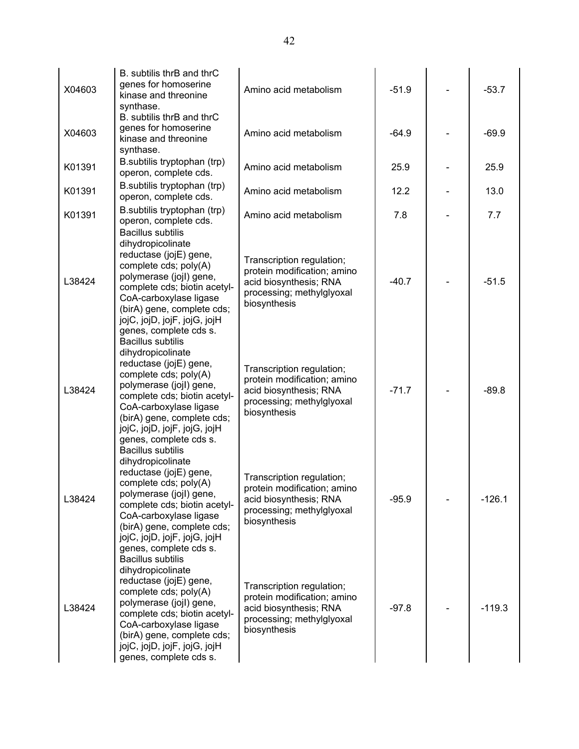| | | | | | |
|---|---|---|---|---|---|
| X04603 | B. subtilis thrB and thrC genes for homoserine kinase and threonine synthase. | Amino acid metabolism | -51.9 | - | -53.7 |
| X04603 | B. subtilis thrB and thrC genes for homoserine kinase and threonine synthase. | Amino acid metabolism | -64.9 | - | -69.9 |
| K01391 | B.subtilis tryptophan (trp) operon, complete cds. | Amino acid metabolism | 25.9 | - | 25.9 |
| K01391 | B.subtilis tryptophan (trp) operon, complete cds. | Amino acid metabolism | 12.2 | - | 13.0 |
| K01391 | B.subtilis tryptophan (trp) operon, complete cds. | Amino acid metabolism | 7.8 | - | 7.7 |
| L38424 | Bacillus subtilis dihydropicolinate reductase (jojE) gene, complete cds; poly(A) polymerase (jojI) gene, complete cds; biotin acetyl-CoA-carboxylase ligase (birA) gene, complete cds; jojC, jojD, jojF, jojG, jojH genes, complete cds s. | Transcription regulation; protein modification; amino acid biosynthesis; RNA processing; methylglyoxal biosynthesis | -40.7 | - | -51.5 |
| L38424 | Bacillus subtilis dihydropicolinate reductase (jojE) gene, complete cds; poly(A) polymerase (jojI) gene, complete cds; biotin acetyl-CoA-carboxylase ligase (birA) gene, complete cds; jojC, jojD, jojF, jojG, jojH genes, complete cds s. | Transcription regulation; protein modification; amino acid biosynthesis; RNA processing; methylglyoxal biosynthesis | -71.7 | - | -89.8 |
| L38424 | Bacillus subtilis dihydropicolinate reductase (jojE) gene, complete cds; poly(A) polymerase (jojI) gene, complete cds; biotin acetyl-CoA-carboxylase ligase (birA) gene, complete cds; jojC, jojD, jojF, jojG, jojH genes, complete cds s. | Transcription regulation; protein modification; amino acid biosynthesis; RNA processing; methylglyoxal biosynthesis | -95.9 | - | -126.1 |
| L38424 | Bacillus subtilis dihydropicolinate reductase (jojE) gene, complete cds; poly(A) polymerase (jojI) gene, complete cds; biotin acetyl-CoA-carboxylase ligase (birA) gene, complete cds; jojC, jojD, jojF, jojG, jojH genes, complete cds s. | Transcription regulation; protein modification; amino acid biosynthesis; RNA processing; methylglyoxal biosynthesis | -97.8 | - | -119.3 |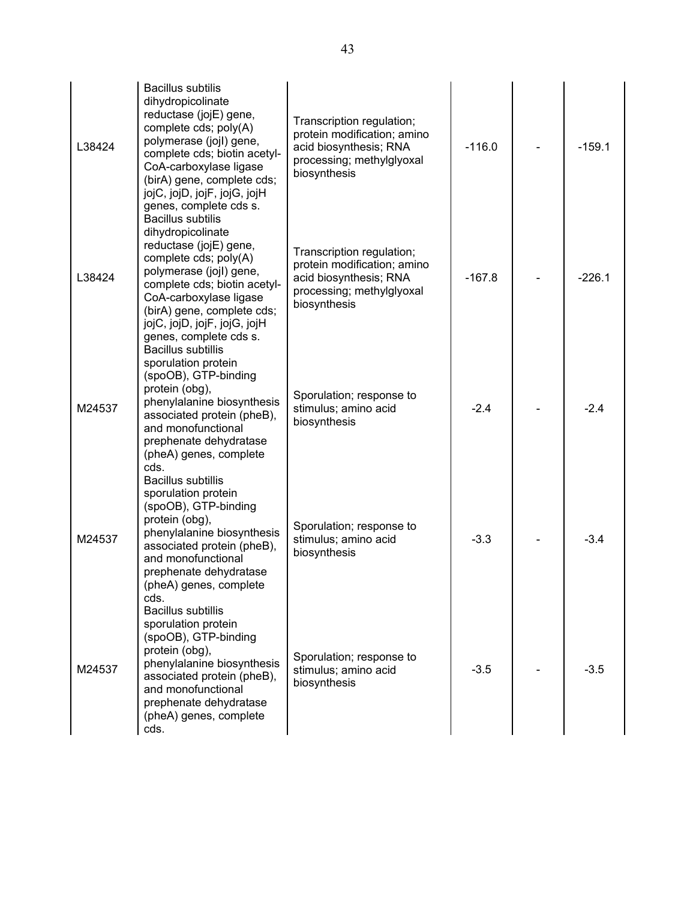| | | | | | |
|---|---|---|---|---|---|
| L38424 | Bacillus subtilis dihydropicolinate reductase (jojE) gene, complete cds; poly(A) polymerase (jojI) gene, complete cds; biotin acetyl-CoA-carboxylase ligase (birA) gene, complete cds; jojC, jojD, jojF, jojG, jojH genes, complete cds s. | Transcription regulation; protein modification; amino acid biosynthesis; RNA processing; methylglyoxal biosynthesis | -116.0 | - | -159.1 |
| L38424 | Bacillus subtilis dihydropicolinate reductase (jojE) gene, complete cds; poly(A) polymerase (jojI) gene, complete cds; biotin acetyl-CoA-carboxylase ligase (birA) gene, complete cds; jojC, jojD, jojF, jojG, jojH genes, complete cds s. | Transcription regulation; protein modification; amino acid biosynthesis; RNA processing; methylglyoxal biosynthesis | -167.8 | - | -226.1 |
| M24537 | Bacillus subtillis sporulation protein (spoOB), GTP-binding protein (obg), phenylalanine biosynthesis associated protein (pheB), and monofunctional prephenate dehydratase (pheA) genes, complete cds. | Sporulation; response to stimulus; amino acid biosynthesis | -2.4 | - | -2.4 |
| M24537 | Bacillus subtillis sporulation protein (spoOB), GTP-binding protein (obg), phenylalanine biosynthesis associated protein (pheB), and monofunctional prephenate dehydratase (pheA) genes, complete cds. | Sporulation; response to stimulus; amino acid biosynthesis | -3.3 | - | -3.4 |
| M24537 | Bacillus subtillis sporulation protein (spoOB), GTP-binding protein (obg), phenylalanine biosynthesis associated protein (pheB), and monofunctional prephenate dehydratase (pheA) genes, complete cds. | Sporulation; response to stimulus; amino acid biosynthesis | -3.5 | - | -3.5 |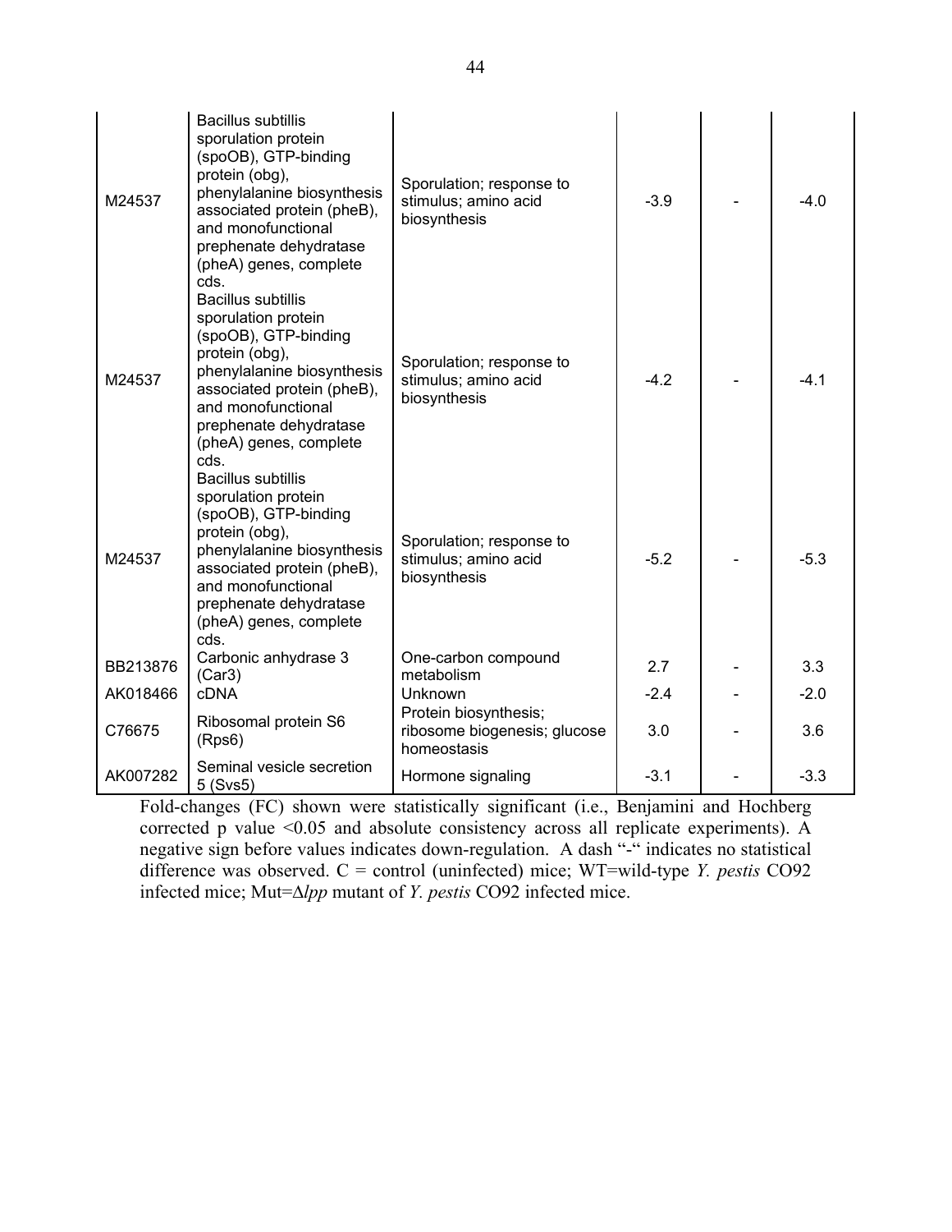| | | | | | |
|---|---|---|---|---|---|
| M24537 | Bacillus subtillis sporulation protein (spoOB), GTP-binding protein (obg), phenylalanine biosynthesis associated protein (pheB), and monofunctional prephenate dehydratase (pheA) genes, complete cds. | Sporulation; response to stimulus; amino acid biosynthesis | -3.9 | - | -4.0 |
| M24537 | Bacillus subtillis sporulation protein (spoOB), GTP-binding protein (obg), phenylalanine biosynthesis associated protein (pheB), and monofunctional prephenate dehydratase (pheA) genes, complete cds. | Sporulation; response to stimulus; amino acid biosynthesis | -4.2 | - | -4.1 |
| M24537 | Bacillus subtillis sporulation protein (spoOB), GTP-binding protein (obg), phenylalanine biosynthesis associated protein (pheB), and monofunctional prephenate dehydratase (pheA) genes, complete cds. | Sporulation; response to stimulus; amino acid biosynthesis | -5.2 | - | -5.3 |
| BB213876 | Carbonic anhydrase 3 (Car3) | One-carbon compound metabolism | 2.7 | - | 3.3 |
| AK018466 | cDNA | Unknown | -2.4 | - | -2.0 |
| C76675 | Ribosomal protein S6 (Rps6) | Protein biosynthesis; ribosome biogenesis; glucose homeostasis | 3.0 | - | 3.6 |
| AK007282 | Seminal vesicle secretion 5 (Svs5) | Hormone signaling | -3.1 | - | -3.3 |

Fold-changes (FC) shown were statistically significant (i.e., Benjamini and Hochberg corrected p value <0.05 and absolute consistency across all replicate experiments). A negative sign before values indicates down-regulation. A dash "-" indicates no statistical difference was observed. C = control (uninfected) mice; WT=wild-type *Y. pestis* CO92 infected mice; Mut=Δ*lpp* mutant of *Y. pestis* CO92 infected mice.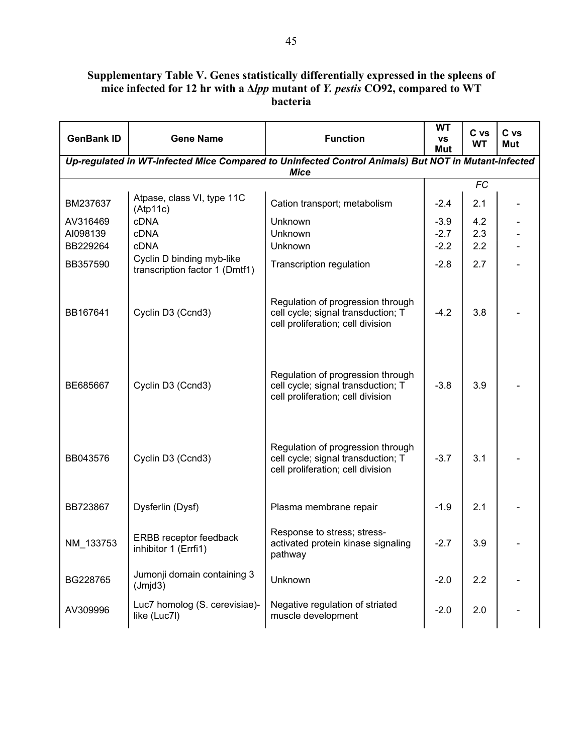**Supplementary Table V. Genes statistically differentially expressed in the spleens of mice infected for 12 hr with a Δ*lpp* mutant of *Y. pestis* CO92, compared to WT bacteria**

| GenBank ID | Gene Name | Function | WT vs Mut | C vs WT | C vs Mut |
|---|---|---|---|---|---|
| ***Up-regulated in WT-infected Mice Compared to Uninfected Control Animals) But NOT in Mutant-infected Mice*** | | | | | |
| | | | | *FC* | |
| BM237637 | Atpase, class VI, type 11C (Atp11c) | Cation transport; metabolism | -2.4 | 2.1 | - |
| AV316469 | cDNA | Unknown | -3.9 | 4.2 | - |
| AI098139 | cDNA | Unknown | -2.7 | 2.3 | - |
| BB229264 | cDNA | Unknown | -2.2 | 2.2 | - |
| BB357590 | Cyclin D binding myb-like transcription factor 1 (Dmtf1) | Transcription regulation | -2.8 | 2.7 | - |
| BB167641 | Cyclin D3 (Ccnd3) | Regulation of progression through cell cycle; signal transduction; T cell proliferation; cell division | -4.2 | 3.8 | - |
| BE685667 | Cyclin D3 (Ccnd3) | Regulation of progression through cell cycle; signal transduction; T cell proliferation; cell division | -3.8 | 3.9 | - |
| BB043576 | Cyclin D3 (Ccnd3) | Regulation of progression through cell cycle; signal transduction; T cell proliferation; cell division | -3.7 | 3.1 | - |
| BB723867 | Dysferlin (Dysf) | Plasma membrane repair | -1.9 | 2.1 | - |
| NM_133753 | ERBB receptor feedback inhibitor 1 (Errfi1) | Response to stress; stress-activated protein kinase signaling pathway | -2.7 | 3.9 | - |
| BG228765 | Jumonji domain containing 3 (Jmjd3) | Unknown | -2.0 | 2.2 | - |
| AV309996 | Luc7 homolog (S. cerevisiae)-like (Luc7l) | Negative regulation of striated muscle development | -2.0 | 2.0 | - |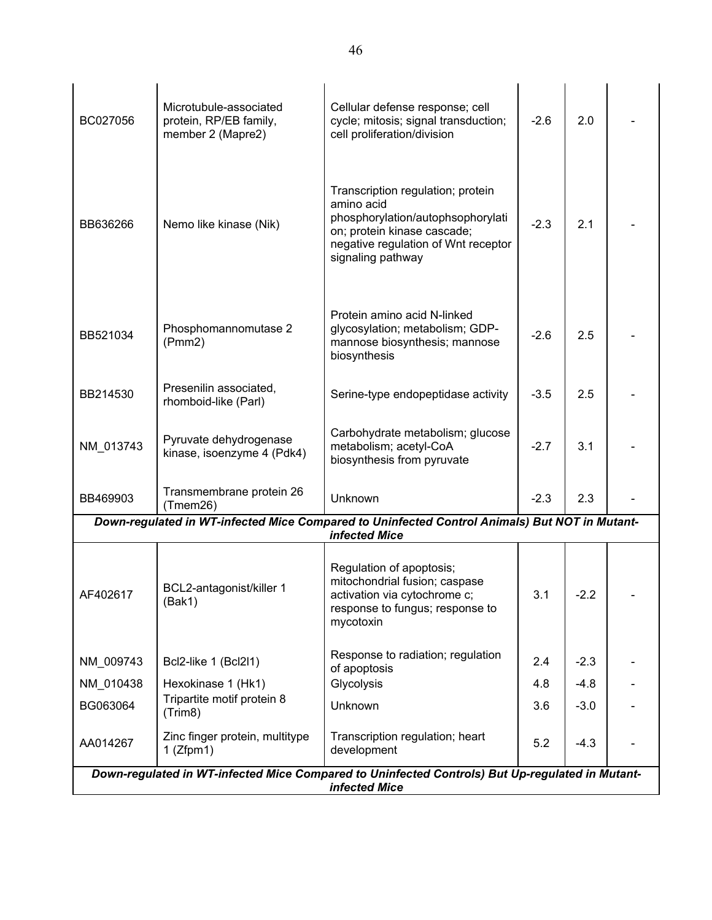| | | | | | |
|---|---|---|---|---|---|
| BC027056 | Microtubule-associated protein, RP/EB family, member 2 (Mapre2) | Cellular defense response; cell cycle; mitosis; signal transduction; cell proliferation/division | -2.6 | 2.0 | - |
| BB636266 | Nemo like kinase (Nik) | Transcription regulation; protein amino acid phosphorylation/autophsophorylation; protein kinase cascade; negative regulation of Wnt receptor signaling pathway | -2.3 | 2.1 | - |
| BB521034 | Phosphomannomutase 2 (Pmm2) | Protein amino acid N-linked glycosylation; metabolism; GDP-mannose biosynthesis; mannose biosynthesis | -2.6 | 2.5 | - |
| BB214530 | Presenilin associated, rhomboid-like (Parl) | Serine-type endopeptidase activity | -3.5 | 2.5 | - |
| NM_013743 | Pyruvate dehydrogenase kinase, isoenzyme 4 (Pdk4) | Carbohydrate metabolism; glucose metabolism; acetyl-CoA biosynthesis from pyruvate | -2.7 | 3.1 | - |
| BB469903 | Transmembrane protein 26 (Tmem26) | Unknown | -2.3 | 2.3 | - |
| ***Down-regulated in WT-infected Mice Compared to Uninfected Control Animals) But NOT in Mutant-infected Mice*** | | | | | |
| AF402617 | BCL2-antagonist/killer 1 (Bak1) | Regulation of apoptosis; mitochondrial fusion; caspase activation via cytochrome c; response to fungus; response to mycotoxin | 3.1 | -2.2 | - |
| NM_009743 | Bcl2-like 1 (Bcl2l1) | Response to radiation; regulation of apoptosis | 2.4 | -2.3 | - |
| NM_010438 | Hexokinase 1 (Hk1) | Glycolysis | 4.8 | -4.8 | - |
| BG063064 | Tripartite motif protein 8 (Trim8) | Unknown | 3.6 | -3.0 | - |
| AA014267 | Zinc finger protein, multitype 1 (Zfpm1) | Transcription regulation; heart development | 5.2 | -4.3 | - |
| ***Down-regulated in WT-infected Mice Compared to Uninfected Controls) But Up-regulated in Mutant-infected Mice*** | | | | | |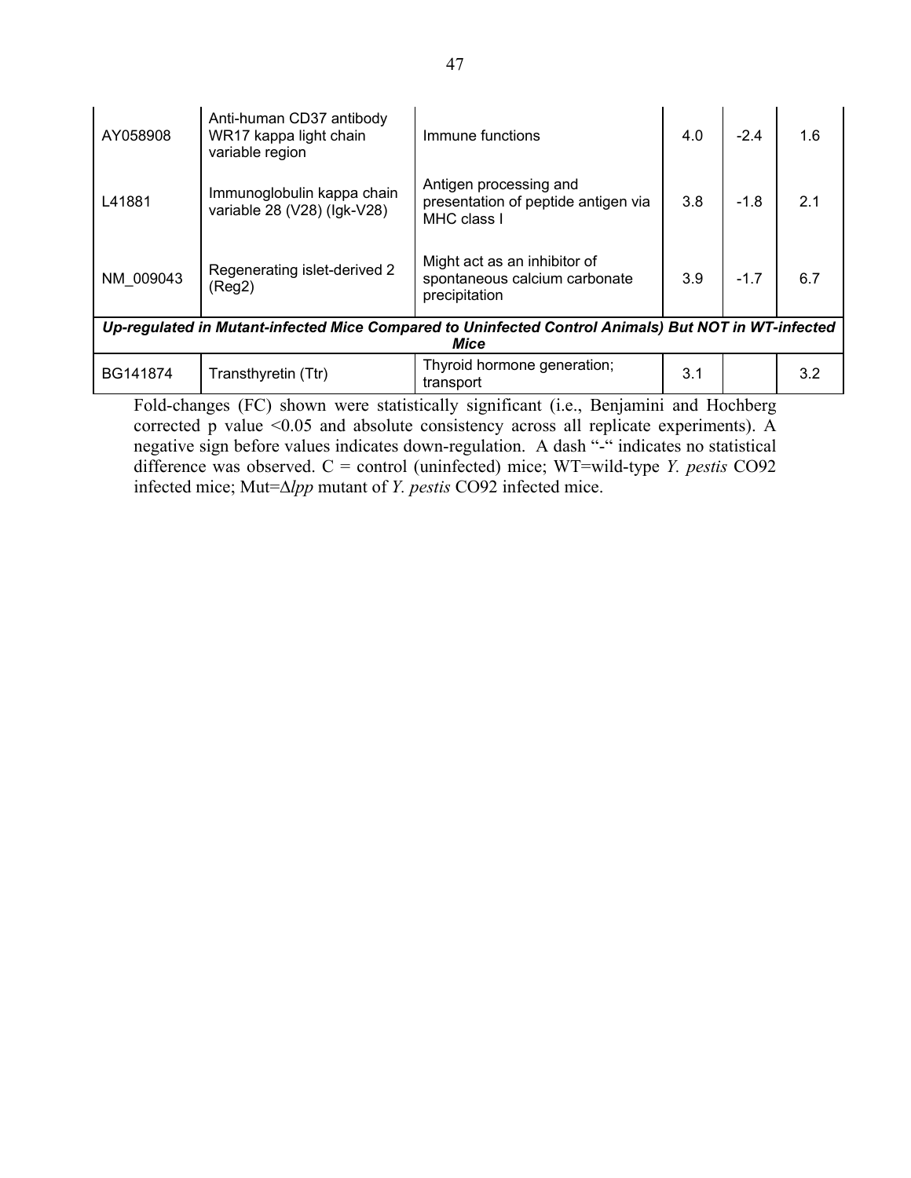| | | | | | |
|---|---|---|---|---|---|
| AY058908 | Anti-human CD37 antibody WR17 kappa light chain variable region | Immune functions | 4.0 | -2.4 | 1.6 |
| L41881 | Immunoglobulin kappa chain variable 28 (V28) (Igk-V28) | Antigen processing and presentation of peptide antigen via MHC class I | 3.8 | -1.8 | 2.1 |
| NM_009043 | Regenerating islet-derived 2 (Reg2) | Might act as an inhibitor of spontaneous calcium carbonate precipitation | 3.9 | -1.7 | 6.7 |
| ***Up-regulated in Mutant-infected Mice Compared to Uninfected Control Animals) But NOT in WT-infected Mice*** | | | | | |
| BG141874 | Transthyretin (Ttr) | Thyroid hormone generation; transport | 3.1 | | 3.2 |

Fold-changes (FC) shown were statistically significant (i.e., Benjamini and Hochberg corrected p value <0.05 and absolute consistency across all replicate experiments). A negative sign before values indicates down-regulation. A dash "-" indicates no statistical difference was observed. C = control (uninfected) mice; WT=wild-type *Y. pestis* CO92 infected mice; Mut=Δ*lpp* mutant of *Y. pestis* CO92 infected mice.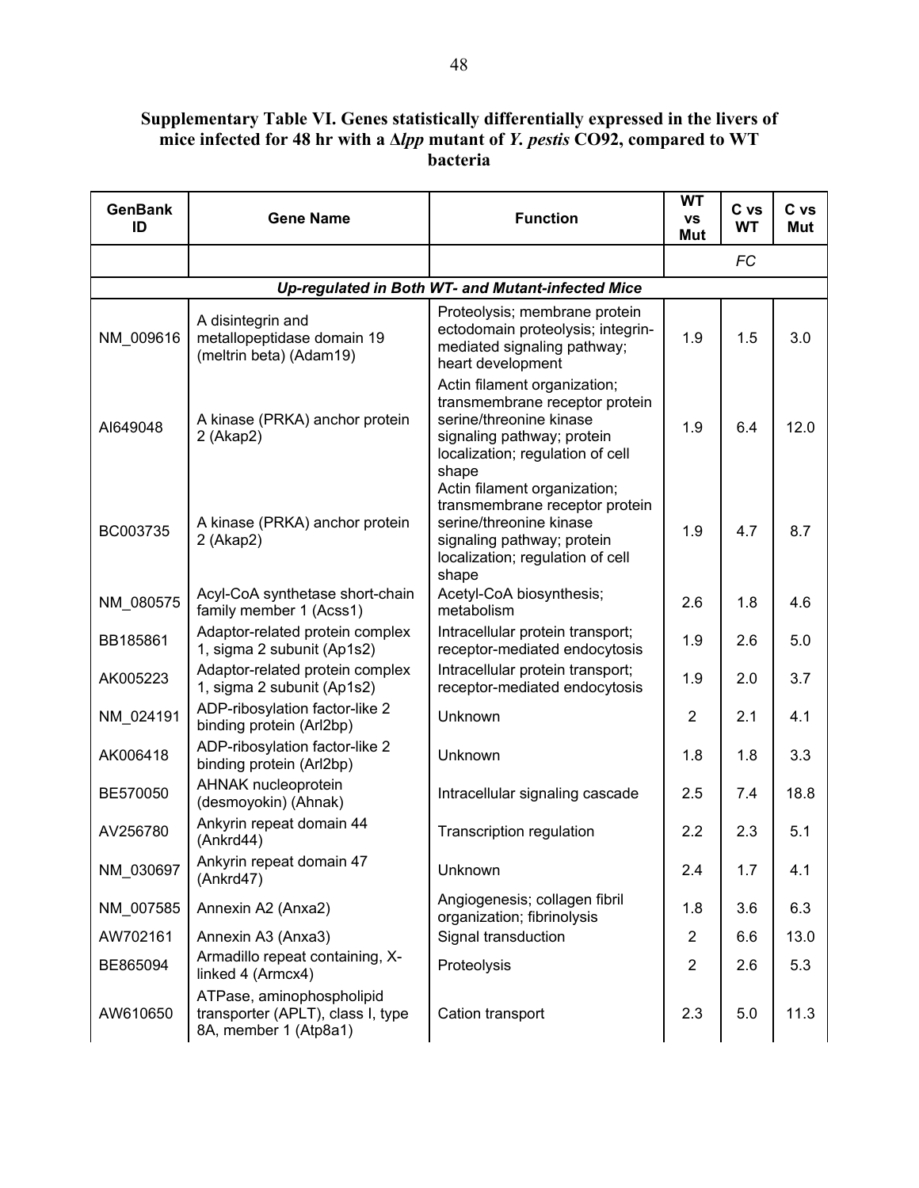**Supplementary Table VI. Genes statistically differentially expressed in the livers of mice infected for 48 hr with a Δ*lpp* mutant of *Y. pestis* CO92, compared to WT bacteria**

| GenBank ID | Gene Name | Function | WT vs Mut | C vs WT | C vs Mut |
|---|---|---|---|---|---|
| | | | | *FC* | |
| ***Up-regulated in Both WT- and Mutant-infected Mice*** | | | | | |
| NM_009616 | A disintegrin and metallopeptidase domain 19 (meltrin beta) (Adam19) | Proteolysis; membrane protein ectodomain proteolysis; integrin-mediated signaling pathway; heart development | 1.9 | 1.5 | 3.0 |
| AI649048 | A kinase (PRKA) anchor protein 2 (Akap2) | Actin filament organization; transmembrane receptor protein serine/threonine kinase signaling pathway; protein localization; regulation of cell shape | 1.9 | 6.4 | 12.0 |
| BC003735 | A kinase (PRKA) anchor protein 2 (Akap2) | Actin filament organization; transmembrane receptor protein serine/threonine kinase signaling pathway; protein localization; regulation of cell shape | 1.9 | 4.7 | 8.7 |
| NM_080575 | Acyl-CoA synthetase short-chain family member 1 (Acss1) | Acetyl-CoA biosynthesis; metabolism | 2.6 | 1.8 | 4.6 |
| BB185861 | Adaptor-related protein complex 1, sigma 2 subunit (Ap1s2) | Intracellular protein transport; receptor-mediated endocytosis | 1.9 | 2.6 | 5.0 |
| AK005223 | Adaptor-related protein complex 1, sigma 2 subunit (Ap1s2) | Intracellular protein transport; receptor-mediated endocytosis | 1.9 | 2.0 | 3.7 |
| NM_024191 | ADP-ribosylation factor-like 2 binding protein (Arl2bp) | Unknown | 2 | 2.1 | 4.1 |
| AK006418 | ADP-ribosylation factor-like 2 binding protein (Arl2bp) | Unknown | 1.8 | 1.8 | 3.3 |
| BE570050 | AHNAK nucleoprotein (desmoyokin) (Ahnak) | Intracellular signaling cascade | 2.5 | 7.4 | 18.8 |
| AV256780 | Ankyrin repeat domain 44 (Ankrd44) | Transcription regulation | 2.2 | 2.3 | 5.1 |
| NM_030697 | Ankyrin repeat domain 47 (Ankrd47) | Unknown | 2.4 | 1.7 | 4.1 |
| NM_007585 | Annexin A2 (Anxa2) | Angiogenesis; collagen fibril organization; fibrinolysis | 1.8 | 3.6 | 6.3 |
| AW702161 | Annexin A3 (Anxa3) | Signal transduction | 2 | 6.6 | 13.0 |
| BE865094 | Armadillo repeat containing, X-linked 4 (Armcx4) | Proteolysis | 2 | 2.6 | 5.3 |
| AW610650 | ATPase, aminophospholipid transporter (APLT), class I, type 8A, member 1 (Atp8a1) | Cation transport | 2.3 | 5.0 | 11.3 |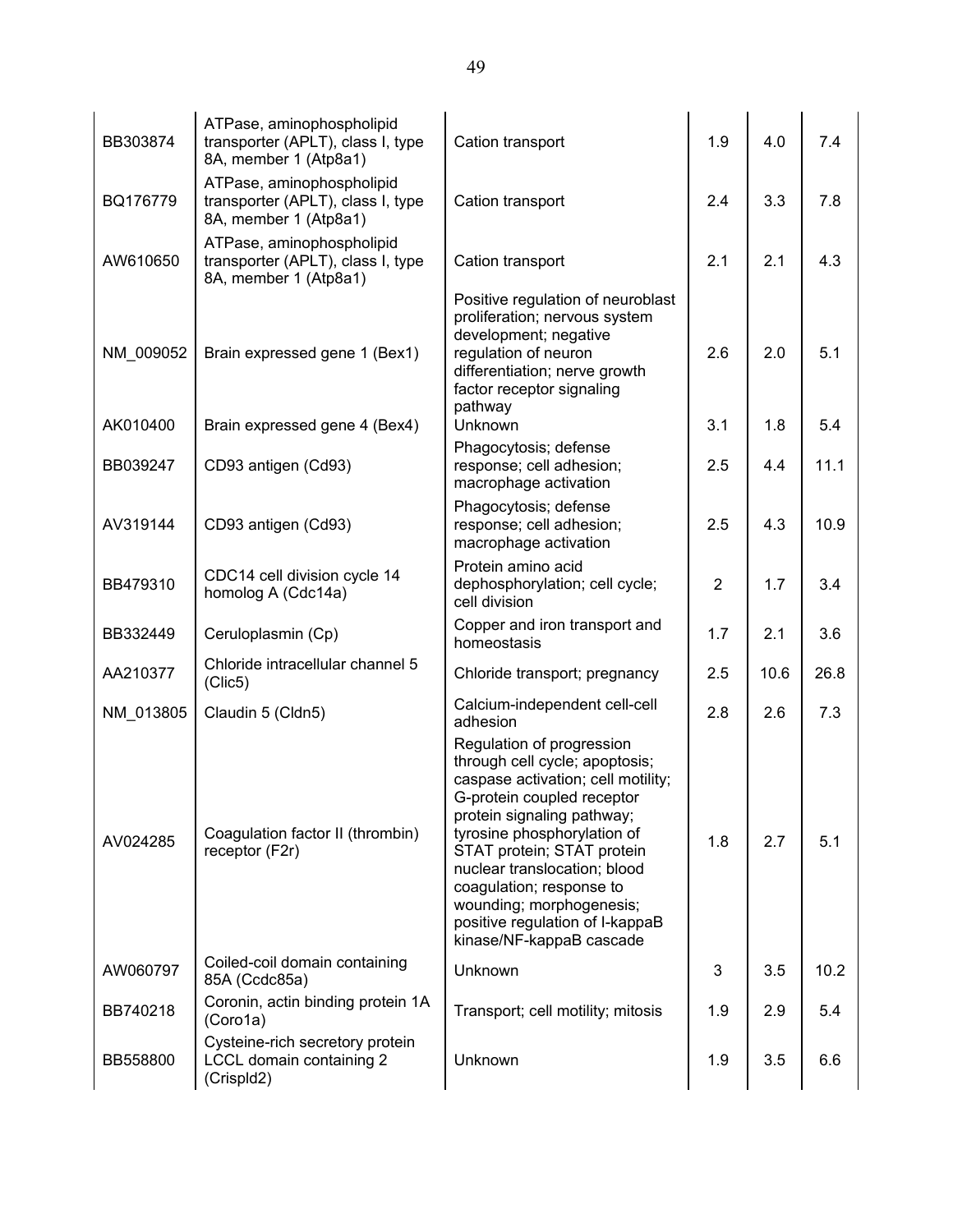| | | | | | |
|---|---|---|---|---|---|
| BB303874 | ATPase, aminophospholipid transporter (APLT), class I, type 8A, member 1 (Atp8a1) | Cation transport | 1.9 | 4.0 | 7.4 |
| BQ176779 | ATPase, aminophospholipid transporter (APLT), class I, type 8A, member 1 (Atp8a1) | Cation transport | 2.4 | 3.3 | 7.8 |
| AW610650 | ATPase, aminophospholipid transporter (APLT), class I, type 8A, member 1 (Atp8a1) | Cation transport | 2.1 | 2.1 | 4.3 |
| NM_009052 | Brain expressed gene 1 (Bex1) | Positive regulation of neuroblast proliferation; nervous system development; negative regulation of neuron differentiation; nerve growth factor receptor signaling pathway | 2.6 | 2.0 | 5.1 |
| AK010400 | Brain expressed gene 4 (Bex4) | Unknown | 3.1 | 1.8 | 5.4 |
| BB039247 | CD93 antigen (Cd93) | Phagocytosis; defense response; cell adhesion; macrophage activation | 2.5 | 4.4 | 11.1 |
| AV319144 | CD93 antigen (Cd93) | Phagocytosis; defense response; cell adhesion; macrophage activation | 2.5 | 4.3 | 10.9 |
| BB479310 | CDC14 cell division cycle 14 homolog A (Cdc14a) | Protein amino acid dephosphorylation; cell cycle; cell division | 2 | 1.7 | 3.4 |
| BB332449 | Ceruloplasmin (Cp) | Copper and iron transport and homeostasis | 1.7 | 2.1 | 3.6 |
| AA210377 | Chloride intracellular channel 5 (Clic5) | Chloride transport; pregnancy | 2.5 | 10.6 | 26.8 |
| NM_013805 | Claudin 5 (Cldn5) | Calcium-independent cell-cell adhesion | 2.8 | 2.6 | 7.3 |
| AV024285 | Coagulation factor II (thrombin) receptor (F2r) | Regulation of progression through cell cycle; apoptosis; caspase activation; cell motility; G-protein coupled receptor protein signaling pathway; tyrosine phosphorylation of STAT protein; STAT protein nuclear translocation; blood coagulation; response to wounding; morphogenesis; positive regulation of I-kappaB kinase/NF-kappaB cascade | 1.8 | 2.7 | 5.1 |
| AW060797 | Coiled-coil domain containing 85A (Ccdc85a) | Unknown | 3 | 3.5 | 10.2 |
| BB740218 | Coronin, actin binding protein 1A (Coro1a) | Transport; cell motility; mitosis | 1.9 | 2.9 | 5.4 |
| BB558800 | Cysteine-rich secretory protein LCCL domain containing 2 (Crispld2) | Unknown | 1.9 | 3.5 | 6.6 |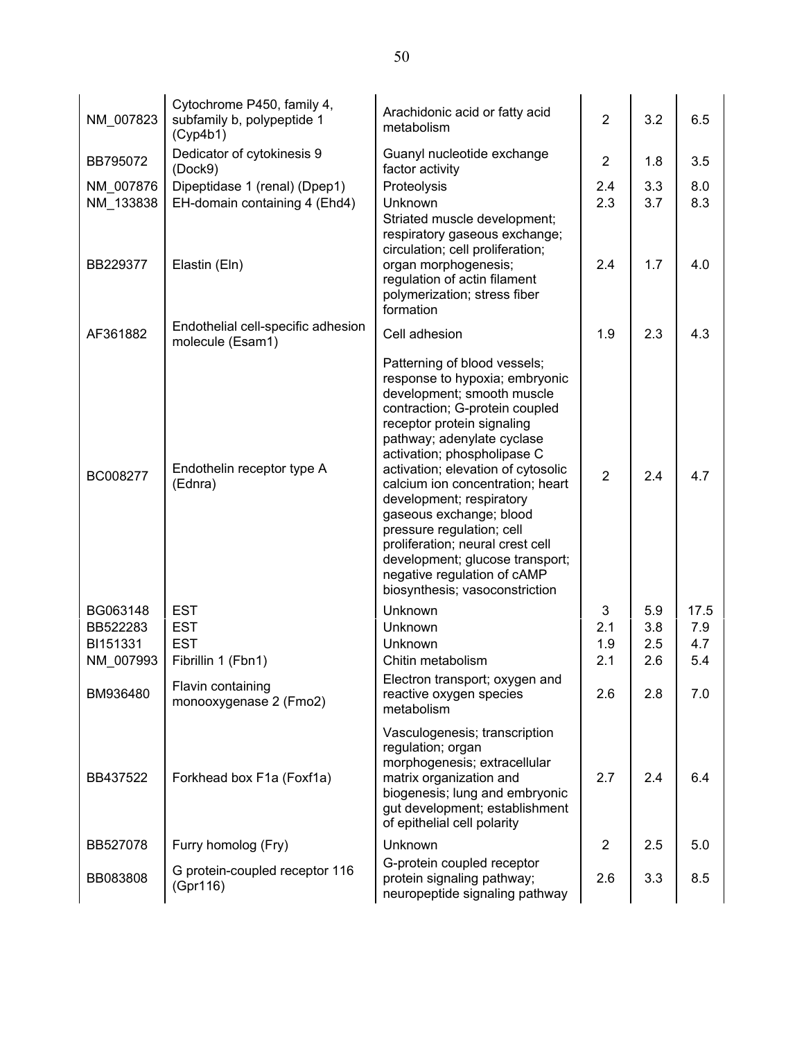| | | | | | |
|---|---|---|---|---|---|
| NM_007823 | Cytochrome P450, family 4, subfamily b, polypeptide 1 (Cyp4b1) | Arachidonic acid or fatty acid metabolism | 2 | 3.2 | 6.5 |
| BB795072 | Dedicator of cytokinesis 9 (Dock9) | Guanyl nucleotide exchange factor activity | 2 | 1.8 | 3.5 |
| NM_007876 | Dipeptidase 1 (renal) (Dpep1) | Proteolysis | 2.4 | 3.3 | 8.0 |
| NM_133838 | EH-domain containing 4 (Ehd4) | Unknown | 2.3 | 3.7 | 8.3 |
| BB229377 | Elastin (Eln) | Striated muscle development; respiratory gaseous exchange; circulation; cell proliferation; organ morphogenesis; regulation of actin filament polymerization; stress fiber formation | 2.4 | 1.7 | 4.0 |
| AF361882 | Endothelial cell-specific adhesion molecule (Esam1) | Cell adhesion | 1.9 | 2.3 | 4.3 |
| BC008277 | Endothelin receptor type A (Ednra) | Patterning of blood vessels; response to hypoxia; embryonic development; smooth muscle contraction; G-protein coupled receptor protein signaling pathway; adenylate cyclase activation; phospholipase C activation; elevation of cytosolic calcium ion concentration; heart development; respiratory gaseous exchange; blood pressure regulation; cell proliferation; neural crest cell development; glucose transport; negative regulation of cAMP biosynthesis; vasoconstriction | 2 | 2.4 | 4.7 |
| BG063148 | EST | Unknown | 3 | 5.9 | 17.5 |
| BB522283 | EST | Unknown | 2.1 | 3.8 | 7.9 |
| BI151331 | EST | Unknown | 1.9 | 2.5 | 4.7 |
| NM_007993 | Fibrillin 1 (Fbn1) | Chitin metabolism | 2.1 | 2.6 | 5.4 |
| BM936480 | Flavin containing monooxygenase 2 (Fmo2) | Electron transport; oxygen and reactive oxygen species metabolism | 2.6 | 2.8 | 7.0 |
| BB437522 | Forkhead box F1a (Foxf1a) | Vasculogenesis; transcription regulation; organ morphogenesis; extracellular matrix organization and biogenesis; lung and embryonic gut development; establishment of epithelial cell polarity | 2.7 | 2.4 | 6.4 |
| BB527078 | Furry homolog (Fry) | Unknown | 2 | 2.5 | 5.0 |
| BB083808 | G protein-coupled receptor 116 (Gpr116) | G-protein coupled receptor protein signaling pathway; neuropeptide signaling pathway | 2.6 | 3.3 | 8.5 |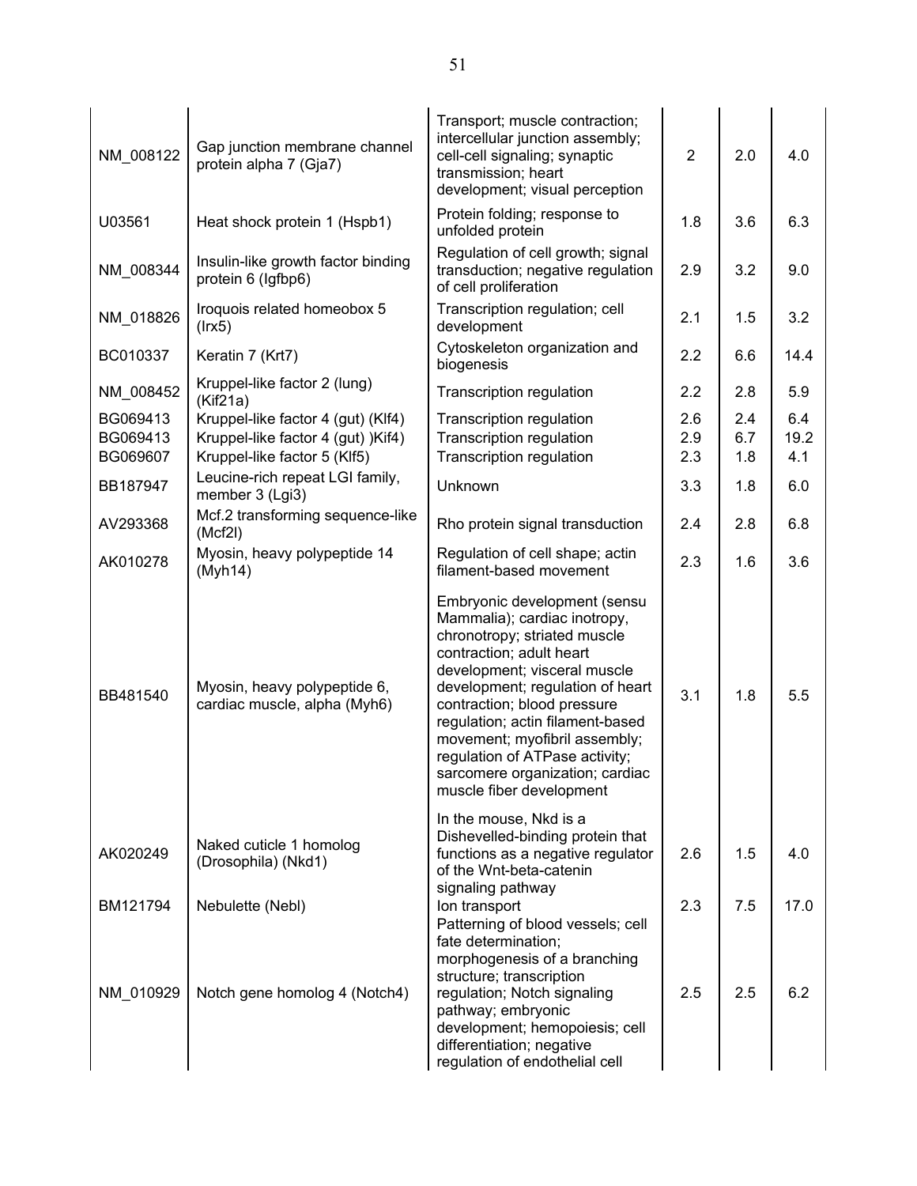| | | | | | |
|---|---|---|---|---|---|
| NM_008122 | Gap junction membrane channel protein alpha 7 (Gja7) | Transport; muscle contraction; intercellular junction assembly; cell-cell signaling; synaptic transmission; heart development; visual perception | 2 | 2.0 | 4.0 |
| U03561 | Heat shock protein 1 (Hspb1) | Protein folding; response to unfolded protein | 1.8 | 3.6 | 6.3 |
| NM_008344 | Insulin-like growth factor binding protein 6 (Igfbp6) | Regulation of cell growth; signal transduction; negative regulation of cell proliferation | 2.9 | 3.2 | 9.0 |
| NM_018826 | Iroquois related homeobox 5 (Irx5) | Transcription regulation; cell development | 2.1 | 1.5 | 3.2 |
| BC010337 | Keratin 7 (Krt7) | Cytoskeleton organization and biogenesis | 2.2 | 6.6 | 14.4 |
| NM_008452 | Kruppel-like factor 2 (lung) (Kif21a) | Transcription regulation | 2.2 | 2.8 | 5.9 |
| BG069413 | Kruppel-like factor 4 (gut) (Klf4) | Transcription regulation | 2.6 | 2.4 | 6.4 |
| BG069413 | Kruppel-like factor 4 (gut) )Kif4) | Transcription regulation | 2.9 | 6.7 | 19.2 |
| BG069607 | Kruppel-like factor 5 (Klf5) | Transcription regulation | 2.3 | 1.8 | 4.1 |
| BB187947 | Leucine-rich repeat LGI family, member 3 (Lgi3) | Unknown | 3.3 | 1.8 | 6.0 |
| AV293368 | Mcf.2 transforming sequence-like (Mcf2l) | Rho protein signal transduction | 2.4 | 2.8 | 6.8 |
| AK010278 | Myosin, heavy polypeptide 14 (Myh14) | Regulation of cell shape; actin filament-based movement | 2.3 | 1.6 | 3.6 |
| BB481540 | Myosin, heavy polypeptide 6, cardiac muscle, alpha (Myh6) | Embryonic development (sensu Mammalia); cardiac inotropy, chronotropy; striated muscle contraction; adult heart development; visceral muscle development; regulation of heart contraction; blood pressure regulation; actin filament-based movement; myofibril assembly; regulation of ATPase activity; sarcomere organization; cardiac muscle fiber development | 3.1 | 1.8 | 5.5 |
| AK020249 | Naked cuticle 1 homolog (Drosophila) (Nkd1) | In the mouse, Nkd is a Dishevelled-binding protein that functions as a negative regulator of the Wnt-beta-catenin signaling pathway | 2.6 | 1.5 | 4.0 |
| BM121794 | Nebulette (Nebl) | Ion transport | 2.3 | 7.5 | 17.0 |
| NM_010929 | Notch gene homolog 4 (Notch4) | Patterning of blood vessels; cell fate determination; morphogenesis of a branching structure; transcription regulation; Notch signaling pathway; embryonic development; hemopoiesis; cell differentiation; negative regulation of endothelial cell | 2.5 | 2.5 | 6.2 |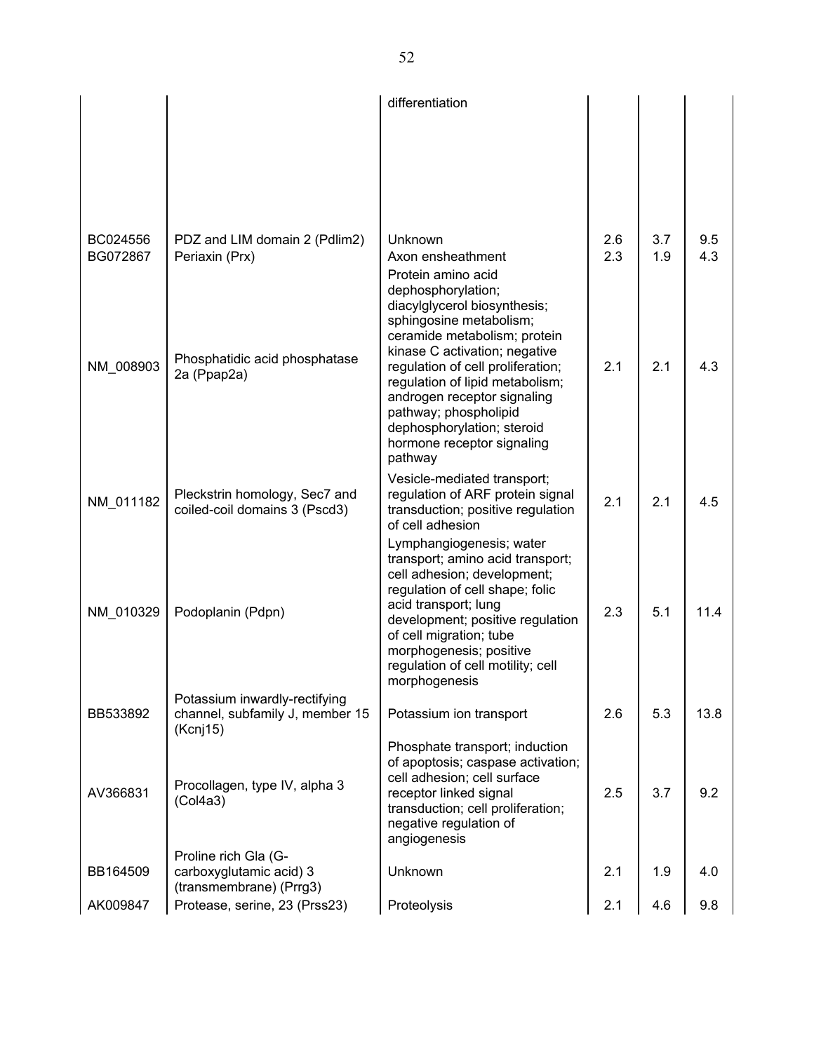| | | | | | |
|---|---|---|---|---|---|
| | | differentiation | | | |
| BC024556 | PDZ and LIM domain 2 (Pdlim2) | Unknown | 2.6 | 3.7 | 9.5 |
| BG072867 | Periaxin (Prx) | Axon ensheathment | 2.3 | 1.9 | 4.3 |
| NM_008903 | Phosphatidic acid phosphatase 2a (Ppap2a) | Protein amino acid dephosphorylation; diacylglycerol biosynthesis; sphingosine metabolism; ceramide metabolism; protein kinase C activation; negative regulation of cell proliferation; regulation of lipid metabolism; androgen receptor signaling pathway; phospholipid dephosphorylation; steroid hormone receptor signaling pathway | 2.1 | 2.1 | 4.3 |
| NM_011182 | Pleckstrin homology, Sec7 and coiled-coil domains 3 (Pscd3) | Vesicle-mediated transport; regulation of ARF protein signal transduction; positive regulation of cell adhesion | 2.1 | 2.1 | 4.5 |
| NM_010329 | Podoplanin (Pdpn) | Lymphangiogenesis; water transport; amino acid transport; cell adhesion; development; regulation of cell shape; folic acid transport; lung development; positive regulation of cell migration; tube morphogenesis; positive regulation of cell motility; cell morphogenesis | 2.3 | 5.1 | 11.4 |
| BB533892 | Potassium inwardly-rectifying channel, subfamily J, member 15 (Kcnj15) | Potassium ion transport | 2.6 | 5.3 | 13.8 |
| AV366831 | Procollagen, type IV, alpha 3 (Col4a3) | Phosphate transport; induction of apoptosis; caspase activation; cell adhesion; cell surface receptor linked signal transduction; cell proliferation; negative regulation of angiogenesis | 2.5 | 3.7 | 9.2 |
| BB164509 | Proline rich Gla (G-carboxyglutamic acid) 3 (transmembrane) (Prrg3) | Unknown | 2.1 | 1.9 | 4.0 |
| AK009847 | Protease, serine, 23 (Prss23) | Proteolysis | 2.1 | 4.6 | 9.8 |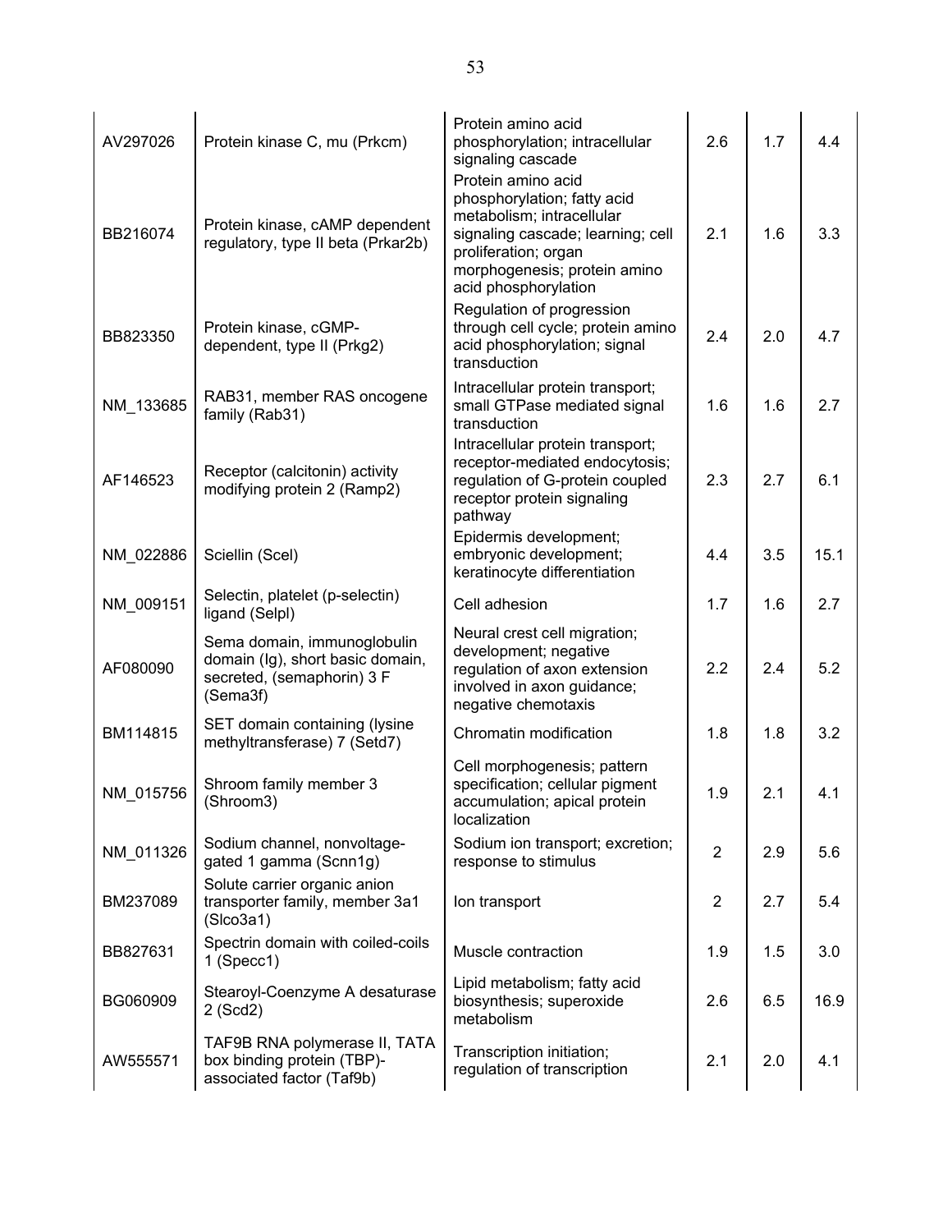| | | | | | |
|---|---|---|---|---|---|
| AV297026 | Protein kinase C, mu (Prkcm) | Protein amino acid phosphorylation; intracellular signaling cascade | 2.6 | 1.7 | 4.4 |
| BB216074 | Protein kinase, cAMP dependent regulatory, type II beta (Prkar2b) | Protein amino acid phosphorylation; fatty acid metabolism; intracellular signaling cascade; learning; cell proliferation; organ morphogenesis; protein amino acid phosphorylation | 2.1 | 1.6 | 3.3 |
| BB823350 | Protein kinase, cGMP-dependent, type II (Prkg2) | Regulation of progression through cell cycle; protein amino acid phosphorylation; signal transduction | 2.4 | 2.0 | 4.7 |
| NM_133685 | RAB31, member RAS oncogene family (Rab31) | Intracellular protein transport; small GTPase mediated signal transduction | 1.6 | 1.6 | 2.7 |
| AF146523 | Receptor (calcitonin) activity modifying protein 2 (Ramp2) | Intracellular protein transport; receptor-mediated endocytosis; regulation of G-protein coupled receptor protein signaling pathway | 2.3 | 2.7 | 6.1 |
| NM_022886 | Sciellin (Scel) | Epidermis development; embryonic development; keratinocyte differentiation | 4.4 | 3.5 | 15.1 |
| NM_009151 | Selectin, platelet (p-selectin) ligand (Selpl) | Cell adhesion | 1.7 | 1.6 | 2.7 |
| AF080090 | Sema domain, immunoglobulin domain (Ig), short basic domain, secreted, (semaphorin) 3 F (Sema3f) | Neural crest cell migration; development; negative regulation of axon extension involved in axon guidance; negative chemotaxis | 2.2 | 2.4 | 5.2 |
| BM114815 | SET domain containing (lysine methyltransferase) 7 (Setd7) | Chromatin modification | 1.8 | 1.8 | 3.2 |
| NM_015756 | Shroom family member 3 (Shroom3) | Cell morphogenesis; pattern specification; cellular pigment accumulation; apical protein localization | 1.9 | 2.1 | 4.1 |
| NM_011326 | Sodium channel, nonvoltage-gated 1 gamma (Scnn1g) | Sodium ion transport; excretion; response to stimulus | 2 | 2.9 | 5.6 |
| BM237089 | Solute carrier organic anion transporter family, member 3a1 (Slco3a1) | Ion transport | 2 | 2.7 | 5.4 |
| BB827631 | Spectrin domain with coiled-coils 1 (Specc1) | Muscle contraction | 1.9 | 1.5 | 3.0 |
| BG060909 | Stearoyl-Coenzyme A desaturase 2 (Scd2) | Lipid metabolism; fatty acid biosynthesis; superoxide metabolism | 2.6 | 6.5 | 16.9 |
| AW555571 | TAF9B RNA polymerase II, TATA box binding protein (TBP)-associated factor (Taf9b) | Transcription initiation; regulation of transcription | 2.1 | 2.0 | 4.1 |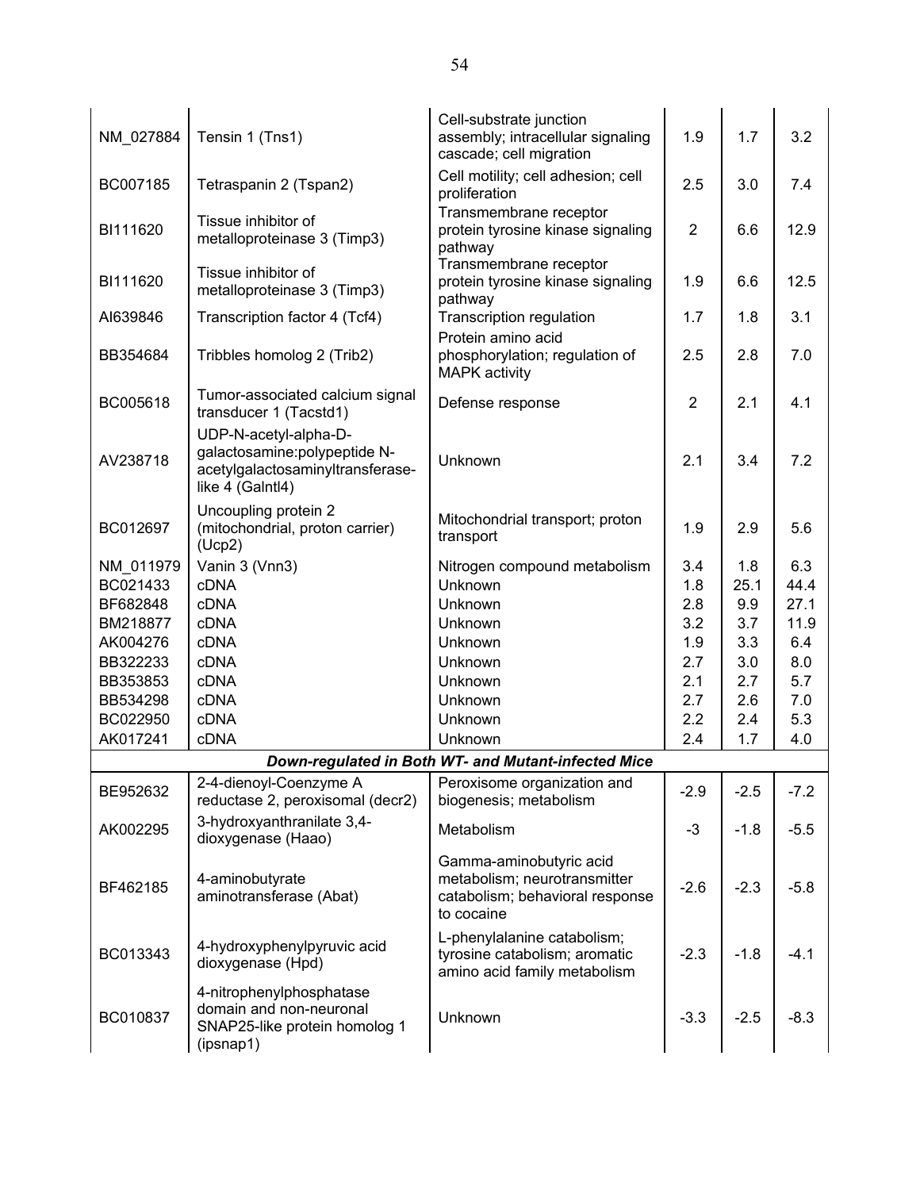| | | | | | |
|---|---|---|---|---|---|
| NM_027884 | Tensin 1 (Tns1) | Cell-substrate junction assembly; intracellular signaling cascade; cell migration | 1.9 | 1.7 | 3.2 |
| BC007185 | Tetraspanin 2 (Tspan2) | Cell motility; cell adhesion; cell proliferation | 2.5 | 3.0 | 7.4 |
| BI111620 | Tissue inhibitor of metalloproteinase 3 (Timp3) | Transmembrane receptor protein tyrosine kinase signaling pathway | 2 | 6.6 | 12.9 |
| BI111620 | Tissue inhibitor of metalloproteinase 3 (Timp3) | Transmembrane receptor protein tyrosine kinase signaling pathway | 1.9 | 6.6 | 12.5 |
| AI639846 | Transcription factor 4 (Tcf4) | Transcription regulation | 1.7 | 1.8 | 3.1 |
| BB354684 | Tribbles homolog 2 (Trib2) | Protein amino acid phosphorylation; regulation of MAPK activity | 2.5 | 2.8 | 7.0 |
| BC005618 | Tumor-associated calcium signal transducer 1 (Tacstd1) | Defense response | 2 | 2.1 | 4.1 |
| AV238718 | UDP-N-acetyl-alpha-D-galactosamine:polypeptide N-acetylgalactosaminyltransferase-like 4 (Galntl4) | Unknown | 2.1 | 3.4 | 7.2 |
| BC012697 | Uncoupling protein 2 (mitochondrial, proton carrier) (Ucp2) | Mitochondrial transport; proton transport | 1.9 | 2.9 | 5.6 |
| NM_011979 | Vanin 3 (Vnn3) | Nitrogen compound metabolism | 3.4 | 1.8 | 6.3 |
| BC021433 | cDNA | Unknown | 1.8 | 25.1 | 44.4 |
| BF682848 | cDNA | Unknown | 2.8 | 9.9 | 27.1 |
| BM218877 | cDNA | Unknown | 3.2 | 3.7 | 11.9 |
| AK004276 | cDNA | Unknown | 1.9 | 3.3 | 6.4 |
| BB322233 | cDNA | Unknown | 2.7 | 3.0 | 8.0 |
| BB353853 | cDNA | Unknown | 2.1 | 2.7 | 5.7 |
| BB534298 | cDNA | Unknown | 2.7 | 2.6 | 7.0 |
| BC022950 | cDNA | Unknown | 2.2 | 2.4 | 5.3 |
| AK017241 | cDNA | Unknown | 2.4 | 1.7 | 4.0 |
| ***Down-regulated in Both WT- and Mutant-infected Mice*** | | | | | |
| BE952632 | 2-4-dienoyl-Coenzyme A reductase 2, peroxisomal (decr2) | Peroxisome organization and biogenesis; metabolism | -2.9 | -2.5 | -7.2 |
| AK002295 | 3-hydroxyanthranilate 3,4-dioxygenase (Haao) | Metabolism | -3 | -1.8 | -5.5 |
| BF462185 | 4-aminobutyrate aminotransferase (Abat) | Gamma-aminobutyric acid metabolism; neurotransmitter catabolism; behavioral response to cocaine | -2.6 | -2.3 | -5.8 |
| BC013343 | 4-hydroxyphenylpyruvic acid dioxygenase (Hpd) | L-phenylalanine catabolism; tyrosine catabolism; aromatic amino acid family metabolism | -2.3 | -1.8 | -4.1 |
| BC010837 | 4-nitrophenylphosphatase domain and non-neuronal SNAP25-like protein homolog 1 (ipsnap1) | Unknown | -3.3 | -2.5 | -8.3 |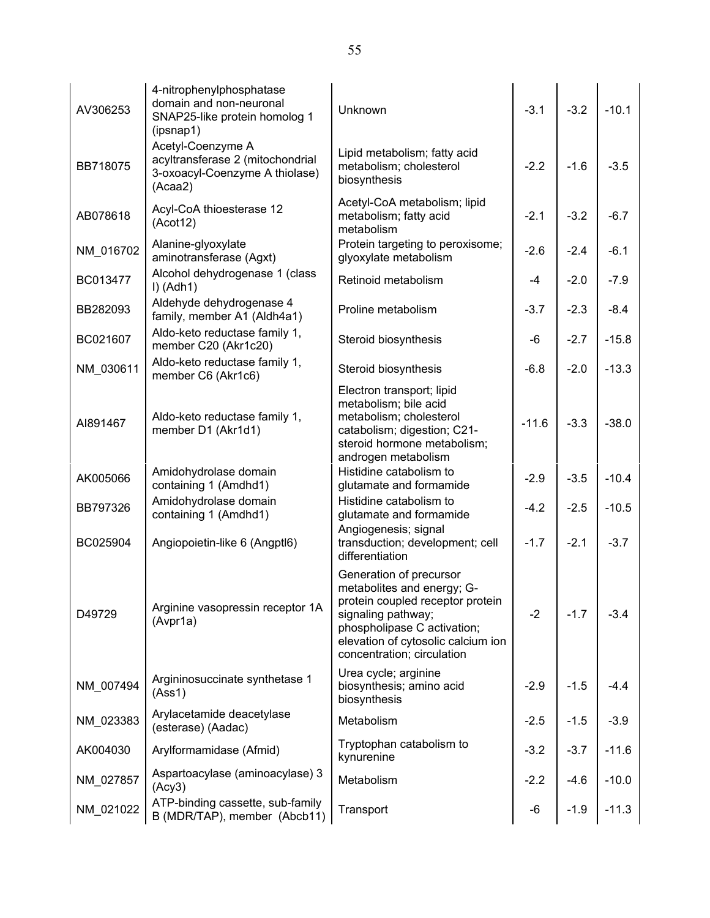| | | | | | |
|---|---|---|---|---|---|
| AV306253 | 4-nitrophenylphosphatase domain and non-neuronal SNAP25-like protein homolog 1 (ipsnap1) | Unknown | -3.1 | -3.2 | -10.1 |
| BB718075 | Acetyl-Coenzyme A acyltransferase 2 (mitochondrial 3-oxoacyl-Coenzyme A thiolase) (Acaa2) | Lipid metabolism; fatty acid metabolism; cholesterol biosynthesis | -2.2 | -1.6 | -3.5 |
| AB078618 | Acyl-CoA thioesterase 12 (Acot12) | Acetyl-CoA metabolism; lipid metabolism; fatty acid metabolism | -2.1 | -3.2 | -6.7 |
| NM_016702 | Alanine-glyoxylate aminotransferase (Agxt) | Protein targeting to peroxisome; glyoxylate metabolism | -2.6 | -2.4 | -6.1 |
| BC013477 | Alcohol dehydrogenase 1 (class I) (Adh1) | Retinoid metabolism | -4 | -2.0 | -7.9 |
| BB282093 | Aldehyde dehydrogenase 4 family, member A1 (Aldh4a1) | Proline metabolism | -3.7 | -2.3 | -8.4 |
| BC021607 | Aldo-keto reductase family 1, member C20 (Akr1c20) | Steroid biosynthesis | -6 | -2.7 | -15.8 |
| NM_030611 | Aldo-keto reductase family 1, member C6 (Akr1c6) | Steroid biosynthesis | -6.8 | -2.0 | -13.3 |
| AI891467 | Aldo-keto reductase family 1, member D1 (Akr1d1) | Electron transport; lipid metabolism; bile acid metabolism; cholesterol catabolism; digestion; C21-steroid hormone metabolism; androgen metabolism | -11.6 | -3.3 | -38.0 |
| AK005066 | Amidohydrolase domain containing 1 (Amdhd1) | Histidine catabolism to glutamate and formamide | -2.9 | -3.5 | -10.4 |
| BB797326 | Amidohydrolase domain containing 1 (Amdhd1) | Histidine catabolism to glutamate and formamide | -4.2 | -2.5 | -10.5 |
| BC025904 | Angiopoietin-like 6 (Angptl6) | Angiogenesis; signal transduction; development; cell differentiation | -1.7 | -2.1 | -3.7 |
| D49729 | Arginine vasopressin receptor 1A (Avpr1a) | Generation of precursor metabolites and energy; G-protein coupled receptor protein signaling pathway; phospholipase C activation; elevation of cytosolic calcium ion concentration; circulation | -2 | -1.7 | -3.4 |
| NM_007494 | Argininosuccinate synthetase 1 (Ass1) | Urea cycle; arginine biosynthesis; amino acid biosynthesis | -2.9 | -1.5 | -4.4 |
| NM_023383 | Arylacetamide deacetylase (esterase) (Aadac) | Metabolism | -2.5 | -1.5 | -3.9 |
| AK004030 | Arylformamidase (Afmid) | Tryptophan catabolism to kynurenine | -3.2 | -3.7 | -11.6 |
| NM_027857 | Aspartoacylase (aminoacylase) 3 (Acy3) | Metabolism | -2.2 | -4.6 | -10.0 |
| NM_021022 | ATP-binding cassette, sub-family B (MDR/TAP), member (Abcb11) | Transport | -6 | -1.9 | -11.3 |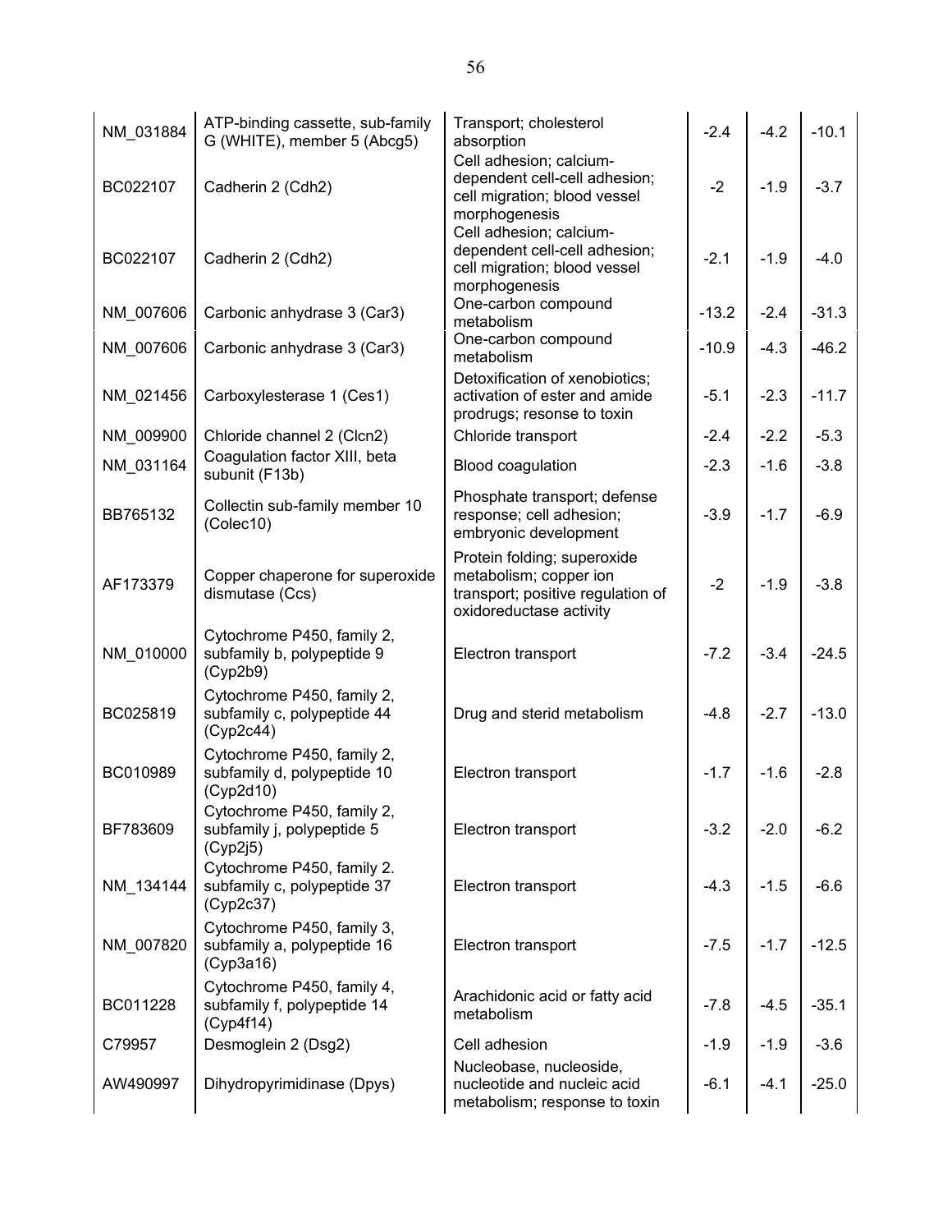| | | | | | |
|---|---|---|---|---|---|
| NM_031884 | ATP-binding cassette, sub-family G (WHITE), member 5 (Abcg5) | Transport; cholesterol absorption | -2.4 | -4.2 | -10.1 |
| BC022107 | Cadherin 2 (Cdh2) | Cell adhesion; calcium-dependent cell-cell adhesion; cell migration; blood vessel morphogenesis | -2 | -1.9 | -3.7 |
| BC022107 | Cadherin 2 (Cdh2) | Cell adhesion; calcium-dependent cell-cell adhesion; cell migration; blood vessel morphogenesis | -2.1 | -1.9 | -4.0 |
| NM_007606 | Carbonic anhydrase 3 (Car3) | One-carbon compound metabolism | -13.2 | -2.4 | -31.3 |
| NM_007606 | Carbonic anhydrase 3 (Car3) | One-carbon compound metabolism | -10.9 | -4.3 | -46.2 |
| NM_021456 | Carboxylesterase 1 (Ces1) | Detoxification of xenobiotics; activation of ester and amide prodrugs; resonse to toxin | -5.1 | -2.3 | -11.7 |
| NM_009900 | Chloride channel 2 (Clcn2) | Chloride transport | -2.4 | -2.2 | -5.3 |
| NM_031164 | Coagulation factor XIII, beta subunit (F13b) | Blood coagulation | -2.3 | -1.6 | -3.8 |
| BB765132 | Collectin sub-family member 10 (Colec10) | Phosphate transport; defense response; cell adhesion; embryonic development | -3.9 | -1.7 | -6.9 |
| AF173379 | Copper chaperone for superoxide dismutase (Ccs) | Protein folding; superoxide metabolism; copper ion transport; positive regulation of oxidoreductase activity | -2 | -1.9 | -3.8 |
| NM_010000 | Cytochrome P450, family 2, subfamily b, polypeptide 9 (Cyp2b9) | Electron transport | -7.2 | -3.4 | -24.5 |
| BC025819 | Cytochrome P450, family 2, subfamily c, polypeptide 44 (Cyp2c44) | Drug and sterid metabolism | -4.8 | -2.7 | -13.0 |
| BC010989 | Cytochrome P450, family 2, subfamily d, polypeptide 10 (Cyp2d10) | Electron transport | -1.7 | -1.6 | -2.8 |
| BF783609 | Cytochrome P450, family 2, subfamily j, polypeptide 5 (Cyp2j5) | Electron transport | -3.2 | -2.0 | -6.2 |
| NM_134144 | Cytochrome P450, family 2. subfamily c, polypeptide 37 (Cyp2c37) | Electron transport | -4.3 | -1.5 | -6.6 |
| NM_007820 | Cytochrome P450, family 3, subfamily a, polypeptide 16 (Cyp3a16) | Electron transport | -7.5 | -1.7 | -12.5 |
| BC011228 | Cytochrome P450, family 4, subfamily f, polypeptide 14 (Cyp4f14) | Arachidonic acid or fatty acid metabolism | -7.8 | -4.5 | -35.1 |
| C79957 | Desmoglein 2 (Dsg2) | Cell adhesion | -1.9 | -1.9 | -3.6 |
| AW490997 | Dihydropyrimidinase (Dpys) | Nucleobase, nucleoside, nucleotide and nucleic acid metabolism; response to toxin | -6.1 | -4.1 | -25.0 |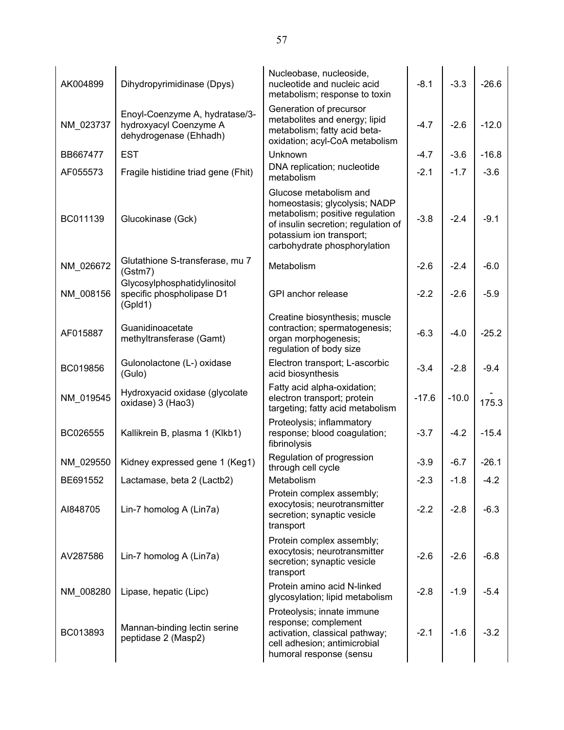| | | | | | |
|---|---|---|---|---|---|
| AK004899 | Dihydropyrimidinase (Dpys) | Nucleobase, nucleoside, nucleotide and nucleic acid metabolism; response to toxin | -8.1 | -3.3 | -26.6 |
| NM_023737 | Enoyl-Coenzyme A, hydratase/3-hydroxyacyl Coenzyme A dehydrogenase (Ehhadh) | Generation of precursor metabolites and energy; lipid metabolism; fatty acid beta-oxidation; acyl-CoA metabolism | -4.7 | -2.6 | -12.0 |
| BB667477 | EST | Unknown | -4.7 | -3.6 | -16.8 |
| AF055573 | Fragile histidine triad gene (Fhit) | DNA replication; nucleotide metabolism | -2.1 | -1.7 | -3.6 |
| BC011139 | Glucokinase (Gck) | Glucose metabolism and homeostasis; glycolysis; NADP metabolism; positive regulation of insulin secretion; regulation of potassium ion transport; carbohydrate phosphorylation | -3.8 | -2.4 | -9.1 |
| NM_026672 | Glutathione S-transferase, mu 7 (Gstm7) | Metabolism | -2.6 | -2.4 | -6.0 |
| NM_008156 | Glycosylphosphatidylinositol specific phospholipase D1 (Gpld1) | GPI anchor release | -2.2 | -2.6 | -5.9 |
| AF015887 | Guanidinoacetate methyltransferase (Gamt) | Creatine biosynthesis; muscle contraction; spermatogenesis; organ morphogenesis; regulation of body size | -6.3 | -4.0 | -25.2 |
| BC019856 | Gulonolactone (L-) oxidase (Gulo) | Electron transport; L-ascorbic acid biosynthesis | -3.4 | -2.8 | -9.4 |
| NM_019545 | Hydroxyacid oxidase (glycolate oxidase) 3 (Hao3) | Fatty acid alpha-oxidation; electron transport; protein targeting; fatty acid metabolism | -17.6 | -10.0 | -175.3 |
| BC026555 | Kallikrein B, plasma 1 (Klkb1) | Proteolysis; inflammatory response; blood coagulation; fibrinolysis | -3.7 | -4.2 | -15.4 |
| NM_029550 | Kidney expressed gene 1 (Keg1) | Regulation of progression through cell cycle | -3.9 | -6.7 | -26.1 |
| BE691552 | Lactamase, beta 2 (Lactb2) | Metabolism | -2.3 | -1.8 | -4.2 |
| AI848705 | Lin-7 homolog A (Lin7a) | Protein complex assembly; exocytosis; neurotransmitter secretion; synaptic vesicle transport | -2.2 | -2.8 | -6.3 |
| AV287586 | Lin-7 homolog A (Lin7a) | Protein complex assembly; exocytosis; neurotransmitter secretion; synaptic vesicle transport | -2.6 | -2.6 | -6.8 |
| NM_008280 | Lipase, hepatic (Lipc) | Protein amino acid N-linked glycosylation; lipid metabolism | -2.8 | -1.9 | -5.4 |
| BC013893 | Mannan-binding lectin serine peptidase 2 (Masp2) | Proteolysis; innate immune response; complement activation, classical pathway; cell adhesion; antimicrobial humoral response (sensu | -2.1 | -1.6 | -3.2 |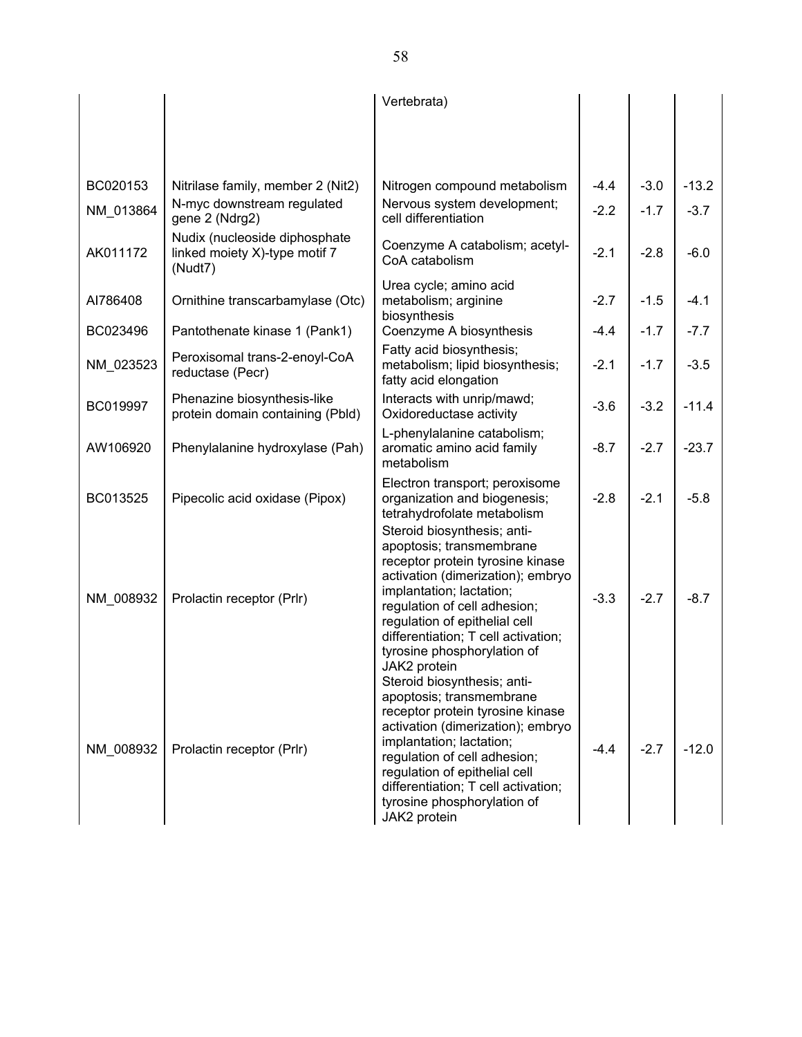| | | Vertebrata) | | | |
|---|---|---|---|---|---|
| BC020153 | Nitrilase family, member 2 (Nit2) | Nitrogen compound metabolism | -4.4 | -3.0 | -13.2 |
| NM_013864 | N-myc downstream regulated gene 2 (Ndrg2) | Nervous system development; cell differentiation | -2.2 | -1.7 | -3.7 |
| AK011172 | Nudix (nucleoside diphosphate linked moiety X)-type motif 7 (Nudt7) | Coenzyme A catabolism; acetyl-CoA catabolism | -2.1 | -2.8 | -6.0 |
| AI786408 | Ornithine transcarbamylase (Otc) | Urea cycle; amino acid metabolism; arginine biosynthesis | -2.7 | -1.5 | -4.1 |
| BC023496 | Pantothenate kinase 1 (Pank1) | Coenzyme A biosynthesis | -4.4 | -1.7 | -7.7 |
| NM_023523 | Peroxisomal trans-2-enoyl-CoA reductase (Pecr) | Fatty acid biosynthesis; metabolism; lipid biosynthesis; fatty acid elongation | -2.1 | -1.7 | -3.5 |
| BC019997 | Phenazine biosynthesis-like protein domain containing (Pbld) | Interacts with unrip/mawd; Oxidoreductase activity | -3.6 | -3.2 | -11.4 |
| AW106920 | Phenylalanine hydroxylase (Pah) | L-phenylalanine catabolism; aromatic amino acid family metabolism | -8.7 | -2.7 | -23.7 |
| BC013525 | Pipecolic acid oxidase (Pipox) | Electron transport; peroxisome organization and biogenesis; tetrahydrofolate metabolism | -2.8 | -2.1 | -5.8 |
| NM_008932 | Prolactin receptor (Prlr) | Steroid biosynthesis; anti-apoptosis; transmembrane receptor protein tyrosine kinase activation (dimerization); embryo implantation; lactation; regulation of cell adhesion; regulation of epithelial cell differentiation; T cell activation; tyrosine phosphorylation of JAK2 protein | -3.3 | -2.7 | -8.7 |
| NM_008932 | Prolactin receptor (Prlr) | Steroid biosynthesis; anti-apoptosis; transmembrane receptor protein tyrosine kinase activation (dimerization); embryo implantation; lactation; regulation of cell adhesion; regulation of epithelial cell differentiation; T cell activation; tyrosine phosphorylation of JAK2 protein | -4.4 | -2.7 | -12.0 |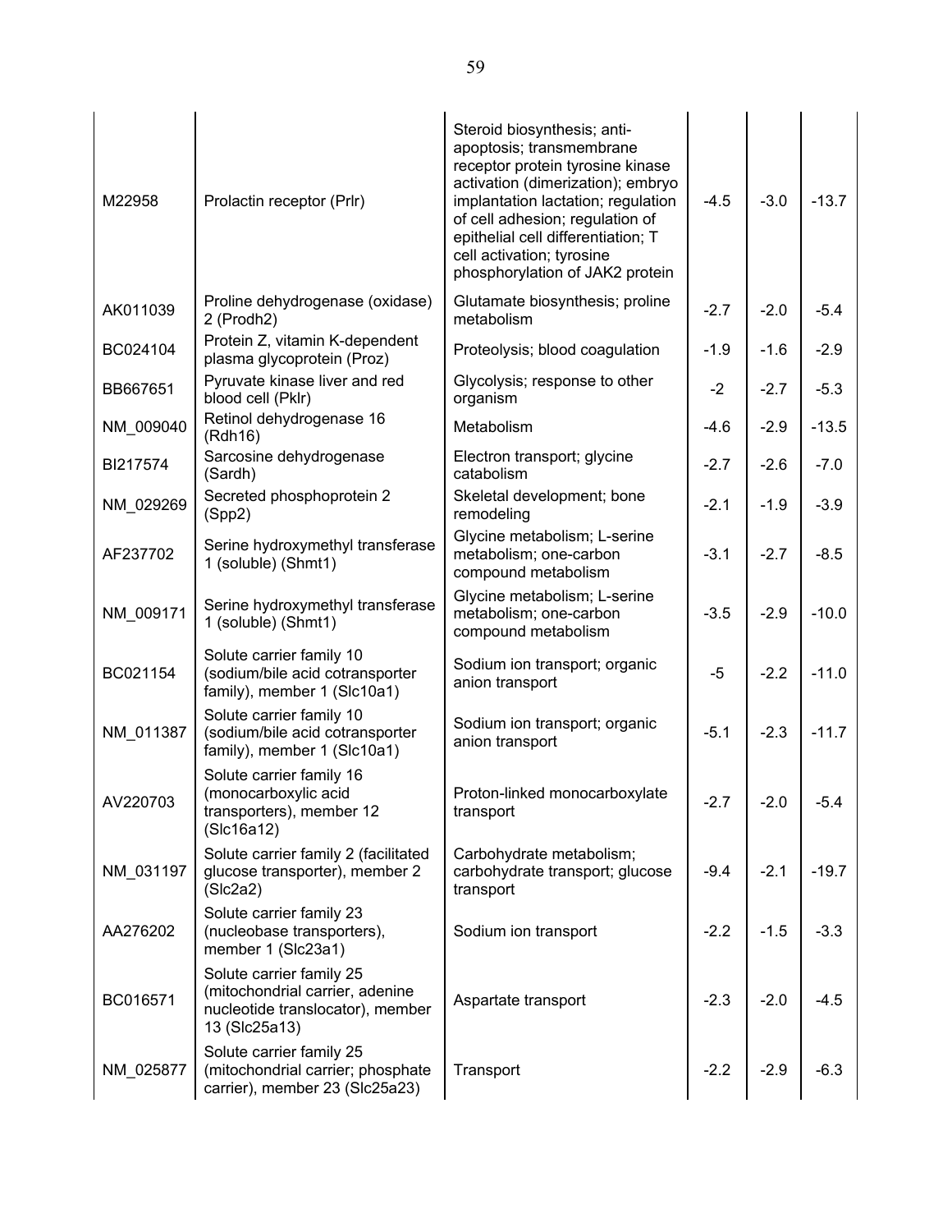| | | | | | |
|---|---|---|---|---|---|
| M22958 | Prolactin receptor (Prlr) | Steroid biosynthesis; anti-apoptosis; transmembrane receptor protein tyrosine kinase activation (dimerization); embryo implantation lactation; regulation of cell adhesion; regulation of epithelial cell differentiation; T cell activation; tyrosine phosphorylation of JAK2 protein | -4.5 | -3.0 | -13.7 |
| AK011039 | Proline dehydrogenase (oxidase) 2 (Prodh2) | Glutamate biosynthesis; proline metabolism | -2.7 | -2.0 | -5.4 |
| BC024104 | Protein Z, vitamin K-dependent plasma glycoprotein (Proz) | Proteolysis; blood coagulation | -1.9 | -1.6 | -2.9 |
| BB667651 | Pyruvate kinase liver and red blood cell (Pklr) | Glycolysis; response to other organism | -2 | -2.7 | -5.3 |
| NM_009040 | Retinol dehydrogenase 16 (Rdh16) | Metabolism | -4.6 | -2.9 | -13.5 |
| BI217574 | Sarcosine dehydrogenase (Sardh) | Electron transport; glycine catabolism | -2.7 | -2.6 | -7.0 |
| NM_029269 | Secreted phosphoprotein 2 (Spp2) | Skeletal development; bone remodeling | -2.1 | -1.9 | -3.9 |
| AF237702 | Serine hydroxymethyl transferase 1 (soluble) (Shmt1) | Glycine metabolism; L-serine metabolism; one-carbon compound metabolism | -3.1 | -2.7 | -8.5 |
| NM_009171 | Serine hydroxymethyl transferase 1 (soluble) (Shmt1) | Glycine metabolism; L-serine metabolism; one-carbon compound metabolism | -3.5 | -2.9 | -10.0 |
| BC021154 | Solute carrier family 10 (sodium/bile acid cotransporter family), member 1 (Slc10a1) | Sodium ion transport; organic anion transport | -5 | -2.2 | -11.0 |
| NM_011387 | Solute carrier family 10 (sodium/bile acid cotransporter family), member 1 (Slc10a1) | Sodium ion transport; organic anion transport | -5.1 | -2.3 | -11.7 |
| AV220703 | Solute carrier family 16 (monocarboxylic acid transporters), member 12 (Slc16a12) | Proton-linked monocarboxylate transport | -2.7 | -2.0 | -5.4 |
| NM_031197 | Solute carrier family 2 (facilitated glucose transporter), member 2 (Slc2a2) | Carbohydrate metabolism; carbohydrate transport; glucose transport | -9.4 | -2.1 | -19.7 |
| AA276202 | Solute carrier family 23 (nucleobase transporters), member 1 (Slc23a1) | Sodium ion transport | -2.2 | -1.5 | -3.3 |
| BC016571 | Solute carrier family 25 (mitochondrial carrier, adenine nucleotide translocator), member 13 (Slc25a13) | Aspartate transport | -2.3 | -2.0 | -4.5 |
| NM_025877 | Solute carrier family 25 (mitochondrial carrier; phosphate carrier), member 23 (Slc25a23) | Transport | -2.2 | -2.9 | -6.3 |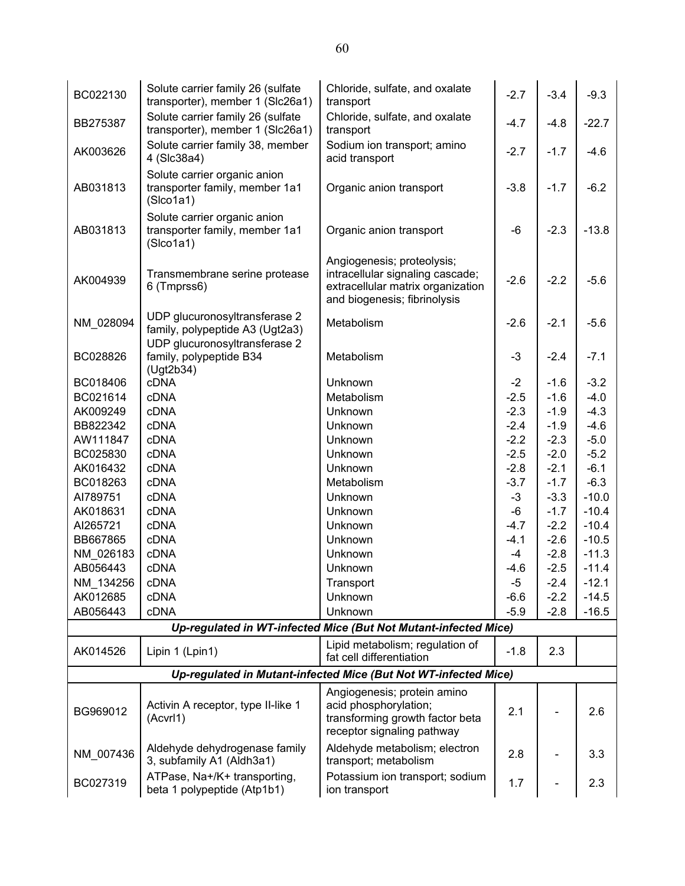| | | | | | |
|---|---|---|---|---|---|
| BC022130 | Solute carrier family 26 (sulfate transporter), member 1 (Slc26a1) | Chloride, sulfate, and oxalate transport | -2.7 | -3.4 | -9.3 |
| BB275387 | Solute carrier family 26 (sulfate transporter), member 1 (Slc26a1) | Chloride, sulfate, and oxalate transport | -4.7 | -4.8 | -22.7 |
| AK003626 | Solute carrier family 38, member 4 (Slc38a4) | Sodium ion transport; amino acid transport | -2.7 | -1.7 | -4.6 |
| AB031813 | Solute carrier organic anion transporter family, member 1a1 (Slco1a1) | Organic anion transport | -3.8 | -1.7 | -6.2 |
| AB031813 | Solute carrier organic anion transporter family, member 1a1 (Slco1a1) | Organic anion transport | -6 | -2.3 | -13.8 |
| AK004939 | Transmembrane serine protease 6 (Tmprss6) | Angiogenesis; proteolysis; intracellular signaling cascade; extracellular matrix organization and biogenesis; fibrinolysis | -2.6 | -2.2 | -5.6 |
| NM_028094 | UDP glucuronosyltransferase 2 family, polypeptide A3 (Ugt2a3) | Metabolism | -2.6 | -2.1 | -5.6 |
| BC028826 | UDP glucuronosyltransferase 2 family, polypeptide B34 (Ugt2b34) | Metabolism | -3 | -2.4 | -7.1 |
| BC018406 | cDNA | Unknown | -2 | -1.6 | -3.2 |
| BC021614 | cDNA | Metabolism | -2.5 | -1.6 | -4.0 |
| AK009249 | cDNA | Unknown | -2.3 | -1.9 | -4.3 |
| BB822342 | cDNA | Unknown | -2.4 | -1.9 | -4.6 |
| AW111847 | cDNA | Unknown | -2.2 | -2.3 | -5.0 |
| BC025830 | cDNA | Unknown | -2.5 | -2.0 | -5.2 |
| AK016432 | cDNA | Unknown | -2.8 | -2.1 | -6.1 |
| BC018263 | cDNA | Metabolism | -3.7 | -1.7 | -6.3 |
| AI789751 | cDNA | Unknown | -3 | -3.3 | -10.0 |
| AK018631 | cDNA | Unknown | -6 | -1.7 | -10.4 |
| AI265721 | cDNA | Unknown | -4.7 | -2.2 | -10.4 |
| BB667865 | cDNA | Unknown | -4.1 | -2.6 | -10.5 |
| NM_026183 | cDNA | Unknown | -4 | -2.8 | -11.3 |
| AB056443 | cDNA | Unknown | -4.6 | -2.5 | -11.4 |
| NM_134256 | cDNA | Transport | -5 | -2.4 | -12.1 |
| AK012685 | cDNA | Unknown | -6.6 | -2.2 | -14.5 |
| AB056443 | cDNA | Unknown | -5.9 | -2.8 | -16.5 |
| ***Up-regulated in WT-infected Mice (But Not Mutant-infected Mice)*** | | | | | |
| AK014526 | Lipin 1 (Lpin1) | Lipid metabolism; regulation of fat cell differentiation | -1.8 | 2.3 | |
| ***Up-regulated in Mutant-infected Mice (But Not WT-infected Mice)*** | | | | | |
| BG969012 | Activin A receptor, type II-like 1 (Acvrl1) | Angiogenesis; protein amino acid phosphorylation; transforming growth factor beta receptor signaling pathway | 2.1 | - | 2.6 |
| NM_007436 | Aldehyde dehydrogenase family 3, subfamily A1 (Aldh3a1) | Aldehyde metabolism; electron transport; metabolism | 2.8 | - | 3.3 |
| BC027319 | ATPase, Na+/K+ transporting, beta 1 polypeptide (Atp1b1) | Potassium ion transport; sodium ion transport | 1.7 | - | 2.3 |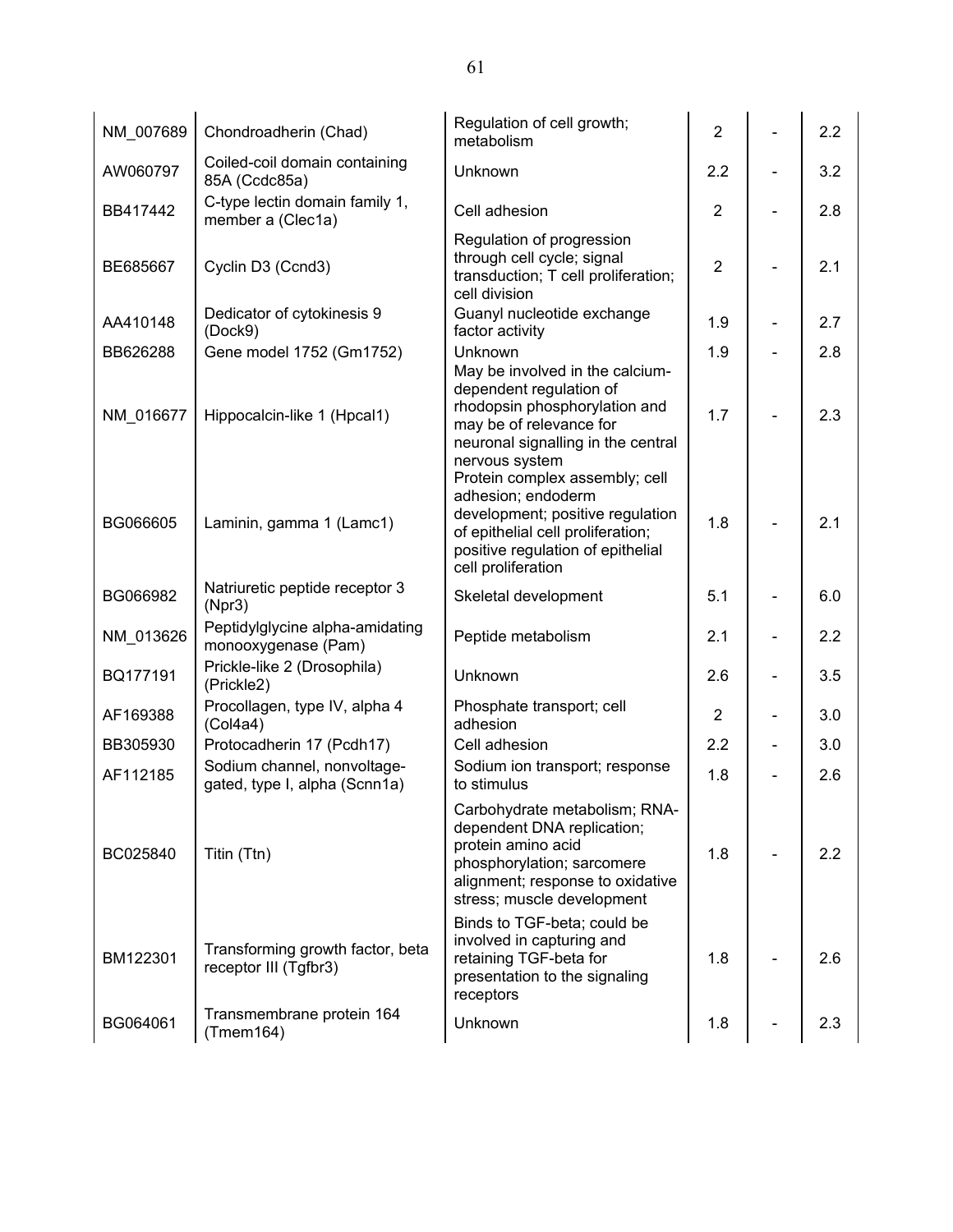| | | | | | |
|---|---|---|---|---|---|
| NM_007689 | Chondroadherin (Chad) | Regulation of cell growth; metabolism | 2 | - | 2.2 |
| AW060797 | Coiled-coil domain containing 85A (Ccdc85a) | Unknown | 2.2 | - | 3.2 |
| BB417442 | C-type lectin domain family 1, member a (Clec1a) | Cell adhesion | 2 | - | 2.8 |
| BE685667 | Cyclin D3 (Ccnd3) | Regulation of progression through cell cycle; signal transduction; T cell proliferation; cell division | 2 | - | 2.1 |
| AA410148 | Dedicator of cytokinesis 9 (Dock9) | Guanyl nucleotide exchange factor activity | 1.9 | - | 2.7 |
| BB626288 | Gene model 1752 (Gm1752) | Unknown | 1.9 | - | 2.8 |
| NM_016677 | Hippocalcin-like 1 (Hpcal1) | May be involved in the calcium-dependent regulation of rhodopsin phosphorylation and may be of relevance for neuronal signalling in the central nervous system | 1.7 | - | 2.3 |
| BG066605 | Laminin, gamma 1 (Lamc1) | Protein complex assembly; cell adhesion; endoderm development; positive regulation of epithelial cell proliferation; positive regulation of epithelial cell proliferation | 1.8 | - | 2.1 |
| BG066982 | Natriuretic peptide receptor 3 (Npr3) | Skeletal development | 5.1 | - | 6.0 |
| NM_013626 | Peptidylglycine alpha-amidating monooxygenase (Pam) | Peptide metabolism | 2.1 | - | 2.2 |
| BQ177191 | Prickle-like 2 (Drosophila) (Prickle2) | Unknown | 2.6 | - | 3.5 |
| AF169388 | Procollagen, type IV, alpha 4 (Col4a4) | Phosphate transport; cell adhesion | 2 | - | 3.0 |
| BB305930 | Protocadherin 17 (Pcdh17) | Cell adhesion | 2.2 | - | 3.0 |
| AF112185 | Sodium channel, nonvoltage-gated, type I, alpha (Scnn1a) | Sodium ion transport; response to stimulus | 1.8 | - | 2.6 |
| BC025840 | Titin (Ttn) | Carbohydrate metabolism; RNA-dependent DNA replication; protein amino acid phosphorylation; sarcomere alignment; response to oxidative stress; muscle development | 1.8 | - | 2.2 |
| BM122301 | Transforming growth factor, beta receptor III (Tgfbr3) | Binds to TGF-beta; could be involved in capturing and retaining TGF-beta for presentation to the signaling receptors | 1.8 | - | 2.6 |
| BG064061 | Transmembrane protein 164 (Tmem164) | Unknown | 1.8 | - | 2.3 |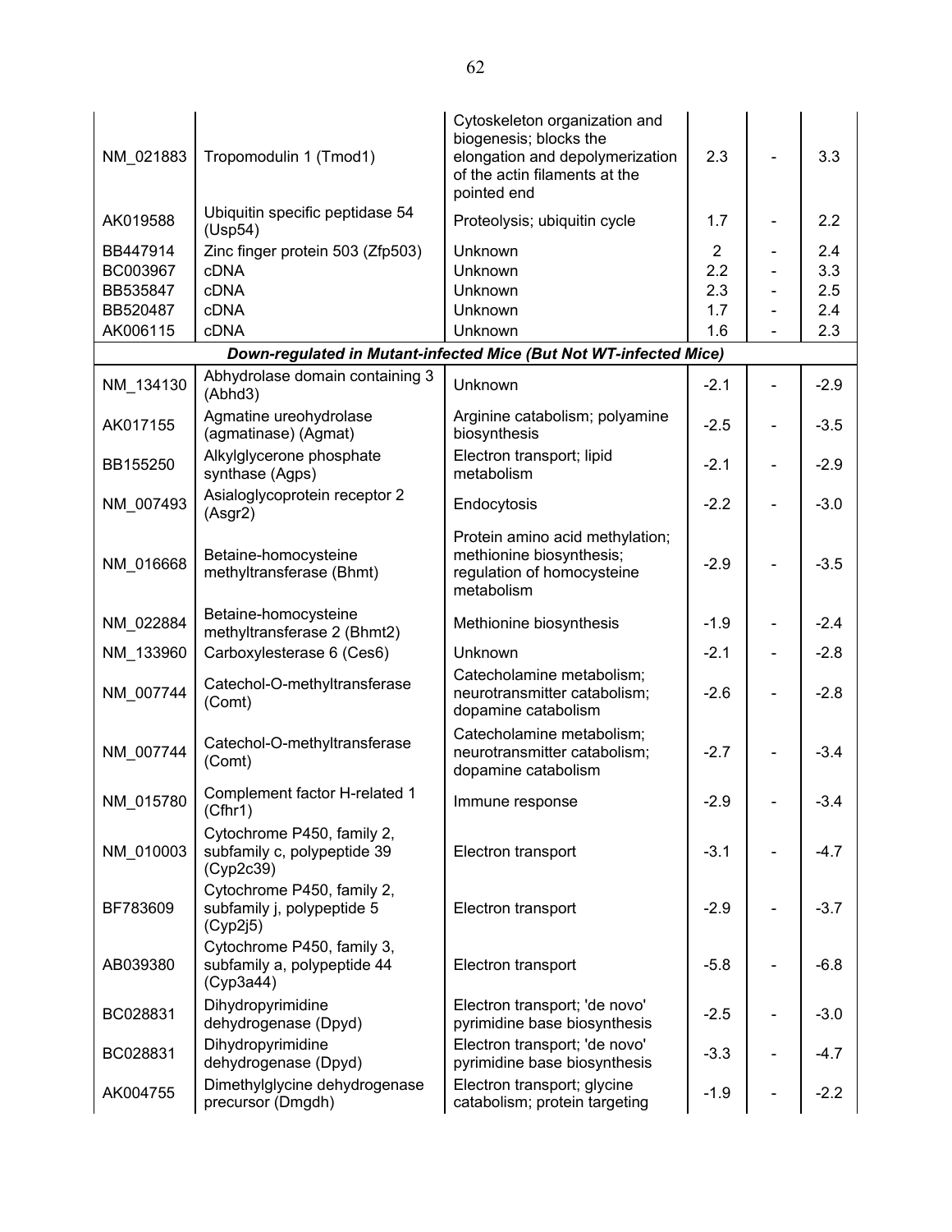| | | | | | |
|---|---|---|---|---|---|
| NM_021883 | Tropomodulin 1 (Tmod1) | Cytoskeleton organization and biogenesis; blocks the elongation and depolymerization of the actin filaments at the pointed end | 2.3 | - | 3.3 |
| AK019588 | Ubiquitin specific peptidase 54 (Usp54) | Proteolysis; ubiquitin cycle | 1.7 | - | 2.2 |
| BB447914 | Zinc finger protein 503 (Zfp503) | Unknown | 2 | - | 2.4 |
| BC003967 | cDNA | Unknown | 2.2 | - | 3.3 |
| BB535847 | cDNA | Unknown | 2.3 | - | 2.5 |
| BB520487 | cDNA | Unknown | 1.7 | - | 2.4 |
| AK006115 | cDNA | Unknown | 1.6 | - | 2.3 |
| ***Down-regulated in Mutant-infected Mice (But Not WT-infected Mice)*** | | | | | |
| NM_134130 | Abhydrolase domain containing 3 (Abhd3) | Unknown | -2.1 | - | -2.9 |
| AK017155 | Agmatine ureohydrolase (agmatinase) (Agmat) | Arginine catabolism; polyamine biosynthesis | -2.5 | - | -3.5 |
| BB155250 | Alkylglycerone phosphate synthase (Agps) | Electron transport; lipid metabolism | -2.1 | - | -2.9 |
| NM_007493 | Asialoglycoprotein receptor 2 (Asgr2) | Endocytosis | -2.2 | - | -3.0 |
| NM_016668 | Betaine-homocysteine methyltransferase (Bhmt) | Protein amino acid methylation; methionine biosynthesis; regulation of homocysteine metabolism | -2.9 | - | -3.5 |
| NM_022884 | Betaine-homocysteine methyltransferase 2 (Bhmt2) | Methionine biosynthesis | -1.9 | - | -2.4 |
| NM_133960 | Carboxylesterase 6 (Ces6) | Unknown | -2.1 | - | -2.8 |
| NM_007744 | Catechol-O-methyltransferase (Comt) | Catecholamine metabolism; neurotransmitter catabolism; dopamine catabolism | -2.6 | - | -2.8 |
| NM_007744 | Catechol-O-methyltransferase (Comt) | Catecholamine metabolism; neurotransmitter catabolism; dopamine catabolism | -2.7 | - | -3.4 |
| NM_015780 | Complement factor H-related 1 (Cfhr1) | Immune response | -2.9 | - | -3.4 |
| NM_010003 | Cytochrome P450, family 2, subfamily c, polypeptide 39 (Cyp2c39) | Electron transport | -3.1 | - | -4.7 |
| BF783609 | Cytochrome P450, family 2, subfamily j, polypeptide 5 (Cyp2j5) | Electron transport | -2.9 | - | -3.7 |
| AB039380 | Cytochrome P450, family 3, subfamily a, polypeptide 44 (Cyp3a44) | Electron transport | -5.8 | - | -6.8 |
| BC028831 | Dihydropyrimidine dehydrogenase (Dpyd) | Electron transport; 'de novo' pyrimidine base biosynthesis | -2.5 | - | -3.0 |
| BC028831 | Dihydropyrimidine dehydrogenase (Dpyd) | Electron transport; 'de novo' pyrimidine base biosynthesis | -3.3 | - | -4.7 |
| AK004755 | Dimethylglycine dehydrogenase precursor (Dmgdh) | Electron transport; glycine catabolism; protein targeting | -1.9 | - | -2.2 |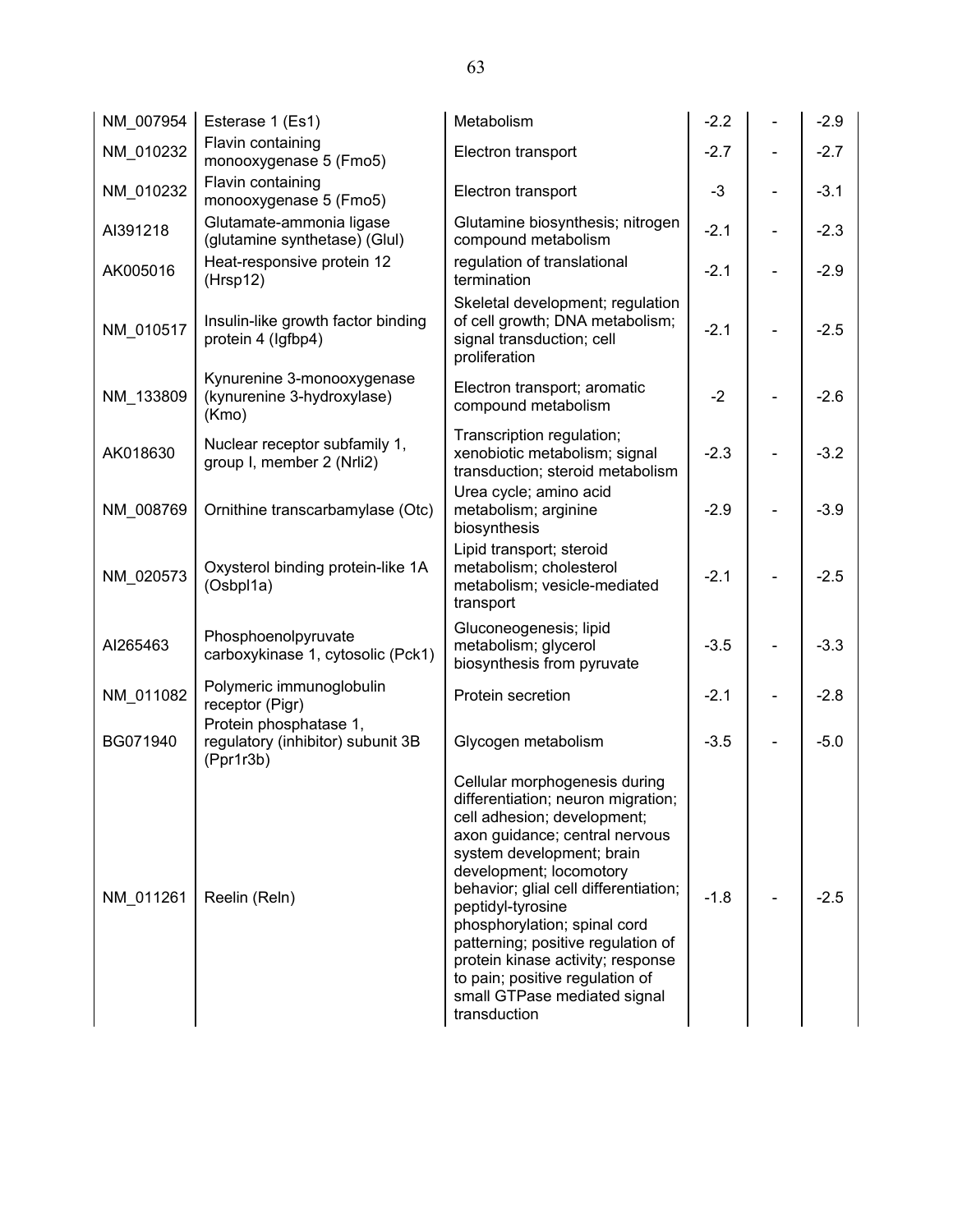| | | | | | |
|---|---|---|---|---|---|
| NM_007954 | Esterase 1 (Es1) | Metabolism | -2.2 | - | -2.9 |
| NM_010232 | Flavin containing monooxygenase 5 (Fmo5) | Electron transport | -2.7 | - | -2.7 |
| NM_010232 | Flavin containing monooxygenase 5 (Fmo5) | Electron transport | -3 | - | -3.1 |
| AI391218 | Glutamate-ammonia ligase (glutamine synthetase) (Glul) | Glutamine biosynthesis; nitrogen compound metabolism | -2.1 | - | -2.3 |
| AK005016 | Heat-responsive protein 12 (Hrsp12) | regulation of translational termination | -2.1 | - | -2.9 |
| NM_010517 | Insulin-like growth factor binding protein 4 (Igfbp4) | Skeletal development; regulation of cell growth; DNA metabolism; signal transduction; cell proliferation | -2.1 | - | -2.5 |
| NM_133809 | Kynurenine 3-monooxygenase (kynurenine 3-hydroxylase) (Kmo) | Electron transport; aromatic compound metabolism | -2 | - | -2.6 |
| AK018630 | Nuclear receptor subfamily 1, group I, member 2 (Nrli2) | Transcription regulation; xenobiotic metabolism; signal transduction; steroid metabolism | -2.3 | - | -3.2 |
| NM_008769 | Ornithine transcarbamylase (Otc) | Urea cycle; amino acid metabolism; arginine biosynthesis | -2.9 | - | -3.9 |
| NM_020573 | Oxysterol binding protein-like 1A (Osbpl1a) | Lipid transport; steroid metabolism; cholesterol metabolism; vesicle-mediated transport | -2.1 | - | -2.5 |
| AI265463 | Phosphoenolpyruvate carboxykinase 1, cytosolic (Pck1) | Gluconeogenesis; lipid metabolism; glycerol biosynthesis from pyruvate | -3.5 | - | -3.3 |
| NM_011082 | Polymeric immunoglobulin receptor (Pigr) | Protein secretion | -2.1 | - | -2.8 |
| BG071940 | Protein phosphatase 1, regulatory (inhibitor) subunit 3B (Ppr1r3b) | Glycogen metabolism | -3.5 | - | -5.0 |
| NM_011261 | Reelin (Reln) | Cellular morphogenesis during differentiation; neuron migration; cell adhesion; development; axon guidance; central nervous system development; brain development; locomotory behavior; glial cell differentiation; peptidyl-tyrosine phosphorylation; spinal cord patterning; positive regulation of protein kinase activity; response to pain; positive regulation of small GTPase mediated signal transduction | -1.8 | - | -2.5 |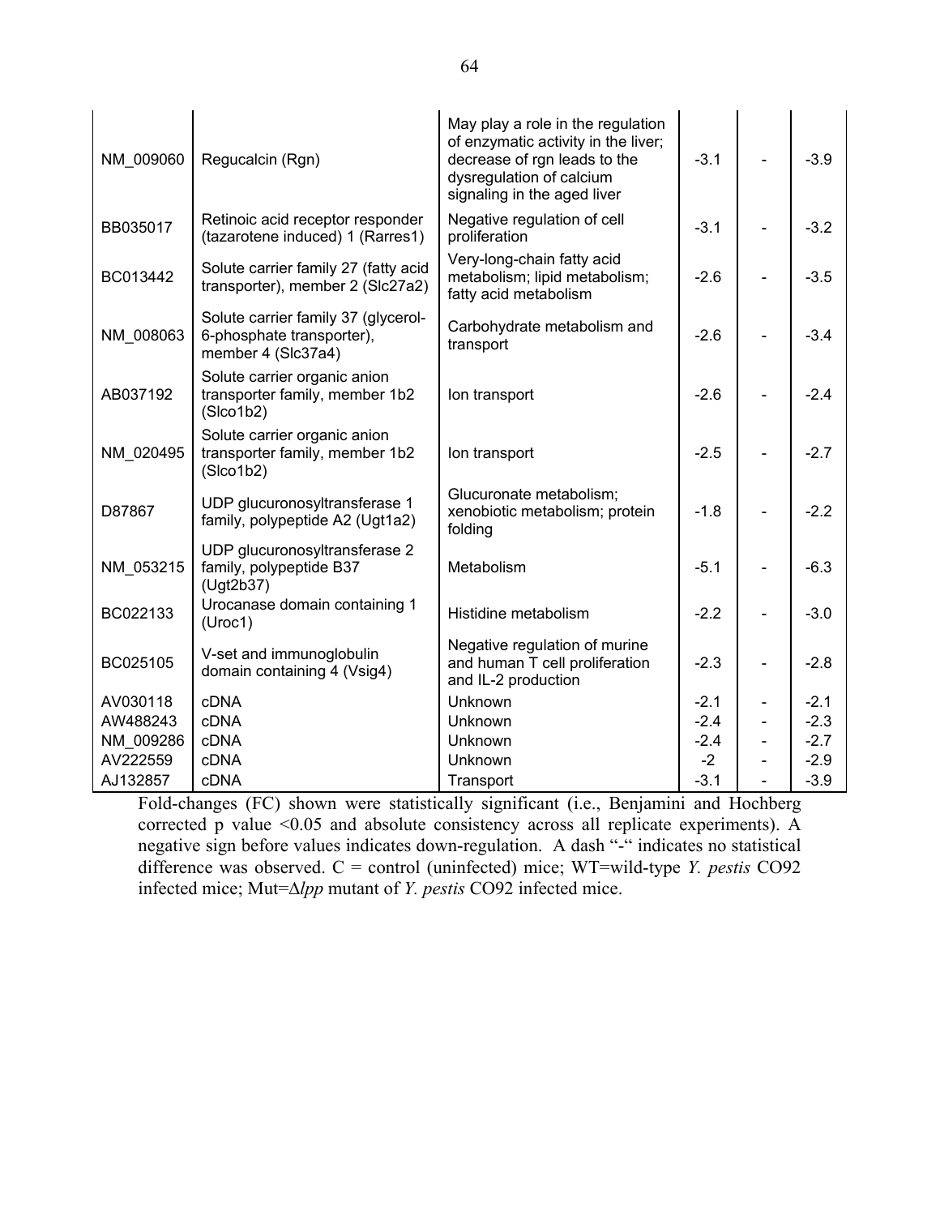| | | | | | |
|---|---|---|---|---|---|
| NM_009060 | Regucalcin (Rgn) | May play a role in the regulation of enzymatic activity in the liver; decrease of rgn leads to the dysregulation of calcium signaling in the aged liver | -3.1 | - | -3.9 |
| BB035017 | Retinoic acid receptor responder (tazarotene induced) 1 (Rarres1) | Negative regulation of cell proliferation | -3.1 | - | -3.2 |
| BC013442 | Solute carrier family 27 (fatty acid transporter), member 2 (Slc27a2) | Very-long-chain fatty acid metabolism; lipid metabolism; fatty acid metabolism | -2.6 | - | -3.5 |
| NM_008063 | Solute carrier family 37 (glycerol-6-phosphate transporter), member 4 (Slc37a4) | Carbohydrate metabolism and transport | -2.6 | - | -3.4 |
| AB037192 | Solute carrier organic anion transporter family, member 1b2 (Slco1b2) | Ion transport | -2.6 | - | -2.4 |
| NM_020495 | Solute carrier organic anion transporter family, member 1b2 (Slco1b2) | Ion transport | -2.5 | - | -2.7 |
| D87867 | UDP glucuronosyltransferase 1 family, polypeptide A2 (Ugt1a2) | Glucuronate metabolism; xenobiotic metabolism; protein folding | -1.8 | - | -2.2 |
| NM_053215 | UDP glucuronosyltransferase 2 family, polypeptide B37 (Ugt2b37) | Metabolism | -5.1 | - | -6.3 |
| BC022133 | Urocanase domain containing 1 (Uroc1) | Histidine metabolism | -2.2 | - | -3.0 |
| BC025105 | V-set and immunoglobulin domain containing 4 (Vsig4) | Negative regulation of murine and human T cell proliferation and IL-2 production | -2.3 | - | -2.8 |
| AV030118 | cDNA | Unknown | -2.1 | - | -2.1 |
| AW488243 | cDNA | Unknown | -2.4 | - | -2.3 |
| NM_009286 | cDNA | Unknown | -2.4 | - | -2.7 |
| AV222559 | cDNA | Unknown | -2 | - | -2.9 |
| AJ132857 | cDNA | Transport | -3.1 | - | -3.9 |

Fold-changes (FC) shown were statistically significant (i.e., Benjamini and Hochberg corrected p value <0.05 and absolute consistency across all replicate experiments). A negative sign before values indicates down-regulation. A dash "-" indicates no statistical difference was observed. C = control (uninfected) mice; WT=wild-type *Y. pestis* CO92 infected mice; Mut=Δ*lpp* mutant of *Y. pestis* CO92 infected mice.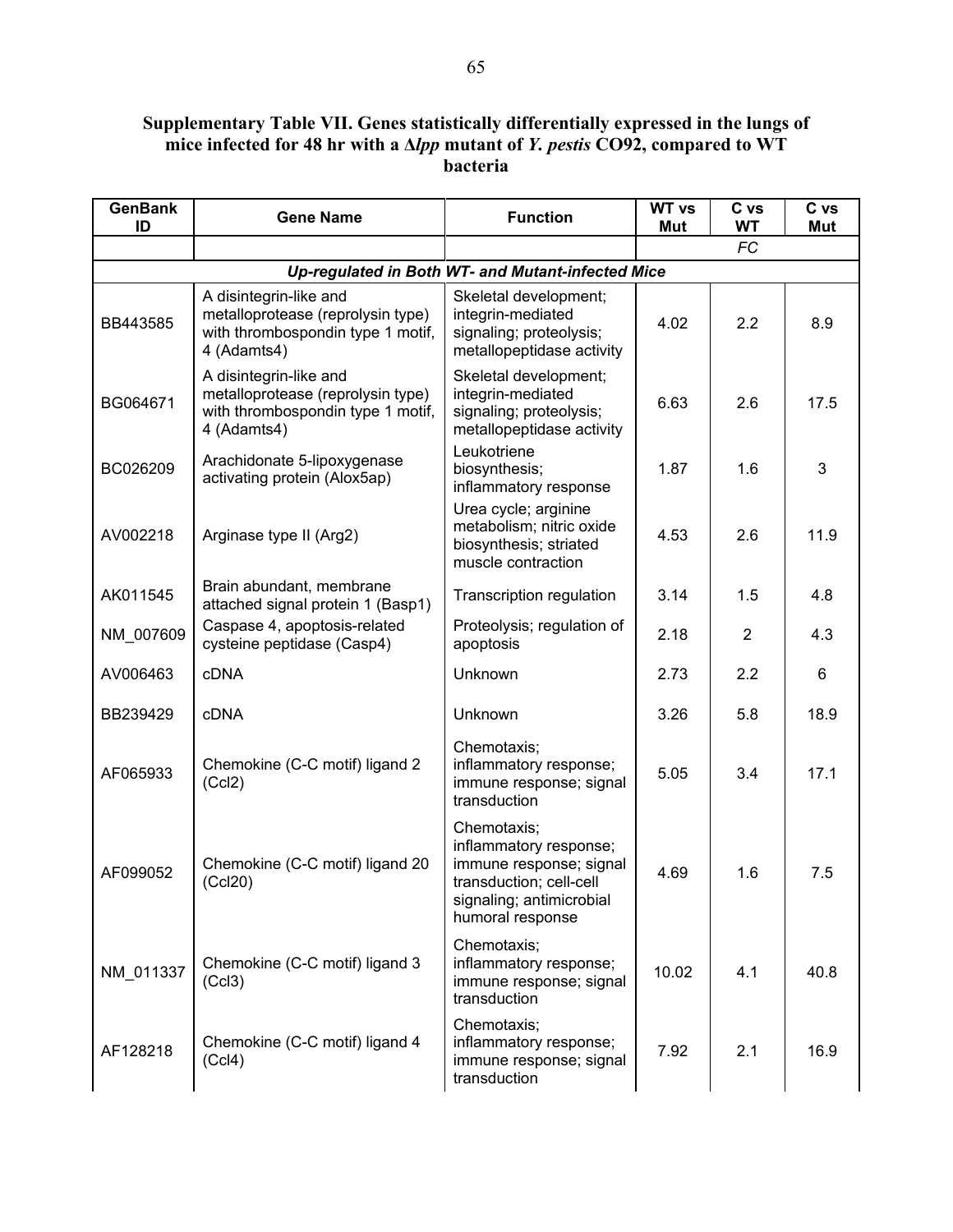**Supplementary Table VII. Genes statistically differentially expressed in the lungs of mice infected for 48 hr with a Δ*lpp* mutant of *Y. pestis* CO92, compared to WT bacteria**

| GenBank ID | Gene Name | Function | WT vs Mut | C vs WT | C vs Mut |
|---|---|---|---|---|---|
| | | | | *FC* | |
| ***Up-regulated in Both WT- and Mutant-infected Mice*** | | | | | |
| BB443585 | A disintegrin-like and metalloprotease (reprolysin type) with thrombospondin type 1 motif, 4 (Adamts4) | Skeletal development; integrin-mediated signaling; proteolysis; metallopeptidase activity | 4.02 | 2.2 | 8.9 |
| BG064671 | A disintegrin-like and metalloprotease (reprolysin type) with thrombospondin type 1 motif, 4 (Adamts4) | Skeletal development; integrin-mediated signaling; proteolysis; metallopeptidase activity | 6.63 | 2.6 | 17.5 |
| BC026209 | Arachidonate 5-lipoxygenase activating protein (Alox5ap) | Leukotriene biosynthesis; inflammatory response | 1.87 | 1.6 | 3 |
| AV002218 | Arginase type II (Arg2) | Urea cycle; arginine metabolism; nitric oxide biosynthesis; striated muscle contraction | 4.53 | 2.6 | 11.9 |
| AK011545 | Brain abundant, membrane attached signal protein 1 (Basp1) | Transcription regulation | 3.14 | 1.5 | 4.8 |
| NM_007609 | Caspase 4, apoptosis-related cysteine peptidase (Casp4) | Proteolysis; regulation of apoptosis | 2.18 | 2 | 4.3 |
| AV006463 | cDNA | Unknown | 2.73 | 2.2 | 6 |
| BB239429 | cDNA | Unknown | 3.26 | 5.8 | 18.9 |
| AF065933 | Chemokine (C-C motif) ligand 2 (Ccl2) | Chemotaxis; inflammatory response; immune response; signal transduction | 5.05 | 3.4 | 17.1 |
| AF099052 | Chemokine (C-C motif) ligand 20 (Ccl20) | Chemotaxis; inflammatory response; immune response; signal transduction; cell-cell signaling; antimicrobial humoral response | 4.69 | 1.6 | 7.5 |
| NM_011337 | Chemokine (C-C motif) ligand 3 (Ccl3) | Chemotaxis; inflammatory response; immune response; signal transduction | 10.02 | 4.1 | 40.8 |
| AF128218 | Chemokine (C-C motif) ligand 4 (Ccl4) | Chemotaxis; inflammatory response; immune response; signal transduction | 7.92 | 2.1 | 16.9 |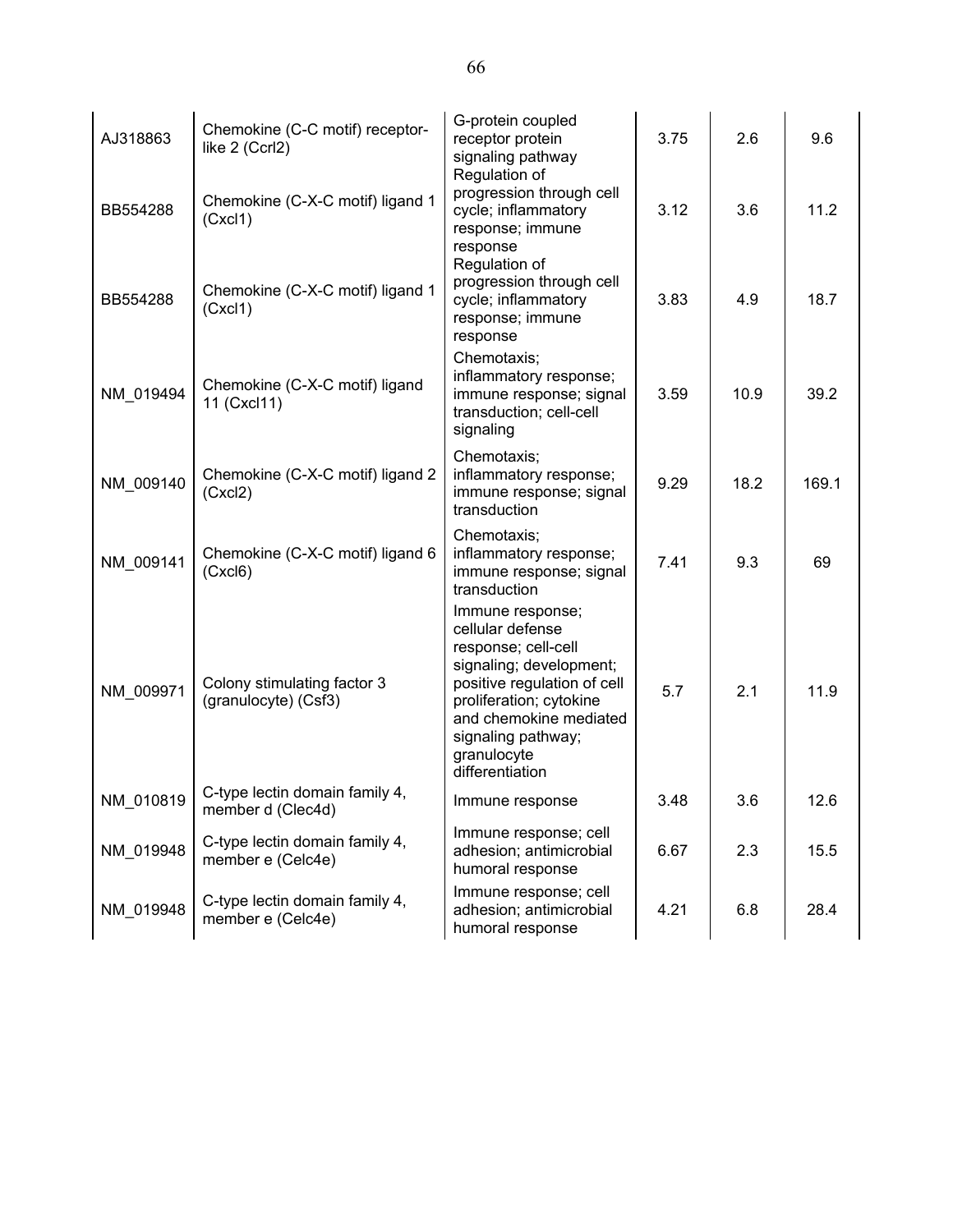| | | | | | |
|---|---|---|---|---|---|
| AJ318863 | Chemokine (C-C motif) receptor-like 2 (Ccrl2) | G-protein coupled receptor protein signaling pathway | 3.75 | 2.6 | 9.6 |
| BB554288 | Chemokine (C-X-C motif) ligand 1 (Cxcl1) | Regulation of progression through cell cycle; inflammatory response; immune response | 3.12 | 3.6 | 11.2 |
| BB554288 | Chemokine (C-X-C motif) ligand 1 (Cxcl1) | Regulation of progression through cell cycle; inflammatory response; immune response | 3.83 | 4.9 | 18.7 |
| NM_019494 | Chemokine (C-X-C motif) ligand 11 (Cxcl11) | Chemotaxis; inflammatory response; immune response; signal transduction; cell-cell signaling | 3.59 | 10.9 | 39.2 |
| NM_009140 | Chemokine (C-X-C motif) ligand 2 (Cxcl2) | Chemotaxis; inflammatory response; immune response; signal transduction | 9.29 | 18.2 | 169.1 |
| NM_009141 | Chemokine (C-X-C motif) ligand 6 (Cxcl6) | Chemotaxis; inflammatory response; immune response; signal transduction | 7.41 | 9.3 | 69 |
| NM_009971 | Colony stimulating factor 3 (granulocyte) (Csf3) | Immune response; cellular defense response; cell-cell signaling; development; positive regulation of cell proliferation; cytokine and chemokine mediated signaling pathway; granulocyte differentiation | 5.7 | 2.1 | 11.9 |
| NM_010819 | C-type lectin domain family 4, member d (Clec4d) | Immune response | 3.48 | 3.6 | 12.6 |
| NM_019948 | C-type lectin domain family 4, member e (Celc4e) | Immune response; cell adhesion; antimicrobial humoral response | 6.67 | 2.3 | 15.5 |
| NM_019948 | C-type lectin domain family 4, member e (Celc4e) | Immune response; cell adhesion; antimicrobial humoral response | 4.21 | 6.8 | 28.4 |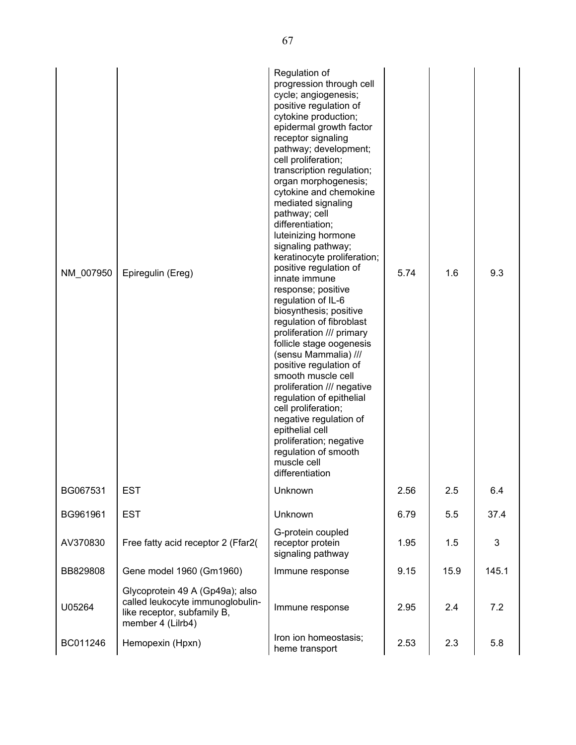| | | | | | |
|---|---|---|---|---|---|
| NM_007950 | Epiregulin (Ereg) | Regulation of progression through cell cycle; angiogenesis; positive regulation of cytokine production; epidermal growth factor receptor signaling pathway; development; cell proliferation; transcription regulation; organ morphogenesis; cytokine and chemokine mediated signaling pathway; cell differentiation; luteinizing hormone signaling pathway; keratinocyte proliferation; positive regulation of innate immune response; positive regulation of IL-6 biosynthesis; positive regulation of fibroblast proliferation /// primary follicle stage oogenesis (sensu Mammalia) /// positive regulation of smooth muscle cell proliferation /// negative regulation of epithelial cell proliferation; negative regulation of epithelial cell proliferation; negative regulation of smooth muscle cell differentiation | 5.74 | 1.6 | 9.3 |
| BG067531 | EST | Unknown | 2.56 | 2.5 | 6.4 |
| BG961961 | EST | Unknown | 6.79 | 5.5 | 37.4 |
| AV370830 | Free fatty acid receptor 2 (Ffar2( | G-protein coupled receptor protein signaling pathway | 1.95 | 1.5 | 3 |
| BB829808 | Gene model 1960 (Gm1960) | Immune response | 9.15 | 15.9 | 145.1 |
| U05264 | Glycoprotein 49 A (Gp49a); also called leukocyte immunoglobulin-like receptor, subfamily B, member 4 (Lilrb4) | Immune response | 2.95 | 2.4 | 7.2 |
| BC011246 | Hemopexin (Hpxn) | Iron ion homeostasis; heme transport | 2.53 | 2.3 | 5.8 |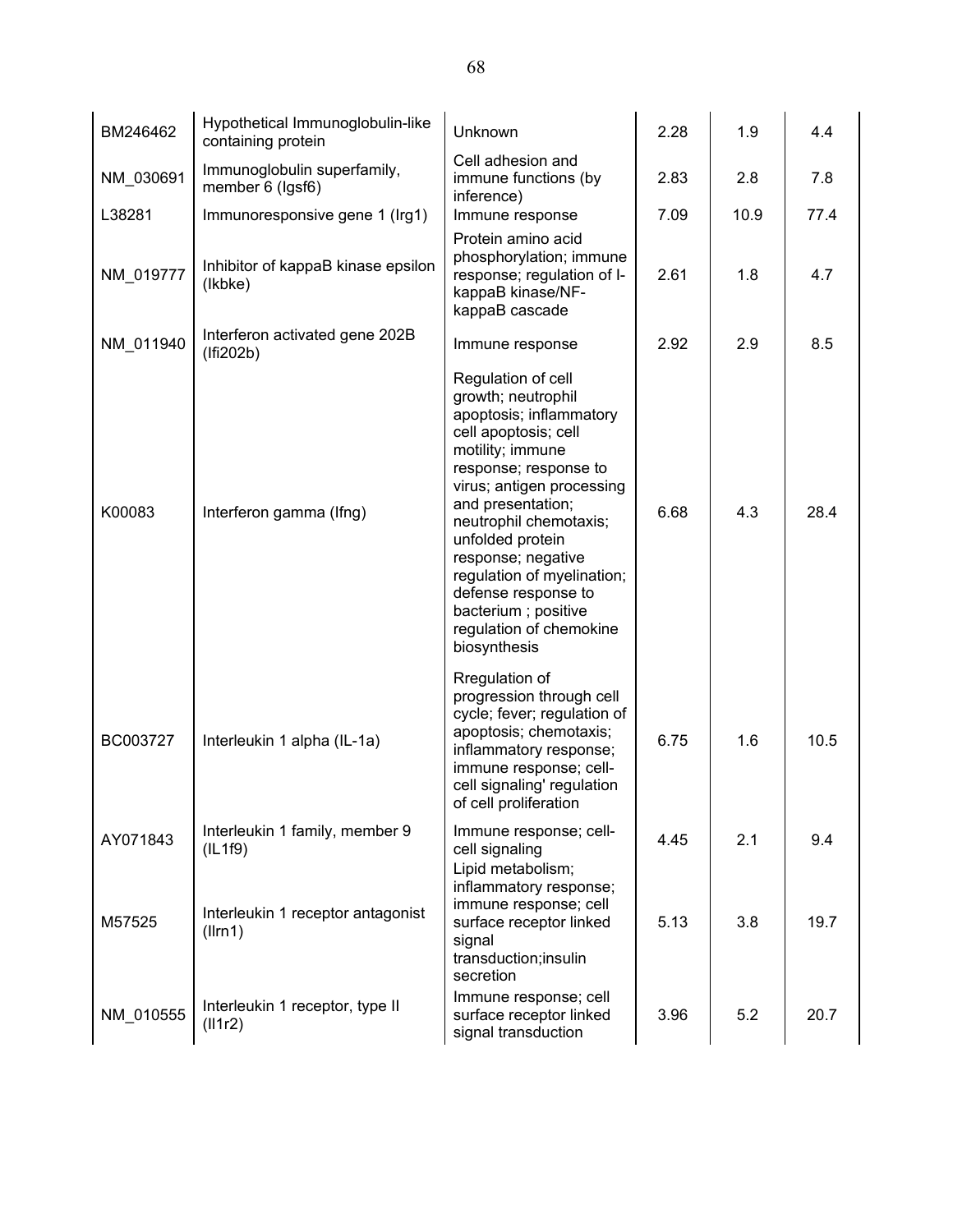| | | | | | |
|---|---|---|---|---|---|
| BM246462 | Hypothetical Immunoglobulin-like containing protein | Unknown | 2.28 | 1.9 | 4.4 |
| NM_030691 | Immunoglobulin superfamily, member 6 (Igsf6) | Cell adhesion and immune functions (by inference) | 2.83 | 2.8 | 7.8 |
| L38281 | Immunoresponsive gene 1 (Irg1) | Immune response | 7.09 | 10.9 | 77.4 |
| NM_019777 | Inhibitor of kappaB kinase epsilon (Ikbke) | Protein amino acid phosphorylation; immune response; regulation of I-kappaB kinase/NF-kappaB cascade | 2.61 | 1.8 | 4.7 |
| NM_011940 | Interferon activated gene 202B (Ifi202b) | Immune response | 2.92 | 2.9 | 8.5 |
| K00083 | Interferon gamma (Ifng) | Regulation of cell growth; neutrophil apoptosis; inflammatory cell apoptosis; cell motility; immune response; response to virus; antigen processing and presentation; neutrophil chemotaxis; unfolded protein response; negative regulation of myelination; defense response to bacterium ; positive regulation of chemokine biosynthesis | 6.68 | 4.3 | 28.4 |
| BC003727 | Interleukin 1 alpha (IL-1a) | Rregulation of progression through cell cycle; fever; regulation of apoptosis; chemotaxis; inflammatory response; immune response; cell-cell signaling' regulation of cell proliferation | 6.75 | 1.6 | 10.5 |
| AY071843 | Interleukin 1 family, member 9 (IL1f9) | Immune response; cell-cell signaling | 4.45 | 2.1 | 9.4 |
| M57525 | Interleukin 1 receptor antagonist (Ilrn1) | Lipid metabolism; inflammatory response; immune response; cell surface receptor linked signal transduction;insulin secretion | 5.13 | 3.8 | 19.7 |
| NM_010555 | Interleukin 1 receptor, type II (Il1r2) | Immune response; cell surface receptor linked signal transduction | 3.96 | 5.2 | 20.7 |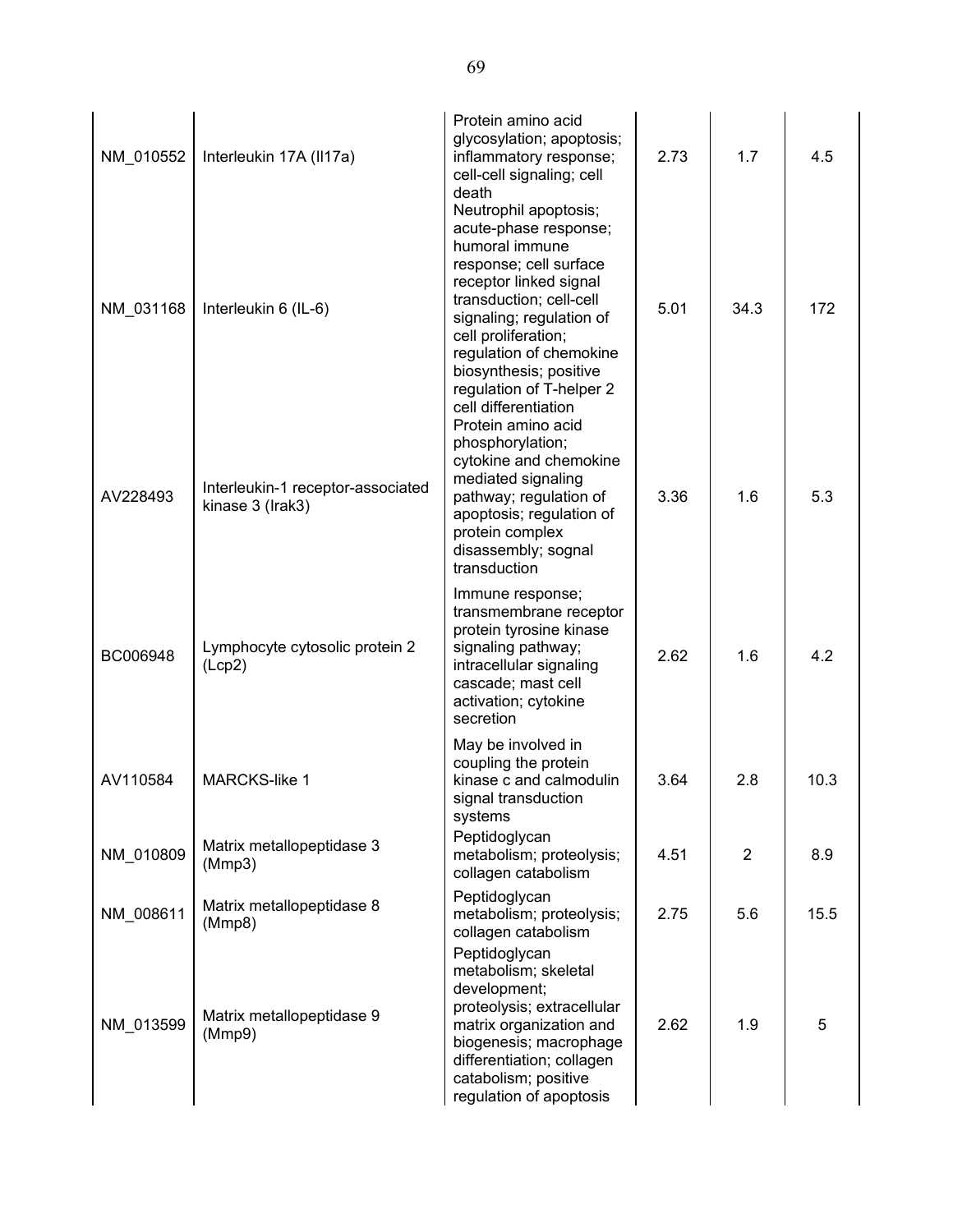| | | | | | |
|---|---|---|---|---|---|
| NM_010552 | Interleukin 17A (Il17a) | Protein amino acid glycosylation; apoptosis; inflammatory response; cell-cell signaling; cell death | 2.73 | 1.7 | 4.5 |
| NM_031168 | Interleukin 6 (IL-6) | Neutrophil apoptosis; acute-phase response; humoral immune response; cell surface receptor linked signal transduction; cell-cell signaling; regulation of cell proliferation; regulation of chemokine biosynthesis; positive regulation of T-helper 2 cell differentiation | 5.01 | 34.3 | 172 |
| AV228493 | Interleukin-1 receptor-associated kinase 3 (Irak3) | Protein amino acid phosphorylation; cytokine and chemokine mediated signaling pathway; regulation of apoptosis; regulation of protein complex disassembly; sognal transduction | 3.36 | 1.6 | 5.3 |
| BC006948 | Lymphocyte cytosolic protein 2 (Lcp2) | Immune response; transmembrane receptor protein tyrosine kinase signaling pathway; intracellular signaling cascade; mast cell activation; cytokine secretion | 2.62 | 1.6 | 4.2 |
| AV110584 | MARCKS-like 1 | May be involved in coupling the protein kinase c and calmodulin signal transduction systems | 3.64 | 2.8 | 10.3 |
| NM_010809 | Matrix metallopeptidase 3 (Mmp3) | Peptidoglycan metabolism; proteolysis; collagen catabolism | 4.51 | 2 | 8.9 |
| NM_008611 | Matrix metallopeptidase 8 (Mmp8) | Peptidoglycan metabolism; proteolysis; collagen catabolism | 2.75 | 5.6 | 15.5 |
| NM_013599 | Matrix metallopeptidase 9 (Mmp9) | Peptidoglycan metabolism; skeletal development; proteolysis; extracellular matrix organization and biogenesis; macrophage differentiation; collagen catabolism; positive regulation of apoptosis | 2.62 | 1.9 | 5 |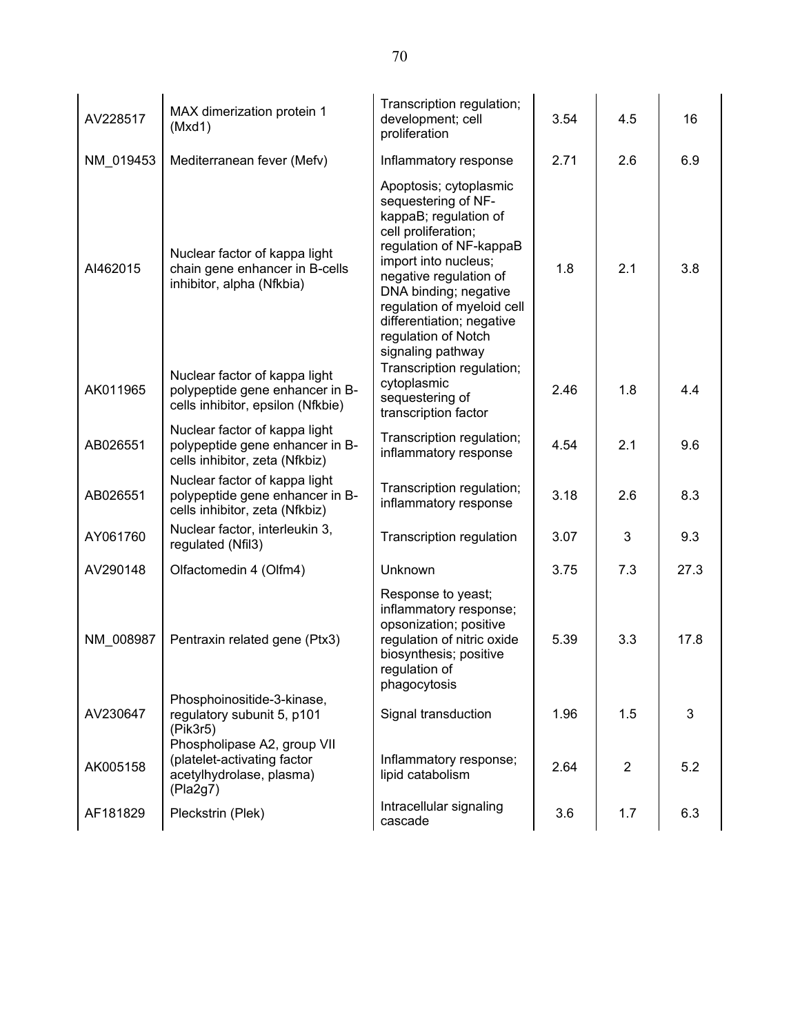| | | | | | |
|---|---|---|---|---|---|
| AV228517 | MAX dimerization protein 1 (Mxd1) | Transcription regulation; development; cell proliferation | 3.54 | 4.5 | 16 |
| NM_019453 | Mediterranean fever (Mefv) | Inflammatory response | 2.71 | 2.6 | 6.9 |
| AI462015 | Nuclear factor of kappa light chain gene enhancer in B-cells inhibitor, alpha (Nfkbia) | Apoptosis; cytoplasmic sequestering of NF-kappaB; regulation of cell proliferation; regulation of NF-kappaB import into nucleus; negative regulation of DNA binding; negative regulation of myeloid cell differentiation; negative regulation of Notch signaling pathway | 1.8 | 2.1 | 3.8 |
| AK011965 | Nuclear factor of kappa light polypeptide gene enhancer in B-cells inhibitor, epsilon (Nfkbie) | Transcription regulation; cytoplasmic sequestering of transcription factor | 2.46 | 1.8 | 4.4 |
| AB026551 | Nuclear factor of kappa light polypeptide gene enhancer in B-cells inhibitor, zeta (Nfkbiz) | Transcription regulation; inflammatory response | 4.54 | 2.1 | 9.6 |
| AB026551 | Nuclear factor of kappa light polypeptide gene enhancer in B-cells inhibitor, zeta (Nfkbiz) | Transcription regulation; inflammatory response | 3.18 | 2.6 | 8.3 |
| AY061760 | Nuclear factor, interleukin 3, regulated (Nfil3) | Transcription regulation | 3.07 | 3 | 9.3 |
| AV290148 | Olfactomedin 4 (Olfm4) | Unknown | 3.75 | 7.3 | 27.3 |
| NM_008987 | Pentraxin related gene (Ptx3) | Response to yeast; inflammatory response; opsonization; positive regulation of nitric oxide biosynthesis; positive regulation of phagocytosis | 5.39 | 3.3 | 17.8 |
| AV230647 | Phosphoinositide-3-kinase, regulatory subunit 5, p101 (Pik3r5) | Signal transduction | 1.96 | 1.5 | 3 |
| AK005158 | Phospholipase A2, group VII (platelet-activating factor acetylhydrolase, plasma) (Pla2g7) | Inflammatory response; lipid catabolism | 2.64 | 2 | 5.2 |
| AF181829 | Pleckstrin (Plek) | Intracellular signaling cascade | 3.6 | 1.7 | 6.3 |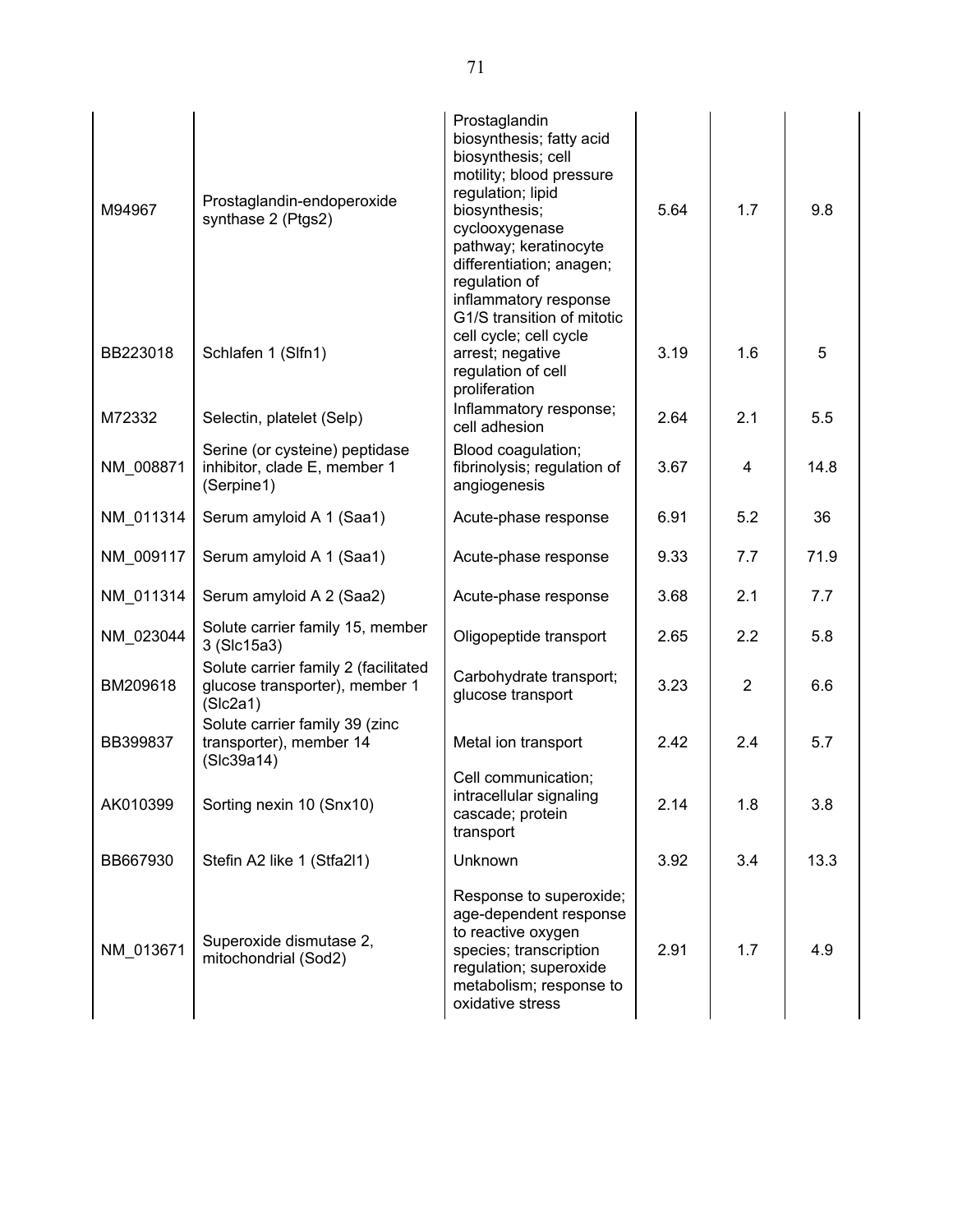| | | | | | |
|---|---|---|---|---|---|
| M94967 | Prostaglandin-endoperoxide synthase 2 (Ptgs2) | Prostaglandin biosynthesis; fatty acid biosynthesis; cell motility; blood pressure regulation; lipid biosynthesis; cyclooxygenase pathway; keratinocyte differentiation; anagen; regulation of inflammatory response | 5.64 | 1.7 | 9.8 |
| BB223018 | Schlafen 1 (Slfn1) | G1/S transition of mitotic cell cycle; cell cycle arrest; negative regulation of cell proliferation | 3.19 | 1.6 | 5 |
| M72332 | Selectin, platelet (Selp) | Inflammatory response; cell adhesion | 2.64 | 2.1 | 5.5 |
| NM_008871 | Serine (or cysteine) peptidase inhibitor, clade E, member 1 (Serpine1) | Blood coagulation; fibrinolysis; regulation of angiogenesis | 3.67 | 4 | 14.8 |
| NM_011314 | Serum amyloid A 1 (Saa1) | Acute-phase response | 6.91 | 5.2 | 36 |
| NM_009117 | Serum amyloid A 1 (Saa1) | Acute-phase response | 9.33 | 7.7 | 71.9 |
| NM_011314 | Serum amyloid A 2 (Saa2) | Acute-phase response | 3.68 | 2.1 | 7.7 |
| NM_023044 | Solute carrier family 15, member 3 (Slc15a3) | Oligopeptide transport | 2.65 | 2.2 | 5.8 |
| BM209618 | Solute carrier family 2 (facilitated glucose transporter), member 1 (Slc2a1) | Carbohydrate transport; glucose transport | 3.23 | 2 | 6.6 |
| BB399837 | Solute carrier family 39 (zinc transporter), member 14 (Slc39a14) | Metal ion transport | 2.42 | 2.4 | 5.7 |
| AK010399 | Sorting nexin 10 (Snx10) | Cell communication; intracellular signaling cascade; protein transport | 2.14 | 1.8 | 3.8 |
| BB667930 | Stefin A2 like 1 (Stfa2l1) | Unknown | 3.92 | 3.4 | 13.3 |
| NM_013671 | Superoxide dismutase 2, mitochondrial (Sod2) | Response to superoxide; age-dependent response to reactive oxygen species; transcription regulation; superoxide metabolism; response to oxidative stress | 2.91 | 1.7 | 4.9 |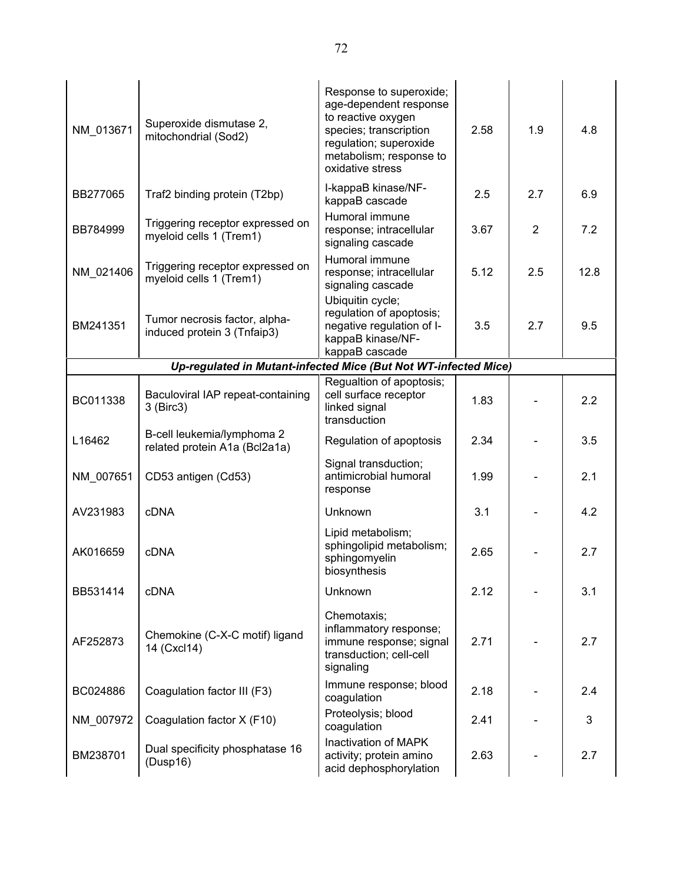| | | | | | |
|---|---|---|---|---|---|
| NM_013671 | Superoxide dismutase 2, mitochondrial (Sod2) | Response to superoxide; age-dependent response to reactive oxygen species; transcription regulation; superoxide metabolism; response to oxidative stress | 2.58 | 1.9 | 4.8 |
| BB277065 | Traf2 binding protein (T2bp) | I-kappaB kinase/NF-kappaB cascade | 2.5 | 2.7 | 6.9 |
| BB784999 | Triggering receptor expressed on myeloid cells 1 (Trem1) | Humoral immune response; intracellular signaling cascade | 3.67 | 2 | 7.2 |
| NM_021406 | Triggering receptor expressed on myeloid cells 1 (Trem1) | Humoral immune response; intracellular signaling cascade | 5.12 | 2.5 | 12.8 |
| BM241351 | Tumor necrosis factor, alpha-induced protein 3 (Tnfaip3) | Ubiquitin cycle; regulation of apoptosis; negative regulation of I-kappaB kinase/NF-kappaB cascade | 3.5 | 2.7 | 9.5 |
| ***Up-regulated in Mutant-infected Mice (But Not WT-infected Mice)*** | | | | | |
| BC011338 | Baculoviral IAP repeat-containing 3 (Birc3) | Regualtion of apoptosis; cell surface receptor linked signal transduction | 1.83 | - | 2.2 |
| L16462 | B-cell leukemia/lymphoma 2 related protein A1a (Bcl2a1a) | Regulation of apoptosis | 2.34 | - | 3.5 |
| NM_007651 | CD53 antigen (Cd53) | Signal transduction; antimicrobial humoral response | 1.99 | - | 2.1 |
| AV231983 | cDNA | Unknown | 3.1 | - | 4.2 |
| AK016659 | cDNA | Lipid metabolism; sphingolipid metabolism; sphingomyelin biosynthesis | 2.65 | - | 2.7 |
| BB531414 | cDNA | Unknown | 2.12 | - | 3.1 |
| AF252873 | Chemokine (C-X-C motif) ligand 14 (Cxcl14) | Chemotaxis; inflammatory response; immune response; signal transduction; cell-cell signaling | 2.71 | - | 2.7 |
| BC024886 | Coagulation factor III (F3) | Immune response; blood coagulation | 2.18 | - | 2.4 |
| NM_007972 | Coagulation factor X (F10) | Proteolysis; blood coagulation | 2.41 | - | 3 |
| BM238701 | Dual specificity phosphatase 16 (Dusp16) | Inactivation of MAPK activity; protein amino acid dephosphorylation | 2.63 | - | 2.7 |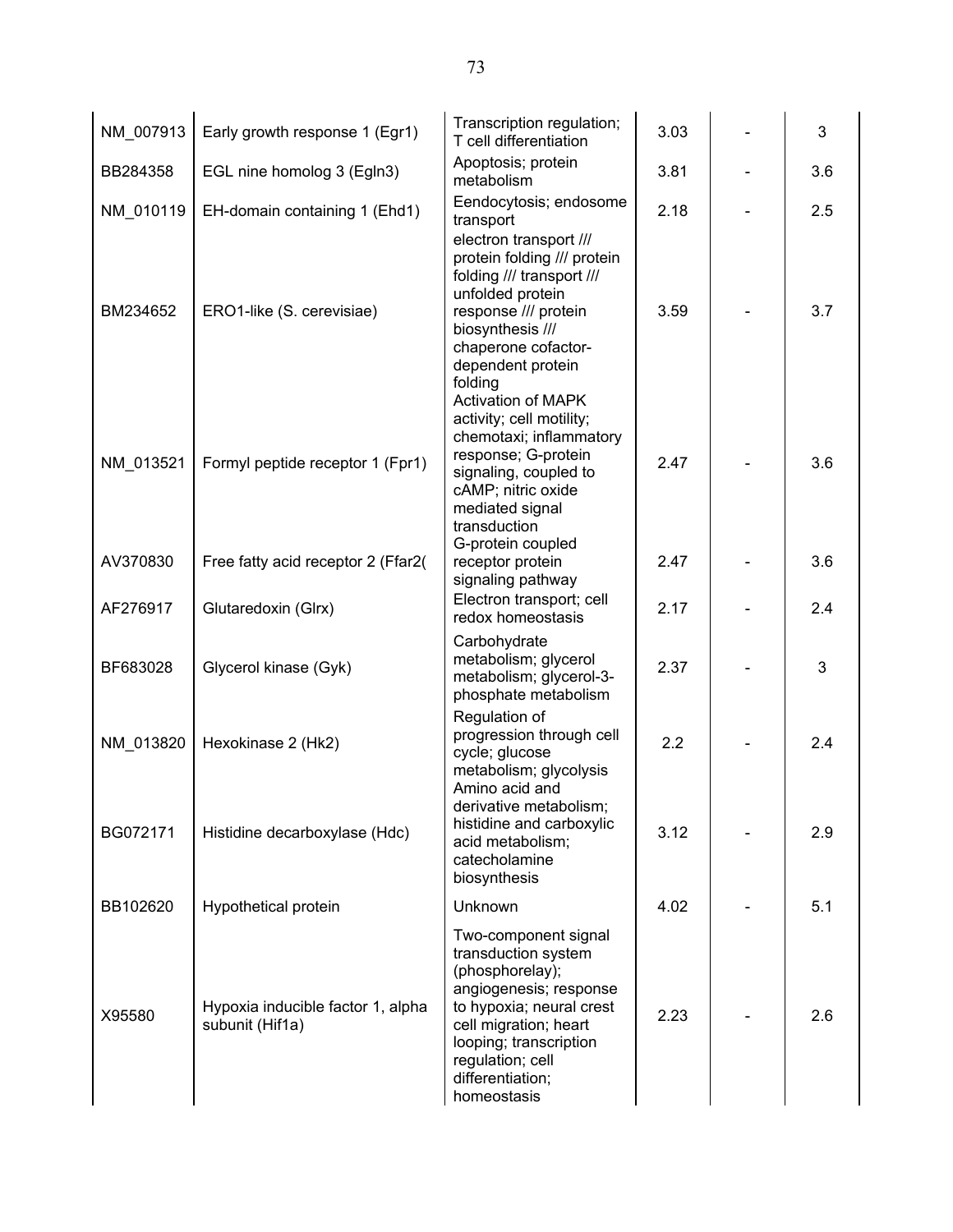| | | | | | |
|---|---|---|---|---|---|
| NM_007913 | Early growth response 1 (Egr1) | Transcription regulation; T cell differentiation | 3.03 | - | 3 |
| BB284358 | EGL nine homolog 3 (Egln3) | Apoptosis; protein metabolism | 3.81 | - | 3.6 |
| NM_010119 | EH-domain containing 1 (Ehd1) | Eendocytosis; endosome transport | 2.18 | - | 2.5 |
| BM234652 | ERO1-like (S. cerevisiae) | electron transport /// protein folding /// protein folding /// transport /// unfolded protein response /// protein biosynthesis /// chaperone cofactor-dependent protein folding | 3.59 | - | 3.7 |
| NM_013521 | Formyl peptide receptor 1 (Fpr1) | Activation of MAPK activity; cell motility; chemotaxi; inflammatory response; G-protein signaling, coupled to cAMP; nitric oxide mediated signal transduction | 2.47 | - | 3.6 |
| AV370830 | Free fatty acid receptor 2 (Ffar2( | G-protein coupled receptor protein signaling pathway | 2.47 | - | 3.6 |
| AF276917 | Glutaredoxin (Glrx) | Electron transport; cell redox homeostasis | 2.17 | - | 2.4 |
| BF683028 | Glycerol kinase (Gyk) | Carbohydrate metabolism; glycerol metabolism; glycerol-3-phosphate metabolism | 2.37 | - | 3 |
| NM_013820 | Hexokinase 2 (Hk2) | Regulation of progression through cell cycle; glucose metabolism; glycolysis | 2.2 | - | 2.4 |
| BG072171 | Histidine decarboxylase (Hdc) | Amino acid and derivative metabolism; histidine and carboxylic acid metabolism; catecholamine biosynthesis | 3.12 | - | 2.9 |
| BB102620 | Hypothetical protein | Unknown | 4.02 | - | 5.1 |
| X95580 | Hypoxia inducible factor 1, alpha subunit (Hif1a) | Two-component signal transduction system (phosphorelay); angiogenesis; response to hypoxia; neural crest cell migration; heart looping; transcription regulation; cell differentiation; homeostasis | 2.23 | - | 2.6 |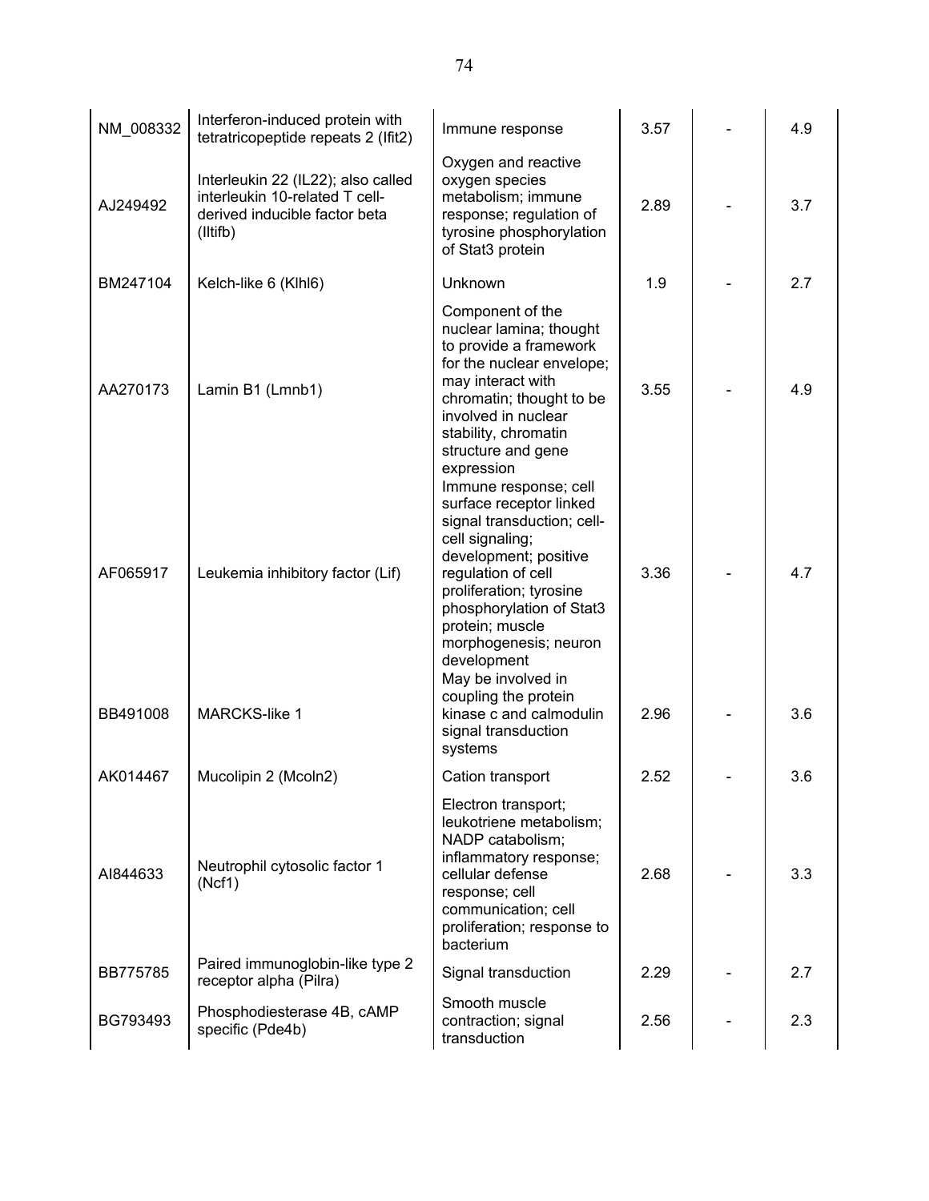| | | | | | |
|---|---|---|---|---|---|
| NM_008332 | Interferon-induced protein with tetratricopeptide repeats 2 (Ifit2) | Immune response | 3.57 | - | 4.9 |
| AJ249492 | Interleukin 22 (IL22); also called interleukin 10-related T cell-derived inducible factor beta (Iltifb) | Oxygen and reactive oxygen species metabolism; immune response; regulation of tyrosine phosphorylation of Stat3 protein | 2.89 | - | 3.7 |
| BM247104 | Kelch-like 6 (Klhl6) | Unknown | 1.9 | - | 2.7 |
| AA270173 | Lamin B1 (Lmnb1) | Component of the nuclear lamina; thought to provide a framework for the nuclear envelope; may interact with chromatin; thought to be involved in nuclear stability, chromatin structure and gene expression | 3.55 | - | 4.9 |
| AF065917 | Leukemia inhibitory factor (Lif) | Immune response; cell surface receptor linked signal transduction; cell-cell signaling; development; positive regulation of cell proliferation; tyrosine phosphorylation of Stat3 protein; muscle morphogenesis; neuron development | 3.36 | - | 4.7 |
| BB491008 | MARCKS-like 1 | May be involved in coupling the protein kinase c and calmodulin signal transduction systems | 2.96 | - | 3.6 |
| AK014467 | Mucolipin 2 (Mcoln2) | Cation transport | 2.52 | - | 3.6 |
| AI844633 | Neutrophil cytosolic factor 1 (Ncf1) | Electron transport; leukotriene metabolism; NADP catabolism; inflammatory response; cellular defense response; cell communication; cell proliferation; response to bacterium | 2.68 | - | 3.3 |
| BB775785 | Paired immunoglobin-like type 2 receptor alpha (Pilra) | Signal transduction | 2.29 | - | 2.7 |
| BG793493 | Phosphodiesterase 4B, cAMP specific (Pde4b) | Smooth muscle contraction; signal transduction | 2.56 | - | 2.3 |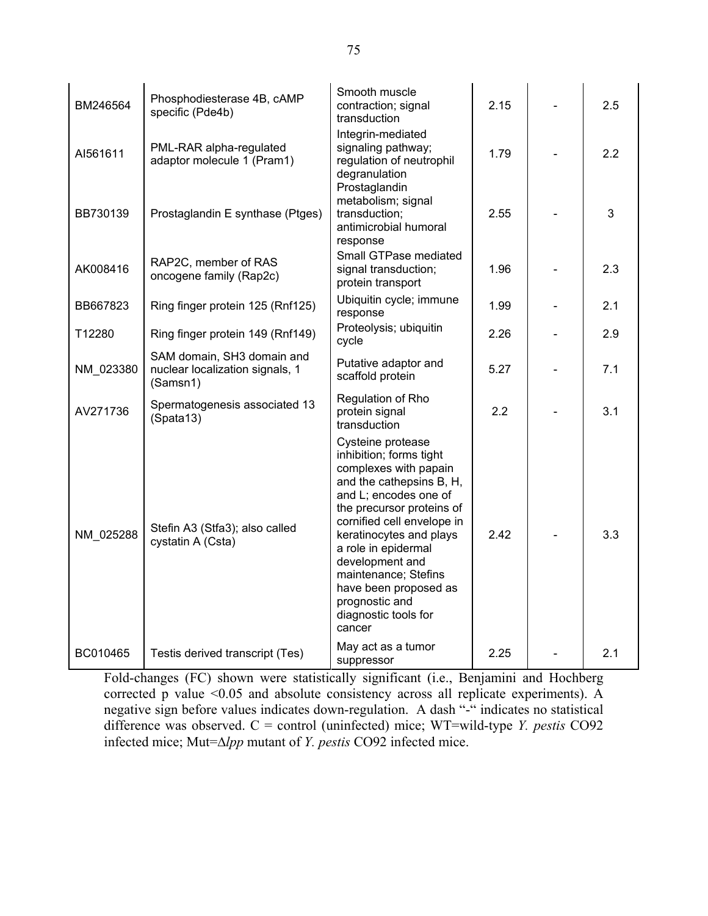| | | | | | |
|---|---|---|---|---|---|
| BM246564 | Phosphodiesterase 4B, cAMP specific (Pde4b) | Smooth muscle contraction; signal transduction | 2.15 | - | 2.5 |
| AI561611 | PML-RAR alpha-regulated adaptor molecule 1 (Pram1) | Integrin-mediated signaling pathway; regulation of neutrophil degranulation | 1.79 | - | 2.2 |
| BB730139 | Prostaglandin E synthase (Ptges) | Prostaglandin metabolism; signal transduction; antimicrobial humoral response | 2.55 | - | 3 |
| AK008416 | RAP2C, member of RAS oncogene family (Rap2c) | Small GTPase mediated signal transduction; protein transport | 1.96 | - | 2.3 |
| BB667823 | Ring finger protein 125 (Rnf125) | Ubiquitin cycle; immune response | 1.99 | - | 2.1 |
| T12280 | Ring finger protein 149 (Rnf149) | Proteolysis; ubiquitin cycle | 2.26 | - | 2.9 |
| NM_023380 | SAM domain, SH3 domain and nuclear localization signals, 1 (Samsn1) | Putative adaptor and scaffold protein | 5.27 | - | 7.1 |
| AV271736 | Spermatogenesis associated 13 (Spata13) | Regulation of Rho protein signal transduction | 2.2 | - | 3.1 |
| NM_025288 | Stefin A3 (Stfa3); also called cystatin A (Csta) | Cysteine protease inhibition; forms tight complexes with papain and the cathepsins B, H, and L; encodes one of the precursor proteins of cornified cell envelope in keratinocytes and plays a role in epidermal development and maintenance; Stefins have been proposed as prognostic and diagnostic tools for cancer | 2.42 | - | 3.3 |
| BC010465 | Testis derived transcript (Tes) | May act as a tumor suppressor | 2.25 | - | 2.1 |

Fold-changes (FC) shown were statistically significant (i.e., Benjamini and Hochberg corrected p value <0.05 and absolute consistency across all replicate experiments). A negative sign before values indicates down-regulation. A dash "-" indicates no statistical difference was observed. C = control (uninfected) mice; WT=wild-type *Y. pestis* CO92 infected mice; Mut=Δ*lpp* mutant of *Y. pestis* CO92 infected mice.